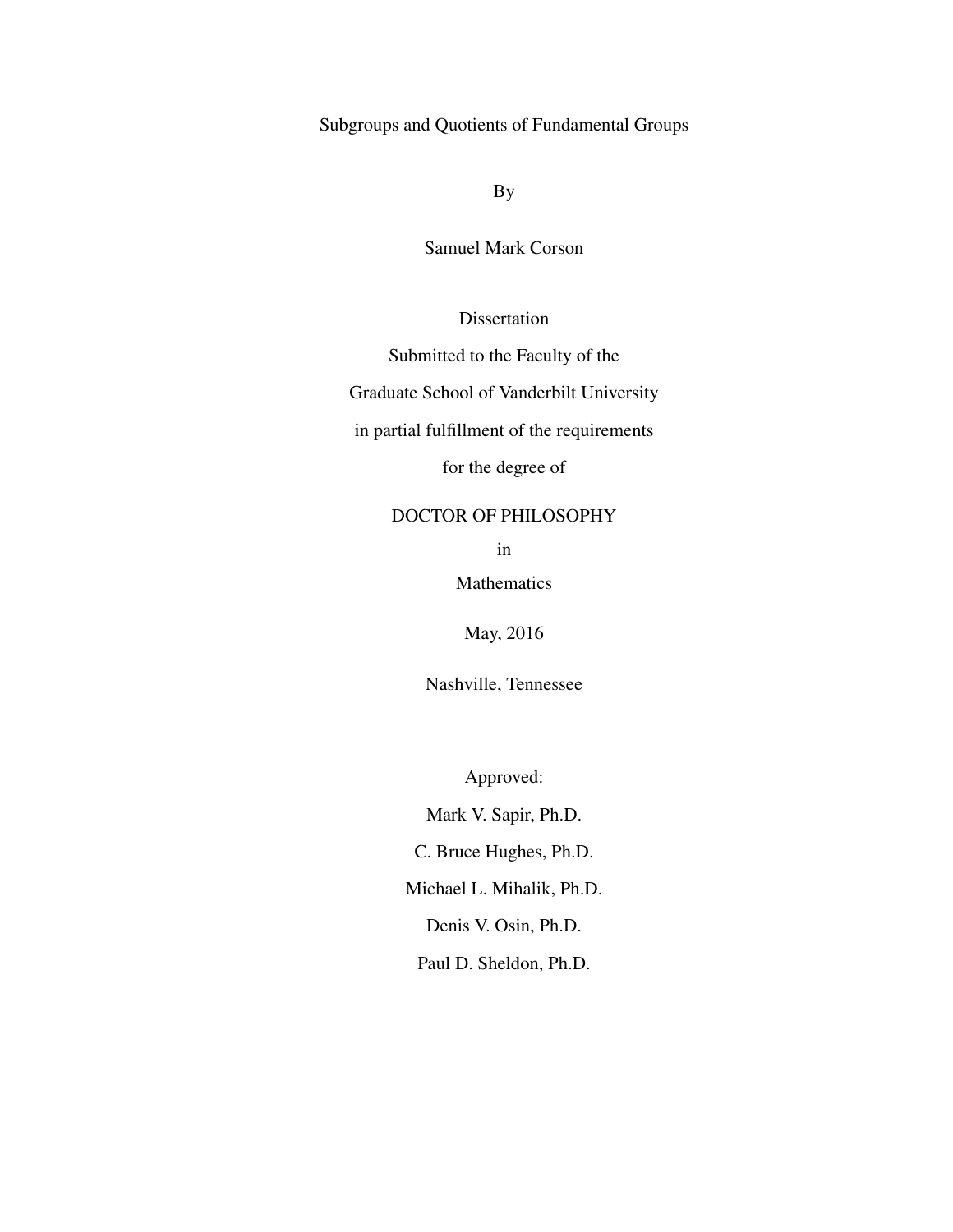# Subgroups and Quotients of Fundamental Groups

By

Samuel Mark Corson

Dissertation

Submitted to the Faculty of the

Graduate School of Vanderbilt University

in partial fulfillment of the requirements

for the degree of

DOCTOR OF PHILOSOPHY

in

Mathematics

May, 2016

Nashville, Tennessee

Approved:

Mark V. Sapir, Ph.D.

C. Bruce Hughes, Ph.D.

Michael L. Mihalik, Ph.D.

Denis V. Osin, Ph.D.

Paul D. Sheldon, Ph.D.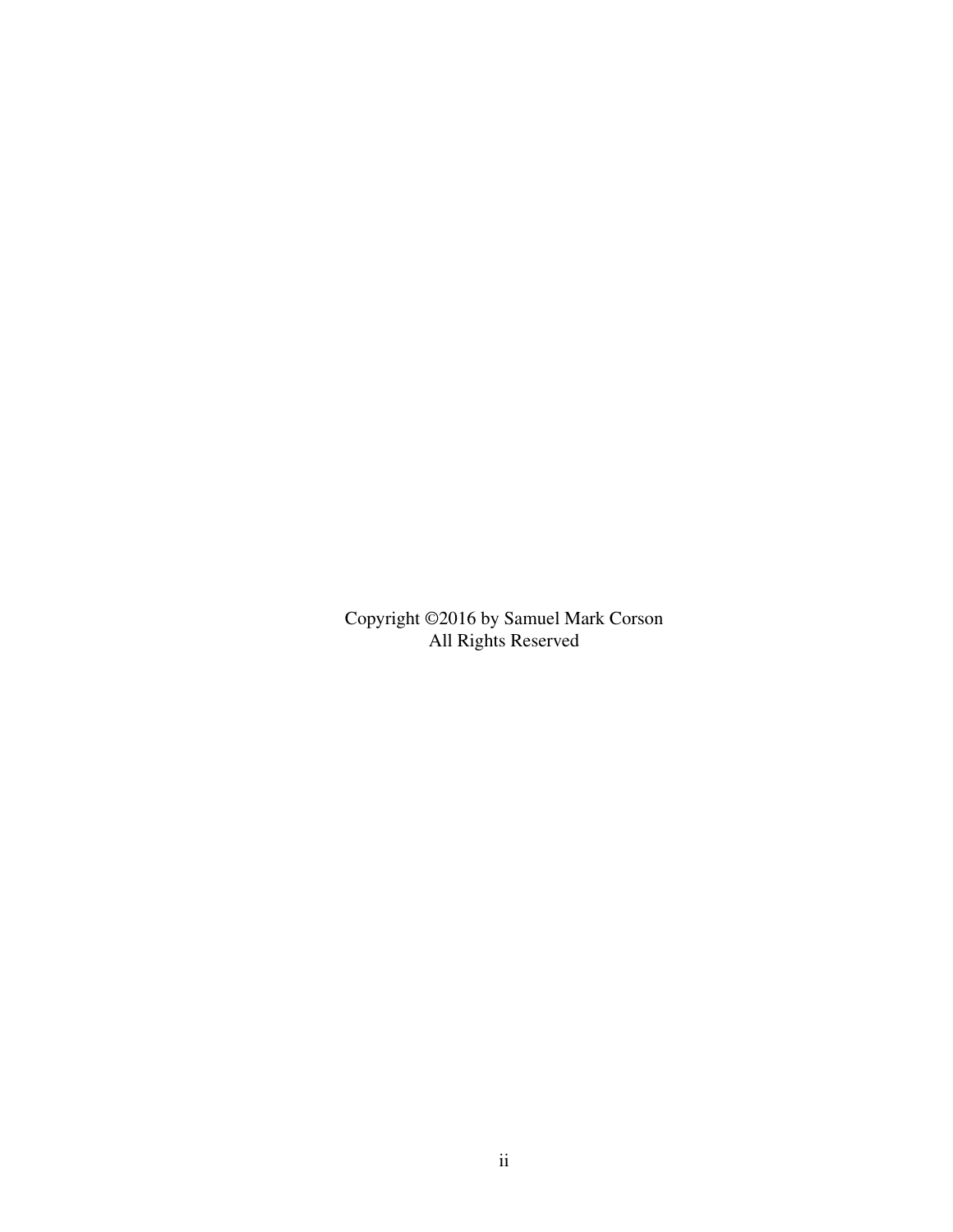Copyright ©2016 by Samuel Mark Corson
All Rights Reserved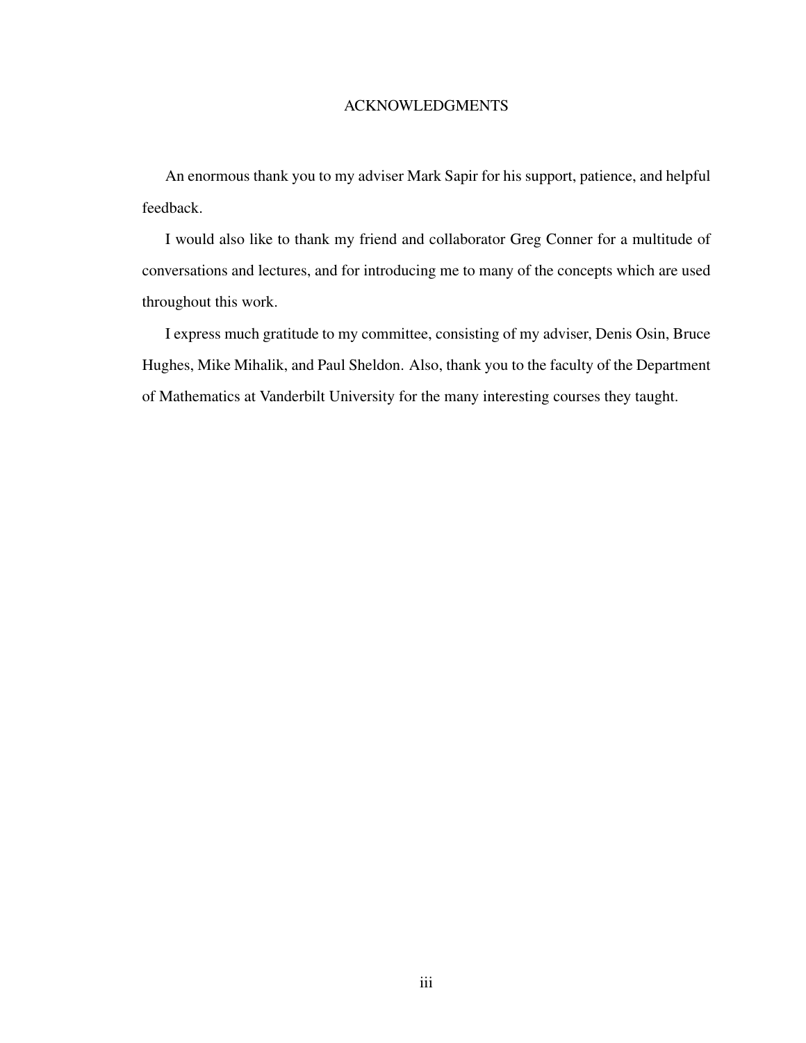# ACKNOWLEDGMENTS

An enormous thank you to my adviser Mark Sapir for his support, patience, and helpful feedback.

I would also like to thank my friend and collaborator Greg Conner for a multitude of conversations and lectures, and for introducing me to many of the concepts which are used throughout this work.

I express much gratitude to my committee, consisting of my adviser, Denis Osin, Bruce Hughes, Mike Mihalik, and Paul Sheldon. Also, thank you to the faculty of the Department of Mathematics at Vanderbilt University for the many interesting courses they taught.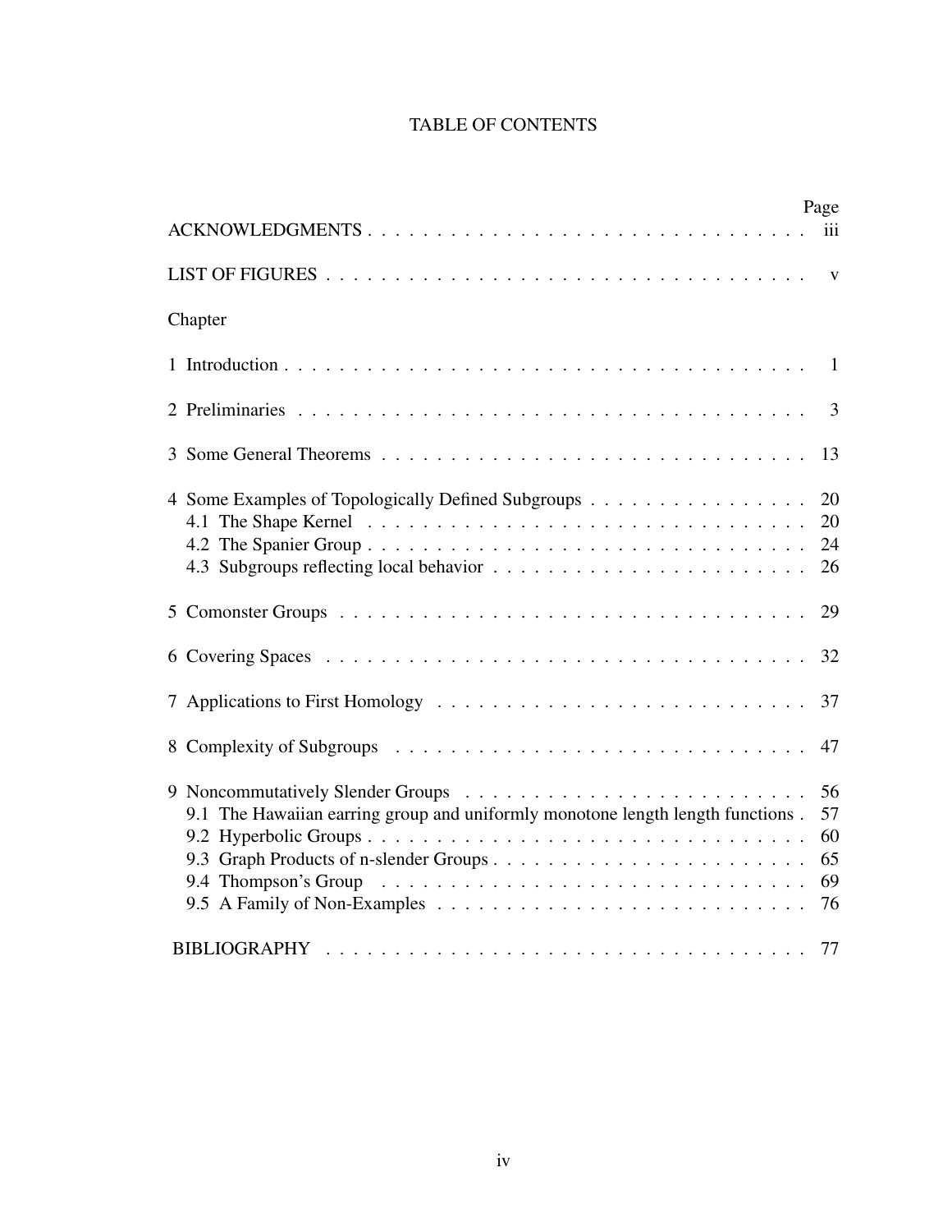# TABLE OF CONTENTS

| | Page |
|---|---|
| ACKNOWLEDGMENTS | iii |
| LIST OF FIGURES | v |
| Chapter | |
| 1 Introduction | 1 |
| 2 Preliminaries | 3 |
| 3 Some General Theorems | 13 |
| 4 Some Examples of Topologically Defined Subgroups | 20 |
| 4.1 The Shape Kernel | 20 |
| 4.2 The Spanier Group | 24 |
| 4.3 Subgroups reflecting local behavior | 26 |
| 5 Comonster Groups | 29 |
| 6 Covering Spaces | 32 |
| 7 Applications to First Homology | 37 |
| 8 Complexity of Subgroups | 47 |
| 9 Noncommutatively Slender Groups | 56 |
| 9.1 The Hawaiian earring group and uniformly monotone length length functions | 57 |
| 9.2 Hyperbolic Groups | 60 |
| 9.3 Graph Products of n-slender Groups | 65 |
| 9.4 Thompson's Group | 69 |
| 9.5 A Family of Non-Examples | 76 |
| BIBLIOGRAPHY | 77 |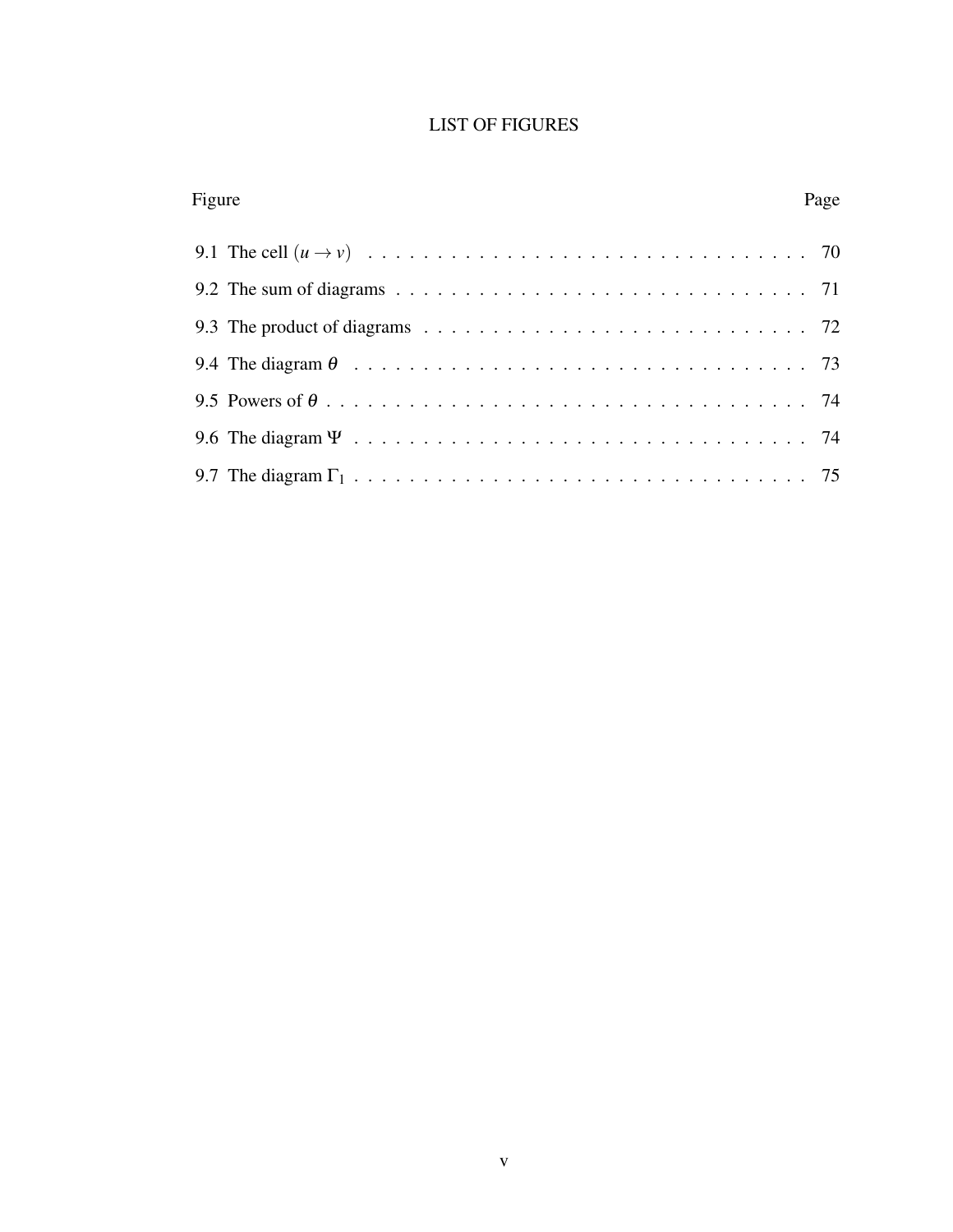# LIST OF FIGURES

| Figure | Page |
|---|---|
| 9.1 The cell $(u \to v)$ | 70 |
| 9.2 The sum of diagrams | 71 |
| 9.3 The product of diagrams | 72 |
| 9.4 The diagram $\theta$ | 73 |
| 9.5 Powers of $\theta$ | 74 |
| 9.6 The diagram $\Psi$ | 74 |
| 9.7 The diagram $\Gamma_1$ | 75 |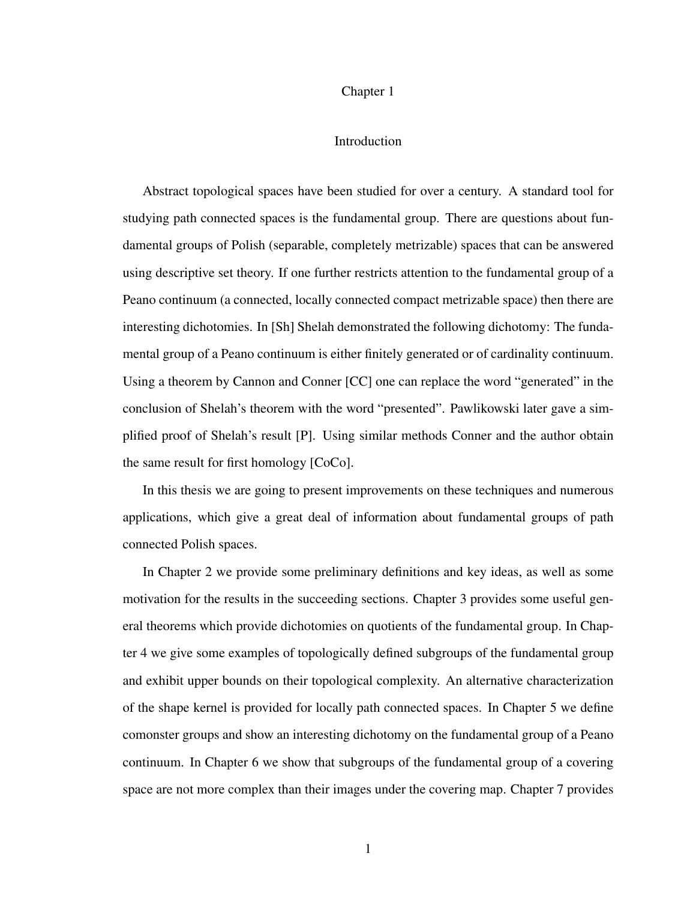# Chapter 1

## Introduction

Abstract topological spaces have been studied for over a century. A standard tool for studying path connected spaces is the fundamental group. There are questions about fundamental groups of Polish (separable, completely metrizable) spaces that can be answered using descriptive set theory. If one further restricts attention to the fundamental group of a Peano continuum (a connected, locally connected compact metrizable space) then there are interesting dichotomies. In [Sh] Shelah demonstrated the following dichotomy: The fundamental group of a Peano continuum is either finitely generated or of cardinality continuum. Using a theorem by Cannon and Conner [CC] one can replace the word "generated" in the conclusion of Shelah's theorem with the word "presented". Pawlikowski later gave a simplified proof of Shelah's result [P]. Using similar methods Conner and the author obtain the same result for first homology [CoCo].

In this thesis we are going to present improvements on these techniques and numerous applications, which give a great deal of information about fundamental groups of path connected Polish spaces.

In Chapter 2 we provide some preliminary definitions and key ideas, as well as some motivation for the results in the succeeding sections. Chapter 3 provides some useful general theorems which provide dichotomies on quotients of the fundamental group. In Chapter 4 we give some examples of topologically defined subgroups of the fundamental group and exhibit upper bounds on their topological complexity. An alternative characterization of the shape kernel is provided for locally path connected spaces. In Chapter 5 we define comonster groups and show an interesting dichotomy on the fundamental group of a Peano continuum. In Chapter 6 we show that subgroups of the fundamental group of a covering space are not more complex than their images under the covering map. Chapter 7 provides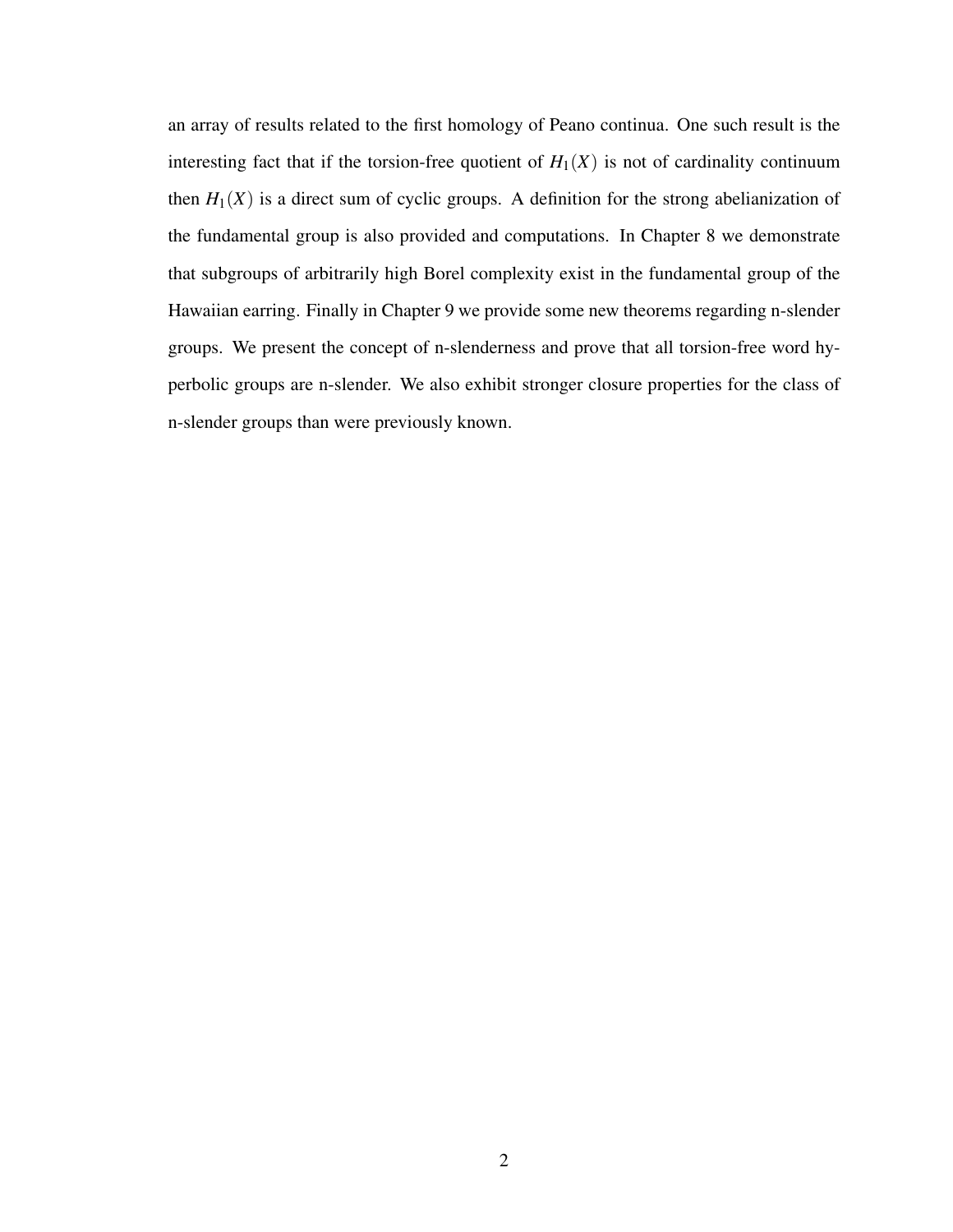an array of results related to the first homology of Peano continua. One such result is the interesting fact that if the torsion-free quotient of $H_1(X)$ is not of cardinality continuum then $H_1(X)$ is a direct sum of cyclic groups. A definition for the strong abelianization of the fundamental group is also provided and computations. In Chapter 8 we demonstrate that subgroups of arbitrarily high Borel complexity exist in the fundamental group of the Hawaiian earring. Finally in Chapter 9 we provide some new theorems regarding n-slender groups. We present the concept of n-slenderness and prove that all torsion-free word hyperbolic groups are n-slender. We also exhibit stronger closure properties for the class of n-slender groups than were previously known.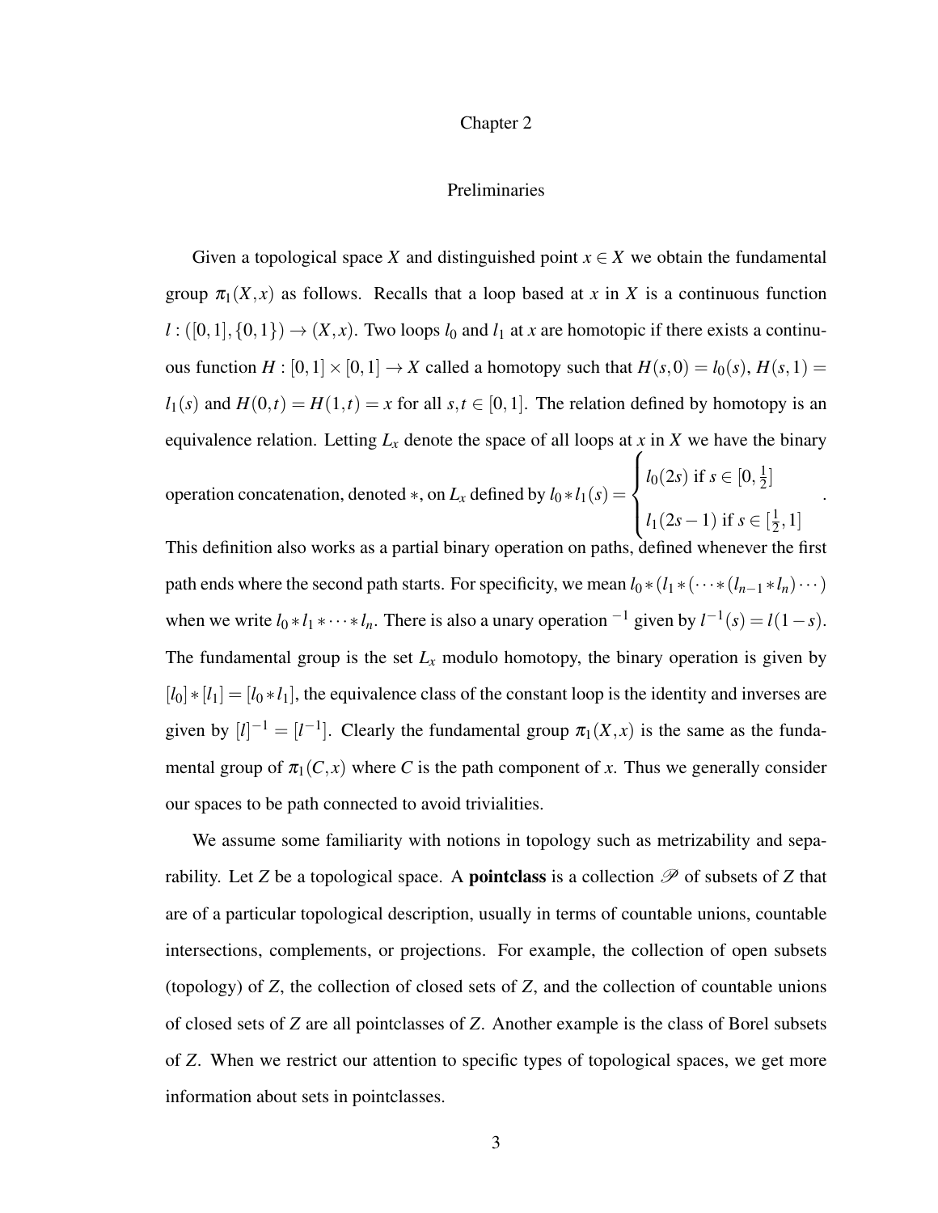# Chapter 2

## Preliminaries

Given a topological space $X$ and distinguished point $x \in X$ we obtain the fundamental group $\pi_1(X,x)$ as follows. Recalls that a loop based at $x$ in $X$ is a continuous function $l : ([0,1],\{0,1\}) \to (X,x)$. Two loops $l_0$ and $l_1$ at $x$ are homotopic if there exists a continuous function $H : [0,1] \times [0,1] \to X$ called a homotopy such that $H(s,0) = l_0(s)$, $H(s,1) = l_1(s)$ and $H(0,t) = H(1,t) = x$ for all $s,t \in [0,1]$. The relation defined by homotopy is an equivalence relation. Letting $L_x$ denote the space of all loops at $x$ in $X$ we have the binary operation concatenation, denoted $*$, on $L_x$ defined by $l_0 * l_1(s) = \begin{cases} l_0(2s) \text{ if } s \in [0,\frac{1}{2}] \\ l_1(2s-1) \text{ if } s \in [\frac{1}{2},1] \end{cases}$. This definition also works as a partial binary operation on paths, defined whenever the first path ends where the second path starts. For specificity, we mean $l_0 * (l_1 * (\cdots * (l_{n-1} * l_n)\cdots)$ when we write $l_0 * l_1 * \cdots * l_n$. There is also a unary operation $^{-1}$ given by $l^{-1}(s) = l(1-s)$. The fundamental group is the set $L_x$ modulo homotopy, the binary operation is given by $[l_0] * [l_1] = [l_0 * l_1]$, the equivalence class of the constant loop is the identity and inverses are given by $[l]^{-1} = [l^{-1}]$. Clearly the fundamental group $\pi_1(X,x)$ is the same as the fundamental group of $\pi_1(C,x)$ where $C$ is the path component of $x$. Thus we generally consider our spaces to be path connected to avoid trivialities.

We assume some familiarity with notions in topology such as metrizability and separability. Let $Z$ be a topological space. A **pointclass** is a collection $\mathscr{P}$ of subsets of $Z$ that are of a particular topological description, usually in terms of countable unions, countable intersections, complements, or projections. For example, the collection of open subsets (topology) of $Z$, the collection of closed sets of $Z$, and the collection of countable unions of closed sets of $Z$ are all pointclasses of $Z$. Another example is the class of Borel subsets of $Z$. When we restrict our attention to specific types of topological spaces, we get more information about sets in pointclasses.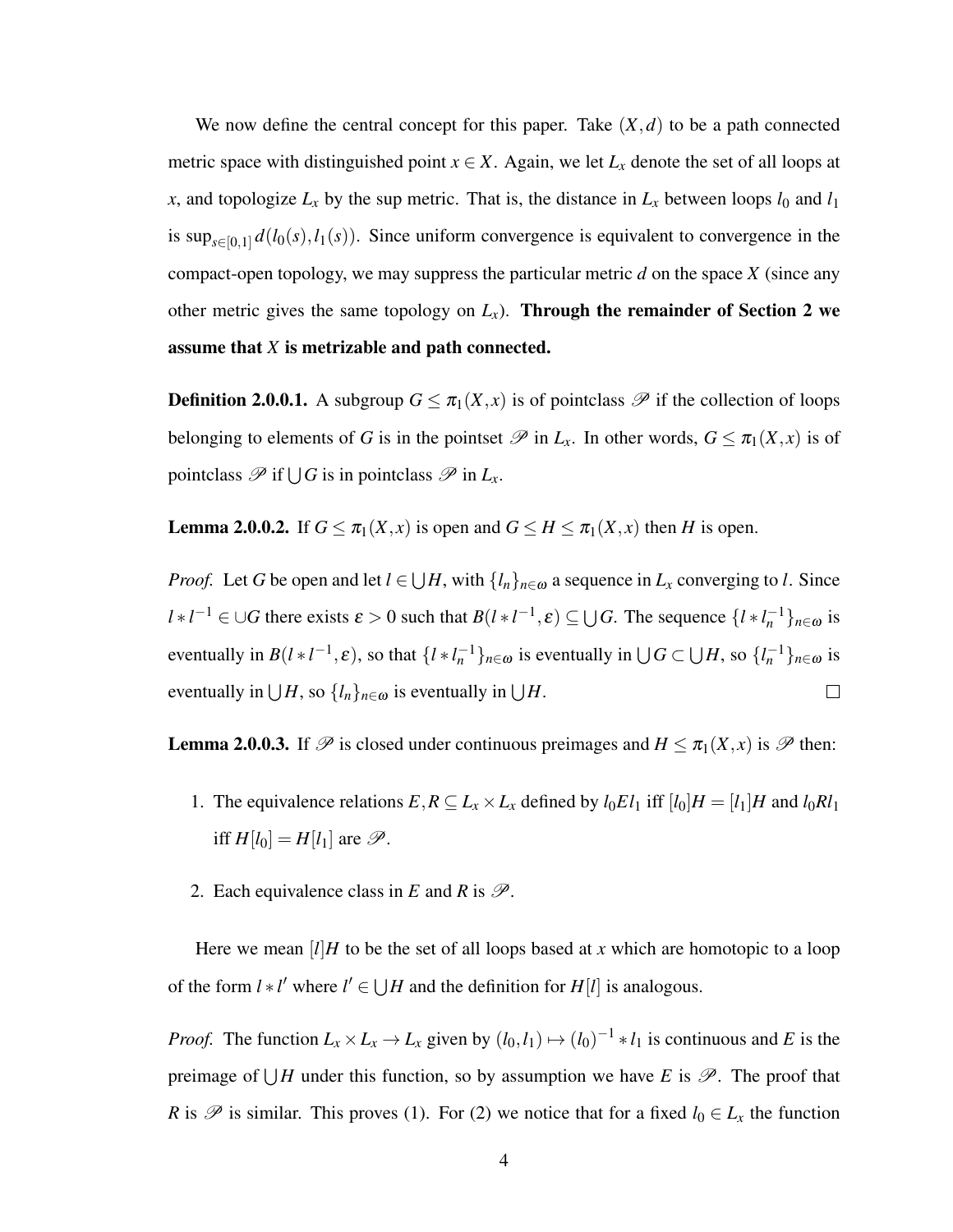We now define the central concept for this paper. Take $(X,d)$ to be a path connected metric space with distinguished point $x \in X$. Again, we let $L_x$ denote the set of all loops at $x$, and topologize $L_x$ by the sup metric. That is, the distance in $L_x$ between loops $l_0$ and $l_1$ is $\sup_{s\in[0,1]} d(l_0(s), l_1(s))$. Since uniform convergence is equivalent to convergence in the compact-open topology, we may suppress the particular metric $d$ on the space $X$ (since any other metric gives the same topology on $L_x$). **Through the remainder of Section 2 we assume that $X$ is metrizable and path connected.**

**Definition 2.0.0.1.** A subgroup $G \leq \pi_1(X,x)$ is of pointclass $\mathscr{P}$ if the collection of loops belonging to elements of $G$ is in the pointset $\mathscr{P}$ in $L_x$. In other words, $G \leq \pi_1(X,x)$ is of pointclass $\mathscr{P}$ if $\bigcup G$ is in pointclass $\mathscr{P}$ in $L_x$.

**Lemma 2.0.0.2.** If $G \leq \pi_1(X,x)$ is open and $G \leq H \leq \pi_1(X,x)$ then $H$ is open.

*Proof.* Let $G$ be open and let $l \in \bigcup H$, with $\{l_n\}_{n\in\omega}$ a sequence in $L_x$ converging to $l$. Since $l * l^{-1} \in \cup G$ there exists $\varepsilon > 0$ such that $B(l * l^{-1}, \varepsilon) \subseteq \bigcup G$. The sequence $\{l * l_n^{-1}\}_{n\in\omega}$ is eventually in $B(l * l^{-1}, \varepsilon)$, so that $\{l * l_n^{-1}\}_{n\in\omega}$ is eventually in $\bigcup G \subset \bigcup H$, so $\{l_n^{-1}\}_{n\in\omega}$ is eventually in $\bigcup H$, so $\{l_n\}_{n\in\omega}$ is eventually in $\bigcup H$. $\square$

**Lemma 2.0.0.3.** If $\mathscr{P}$ is closed under continuous preimages and $H \leq \pi_1(X,x)$ is $\mathscr{P}$ then:

1. The equivalence relations $E, R \subseteq L_x \times L_x$ defined by $l_0 E l_1$ iff $[l_0]H = [l_1]H$ and $l_0 R l_1$ iff $H[l_0] = H[l_1]$ are $\mathscr{P}$.
2. Each equivalence class in $E$ and $R$ is $\mathscr{P}$.

Here we mean $[l]H$ to be the set of all loops based at $x$ which are homotopic to a loop of the form $l * l'$ where $l' \in \bigcup H$ and the definition for $H[l]$ is analogous.

*Proof.* The function $L_x \times L_x \to L_x$ given by $(l_0, l_1) \mapsto (l_0)^{-1} * l_1$ is continuous and $E$ is the preimage of $\bigcup H$ under this function, so by assumption we have $E$ is $\mathscr{P}$. The proof that $R$ is $\mathscr{P}$ is similar. This proves (1). For (2) we notice that for a fixed $l_0 \in L_x$ the function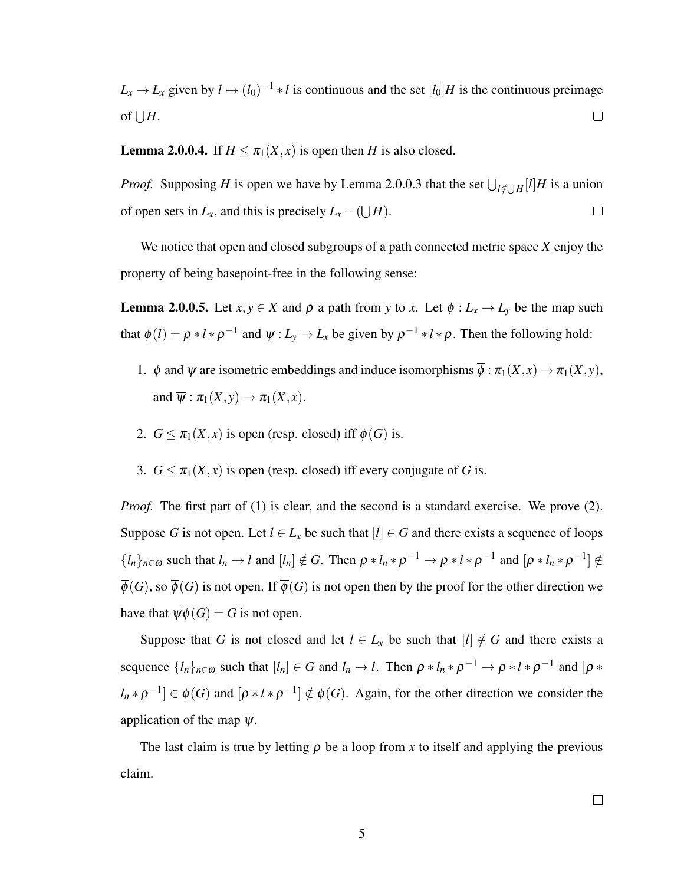$L_x \to L_x$ given by $l \mapsto (l_0)^{-1} * l$ is continuous and the set $[l_0]H$ is the continuous preimage of $\bigcup H$. □

**Lemma 2.0.0.4.** If $H \leq \pi_1(X,x)$ is open then $H$ is also closed.

*Proof.* Supposing $H$ is open we have by Lemma 2.0.0.3 that the set $\bigcup_{l \notin \bigcup H} [l]H$ is a union of open sets in $L_x$, and this is precisely $L_x - (\bigcup H)$. □

We notice that open and closed subgroups of a path connected metric space $X$ enjoy the property of being basepoint-free in the following sense:

**Lemma 2.0.0.5.** Let $x, y \in X$ and $\rho$ a path from $y$ to $x$. Let $\phi : L_x \to L_y$ be the map such that $\phi(l) = \rho * l * \rho^{-1}$ and $\psi : L_y \to L_x$ be given by $\rho^{-1} * l * \rho$. Then the following hold:

1. $\phi$ and $\psi$ are isometric embeddings and induce isomorphisms $\overline{\phi} : \pi_1(X,x) \to \pi_1(X,y)$, and $\overline{\psi} : \pi_1(X,y) \to \pi_1(X,x)$.
2. $G \leq \pi_1(X,x)$ is open (resp. closed) iff $\overline{\phi}(G)$ is.
3. $G \leq \pi_1(X,x)$ is open (resp. closed) iff every conjugate of $G$ is.

*Proof.* The first part of (1) is clear, and the second is a standard exercise. We prove (2). Suppose $G$ is not open. Let $l \in L_x$ be such that $[l] \in G$ and there exists a sequence of loops $\{l_n\}_{n \in \omega}$ such that $l_n \to l$ and $[l_n] \notin G$. Then $\rho * l_n * \rho^{-1} \to \rho * l * \rho^{-1}$ and $[\rho * l_n * \rho^{-1}] \notin \overline{\phi}(G)$, so $\overline{\phi}(G)$ is not open. If $\overline{\phi}(G)$ is not open then by the proof for the other direction we have that $\overline{\psi}\overline{\phi}(G) = G$ is not open.

Suppose that $G$ is not closed and let $l \in L_x$ be such that $[l] \notin G$ and there exists a sequence $\{l_n\}_{n \in \omega}$ such that $[l_n] \in G$ and $l_n \to l$. Then $\rho * l_n * \rho^{-1} \to \rho * l * \rho^{-1}$ and $[\rho * l_n * \rho^{-1}] \in \phi(G)$ and $[\rho * l * \rho^{-1}] \notin \phi(G)$. Again, for the other direction we consider the application of the map $\overline{\psi}$.

The last claim is true by letting $\rho$ be a loop from $x$ to itself and applying the previous claim.

□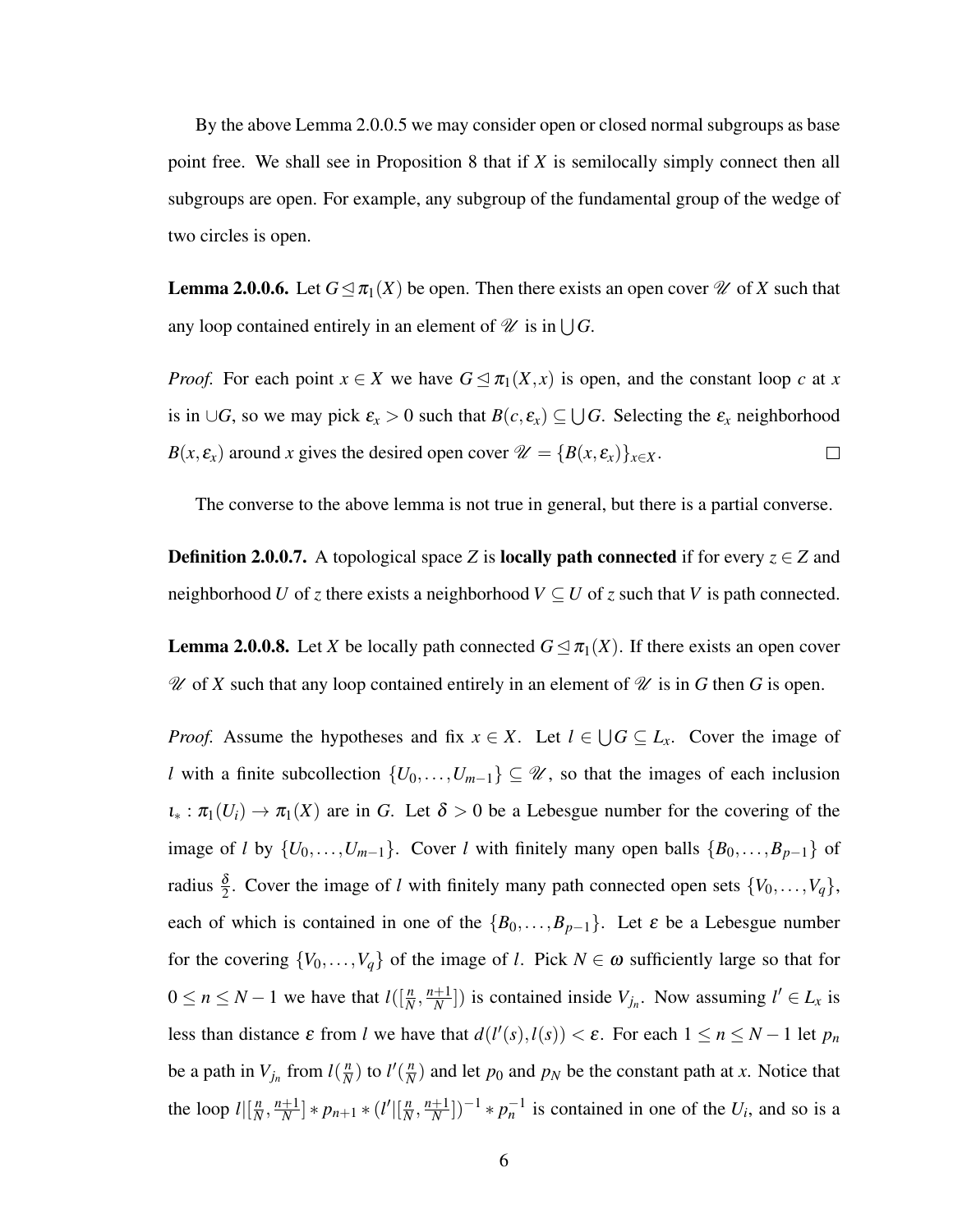By the above Lemma 2.0.0.5 we may consider open or closed normal subgroups as base point free. We shall see in Proposition 8 that if $X$ is semilocally simply connect then all subgroups are open. For example, any subgroup of the fundamental group of the wedge of two circles is open.

**Lemma 2.0.0.6.** Let $G \trianglelefteq \pi_1(X)$ be open. Then there exists an open cover $\mathscr{U}$ of $X$ such that any loop contained entirely in an element of $\mathscr{U}$ is in $\bigcup G$.

*Proof.* For each point $x \in X$ we have $G \trianglelefteq \pi_1(X,x)$ is open, and the constant loop $c$ at $x$ is in $\cup G$, so we may pick $\varepsilon_x > 0$ such that $B(c, \varepsilon_x) \subseteq \bigcup G$. Selecting the $\varepsilon_x$ neighborhood $B(x, \varepsilon_x)$ around $x$ gives the desired open cover $\mathscr{U} = \{B(x, \varepsilon_x)\}_{x \in X}$. □

The converse to the above lemma is not true in general, but there is a partial converse.

**Definition 2.0.0.7.** A topological space $Z$ is **locally path connected** if for every $z \in Z$ and neighborhood $U$ of $z$ there exists a neighborhood $V \subseteq U$ of $z$ such that $V$ is path connected.

**Lemma 2.0.0.8.** Let $X$ be locally path connected $G \trianglelefteq \pi_1(X)$. If there exists an open cover $\mathscr{U}$ of $X$ such that any loop contained entirely in an element of $\mathscr{U}$ is in $G$ then $G$ is open.

*Proof.* Assume the hypotheses and fix $x \in X$. Let $l \in \bigcup G \subseteq L_x$. Cover the image of $l$ with a finite subcollection $\{U_0, \ldots, U_{m-1}\} \subseteq \mathscr{U}$, so that the images of each inclusion $\iota_* : \pi_1(U_i) \to \pi_1(X)$ are in $G$. Let $\delta > 0$ be a Lebesgue number for the covering of the image of $l$ by $\{U_0, \ldots, U_{m-1}\}$. Cover $l$ with finitely many open balls $\{B_0, \ldots, B_{p-1}\}$ of radius $\frac{\delta}{2}$. Cover the image of $l$ with finitely many path connected open sets $\{V_0, \ldots, V_q\}$, each of which is contained in one of the $\{B_0, \ldots, B_{p-1}\}$. Let $\varepsilon$ be a Lebesgue number for the covering $\{V_0, \ldots, V_q\}$ of the image of $l$. Pick $N \in \omega$ sufficiently large so that for $0 \leq n \leq N-1$ we have that $l([\frac{n}{N}, \frac{n+1}{N}])$ is contained inside $V_{j_n}$. Now assuming $l' \in L_x$ is less than distance $\varepsilon$ from $l$ we have that $d(l'(s), l(s)) < \varepsilon$. For each $1 \leq n \leq N-1$ let $p_n$ be a path in $V_{j_n}$ from $l(\frac{n}{N})$ to $l'(\frac{n}{N})$ and let $p_0$ and $p_N$ be the constant path at $x$. Notice that the loop $l|[\frac{n}{N}, \frac{n+1}{N}] * p_{n+1} * (l'|[\frac{n}{N}, \frac{n+1}{N}])^{-1} * p_n^{-1}$ is contained in one of the $U_i$, and so is a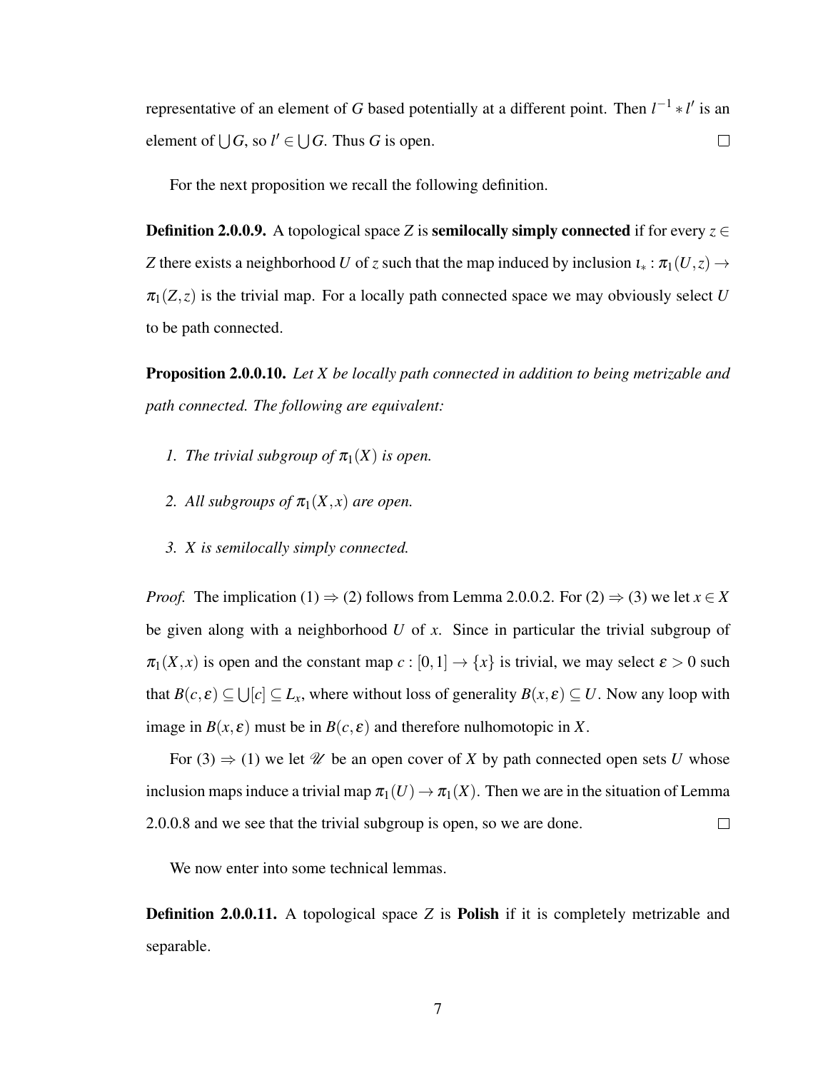representative of an element of $G$ based potentially at a different point. Then $l^{-1} * l'$ is an element of $\bigcup G$, so $l' \in \bigcup G$. Thus $G$ is open. $\square$

For the next proposition we recall the following definition.

**Definition 2.0.0.9.** A topological space $Z$ is **semilocally simply connected** if for every $z \in Z$ there exists a neighborhood $U$ of $z$ such that the map induced by inclusion $\iota_* : \pi_1(U, z) \to \pi_1(Z, z)$ is the trivial map. For a locally path connected space we may obviously select $U$ to be path connected.

**Proposition 2.0.0.10.** *Let $X$ be locally path connected in addition to being metrizable and path connected. The following are equivalent:*

1. *The trivial subgroup of $\pi_1(X)$ is open.*
2. *All subgroups of $\pi_1(X, x)$ are open.*
3. *$X$ is semilocally simply connected.*

*Proof.* The implication (1) $\Rightarrow$ (2) follows from Lemma 2.0.0.2. For (2) $\Rightarrow$ (3) we let $x \in X$ be given along with a neighborhood $U$ of $x$. Since in particular the trivial subgroup of $\pi_1(X, x)$ is open and the constant map $c : [0,1] \to \{x\}$ is trivial, we may select $\varepsilon > 0$ such that $B(c, \varepsilon) \subseteq \bigcup [c] \subseteq L_x$, where without loss of generality $B(x, \varepsilon) \subseteq U$. Now any loop with image in $B(x, \varepsilon)$ must be in $B(c, \varepsilon)$ and therefore nulhomotopic in $X$.

For (3) $\Rightarrow$ (1) we let $\mathscr{U}$ be an open cover of $X$ by path connected open sets $U$ whose inclusion maps induce a trivial map $\pi_1(U) \to \pi_1(X)$. Then we are in the situation of Lemma 2.0.0.8 and we see that the trivial subgroup is open, so we are done. $\square$

We now enter into some technical lemmas.

**Definition 2.0.0.11.** A topological space $Z$ is **Polish** if it is completely metrizable and separable.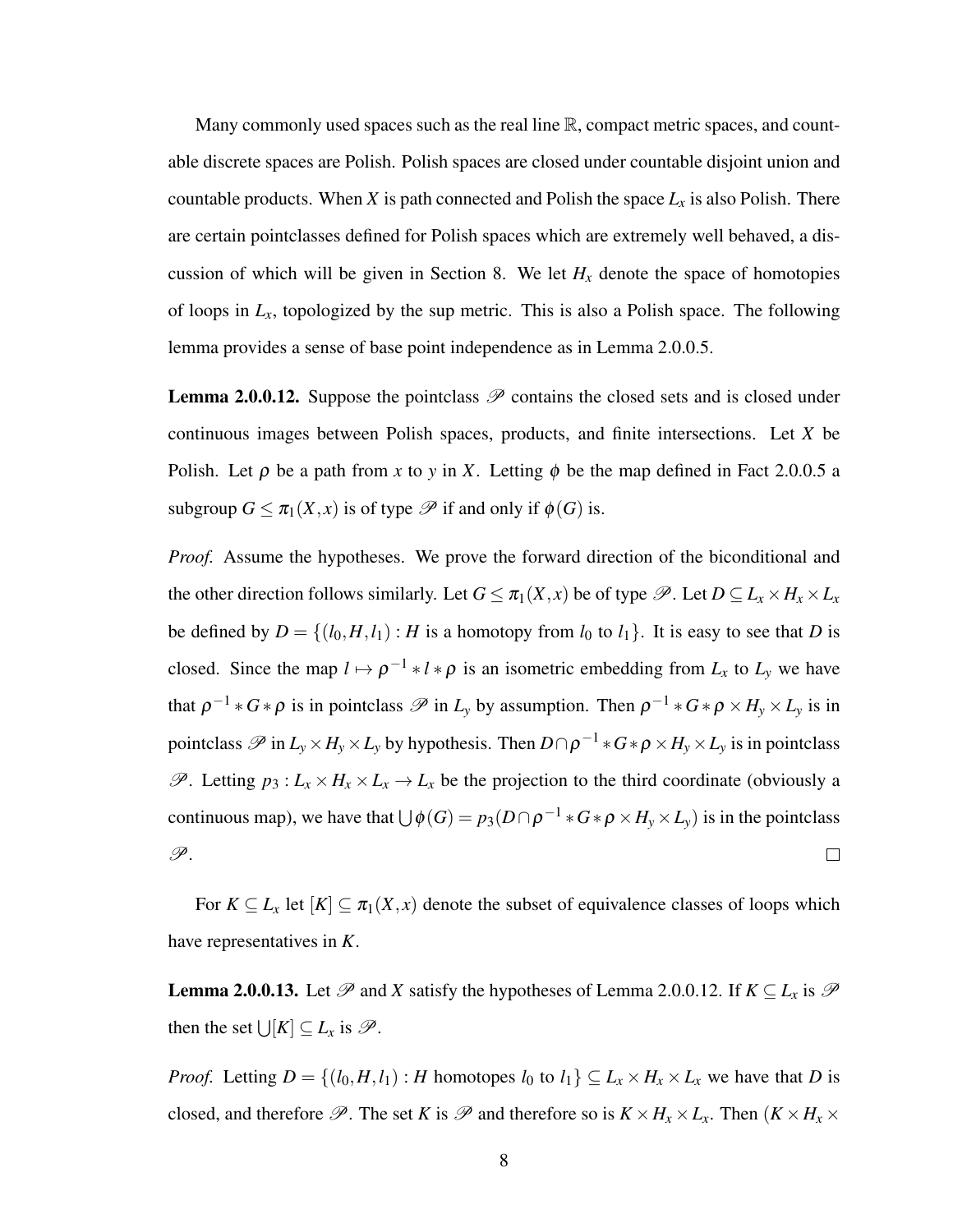Many commonly used spaces such as the real line $\mathbb{R}$, compact metric spaces, and countable discrete spaces are Polish. Polish spaces are closed under countable disjoint union and countable products. When $X$ is path connected and Polish the space $L_x$ is also Polish. There are certain pointclasses defined for Polish spaces which are extremely well behaved, a discussion of which will be given in Section 8. We let $H_x$ denote the space of homotopies of loops in $L_x$, topologized by the sup metric. This is also a Polish space. The following lemma provides a sense of base point independence as in Lemma 2.0.0.5.

**Lemma 2.0.0.12.** Suppose the pointclass $\mathscr{P}$ contains the closed sets and is closed under continuous images between Polish spaces, products, and finite intersections. Let $X$ be Polish. Let $\rho$ be a path from $x$ to $y$ in $X$. Letting $\phi$ be the map defined in Fact 2.0.0.5 a subgroup $G \leq \pi_1(X,x)$ is of type $\mathscr{P}$ if and only if $\phi(G)$ is.

*Proof.* Assume the hypotheses. We prove the forward direction of the biconditional and the other direction follows similarly. Let $G \leq \pi_1(X,x)$ be of type $\mathscr{P}$. Let $D \subseteq L_x \times H_x \times L_x$ be defined by $D = \{(l_0, H, l_1) : H \text{ is a homotopy from } l_0 \text{ to } l_1\}$. It is easy to see that $D$ is closed. Since the map $l \mapsto \rho^{-1} * l * \rho$ is an isometric embedding from $L_x$ to $L_y$ we have that $\rho^{-1} * G * \rho$ is in pointclass $\mathscr{P}$ in $L_y$ by assumption. Then $\rho^{-1} * G * \rho \times H_y \times L_y$ is in pointclass $\mathscr{P}$ in $L_y \times H_y \times L_y$ by hypothesis. Then $D \cap \rho^{-1} * G * \rho \times H_y \times L_y$ is in pointclass $\mathscr{P}$. Letting $p_3 : L_x \times H_x \times L_x \to L_x$ be the projection to the third coordinate (obviously a continuous map), we have that $\bigcup \phi(G) = p_3(D \cap \rho^{-1} * G * \rho \times H_y \times L_y)$ is in the pointclass $\mathscr{P}$. $\square$

For $K \subseteq L_x$ let $[K] \subseteq \pi_1(X,x)$ denote the subset of equivalence classes of loops which have representatives in $K$.

**Lemma 2.0.0.13.** Let $\mathscr{P}$ and $X$ satisfy the hypotheses of Lemma 2.0.0.12. If $K \subseteq L_x$ is $\mathscr{P}$ then the set $\bigcup [K] \subseteq L_x$ is $\mathscr{P}$.

*Proof.* Letting $D = \{(l_0, H, l_1) : H \text{ homotopes } l_0 \text{ to } l_1\} \subseteq L_x \times H_x \times L_x$ we have that $D$ is closed, and therefore $\mathscr{P}$. The set $K$ is $\mathscr{P}$ and therefore so is $K \times H_x \times L_x$. Then $(K \times H_x \times$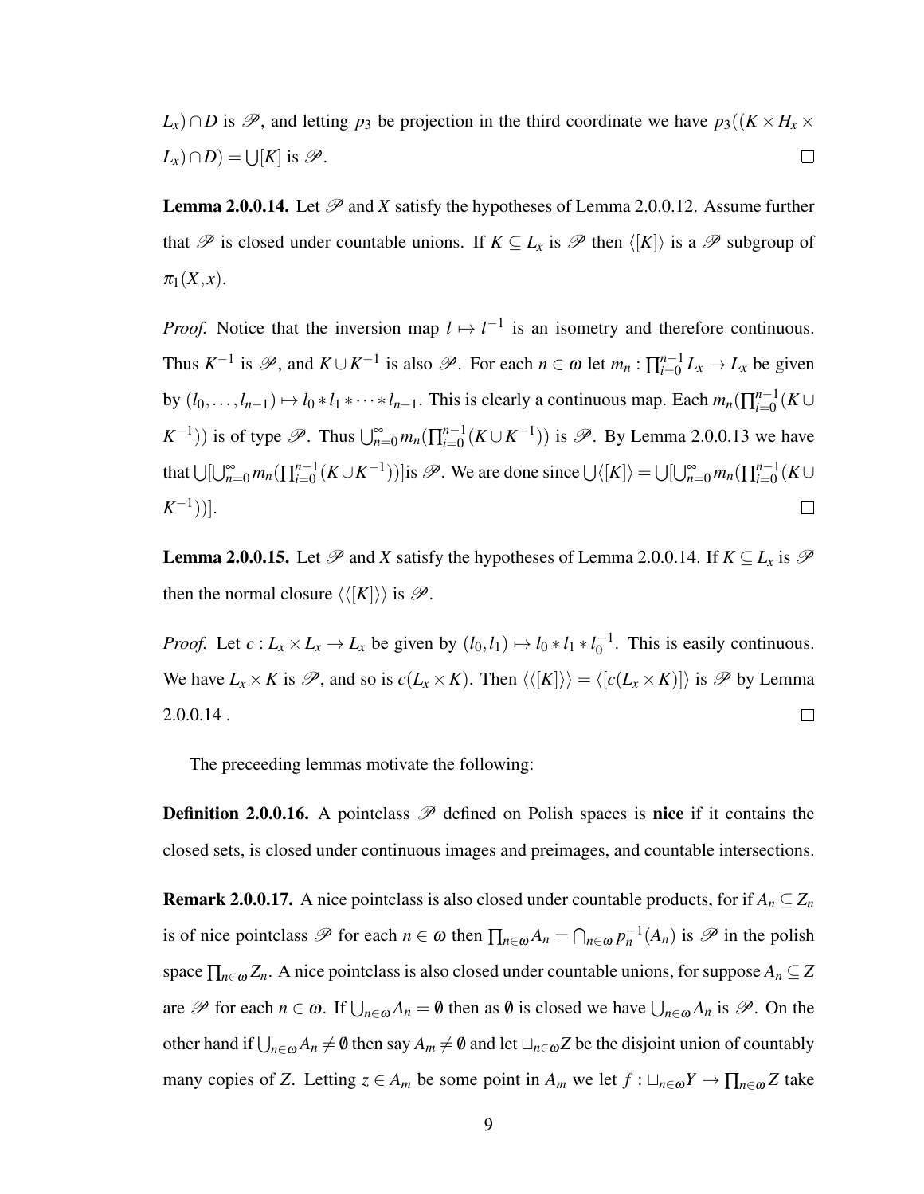$L_x) \cap D$ is $\mathscr{P}$, and letting $p_3$ be projection in the third coordinate we have $p_3((K \times H_x \times L_x) \cap D) = \bigcup[K]$ is $\mathscr{P}$. ☐

**Lemma 2.0.0.14.** Let $\mathscr{P}$ and $X$ satisfy the hypotheses of Lemma 2.0.0.12. Assume further that $\mathscr{P}$ is closed under countable unions. If $K \subseteq L_x$ is $\mathscr{P}$ then $\langle [K] \rangle$ is a $\mathscr{P}$ subgroup of $\pi_1(X,x)$.

*Proof.* Notice that the inversion map $l \mapsto l^{-1}$ is an isometry and therefore continuous. Thus $K^{-1}$ is $\mathscr{P}$, and $K \cup K^{-1}$ is also $\mathscr{P}$. For each $n \in \omega$ let $m_n : \prod_{i=0}^{n-1} L_x \to L_x$ be given by $(l_0, \ldots, l_{n-1}) \mapsto l_0 * l_1 * \cdots * l_{n-1}$. This is clearly a continuous map. Each $m_n(\prod_{i=0}^{n-1}(K \cup K^{-1}))$ is of type $\mathscr{P}$. Thus $\bigcup_{n=0}^{\infty} m_n(\prod_{i=0}^{n-1}(K \cup K^{-1}))$ is $\mathscr{P}$. By Lemma 2.0.0.13 we have that $\bigcup[\bigcup_{n=0}^{\infty} m_n(\prod_{i=0}^{n-1}(K \cup K^{-1}))]$is $\mathscr{P}$. We are done since $\bigcup\langle [K] \rangle = \bigcup[\bigcup_{n=0}^{\infty} m_n(\prod_{i=0}^{n-1}(K \cup K^{-1}))]$. ☐

**Lemma 2.0.0.15.** Let $\mathscr{P}$ and $X$ satisfy the hypotheses of Lemma 2.0.0.14. If $K \subseteq L_x$ is $\mathscr{P}$ then the normal closure $\langle\langle [K] \rangle\rangle$ is $\mathscr{P}$.

*Proof.* Let $c : L_x \times L_x \to L_x$ be given by $(l_0, l_1) \mapsto l_0 * l_1 * l_0^{-1}$. This is easily continuous. We have $L_x \times K$ is $\mathscr{P}$, and so is $c(L_x \times K)$. Then $\langle\langle [K] \rangle\rangle = \langle [c(L_x \times K)] \rangle$ is $\mathscr{P}$ by Lemma 2.0.0.14 . ☐

The preceeding lemmas motivate the following:

**Definition 2.0.0.16.** A pointclass $\mathscr{P}$ defined on Polish spaces is **nice** if it contains the closed sets, is closed under continuous images and preimages, and countable intersections.

**Remark 2.0.0.17.** A nice pointclass is also closed under countable products, for if $A_n \subseteq Z_n$ is of nice pointclass $\mathscr{P}$ for each $n \in \omega$ then $\prod_{n\in\omega} A_n = \bigcap_{n\in\omega} p_n^{-1}(A_n)$ is $\mathscr{P}$ in the polish space $\prod_{n\in\omega} Z_n$. A nice pointclass is also closed under countable unions, for suppose $A_n \subseteq Z$ are $\mathscr{P}$ for each $n \in \omega$. If $\bigcup_{n\in\omega} A_n = \emptyset$ then as $\emptyset$ is closed we have $\bigcup_{n\in\omega} A_n$ is $\mathscr{P}$. On the other hand if $\bigcup_{n\in\omega} A_n \neq \emptyset$ then say $A_m \neq \emptyset$ and let $\sqcup_{n\in\omega} Z$ be the disjoint union of countably many copies of $Z$. Letting $z \in A_m$ be some point in $A_m$ we let $f : \sqcup_{n\in\omega} Y \to \prod_{n\in\omega} Z$ take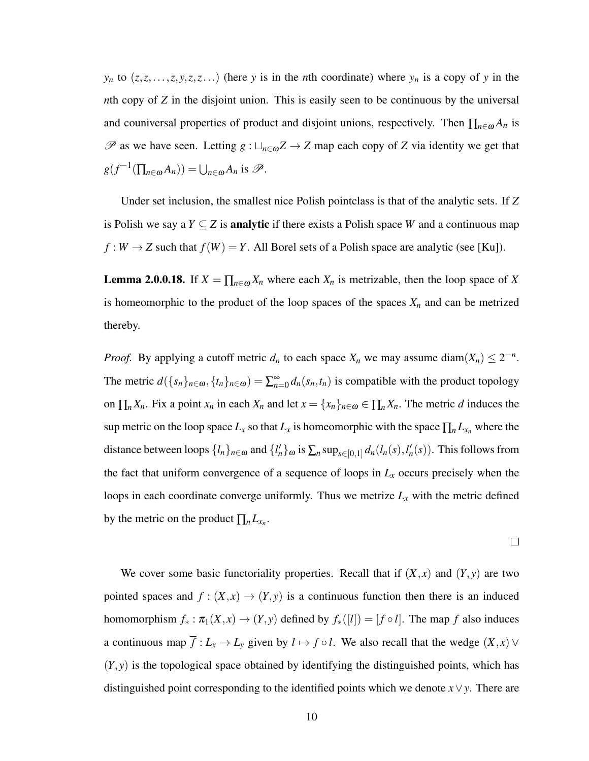$y_n$ to $(z,z,\ldots,z,y,z,z\ldots)$ (here $y$ is in the $n$th coordinate) where $y_n$ is a copy of $y$ in the $n$th copy of $Z$ in the disjoint union. This is easily seen to be continuous by the universal and couniversal properties of product and disjoint unions, respectively. Then $\prod_{n\in\omega} A_n$ is $\mathscr{P}$ as we have seen. Letting $g : \sqcup_{n\in\omega} Z \to Z$ map each copy of $Z$ via identity we get that $g(f^{-1}(\prod_{n\in\omega} A_n)) = \bigcup_{n\in\omega} A_n$ is $\mathscr{P}$.

Under set inclusion, the smallest nice Polish pointclass is that of the analytic sets. If $Z$ is Polish we say a $Y \subseteq Z$ is **analytic** if there exists a Polish space $W$ and a continuous map $f : W \to Z$ such that $f(W) = Y$. All Borel sets of a Polish space are analytic (see [Ku]).

**Lemma 2.0.0.18.** If $X = \prod_{n\in\omega} X_n$ where each $X_n$ is metrizable, then the loop space of $X$ is homeomorphic to the product of the loop spaces of the spaces $X_n$ and can be metrized thereby.

*Proof.* By applying a cutoff metric $d_n$ to each space $X_n$ we may assume $\operatorname{diam}(X_n) \leq 2^{-n}$. The metric $d(\{s_n\}_{n\in\omega}, \{t_n\}_{n\in\omega}) = \sum_{n=0}^{\infty} d_n(s_n,t_n)$ is compatible with the product topology on $\prod_n X_n$. Fix a point $x_n$ in each $X_n$ and let $x = \{x_n\}_{n\in\omega} \in \prod_n X_n$. The metric $d$ induces the sup metric on the loop space $L_x$ so that $L_x$ is homeomorphic with the space $\prod_n L_{x_n}$ where the distance between loops $\{l_n\}_{n\in\omega}$ and $\{l'_n\}_\omega$ is $\sum_n \sup_{s\in[0,1]} d_n(l_n(s), l'_n(s))$. This follows from the fact that uniform convergence of a sequence of loops in $L_x$ occurs precisely when the loops in each coordinate converge uniformly. Thus we metrize $L_x$ with the metric defined by the metric on the product $\prod_n L_{x_n}$.

□

We cover some basic functoriality properties. Recall that if $(X,x)$ and $(Y,y)$ are two pointed spaces and $f : (X,x) \to (Y,y)$ is a continuous function then there is an induced homomorphism $f_* : \pi_1(X,x) \to (Y,y)$ defined by $f_*([l]) = [f \circ l]$. The map $f$ also induces a continuous map $\overline{f} : L_x \to L_y$ given by $l \mapsto f \circ l$. We also recall that the wedge $(X,x) \vee (Y,y)$ is the topological space obtained by identifying the distinguished points, which has distinguished point corresponding to the identified points which we denote $x \vee y$. There are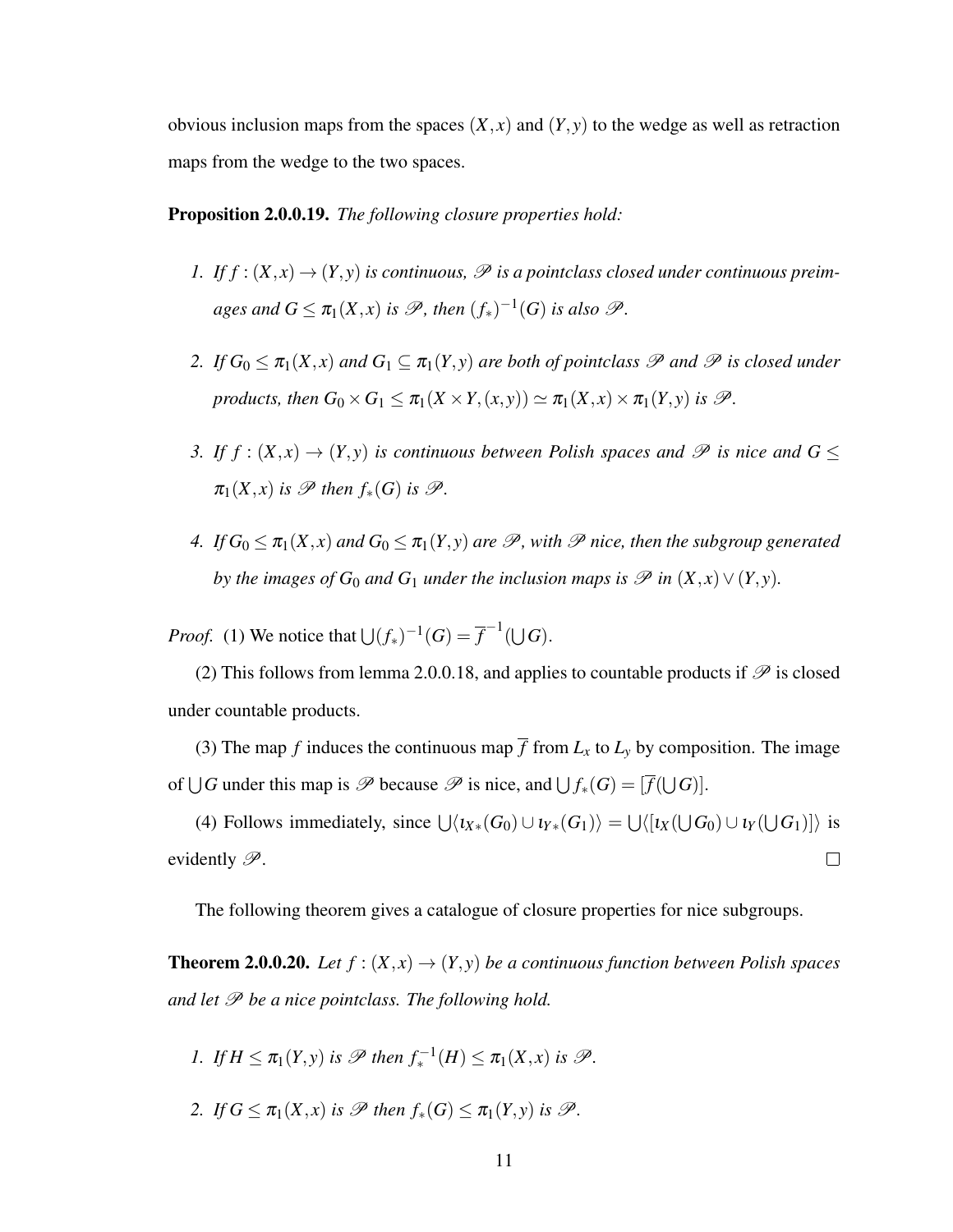obvious inclusion maps from the spaces $(X,x)$ and $(Y,y)$ to the wedge as well as retraction maps from the wedge to the two spaces.

**Proposition 2.0.0.19.** *The following closure properties hold:*

1. *If $f:(X,x)\to(Y,y)$ is continuous, $\mathscr{P}$ is a pointclass closed under continuous preimages and $G\leq\pi_1(X,x)$ is $\mathscr{P}$, then $(f_*)^{-1}(G)$ is also $\mathscr{P}$.*

2. *If $G_0\leq\pi_1(X,x)$ and $G_1\subseteq\pi_1(Y,y)$ are both of pointclass $\mathscr{P}$ and $\mathscr{P}$ is closed under products, then $G_0\times G_1\leq\pi_1(X\times Y,(x,y))\simeq\pi_1(X,x)\times\pi_1(Y,y)$ is $\mathscr{P}$.*

3. *If $f:(X,x)\to(Y,y)$ is continuous between Polish spaces and $\mathscr{P}$ is nice and $G\leq\pi_1(X,x)$ is $\mathscr{P}$ then $f_*(G)$ is $\mathscr{P}$.*

4. *If $G_0\leq\pi_1(X,x)$ and $G_0\leq\pi_1(Y,y)$ are $\mathscr{P}$, with $\mathscr{P}$ nice, then the subgroup generated by the images of $G_0$ and $G_1$ under the inclusion maps is $\mathscr{P}$ in $(X,x)\vee(Y,y)$.*

*Proof.* (1) We notice that $\bigcup(f_*)^{-1}(G)=\overline{f}^{-1}(\bigcup G)$.

(2) This follows from lemma 2.0.0.18, and applies to countable products if $\mathscr{P}$ is closed under countable products.

(3) The map $f$ induces the continuous map $\overline{f}$ from $L_x$ to $L_y$ by composition. The image of $\bigcup G$ under this map is $\mathscr{P}$ because $\mathscr{P}$ is nice, and $\bigcup f_*(G)=[\overline{f}(\bigcup G)]$.

(4) Follows immediately, since $\bigcup\langle\iota_{X*}(G_0)\cup\iota_{Y*}(G_1)\rangle=\bigcup\langle[\iota_X(\bigcup G_0)\cup\iota_Y(\bigcup G_1)]\rangle$ is evidently $\mathscr{P}$. ∎

The following theorem gives a catalogue of closure properties for nice subgroups.

**Theorem 2.0.0.20.** *Let $f:(X,x)\to(Y,y)$ be a continuous function between Polish spaces and let $\mathscr{P}$ be a nice pointclass. The following hold.*

1. *If $H\leq\pi_1(Y,y)$ is $\mathscr{P}$ then $f_*^{-1}(H)\leq\pi_1(X,x)$ is $\mathscr{P}$.*

2. *If $G\leq\pi_1(X,x)$ is $\mathscr{P}$ then $f_*(G)\leq\pi_1(Y,y)$ is $\mathscr{P}$.*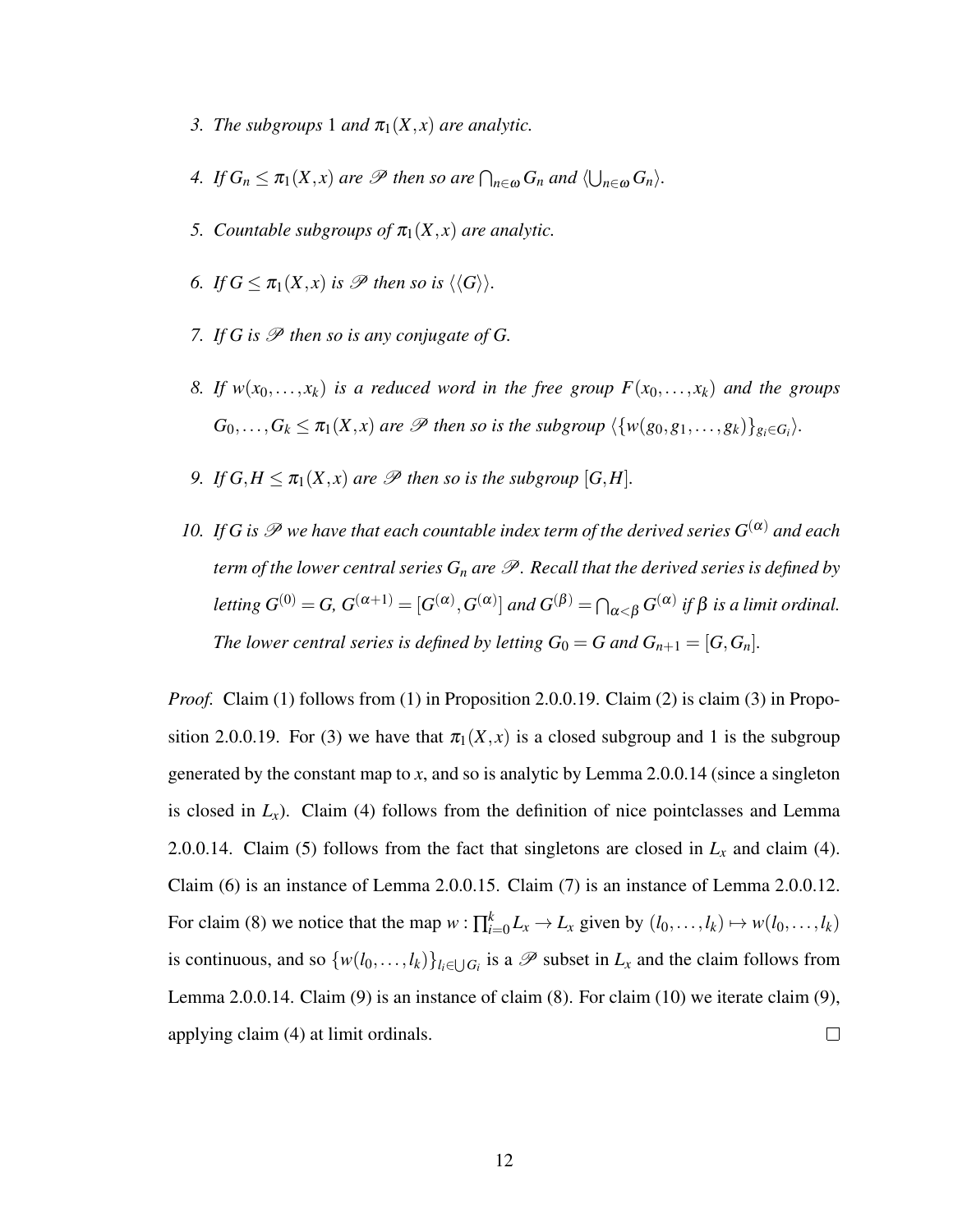3. *The subgroups* 1 *and* $\pi_1(X,x)$ *are analytic.*

4. *If* $G_n \leq \pi_1(X,x)$ *are* $\mathscr{P}$ *then so are* $\bigcap_{n\in\omega} G_n$ *and* $\langle \bigcup_{n\in\omega} G_n \rangle$.

5. *Countable subgroups of* $\pi_1(X,x)$ *are analytic.*

6. *If* $G \leq \pi_1(X,x)$ *is* $\mathscr{P}$ *then so is* $\langle\langle G \rangle\rangle$.

7. *If* $G$ *is* $\mathscr{P}$ *then so is any conjugate of* $G$.

8. *If* $w(x_0,\ldots,x_k)$ *is a reduced word in the free group* $F(x_0,\ldots,x_k)$ *and the groups* $G_0,\ldots,G_k \leq \pi_1(X,x)$ *are* $\mathscr{P}$ *then so is the subgroup* $\langle \{w(g_0,g_1,\ldots,g_k)\}_{g_i\in G_i} \rangle$.

9. *If* $G,H \leq \pi_1(X,x)$ *are* $\mathscr{P}$ *then so is the subgroup* $[G,H]$.

10. *If* $G$ *is* $\mathscr{P}$ *we have that each countable index term of the derived series* $G^{(\alpha)}$ *and each term of the lower central series* $G_n$ *are* $\mathscr{P}$. *Recall that the derived series is defined by letting* $G^{(0)} = G$, $G^{(\alpha+1)} = [G^{(\alpha)}, G^{(\alpha)}]$ *and* $G^{(\beta)} = \bigcap_{\alpha<\beta} G^{(\alpha)}$ *if* $\beta$ *is a limit ordinal. The lower central series is defined by letting* $G_0 = G$ *and* $G_{n+1} = [G, G_n]$.

*Proof.* Claim (1) follows from (1) in Proposition 2.0.0.19. Claim (2) is claim (3) in Proposition 2.0.0.19. For (3) we have that $\pi_1(X,x)$ is a closed subgroup and 1 is the subgroup generated by the constant map to $x$, and so is analytic by Lemma 2.0.0.14 (since a singleton is closed in $L_x$). Claim (4) follows from the definition of nice pointclasses and Lemma 2.0.0.14. Claim (5) follows from the fact that singletons are closed in $L_x$ and claim (4). Claim (6) is an instance of Lemma 2.0.0.15. Claim (7) is an instance of Lemma 2.0.0.12. For claim (8) we notice that the map $w : \prod_{i=0}^{k} L_x \to L_x$ given by $(l_0,\ldots,l_k) \mapsto w(l_0,\ldots,l_k)$ is continuous, and so $\{w(l_0,\ldots,l_k)\}_{l_i\in\bigcup G_i}$ is a $\mathscr{P}$ subset in $L_x$ and the claim follows from Lemma 2.0.0.14. Claim (9) is an instance of claim (8). For claim (10) we iterate claim (9), applying claim (4) at limit ordinals. $\square$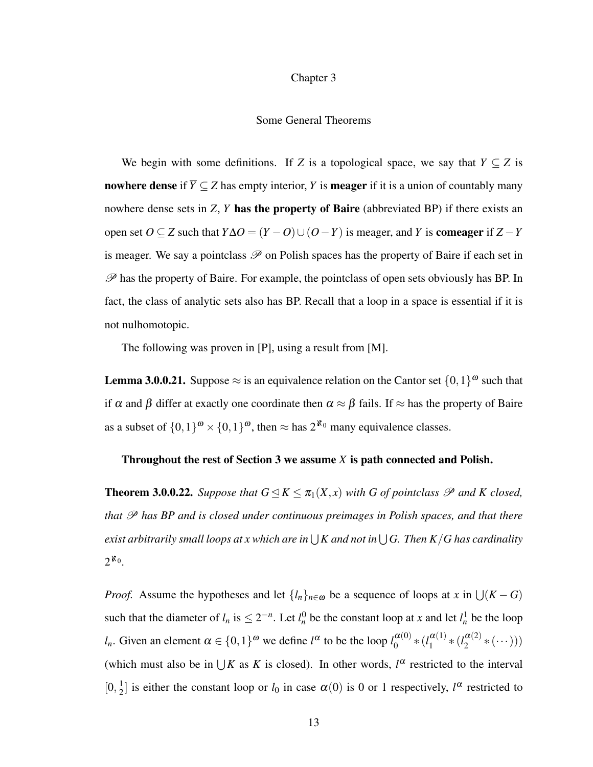# Chapter 3

## Some General Theorems

We begin with some definitions. If $Z$ is a topological space, we say that $Y \subseteq Z$ is **nowhere dense** if $\overline{Y} \subseteq Z$ has empty interior, $Y$ is **meager** if it is a union of countably many nowhere dense sets in $Z$, $Y$ **has the property of Baire** (abbreviated BP) if there exists an open set $O \subseteq Z$ such that $Y \Delta O = (Y - O) \cup (O - Y)$ is meager, and $Y$ is **comeager** if $Z - Y$ is meager. We say a pointclass $\mathscr{P}$ on Polish spaces has the property of Baire if each set in $\mathscr{P}$ has the property of Baire. For example, the pointclass of open sets obviously has BP. In fact, the class of analytic sets also has BP. Recall that a loop in a space is essential if it is not nulhomotopic.

The following was proven in [P], using a result from [M].

**Lemma 3.0.0.21.** Suppose $\approx$ is an equivalence relation on the Cantor set $\{0,1\}^{\omega}$ such that if $\alpha$ and $\beta$ differ at exactly one coordinate then $\alpha \approx \beta$ fails. If $\approx$ has the property of Baire as a subset of $\{0,1\}^{\omega} \times \{0,1\}^{\omega}$, then $\approx$ has $2^{\aleph_0}$ many equivalence classes.

**Throughout the rest of Section 3 we assume $X$ is path connected and Polish.**

**Theorem 3.0.0.22.** *Suppose that $G \trianglelefteq K \leq \pi_1(X,x)$ with $G$ of pointclass $\mathscr{P}$ and $K$ closed, that $\mathscr{P}$ has BP and is closed under continuous preimages in Polish spaces, and that there exist arbitrarily small loops at $x$ which are in $\bigcup K$ and not in $\bigcup G$. Then $K/G$ has cardinality $2^{\aleph_0}$.*

*Proof.* Assume the hypotheses and let $\{l_n\}_{n\in\omega}$ be a sequence of loops at $x$ in $\bigcup(K-G)$ such that the diameter of $l_n$ is $\leq 2^{-n}$. Let $l_n^0$ be the constant loop at $x$ and let $l_n^1$ be the loop $l_n$. Given an element $\alpha \in \{0,1\}^{\omega}$ we define $l^{\alpha}$ to be the loop $l_0^{\alpha(0)} * (l_1^{\alpha(1)} * (l_2^{\alpha(2)} * (\cdots)))$ (which must also be in $\bigcup K$ as $K$ is closed). In other words, $l^{\alpha}$ restricted to the interval $[0, \frac{1}{2}]$ is either the constant loop or $l_0$ in case $\alpha(0)$ is 0 or 1 respectively, $l^{\alpha}$ restricted to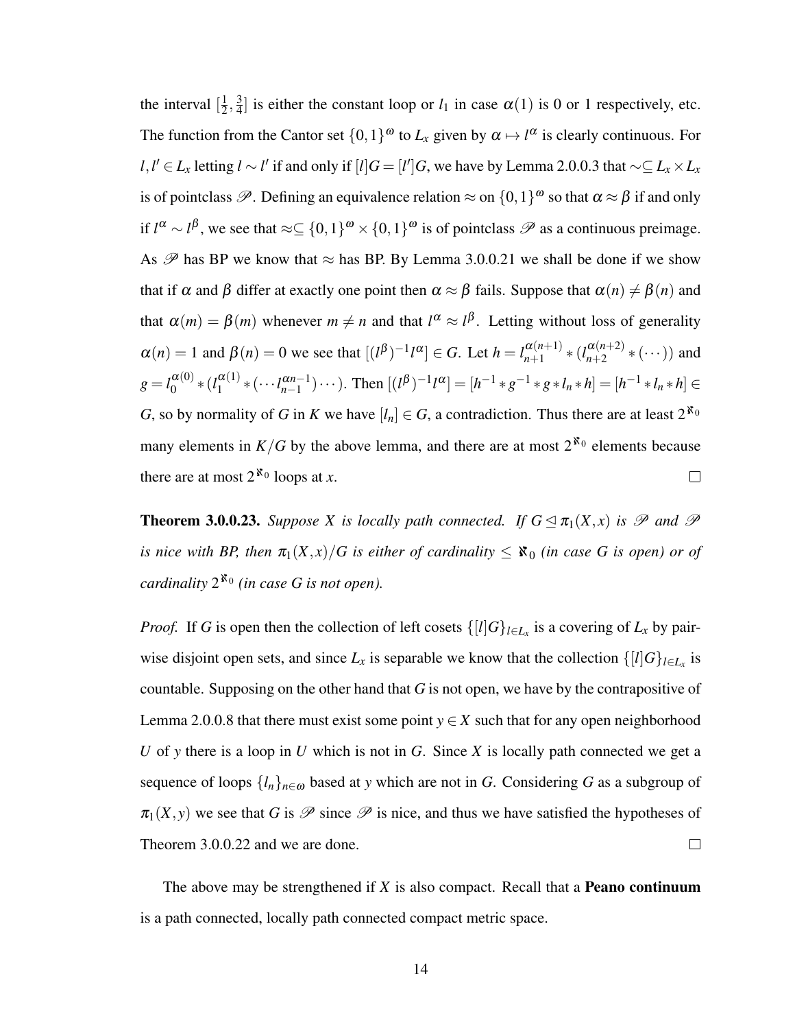the interval $[\frac{1}{2}, \frac{3}{4}]$ is either the constant loop or $l_1$ in case $\alpha(1)$ is 0 or 1 respectively, etc. The function from the Cantor set $\{0,1\}^\omega$ to $L_x$ given by $\alpha \mapsto l^\alpha$ is clearly continuous. For $l, l' \in L_x$ letting $l \sim l'$ if and only if $[l]G = [l']G$, we have by Lemma 2.0.0.3 that $\sim \subseteq L_x \times L_x$ is of pointclass $\mathscr{P}$. Defining an equivalence relation $\approx$ on $\{0,1\}^\omega$ so that $\alpha \approx \beta$ if and only if $l^\alpha \sim l^\beta$, we see that $\approx \subseteq \{0,1\}^\omega \times \{0,1\}^\omega$ is of pointclass $\mathscr{P}$ as a continuous preimage. As $\mathscr{P}$ has BP we know that $\approx$ has BP. By Lemma 3.0.0.21 we shall be done if we show that if $\alpha$ and $\beta$ differ at exactly one point then $\alpha \approx \beta$ fails. Suppose that $\alpha(n) \neq \beta(n)$ and that $\alpha(m) = \beta(m)$ whenever $m \neq n$ and that $l^\alpha \approx l^\beta$. Letting without loss of generality $\alpha(n) = 1$ and $\beta(n) = 0$ we see that $[(l^\beta)^{-1} l^\alpha] \in G$. Let $h = l_{n+1}^{\alpha(n+1)} * (l_{n+2}^{\alpha(n+2)} * (\cdots))$ and $g = l_0^{\alpha(0)} * (l_1^{\alpha(1)} * (\cdots l_{n-1}^{\alpha n-1}) \cdots)$. Then $[(l^\beta)^{-1} l^\alpha] = [h^{-1} * g^{-1} * g * l_n * h] = [h^{-1} * l_n * h] \in G$, so by normality of $G$ in $K$ we have $[l_n] \in G$, a contradiction. Thus there are at least $2^{\aleph_0}$ many elements in $K/G$ by the above lemma, and there are at most $2^{\aleph_0}$ elements because there are at most $2^{\aleph_0}$ loops at $x$. $\square$

**Theorem 3.0.0.23.** *Suppose $X$ is locally path connected. If $G \trianglelefteq \pi_1(X,x)$ is $\mathscr{P}$ and $\mathscr{P}$ is nice with BP, then $\pi_1(X,x)/G$ is either of cardinality $\leq \aleph_0$ (in case $G$ is open) or of cardinality $2^{\aleph_0}$ (in case $G$ is not open).*

*Proof.* If $G$ is open then the collection of left cosets $\{[l]G\}_{l \in L_x}$ is a covering of $L_x$ by pairwise disjoint open sets, and since $L_x$ is separable we know that the collection $\{[l]G\}_{l \in L_x}$ is countable. Supposing on the other hand that $G$ is not open, we have by the contrapositive of Lemma 2.0.0.8 that there must exist some point $y \in X$ such that for any open neighborhood $U$ of $y$ there is a loop in $U$ which is not in $G$. Since $X$ is locally path connected we get a sequence of loops $\{l_n\}_{n \in \omega}$ based at $y$ which are not in $G$. Considering $G$ as a subgroup of $\pi_1(X,y)$ we see that $G$ is $\mathscr{P}$ since $\mathscr{P}$ is nice, and thus we have satisfied the hypotheses of Theorem 3.0.0.22 and we are done. $\square$

The above may be strengthened if $X$ is also compact. Recall that a **Peano continuum** is a path connected, locally path connected compact metric space.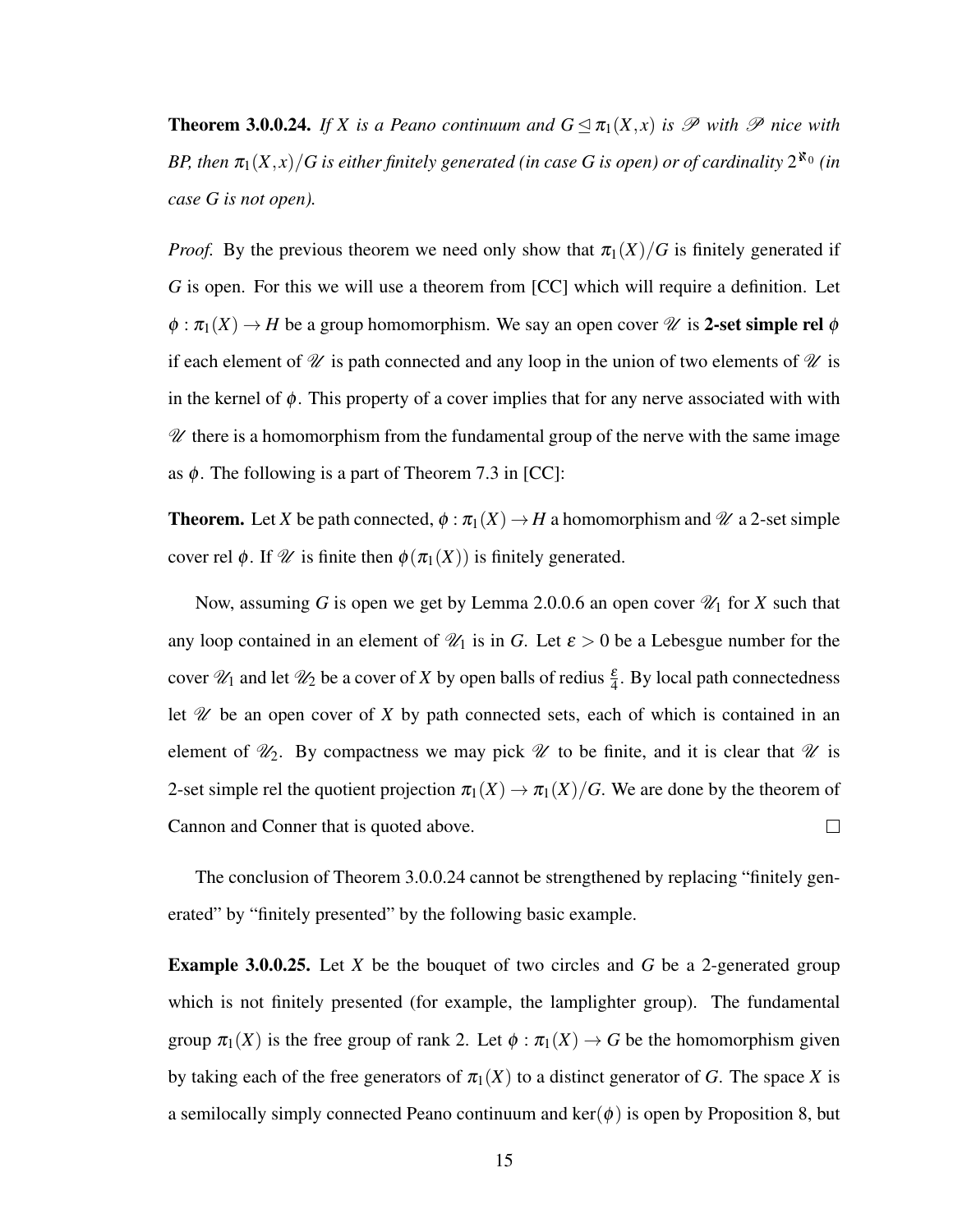**Theorem 3.0.0.24.** *If $X$ is a Peano continuum and $G \trianglelefteq \pi_1(X,x)$ is $\mathscr{P}$ with $\mathscr{P}$ nice with BP, then $\pi_1(X,x)/G$ is either finitely generated (in case G is open) or of cardinality $2^{\aleph_0}$ (in case G is not open).*

*Proof.* By the previous theorem we need only show that $\pi_1(X)/G$ is finitely generated if $G$ is open. For this we will use a theorem from [CC] which will require a definition. Let $\phi : \pi_1(X) \to H$ be a group homomorphism. We say an open cover $\mathscr{U}$ is **2-set simple rel** $\phi$ if each element of $\mathscr{U}$ is path connected and any loop in the union of two elements of $\mathscr{U}$ is in the kernel of $\phi$. This property of a cover implies that for any nerve associated with with $\mathscr{U}$ there is a homomorphism from the fundamental group of the nerve with the same image as $\phi$. The following is a part of Theorem 7.3 in [CC]:

**Theorem.** Let $X$ be path connected, $\phi : \pi_1(X) \to H$ a homomorphism and $\mathscr{U}$ a 2-set simple cover rel $\phi$. If $\mathscr{U}$ is finite then $\phi(\pi_1(X))$ is finitely generated.

Now, assuming $G$ is open we get by Lemma 2.0.0.6 an open cover $\mathscr{U}_1$ for $X$ such that any loop contained in an element of $\mathscr{U}_1$ is in $G$. Let $\varepsilon > 0$ be a Lebesgue number for the cover $\mathscr{U}_1$ and let $\mathscr{U}_2$ be a cover of $X$ by open balls of redius $\frac{\varepsilon}{4}$. By local path connectedness let $\mathscr{U}$ be an open cover of $X$ by path connected sets, each of which is contained in an element of $\mathscr{U}_2$. By compactness we may pick $\mathscr{U}$ to be finite, and it is clear that $\mathscr{U}$ is 2-set simple rel the quotient projection $\pi_1(X) \to \pi_1(X)/G$. We are done by the theorem of Cannon and Conner that is quoted above. $\square$

The conclusion of Theorem 3.0.0.24 cannot be strengthened by replacing "finitely generated" by "finitely presented" by the following basic example.

**Example 3.0.0.25.** Let $X$ be the bouquet of two circles and $G$ be a 2-generated group which is not finitely presented (for example, the lamplighter group). The fundamental group $\pi_1(X)$ is the free group of rank 2. Let $\phi : \pi_1(X) \to G$ be the homomorphism given by taking each of the free generators of $\pi_1(X)$ to a distinct generator of $G$. The space $X$ is a semilocally simply connected Peano continuum and $\ker(\phi)$ is open by Proposition 8, but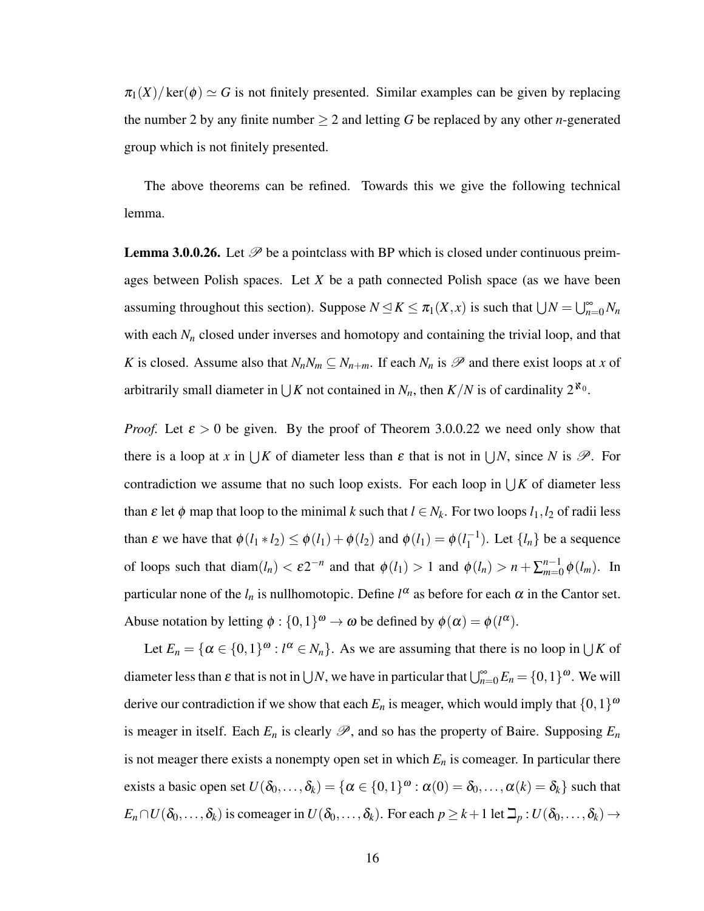$\pi_1(X)/\ker(\phi) \simeq G$ is not finitely presented. Similar examples can be given by replacing the number 2 by any finite number $\geq 2$ and letting $G$ be replaced by any other $n$-generated group which is not finitely presented.

The above theorems can be refined. Towards this we give the following technical lemma.

**Lemma 3.0.0.26.** Let $\mathscr{P}$ be a pointclass with BP which is closed under continuous preimages between Polish spaces. Let $X$ be a path connected Polish space (as we have been assuming throughout this section). Suppose $N \trianglelefteq K \leq \pi_1(X,x)$ is such that $\bigcup N = \bigcup_{n=0}^{\infty} N_n$ with each $N_n$ closed under inverses and homotopy and containing the trivial loop, and that $K$ is closed. Assume also that $N_n N_m \subseteq N_{n+m}$. If each $N_n$ is $\mathscr{P}$ and there exist loops at $x$ of arbitrarily small diameter in $\bigcup K$ not contained in $N_n$, then $K/N$ is of cardinality $2^{\aleph_0}$.

*Proof.* Let $\varepsilon > 0$ be given. By the proof of Theorem 3.0.0.22 we need only show that there is a loop at $x$ in $\bigcup K$ of diameter less than $\varepsilon$ that is not in $\bigcup N$, since $N$ is $\mathscr{P}$. For contradiction we assume that no such loop exists. For each loop in $\bigcup K$ of diameter less than $\varepsilon$ let $\phi$ map that loop to the minimal $k$ such that $l \in N_k$. For two loops $l_1, l_2$ of radii less than $\varepsilon$ we have that $\phi(l_1 * l_2) \leq \phi(l_1) + \phi(l_2)$ and $\phi(l_1) = \phi(l_1^{-1})$. Let $\{l_n\}$ be a sequence of loops such that $\operatorname{diam}(l_n) < \varepsilon 2^{-n}$ and that $\phi(l_1) > 1$ and $\phi(l_n) > n + \sum_{m=0}^{n-1} \phi(l_m)$. In particular none of the $l_n$ is nullhomotopic. Define $l^\alpha$ as before for each $\alpha$ in the Cantor set. Abuse notation by letting $\phi : \{0,1\}^\omega \to \omega$ be defined by $\phi(\alpha) = \phi(l^\alpha)$.

Let $E_n = \{\alpha \in \{0,1\}^\omega : l^\alpha \in N_n\}$. As we are assuming that there is no loop in $\bigcup K$ of diameter less than $\varepsilon$ that is not in $\bigcup N$, we have in particular that $\bigcup_{n=0}^{\infty} E_n = \{0,1\}^\omega$. We will derive our contradiction if we show that each $E_n$ is meager, which would imply that $\{0,1\}^\omega$ is meager in itself. Each $E_n$ is clearly $\mathscr{P}$, and so has the property of Baire. Supposing $E_n$ is not meager there exists a nonempty open set in which $E_n$ is comeager. In particular there exists a basic open set $U(\delta_0, \ldots, \delta_k) = \{\alpha \in \{0,1\}^\omega : \alpha(0) = \delta_0, \ldots, \alpha(k) = \delta_k\}$ such that $E_n \cap U(\delta_0, \ldots, \delta_k)$ is comeager in $U(\delta_0, \ldots, \delta_k)$. For each $p \geq k+1$ let $\sqsupset_p : U(\delta_0, \ldots, \delta_k) \to$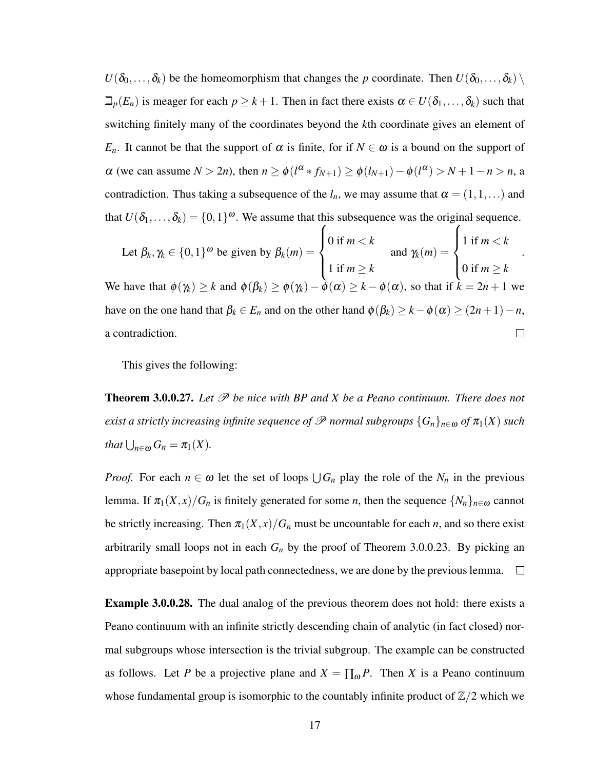$U(\delta_0,\ldots,\delta_k)$ be the homeomorphism that changes the $p$ coordinate. Then $U(\delta_0,\ldots,\delta_k)\setminus \beth_p(E_n)$ is meager for each $p \geq k+1$. Then in fact there exists $\alpha \in U(\delta_1,\ldots,\delta_k)$ such that switching finitely many of the coordinates beyond the $k$th coordinate gives an element of $E_n$. It cannot be that the support of $\alpha$ is finite, for if $N \in \omega$ is a bound on the support of $\alpha$ (we can assume $N > 2n$), then $n \geq \phi(l^\alpha * f_{N+1}) \geq \phi(l_{N+1}) - \phi(l^\alpha) > N+1-n > n$, a contradiction. Thus taking a subsequence of the $l_n$, we may assume that $\alpha = (1,1,\ldots)$ and that $U(\delta_1,\ldots,\delta_k) = \{0,1\}^\omega$. We assume that this subsequence was the original sequence.

Let $\beta_k, \gamma_k \in \{0,1\}^\omega$ be given by $\beta_k(m) = \begin{cases} 0 \text{ if } m < k \\ 1 \text{ if } m \geq k \end{cases}$ and $\gamma_k(m) = \begin{cases} 1 \text{ if } m < k \\ 0 \text{ if } m \geq k \end{cases}$. We have that $\phi(\gamma_k) \geq k$ and $\phi(\beta_k) \geq \phi(\gamma_k) - \phi(\alpha) \geq k - \phi(\alpha)$, so that if $k = 2n+1$ we have on the one hand that $\beta_k \in E_n$ and on the other hand $\phi(\beta_k) \geq k - \phi(\alpha) \geq (2n+1)-n$, a contradiction. $\square$

This gives the following:

**Theorem 3.0.0.27.** *Let $\mathscr{P}$ be nice with BP and $X$ be a Peano continuum. There does not exist a strictly increasing infinite sequence of $\mathscr{P}$ normal subgroups $\{G_n\}_{n\in\omega}$ of $\pi_1(X)$ such that $\bigcup_{n\in\omega} G_n = \pi_1(X)$.*

*Proof.* For each $n \in \omega$ let the set of loops $\bigcup G_n$ play the role of the $N_n$ in the previous lemma. If $\pi_1(X,x)/G_n$ is finitely generated for some $n$, then the sequence $\{N_n\}_{n\in\omega}$ cannot be strictly increasing. Then $\pi_1(X,x)/G_n$ must be uncountable for each $n$, and so there exist arbitrarily small loops not in each $G_n$ by the proof of Theorem 3.0.0.23. By picking an appropriate basepoint by local path connectedness, we are done by the previous lemma. $\square$

**Example 3.0.0.28.** The dual analog of the previous theorem does not hold: there exists a Peano continuum with an infinite strictly descending chain of analytic (in fact closed) normal subgroups whose intersection is the trivial subgroup. The example can be constructed as follows. Let $P$ be a projective plane and $X = \prod_\omega P$. Then $X$ is a Peano continuum whose fundamental group is isomorphic to the countably infinite product of $\mathbb{Z}/2$ which we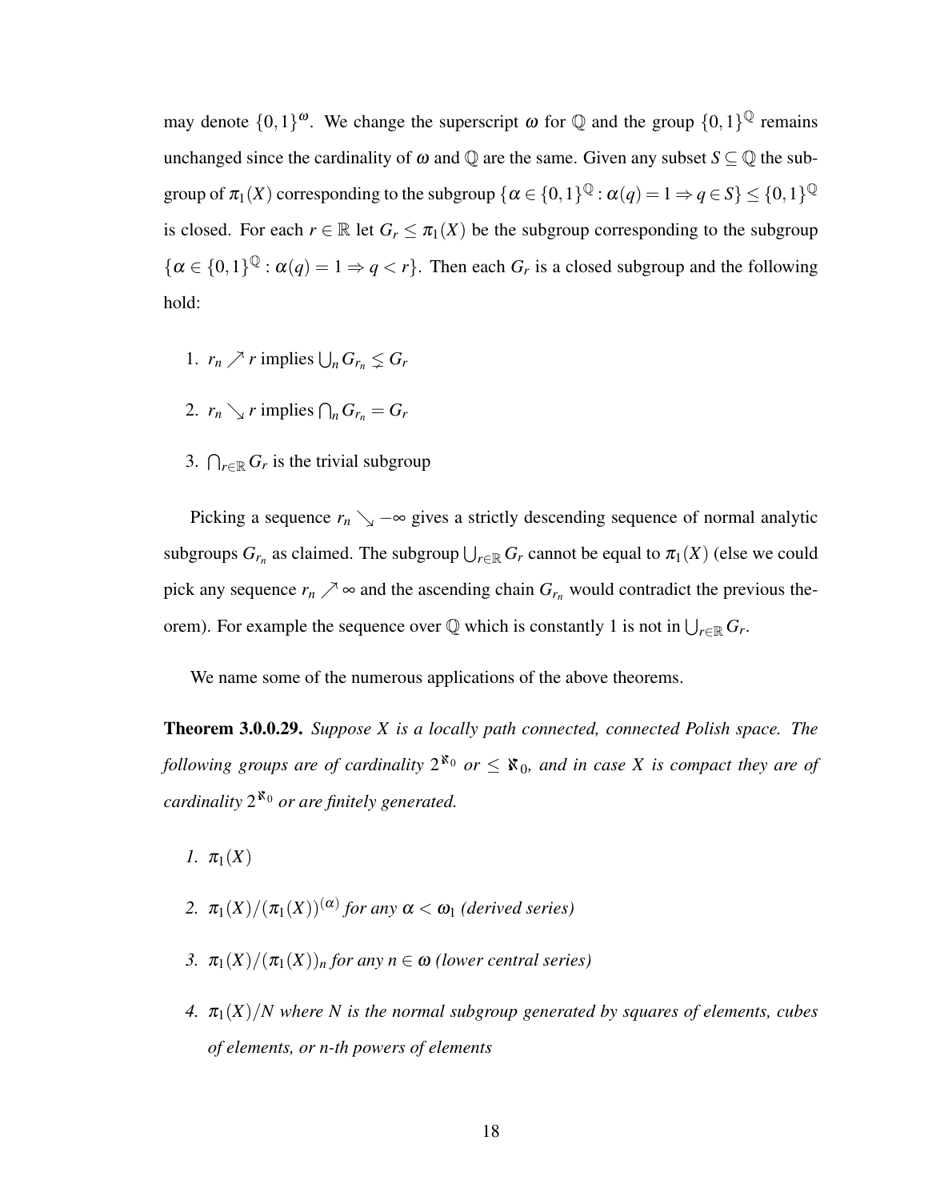may denote $\{0,1\}^{\omega}$. We change the superscript $\omega$ for $\mathbb{Q}$ and the group $\{0,1\}^{\mathbb{Q}}$ remains unchanged since the cardinality of $\omega$ and $\mathbb{Q}$ are the same. Given any subset $S \subseteq \mathbb{Q}$ the subgroup of $\pi_1(X)$ corresponding to the subgroup $\{\alpha \in \{0,1\}^{\mathbb{Q}} : \alpha(q) = 1 \Rightarrow q \in S\} \leq \{0,1\}^{\mathbb{Q}}$ is closed. For each $r \in \mathbb{R}$ let $G_r \leq \pi_1(X)$ be the subgroup corresponding to the subgroup $\{\alpha \in \{0,1\}^{\mathbb{Q}} : \alpha(q) = 1 \Rightarrow q < r\}$. Then each $G_r$ is a closed subgroup and the following hold:

1. $r_n \nearrow r$ implies $\bigcup_n G_{r_n} \lneq G_r$
2. $r_n \searrow r$ implies $\bigcap_n G_{r_n} = G_r$
3. $\bigcap_{r \in \mathbb{R}} G_r$ is the trivial subgroup

Picking a sequence $r_n \searrow -\infty$ gives a strictly descending sequence of normal analytic subgroups $G_{r_n}$ as claimed. The subgroup $\bigcup_{r \in \mathbb{R}} G_r$ cannot be equal to $\pi_1(X)$ (else we could pick any sequence $r_n \nearrow \infty$ and the ascending chain $G_{r_n}$ would contradict the previous theorem). For example the sequence over $\mathbb{Q}$ which is constantly 1 is not in $\bigcup_{r \in \mathbb{R}} G_r$.

We name some of the numerous applications of the above theorems.

**Theorem 3.0.0.29.** *Suppose $X$ is a locally path connected, connected Polish space. The following groups are of cardinality $2^{\aleph_0}$ or $\leq \aleph_0$, and in case $X$ is compact they are of cardinality $2^{\aleph_0}$ or are finitely generated.*

1. *$\pi_1(X)$*
2. *$\pi_1(X)/(\pi_1(X))^{(\alpha)}$ for any $\alpha < \omega_1$ (derived series)*
3. *$\pi_1(X)/(\pi_1(X))_n$ for any $n \in \omega$ (lower central series)*
4. *$\pi_1(X)/N$ where $N$ is the normal subgroup generated by squares of elements, cubes of elements, or n-th powers of elements*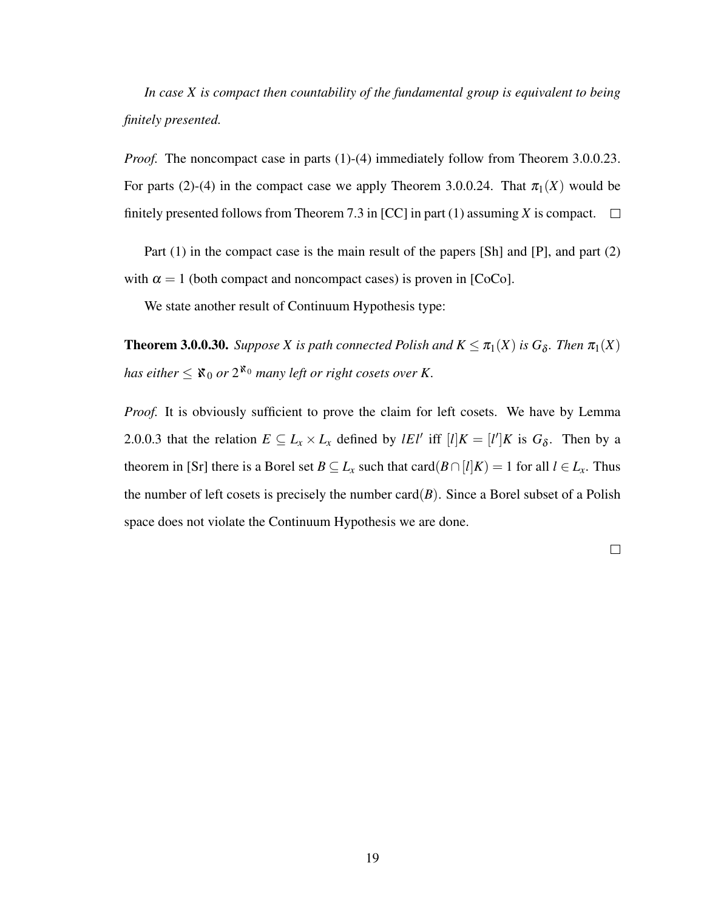*In case $X$ is compact then countability of the fundamental group is equivalent to being finitely presented.*

*Proof.* The noncompact case in parts (1)-(4) immediately follow from Theorem 3.0.0.23. For parts (2)-(4) in the compact case we apply Theorem 3.0.0.24. That $\pi_1(X)$ would be finitely presented follows from Theorem 7.3 in [CC] in part (1) assuming $X$ is compact. $\square$

Part (1) in the compact case is the main result of the papers [Sh] and [P], and part (2) with $\alpha = 1$ (both compact and noncompact cases) is proven in [CoCo].

We state another result of Continuum Hypothesis type:

**Theorem 3.0.0.30.** *Suppose $X$ is path connected Polish and $K \leq \pi_1(X)$ is $G_\delta$. Then $\pi_1(X)$ has either $\leq \aleph_0$ or $2^{\aleph_0}$ many left or right cosets over $K$.*

*Proof.* It is obviously sufficient to prove the claim for left cosets. We have by Lemma 2.0.0.3 that the relation $E \subseteq L_x \times L_x$ defined by $lEl'$ iff $[l]K = [l']K$ is $G_\delta$. Then by a theorem in [Sr] there is a Borel set $B \subseteq L_x$ such that $\text{card}(B \cap [l]K) = 1$ for all $l \in L_x$. Thus the number of left cosets is precisely the number $\text{card}(B)$. Since a Borel subset of a Polish space does not violate the Continuum Hypothesis we are done.

$\square$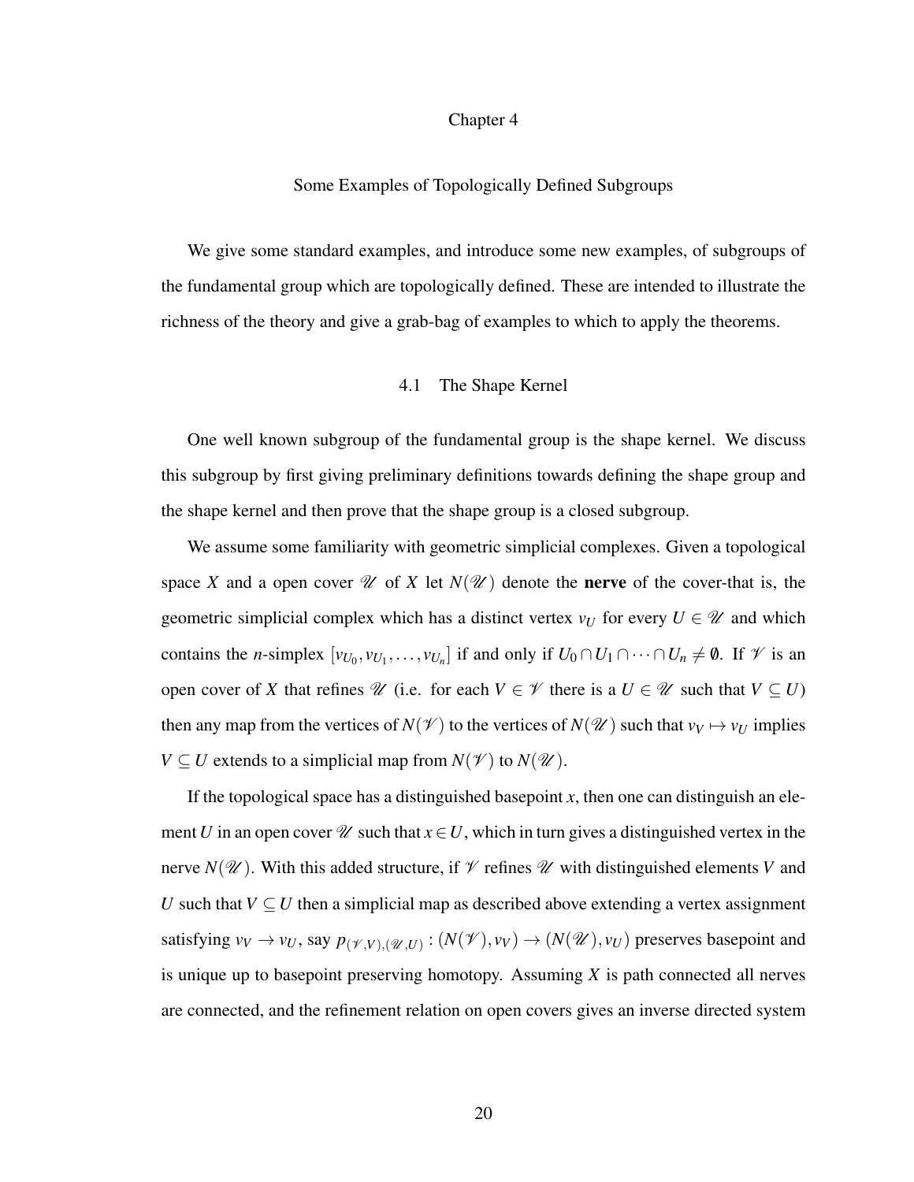# Chapter 4

## Some Examples of Topologically Defined Subgroups

We give some standard examples, and introduce some new examples, of subgroups of the fundamental group which are topologically defined. These are intended to illustrate the richness of the theory and give a grab-bag of examples to which to apply the theorems.

### 4.1 The Shape Kernel

One well known subgroup of the fundamental group is the shape kernel. We discuss this subgroup by first giving preliminary definitions towards defining the shape group and the shape kernel and then prove that the shape group is a closed subgroup.

We assume some familiarity with geometric simplicial complexes. Given a topological space $X$ and a open cover $\mathscr{U}$ of $X$ let $N(\mathscr{U})$ denote the **nerve** of the cover-that is, the geometric simplicial complex which has a distinct vertex $v_U$ for every $U \in \mathscr{U}$ and which contains the $n$-simplex $[v_{U_0}, v_{U_1}, \ldots, v_{U_n}]$ if and only if $U_0 \cap U_1 \cap \cdots \cap U_n \neq \emptyset$. If $\mathscr{V}$ is an open cover of $X$ that refines $\mathscr{U}$ (i.e. for each $V \in \mathscr{V}$ there is a $U \in \mathscr{U}$ such that $V \subseteq U$) then any map from the vertices of $N(\mathscr{V})$ to the vertices of $N(\mathscr{U})$ such that $v_V \mapsto v_U$ implies $V \subseteq U$ extends to a simplicial map from $N(\mathscr{V})$ to $N(\mathscr{U})$.

If the topological space has a distinguished basepoint $x$, then one can distinguish an element $U$ in an open cover $\mathscr{U}$ such that $x \in U$, which in turn gives a distinguished vertex in the nerve $N(\mathscr{U})$. With this added structure, if $\mathscr{V}$ refines $\mathscr{U}$ with distinguished elements $V$ and $U$ such that $V \subseteq U$ then a simplicial map as described above extending a vertex assignment satisfying $v_V \to v_U$, say $p_{(\mathscr{V},V),(\mathscr{U},U)} : (N(\mathscr{V}), v_V) \to (N(\mathscr{U}), v_U)$ preserves basepoint and is unique up to basepoint preserving homotopy. Assuming $X$ is path connected all nerves are connected, and the refinement relation on open covers gives an inverse directed system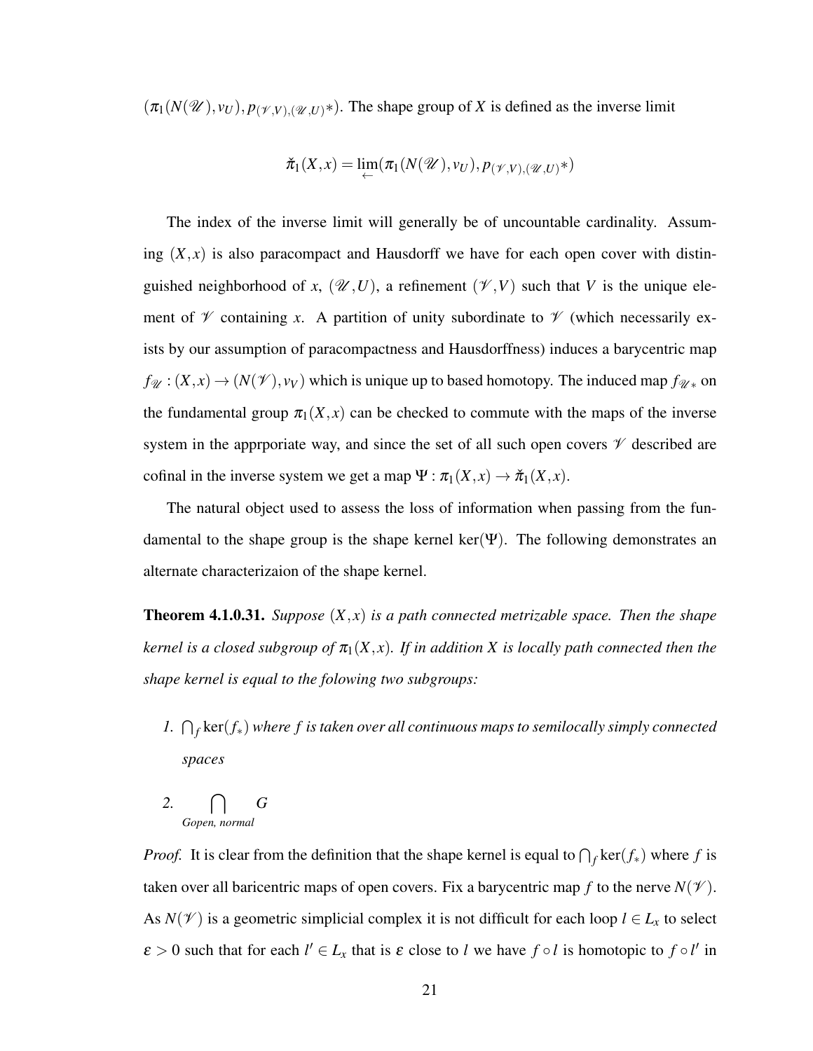$(\pi_1(N(\mathscr{U}), v_U), p_{(\mathscr{V},V),(\mathscr{U},U)*})$. The shape group of $X$ is defined as the inverse limit

$$\check{\pi}_1(X,x) = \lim_{\leftarrow}(\pi_1(N(\mathscr{U}), v_U), p_{(\mathscr{V},V),(\mathscr{U},U)*})$$

The index of the inverse limit will generally be of uncountable cardinality. Assuming $(X,x)$ is also paracompact and Hausdorff we have for each open cover with distinguished neighborhood of $x$, $(\mathscr{U},U)$, a refinement $(\mathscr{V},V)$ such that $V$ is the unique element of $\mathscr{V}$ containing $x$. A partition of unity subordinate to $\mathscr{V}$ (which necessarily exists by our assumption of paracompactness and Hausdorffness) induces a barycentric map $f_{\mathscr{U}} : (X,x) \to (N(\mathscr{V}), v_V)$ which is unique up to based homotopy. The induced map $f_{\mathscr{U}*}$ on the fundamental group $\pi_1(X,x)$ can be checked to commute with the maps of the inverse system in the apprporiate way, and since the set of all such open covers $\mathscr{V}$ described are cofinal in the inverse system we get a map $\Psi : \pi_1(X,x) \to \check{\pi}_1(X,x)$.

The natural object used to assess the loss of information when passing from the fundamental to the shape group is the shape kernel $\ker(\Psi)$. The following demonstrates an alternate characterizaion of the shape kernel.

**Theorem 4.1.0.31.** *Suppose $(X,x)$ is a path connected metrizable space. Then the shape kernel is a closed subgroup of $\pi_1(X,x)$. If in addition $X$ is locally path connected then the shape kernel is equal to the folowing two subgroups:*

1. $\bigcap_f \ker(f_*)$ *where $f$ is taken over all continuous maps to semilocally simply connected spaces*
2. $\bigcap\limits_{G \text{open, normal}} G$

*Proof.* It is clear from the definition that the shape kernel is equal to $\bigcap_f \ker(f_*)$ where $f$ is taken over all baricentric maps of open covers. Fix a barycentric map $f$ to the nerve $N(\mathscr{V})$. As $N(\mathscr{V})$ is a geometric simplicial complex it is not difficult for each loop $l \in L_x$ to select $\varepsilon > 0$ such that for each $l' \in L_x$ that is $\varepsilon$ close to $l$ we have $f \circ l$ is homotopic to $f \circ l'$ in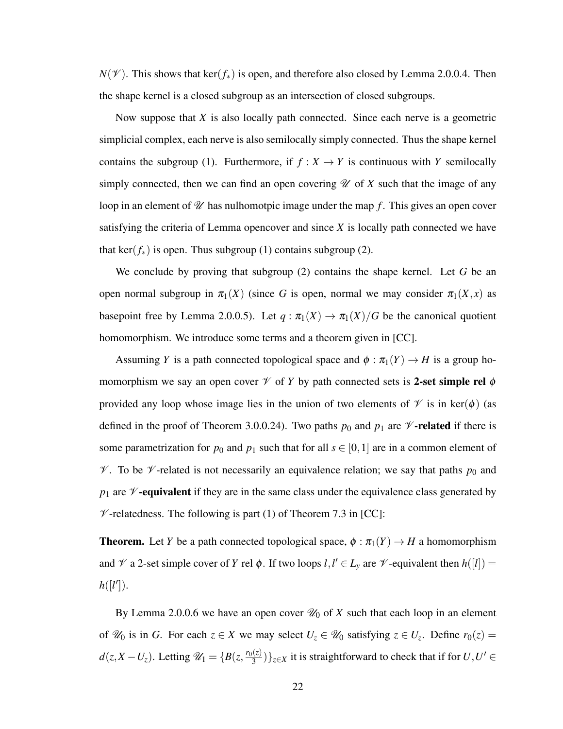$N(\mathscr{V})$. This shows that $\ker(f_*)$ is open, and therefore also closed by Lemma 2.0.0.4. Then the shape kernel is a closed subgroup as an intersection of closed subgroups.

Now suppose that $X$ is also locally path connected. Since each nerve is a geometric simplicial complex, each nerve is also semilocally simply connected. Thus the shape kernel contains the subgroup (1). Furthermore, if $f : X \to Y$ is continuous with $Y$ semilocally simply connected, then we can find an open covering $\mathscr{U}$ of $X$ such that the image of any loop in an element of $\mathscr{U}$ has nulhomotpic image under the map $f$. This gives an open cover satisfying the criteria of Lemma opencover and since $X$ is locally path connected we have that $\ker(f_*)$ is open. Thus subgroup (1) contains subgroup (2).

We conclude by proving that subgroup (2) contains the shape kernel. Let $G$ be an open normal subgroup in $\pi_1(X)$ (since $G$ is open, normal we may consider $\pi_1(X,x)$ as basepoint free by Lemma 2.0.0.5). Let $q : \pi_1(X) \to \pi_1(X)/G$ be the canonical quotient homomorphism. We introduce some terms and a theorem given in [CC].

Assuming $Y$ is a path connected topological space and $\phi : \pi_1(Y) \to H$ is a group homomorphism we say an open cover $\mathscr{V}$ of $Y$ by path connected sets is **2-set simple rel** $\phi$ provided any loop whose image lies in the union of two elements of $\mathscr{V}$ is in $\ker(\phi)$ (as defined in the proof of Theorem 3.0.0.24). Two paths $p_0$ and $p_1$ are $\mathscr{V}$**-related** if there is some parametrization for $p_0$ and $p_1$ such that for all $s \in [0,1]$ are in a common element of $\mathscr{V}$. To be $\mathscr{V}$-related is not necessarily an equivalence relation; we say that paths $p_0$ and $p_1$ are $\mathscr{V}$**-equivalent** if they are in the same class under the equivalence class generated by $\mathscr{V}$-relatedness. The following is part (1) of Theorem 7.3 in [CC]:

**Theorem.** Let $Y$ be a path connected topological space, $\phi : \pi_1(Y) \to H$ a homomorphism and $\mathscr{V}$ a 2-set simple cover of $Y$ rel $\phi$. If two loops $l, l' \in L_y$ are $\mathscr{V}$-equivalent then $h([l]) = h([l'])$.

By Lemma 2.0.0.6 we have an open cover $\mathscr{U}_0$ of $X$ such that each loop in an element of $\mathscr{U}_0$ is in $G$. For each $z \in X$ we may select $U_z \in \mathscr{U}_0$ satisfying $z \in U_z$. Define $r_0(z) = d(z, X - U_z)$. Letting $\mathscr{U}_1 = \{B(z, \frac{r_0(z)}{3})\}_{z \in X}$ it is straightforward to check that if for $U, U' \in$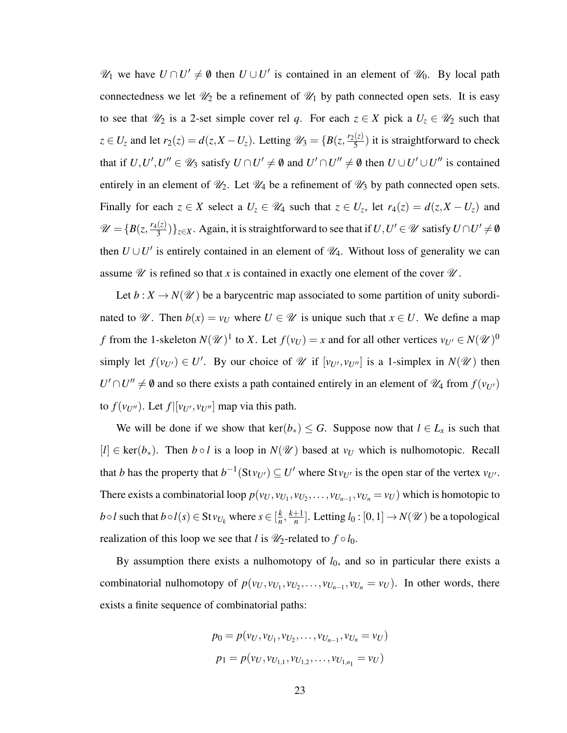$\mathscr{U}_1$ we have $U \cap U' \neq \emptyset$ then $U \cup U'$ is contained in an element of $\mathscr{U}_0$. By local path connectedness we let $\mathscr{U}_2$ be a refinement of $\mathscr{U}_1$ by path connected open sets. It is easy to see that $\mathscr{U}_2$ is a 2-set simple cover rel $q$. For each $z \in X$ pick a $U_z \in \mathscr{U}_2$ such that $z \in U_z$ and let $r_2(z) = d(z, X - U_z)$. Letting $\mathscr{U}_3 = \{B(z, \frac{r_2(z)}{5})$ it is straightforward to check that if $U, U', U'' \in \mathscr{U}_3$ satisfy $U \cap U' \neq \emptyset$ and $U' \cap U'' \neq \emptyset$ then $U \cup U' \cup U''$ is contained entirely in an element of $\mathscr{U}_2$. Let $\mathscr{U}_4$ be a refinement of $\mathscr{U}_3$ by path connected open sets. Finally for each $z \in X$ select a $U_z \in \mathscr{U}_4$ such that $z \in U_z$, let $r_4(z) = d(z, X - U_z)$ and $\mathscr{U} = \{B(z, \frac{r_4(z)}{3})\}_{z \in X}$. Again, it is straightforward to see that if $U, U' \in \mathscr{U}$ satisfy $U \cap U' \neq \emptyset$ then $U \cup U'$ is entirely contained in an element of $\mathscr{U}_4$. Without loss of generality we can assume $\mathscr{U}$ is refined so that $x$ is contained in exactly one element of the cover $\mathscr{U}$.

Let $b : X \to N(\mathscr{U})$ be a barycentric map associated to some partition of unity subordinated to $\mathscr{U}$. Then $b(x) = v_U$ where $U \in \mathscr{U}$ is unique such that $x \in U$. We define a map $f$ from the 1-skeleton $N(\mathscr{U})^1$ to $X$. Let $f(v_U) = x$ and for all other vertices $v_{U'} \in N(\mathscr{U})^0$ simply let $f(v_{U'}) \in U'$. By our choice of $\mathscr{U}$ if $[v_{U'}, v_{U''}]$ is a 1-simplex in $N(\mathscr{U})$ then $U' \cap U'' \neq \emptyset$ and so there exists a path contained entirely in an element of $\mathscr{U}_4$ from $f(v_{U'})$ to $f(v_{U''})$. Let $f|[v_{U'}, v_{U''}]$ map via this path.

We will be done if we show that $\ker(b_*) \leq G$. Suppose now that $l \in L_x$ is such that $[l] \in \ker(b_*)$. Then $b \circ l$ is a loop in $N(\mathscr{U})$ based at $v_U$ which is nulhomotopic. Recall that $b$ has the property that $b^{-1}(\operatorname{St} v_{U'}) \subseteq U'$ where $\operatorname{St} v_{U'}$ is the open star of the vertex $v_{U'}$. There exists a combinatorial loop $p(v_U, v_{U_1}, v_{U_2}, \ldots, v_{U_{n-1}}, v_{U_n} = v_U)$ which is homotopic to $b \circ l$ such that $b \circ l(s) \in \operatorname{St} v_{U_k}$ where $s \in [\frac{k}{n}, \frac{k+1}{n}]$. Letting $l_0 : [0,1] \to N(\mathscr{U})$ be a topological realization of this loop we see that $l$ is $\mathscr{U}_2$-related to $f \circ l_0$.

By assumption there exists a nulhomotopy of $l_0$, and so in particular there exists a combinatorial nulhomotopy of $p(v_U, v_{U_1}, v_{U_2}, \ldots, v_{U_{n-1}}, v_{U_n} = v_U)$. In other words, there exists a finite sequence of combinatorial paths:

$$p_0 = p(v_U, v_{U_1}, v_{U_2}, \ldots, v_{U_{n-1}}, v_{U_n} = v_U)$$
$$p_1 = p(v_U, v_{U_{1,1}}, v_{U_{1,2}}, \ldots, v_{U_{1,n_1}} = v_U)$$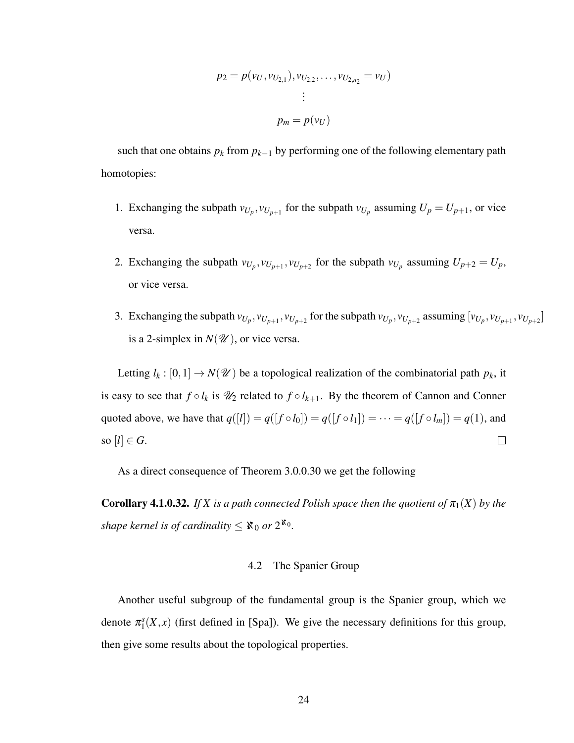$$p_2 = p(v_U, v_{U_{2,1}}), v_{U_{2,2}}, \ldots, v_{U_{2,n_2}} = v_U)$$

$$\vdots$$

$$p_m = p(v_U)$$

such that one obtains $p_k$ from $p_{k-1}$ by performing one of the following elementary path homotopies:

1. Exchanging the subpath $v_{U_p}, v_{U_{p+1}}$ for the subpath $v_{U_p}$ assuming $U_p = U_{p+1}$, or vice versa.
2. Exchanging the subpath $v_{U_p}, v_{U_{p+1}}, v_{U_{p+2}}$ for the subpath $v_{U_p}$ assuming $U_{p+2} = U_p$, or vice versa.
3. Exchanging the subpath $v_{U_p}, v_{U_{p+1}}, v_{U_{p+2}}$ for the subpath $v_{U_p}, v_{U_{p+2}}$ assuming $[v_{U_p}, v_{U_{p+1}}, v_{U_{p+2}}]$ is a 2-simplex in $N(\mathscr{U})$, or vice versa.

Letting $l_k : [0,1] \to N(\mathscr{U})$ be a topological realization of the combinatorial path $p_k$, it is easy to see that $f \circ l_k$ is $\mathscr{U}_2$ related to $f \circ l_{k+1}$. By the theorem of Cannon and Conner quoted above, we have that $q([l]) = q([f \circ l_0]) = q([f \circ l_1]) = \cdots = q([f \circ l_m]) = q(1)$, and so $[l] \in G$. $\square$

As a direct consequence of Theorem 3.0.0.30 we get the following

**Corollary 4.1.0.32.** *If $X$ is a path connected Polish space then the quotient of $\pi_1(X)$ by the shape kernel is of cardinality $\leq \aleph_0$ or $2^{\aleph_0}$.*

## 4.2 The Spanier Group

Another useful subgroup of the fundamental group is the Spanier group, which we denote $\pi_1^s(X,x)$ (first defined in [Spa]). We give the necessary definitions for this group, then give some results about the topological properties.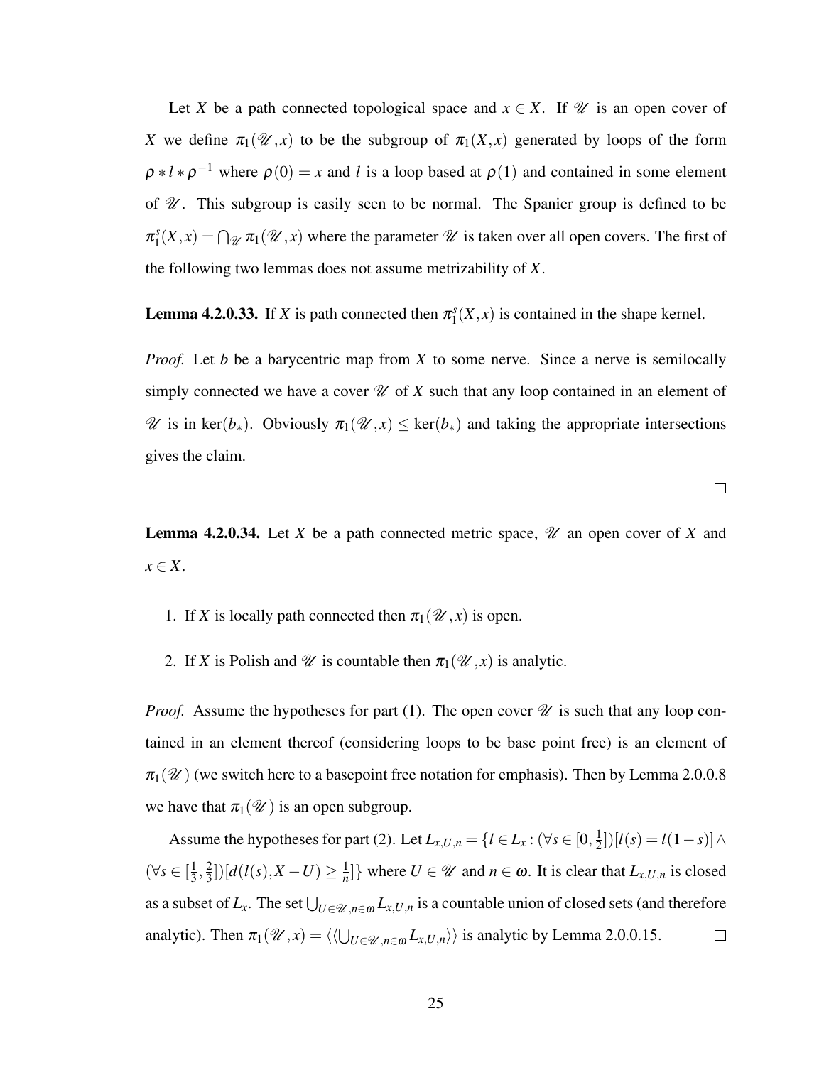Let $X$ be a path connected topological space and $x \in X$. If $\mathscr{U}$ is an open cover of $X$ we define $\pi_1(\mathscr{U}, x)$ to be the subgroup of $\pi_1(X, x)$ generated by loops of the form $\rho * l * \rho^{-1}$ where $\rho(0) = x$ and $l$ is a loop based at $\rho(1)$ and contained in some element of $\mathscr{U}$. This subgroup is easily seen to be normal. The Spanier group is defined to be $\pi_1^s(X, x) = \bigcap_{\mathscr{U}} \pi_1(\mathscr{U}, x)$ where the parameter $\mathscr{U}$ is taken over all open covers. The first of the following two lemmas does not assume metrizability of $X$.

**Lemma 4.2.0.33.** If $X$ is path connected then $\pi_1^s(X, x)$ is contained in the shape kernel.

*Proof.* Let $b$ be a barycentric map from $X$ to some nerve. Since a nerve is semilocally simply connected we have a cover $\mathscr{U}$ of $X$ such that any loop contained in an element of $\mathscr{U}$ is in $\ker(b_*)$. Obviously $\pi_1(\mathscr{U}, x) \leq \ker(b_*)$ and taking the appropriate intersections gives the claim.

□

**Lemma 4.2.0.34.** Let $X$ be a path connected metric space, $\mathscr{U}$ an open cover of $X$ and $x \in X$.

1. If $X$ is locally path connected then $\pi_1(\mathscr{U}, x)$ is open.
2. If $X$ is Polish and $\mathscr{U}$ is countable then $\pi_1(\mathscr{U}, x)$ is analytic.

*Proof.* Assume the hypotheses for part (1). The open cover $\mathscr{U}$ is such that any loop contained in an element thereof (considering loops to be base point free) is an element of $\pi_1(\mathscr{U})$ (we switch here to a basepoint free notation for emphasis). Then by Lemma 2.0.0.8 we have that $\pi_1(\mathscr{U})$ is an open subgroup.

Assume the hypotheses for part (2). Let $L_{x,U,n} = \{l \in L_x : (\forall s \in [0, \frac{1}{2}])[l(s) = l(1-s)] \wedge (\forall s \in [\frac{1}{3}, \frac{2}{3}])[d(l(s), X - U) \geq \frac{1}{n}]\}$ where $U \in \mathscr{U}$ and $n \in \omega$. It is clear that $L_{x,U,n}$ is closed as a subset of $L_x$. The set $\bigcup_{U \in \mathscr{U}, n \in \omega} L_{x,U,n}$ is a countable union of closed sets (and therefore analytic). Then $\pi_1(\mathscr{U}, x) = \langle\langle \bigcup_{U \in \mathscr{U}, n \in \omega} L_{x,U,n} \rangle\rangle$ is analytic by Lemma 2.0.0.15. □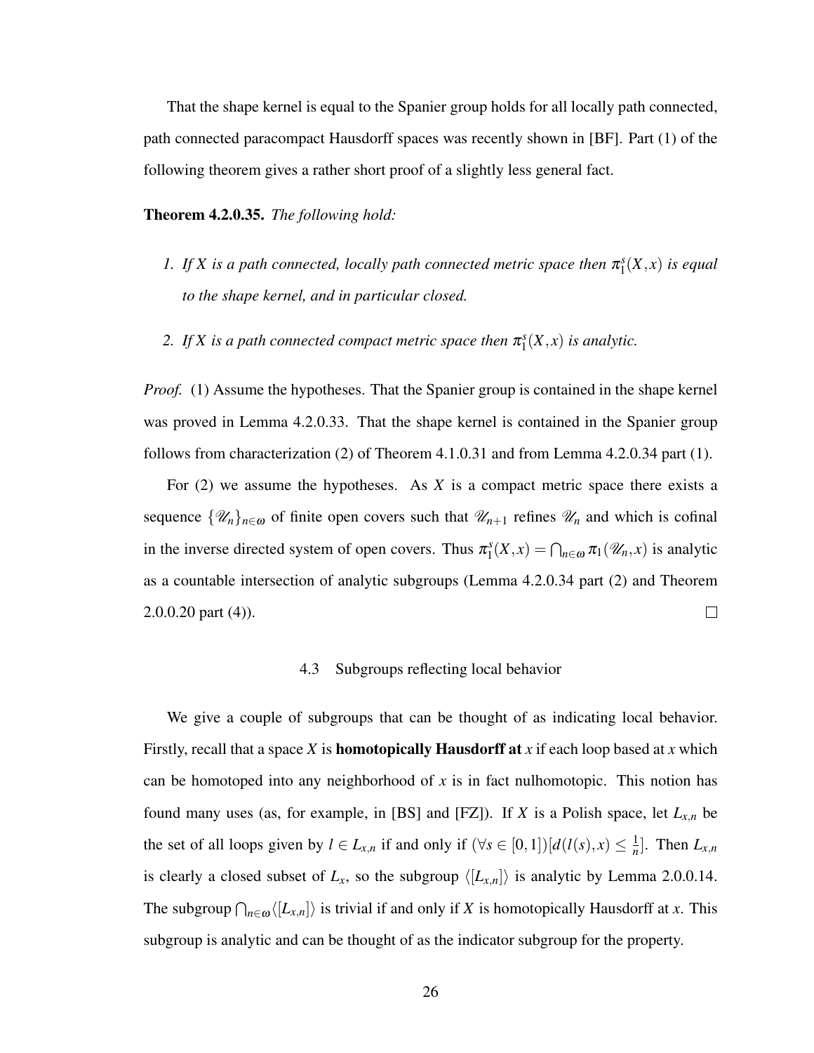That the shape kernel is equal to the Spanier group holds for all locally path connected, path connected paracompact Hausdorff spaces was recently shown in [BF]. Part (1) of the following theorem gives a rather short proof of a slightly less general fact.

**Theorem 4.2.0.35.** *The following hold:*

1. *If $X$ is a path connected, locally path connected metric space then $\pi_1^s(X,x)$ is equal to the shape kernel, and in particular closed.*
2. *If $X$ is a path connected compact metric space then $\pi_1^s(X,x)$ is analytic.*

*Proof.* (1) Assume the hypotheses. That the Spanier group is contained in the shape kernel was proved in Lemma 4.2.0.33. That the shape kernel is contained in the Spanier group follows from characterization (2) of Theorem 4.1.0.31 and from Lemma 4.2.0.34 part (1).

For (2) we assume the hypotheses. As $X$ is a compact metric space there exists a sequence $\{\mathscr{U}_n\}_{n\in\omega}$ of finite open covers such that $\mathscr{U}_{n+1}$ refines $\mathscr{U}_n$ and which is cofinal in the inverse directed system of open covers. Thus $\pi_1^s(X,x) = \bigcap_{n\in\omega} \pi_1(\mathscr{U}_n, x)$ is analytic as a countable intersection of analytic subgroups (Lemma 4.2.0.34 part (2) and Theorem 2.0.0.20 part (4)). $\square$

## 4.3 Subgroups reflecting local behavior

We give a couple of subgroups that can be thought of as indicating local behavior. Firstly, recall that a space $X$ is **homotopically Hausdorff at** $x$ if each loop based at $x$ which can be homotoped into any neighborhood of $x$ is in fact nulhomotopic. This notion has found many uses (as, for example, in [BS] and [FZ]). If $X$ is a Polish space, let $L_{x,n}$ be the set of all loops given by $l \in L_{x,n}$ if and only if $(\forall s \in [0,1])[d(l(s),x) \leq \frac{1}{n}]$. Then $L_{x,n}$ is clearly a closed subset of $L_x$, so the subgroup $\langle [L_{x,n}] \rangle$ is analytic by Lemma 2.0.0.14. The subgroup $\bigcap_{n\in\omega} \langle [L_{x,n}] \rangle$ is trivial if and only if $X$ is homotopically Hausdorff at $x$. This subgroup is analytic and can be thought of as the indicator subgroup for the property.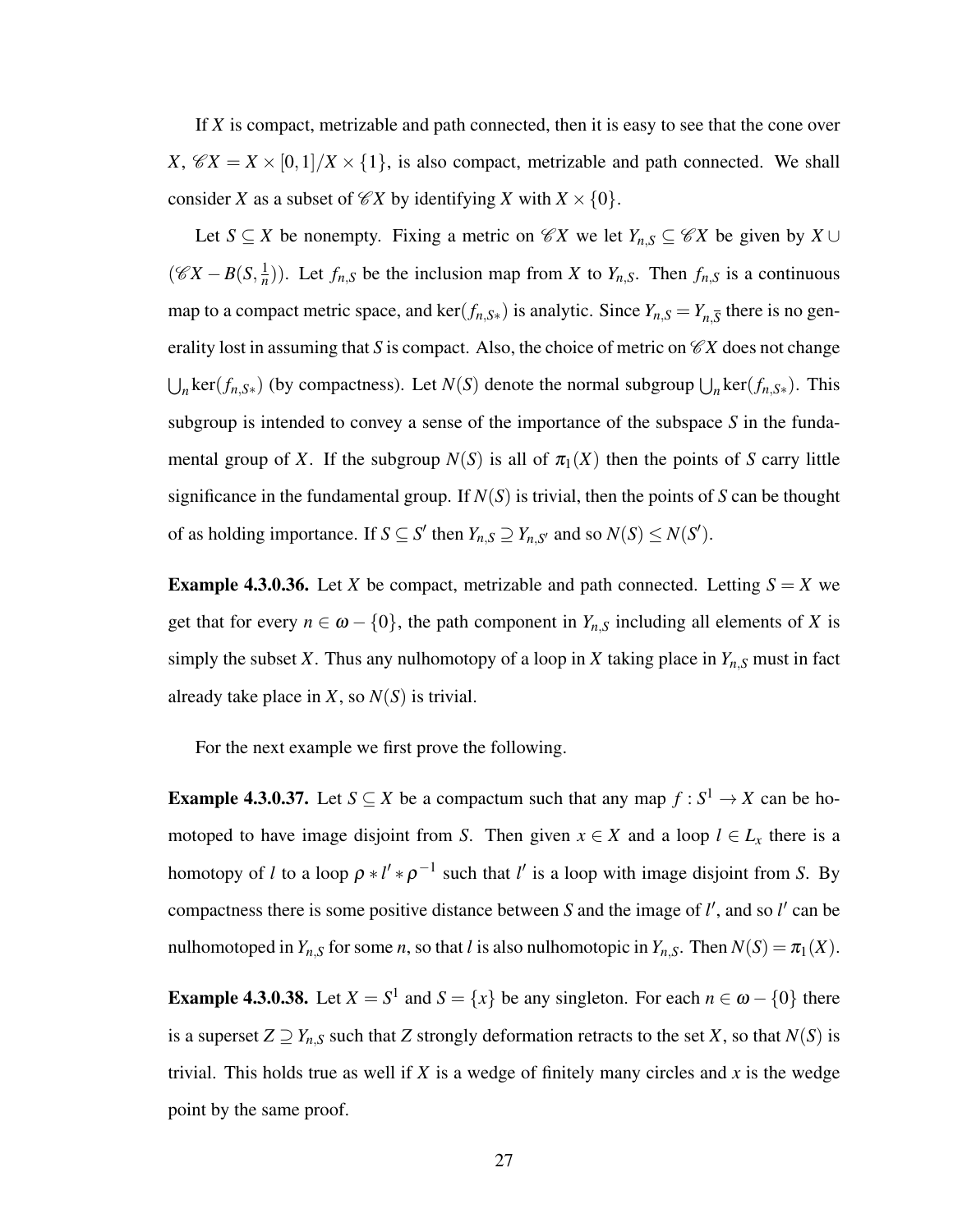If $X$ is compact, metrizable and path connected, then it is easy to see that the cone over $X$, $\mathscr{C}X = X \times [0,1]/X \times \{1\}$, is also compact, metrizable and path connected. We shall consider $X$ as a subset of $\mathscr{C}X$ by identifying $X$ with $X \times \{0\}$.

Let $S \subseteq X$ be nonempty. Fixing a metric on $\mathscr{C}X$ we let $Y_{n,S} \subseteq \mathscr{C}X$ be given by $X \cup (\mathscr{C}X - B(S, \frac{1}{n}))$. Let $f_{n,S}$ be the inclusion map from $X$ to $Y_{n,S}$. Then $f_{n,S}$ is a continuous map to a compact metric space, and $\ker(f_{n,S*})$ is analytic. Since $Y_{n,S} = Y_{n,\overline{S}}$ there is no generality lost in assuming that $S$ is compact. Also, the choice of metric on $\mathscr{C}X$ does not change $\bigcup_n \ker(f_{n,S*})$ (by compactness). Let $N(S)$ denote the normal subgroup $\bigcup_n \ker(f_{n,S*})$. This subgroup is intended to convey a sense of the importance of the subspace $S$ in the fundamental group of $X$. If the subgroup $N(S)$ is all of $\pi_1(X)$ then the points of $S$ carry little significance in the fundamental group. If $N(S)$ is trivial, then the points of $S$ can be thought of as holding importance. If $S \subseteq S'$ then $Y_{n,S} \supseteq Y_{n,S'}$ and so $N(S) \leq N(S')$.

**Example 4.3.0.36.** Let $X$ be compact, metrizable and path connected. Letting $S = X$ we get that for every $n \in \omega - \{0\}$, the path component in $Y_{n,S}$ including all elements of $X$ is simply the subset $X$. Thus any nulhomotopy of a loop in $X$ taking place in $Y_{n,S}$ must in fact already take place in $X$, so $N(S)$ is trivial.

For the next example we first prove the following.

**Example 4.3.0.37.** Let $S \subseteq X$ be a compactum such that any map $f : S^1 \to X$ can be homotoped to have image disjoint from $S$. Then given $x \in X$ and a loop $l \in L_x$ there is a homotopy of $l$ to a loop $\rho * l' * \rho^{-1}$ such that $l'$ is a loop with image disjoint from $S$. By compactness there is some positive distance between $S$ and the image of $l'$, and so $l'$ can be nulhomotoped in $Y_{n,S}$ for some $n$, so that $l$ is also nulhomotopic in $Y_{n,S}$. Then $N(S) = \pi_1(X)$.

**Example 4.3.0.38.** Let $X = S^1$ and $S = \{x\}$ be any singleton. For each $n \in \omega - \{0\}$ there is a superset $Z \supseteq Y_{n,S}$ such that $Z$ strongly deformation retracts to the set $X$, so that $N(S)$ is trivial. This holds true as well if $X$ is a wedge of finitely many circles and $x$ is the wedge point by the same proof.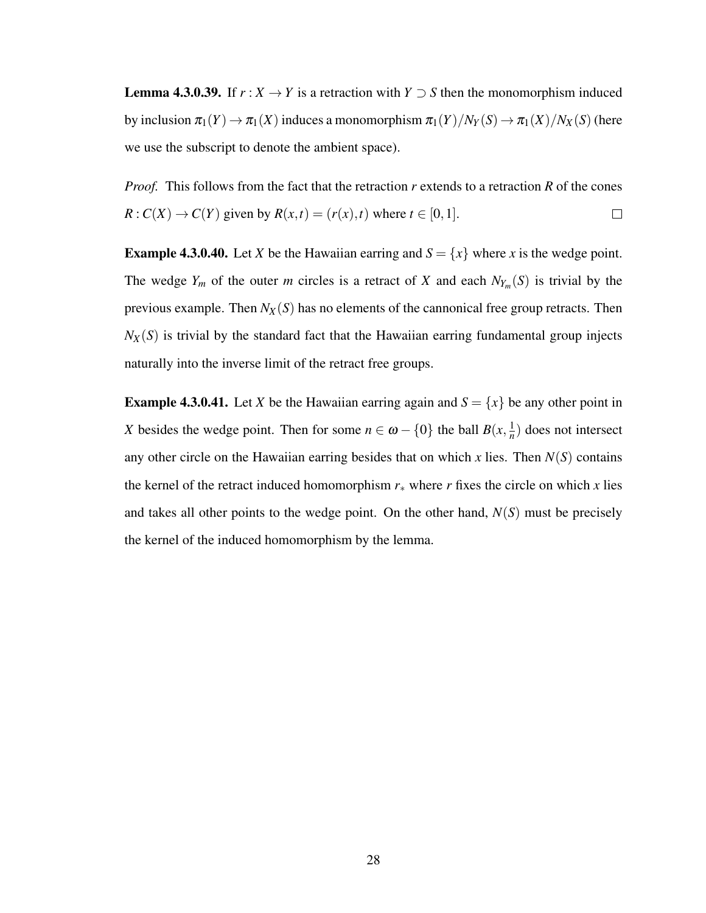**Lemma 4.3.0.39.** If $r : X \to Y$ is a retraction with $Y \supset S$ then the monomorphism induced by inclusion $\pi_1(Y) \to \pi_1(X)$ induces a monomorphism $\pi_1(Y)/N_Y(S) \to \pi_1(X)/N_X(S)$ (here we use the subscript to denote the ambient space).

*Proof.* This follows from the fact that the retraction $r$ extends to a retraction $R$ of the cones $R : C(X) \to C(Y)$ given by $R(x,t) = (r(x),t)$ where $t \in [0,1]$. $\square$

**Example 4.3.0.40.** Let $X$ be the Hawaiian earring and $S = \{x\}$ where $x$ is the wedge point. The wedge $Y_m$ of the outer $m$ circles is a retract of $X$ and each $N_{Y_m}(S)$ is trivial by the previous example. Then $N_X(S)$ has no elements of the cannonical free group retracts. Then $N_X(S)$ is trivial by the standard fact that the Hawaiian earring fundamental group injects naturally into the inverse limit of the retract free groups.

**Example 4.3.0.41.** Let $X$ be the Hawaiian earring again and $S = \{x\}$ be any other point in $X$ besides the wedge point. Then for some $n \in \omega - \{0\}$ the ball $B(x, \frac{1}{n})$ does not intersect any other circle on the Hawaiian earring besides that on which $x$ lies. Then $N(S)$ contains the kernel of the retract induced homomorphism $r_*$ where $r$ fixes the circle on which $x$ lies and takes all other points to the wedge point. On the other hand, $N(S)$ must be precisely the kernel of the induced homomorphism by the lemma.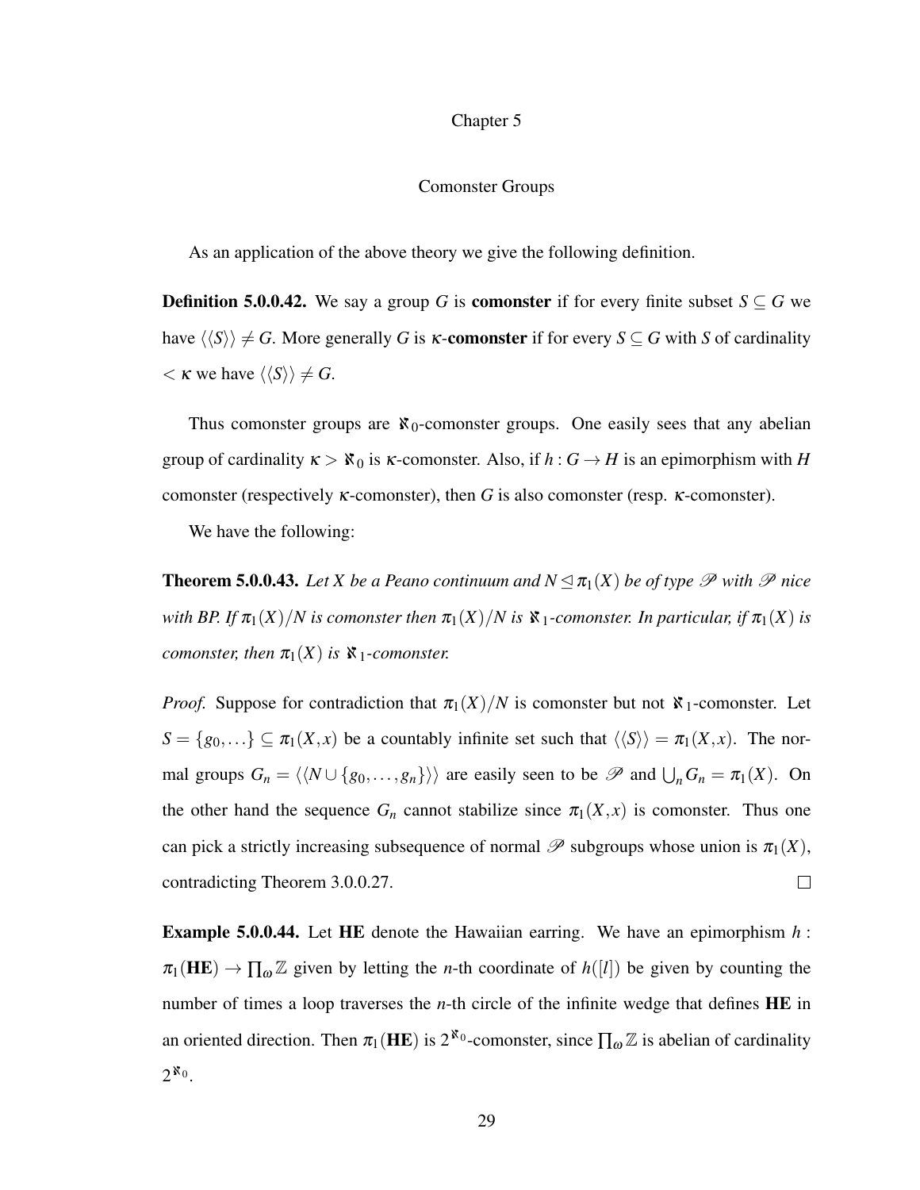# Chapter 5

## Comonster Groups

As an application of the above theory we give the following definition.

**Definition 5.0.0.42.** We say a group $G$ is **comonster** if for every finite subset $S \subseteq G$ we have $\langle\langle S \rangle\rangle \neq G$. More generally $G$ is **$\kappa$-comonster** if for every $S \subseteq G$ with $S$ of cardinality $< \kappa$ we have $\langle\langle S \rangle\rangle \neq G$.

Thus comonster groups are $\aleph_0$-comonster groups. One easily sees that any abelian group of cardinality $\kappa > \aleph_0$ is $\kappa$-comonster. Also, if $h : G \to H$ is an epimorphism with $H$ comonster (respectively $\kappa$-comonster), then $G$ is also comonster (resp. $\kappa$-comonster).

We have the following:

**Theorem 5.0.0.43.** *Let $X$ be a Peano continuum and $N \trianglelefteq \pi_1(X)$ be of type $\mathscr{P}$ with $\mathscr{P}$ nice with BP. If $\pi_1(X)/N$ is comonster then $\pi_1(X)/N$ is $\aleph_1$-comonster. In particular, if $\pi_1(X)$ is comonster, then $\pi_1(X)$ is $\aleph_1$-comonster.*

*Proof.* Suppose for contradiction that $\pi_1(X)/N$ is comonster but not $\aleph_1$-comonster. Let $S = \{g_0, \ldots\} \subseteq \pi_1(X,x)$ be a countably infinite set such that $\langle\langle S \rangle\rangle = \pi_1(X,x)$. The normal groups $G_n = \langle\langle N \cup \{g_0, \ldots, g_n\} \rangle\rangle$ are easily seen to be $\mathscr{P}$ and $\bigcup_n G_n = \pi_1(X)$. On the other hand the sequence $G_n$ cannot stabilize since $\pi_1(X,x)$ is comonster. Thus one can pick a strictly increasing subsequence of normal $\mathscr{P}$ subgroups whose union is $\pi_1(X)$, contradicting Theorem 3.0.0.27. $\square$

**Example 5.0.0.44.** Let **HE** denote the Hawaiian earring. We have an epimorphism $h : \pi_1(\mathbf{HE}) \to \prod_\omega \mathbb{Z}$ given by letting the $n$-th coordinate of $h([l])$ be given by counting the number of times a loop traverses the $n$-th circle of the infinite wedge that defines **HE** in an oriented direction. Then $\pi_1(\mathbf{HE})$ is $2^{\aleph_0}$-comonster, since $\prod_\omega \mathbb{Z}$ is abelian of cardinality $2^{\aleph_0}$.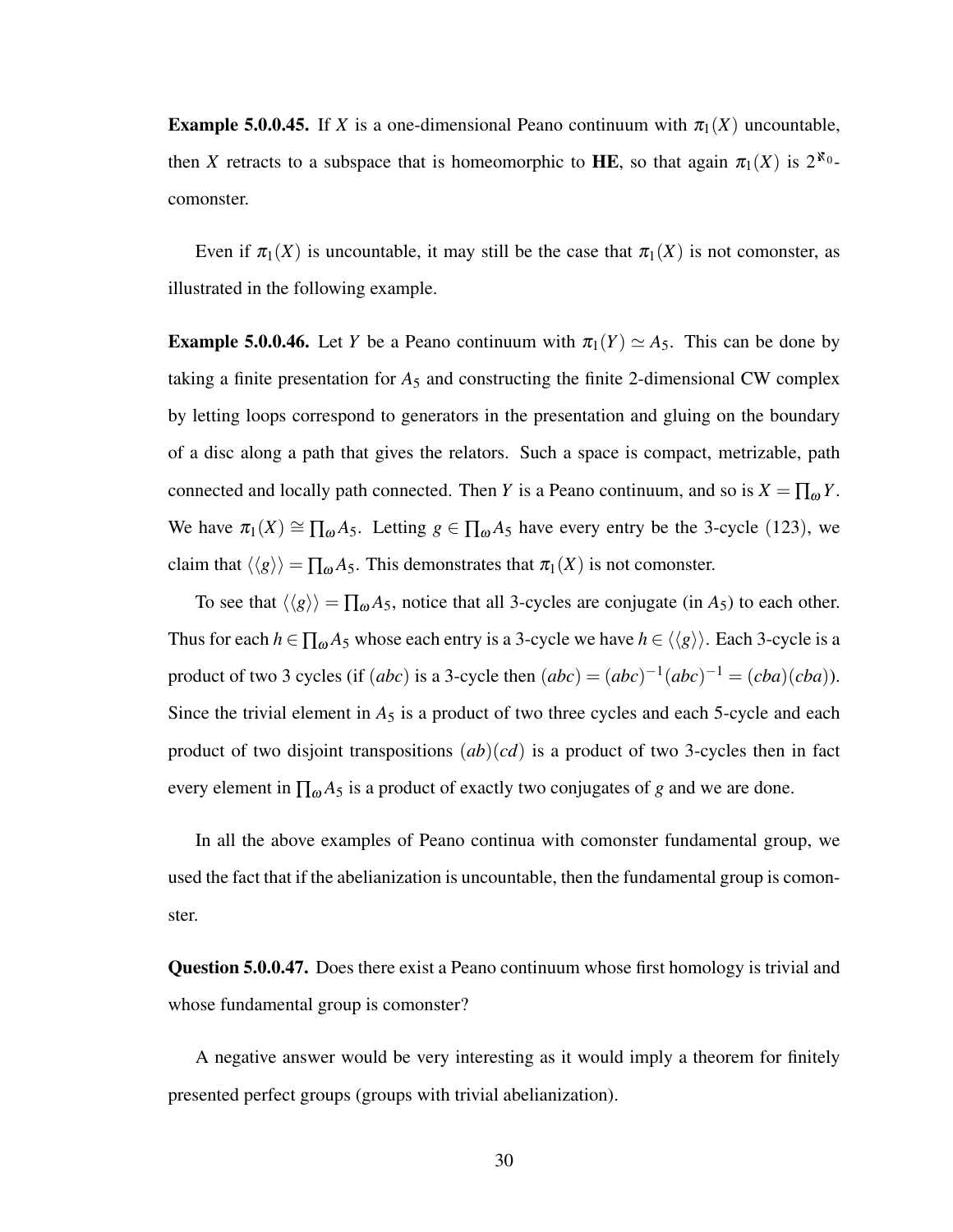**Example 5.0.0.45.** If $X$ is a one-dimensional Peano continuum with $\pi_1(X)$ uncountable, then $X$ retracts to a subspace that is homeomorphic to **HE**, so that again $\pi_1(X)$ is $2^{\aleph_0}$-comonster.

Even if $\pi_1(X)$ is uncountable, it may still be the case that $\pi_1(X)$ is not comonster, as illustrated in the following example.

**Example 5.0.0.46.** Let $Y$ be a Peano continuum with $\pi_1(Y) \simeq A_5$. This can be done by taking a finite presentation for $A_5$ and constructing the finite 2-dimensional CW complex by letting loops correspond to generators in the presentation and gluing on the boundary of a disc along a path that gives the relators. Such a space is compact, metrizable, path connected and locally path connected. Then $Y$ is a Peano continuum, and so is $X = \prod_\omega Y$. We have $\pi_1(X) \cong \prod_\omega A_5$. Letting $g \in \prod_\omega A_5$ have every entry be the 3-cycle $(123)$, we claim that $\langle\langle g \rangle\rangle = \prod_\omega A_5$. This demonstrates that $\pi_1(X)$ is not comonster.

To see that $\langle\langle g \rangle\rangle = \prod_\omega A_5$, notice that all 3-cycles are conjugate (in $A_5$) to each other. Thus for each $h \in \prod_\omega A_5$ whose each entry is a 3-cycle we have $h \in \langle\langle g \rangle\rangle$. Each 3-cycle is a product of two 3 cycles (if $(abc)$ is a 3-cycle then $(abc) = (abc)^{-1}(abc)^{-1} = (cba)(cba)$). Since the trivial element in $A_5$ is a product of two three cycles and each 5-cycle and each product of two disjoint transpositions $(ab)(cd)$ is a product of two 3-cycles then in fact every element in $\prod_\omega A_5$ is a product of exactly two conjugates of $g$ and we are done.

In all the above examples of Peano continua with comonster fundamental group, we used the fact that if the abelianization is uncountable, then the fundamental group is comonster.

**Question 5.0.0.47.** Does there exist a Peano continuum whose first homology is trivial and whose fundamental group is comonster?

A negative answer would be very interesting as it would imply a theorem for finitely presented perfect groups (groups with trivial abelianization).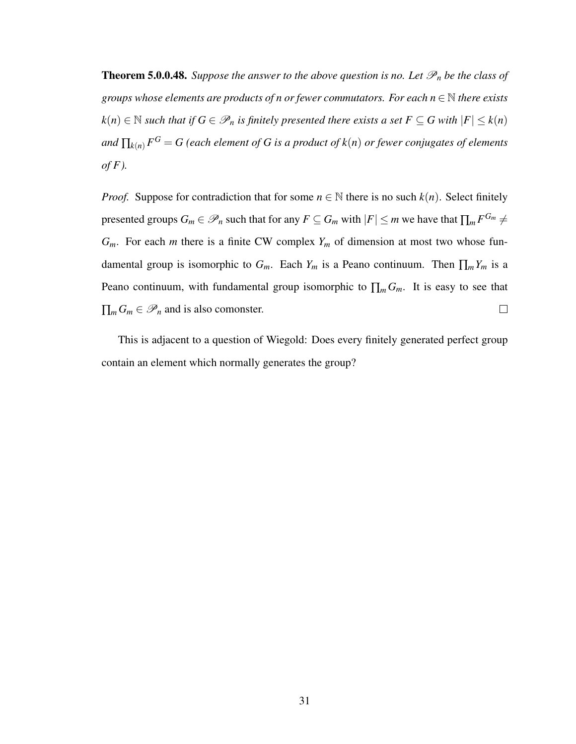**Theorem 5.0.0.48.** *Suppose the answer to the above question is no. Let $\mathscr{P}_n$ be the class of groups whose elements are products of n or fewer commutators. For each $n \in \mathbb{N}$ there exists $k(n) \in \mathbb{N}$ such that if $G \in \mathscr{P}_n$ is finitely presented there exists a set $F \subseteq G$ with $|F| \leq k(n)$ and $\prod_{k(n)} F^G = G$ (each element of G is a product of $k(n)$ or fewer conjugates of elements of F).*

*Proof.* Suppose for contradiction that for some $n \in \mathbb{N}$ there is no such $k(n)$. Select finitely presented groups $G_m \in \mathscr{P}_n$ such that for any $F \subseteq G_m$ with $|F| \leq m$ we have that $\prod_m F^{G_m} \neq G_m$. For each $m$ there is a finite CW complex $Y_m$ of dimension at most two whose fundamental group is isomorphic to $G_m$. Each $Y_m$ is a Peano continuum. Then $\prod_m Y_m$ is a Peano continuum, with fundamental group isomorphic to $\prod_m G_m$. It is easy to see that $\prod_m G_m \in \mathscr{P}_n$ and is also comonster. □

This is adjacent to a question of Wiegold: Does every finitely generated perfect group contain an element which normally generates the group?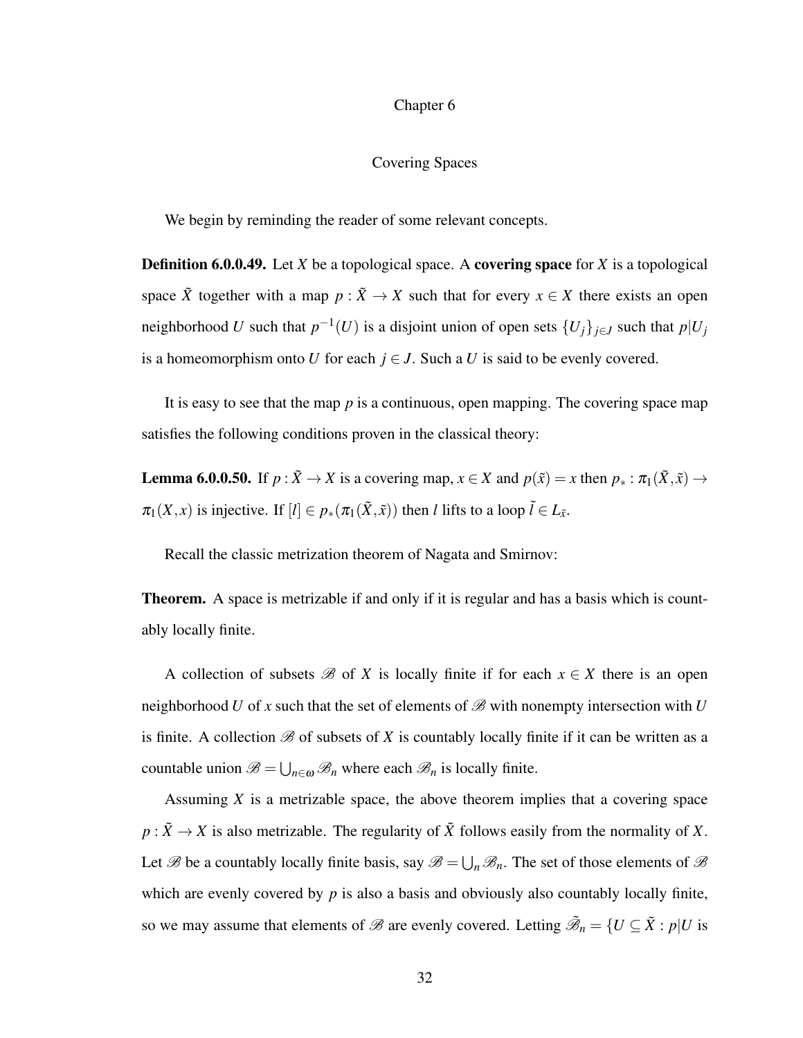# Chapter 6

## Covering Spaces

We begin by reminding the reader of some relevant concepts.

**Definition 6.0.0.49.** Let $X$ be a topological space. A **covering space** for $X$ is a topological space $\tilde{X}$ together with a map $p : \tilde{X} \to X$ such that for every $x \in X$ there exists an open neighborhood $U$ such that $p^{-1}(U)$ is a disjoint union of open sets $\{U_j\}_{j \in J}$ such that $p|U_j$ is a homeomorphism onto $U$ for each $j \in J$. Such a $U$ is said to be evenly covered.

It is easy to see that the map $p$ is a continuous, open mapping. The covering space map satisfies the following conditions proven in the classical theory:

**Lemma 6.0.0.50.** If $p : \tilde{X} \to X$ is a covering map, $x \in X$ and $p(\tilde{x}) = x$ then $p_* : \pi_1(\tilde{X}, \tilde{x}) \to \pi_1(X, x)$ is injective. If $[l] \in p_*(\pi_1(\tilde{X}, \tilde{x}))$ then $l$ lifts to a loop $\tilde{l} \in L_{\tilde{x}}$.

Recall the classic metrization theorem of Nagata and Smirnov:

**Theorem.** A space is metrizable if and only if it is regular and has a basis which is countably locally finite.

A collection of subsets $\mathscr{B}$ of $X$ is locally finite if for each $x \in X$ there is an open neighborhood $U$ of $x$ such that the set of elements of $\mathscr{B}$ with nonempty intersection with $U$ is finite. A collection $\mathscr{B}$ of subsets of $X$ is countably locally finite if it can be written as a countable union $\mathscr{B} = \bigcup_{n \in \omega} \mathscr{B}_n$ where each $\mathscr{B}_n$ is locally finite.

Assuming $X$ is a metrizable space, the above theorem implies that a covering space $p : \tilde{X} \to X$ is also metrizable. The regularity of $\tilde{X}$ follows easily from the normality of $X$. Let $\mathscr{B}$ be a countably locally finite basis, say $\mathscr{B} = \bigcup_n \mathscr{B}_n$. The set of those elements of $\mathscr{B}$ which are evenly covered by $p$ is also a basis and obviously also countably locally finite, so we may assume that elements of $\mathscr{B}$ are evenly covered. Letting $\tilde{\mathscr{B}}_n = \{U \subseteq \tilde{X} : p|U$ is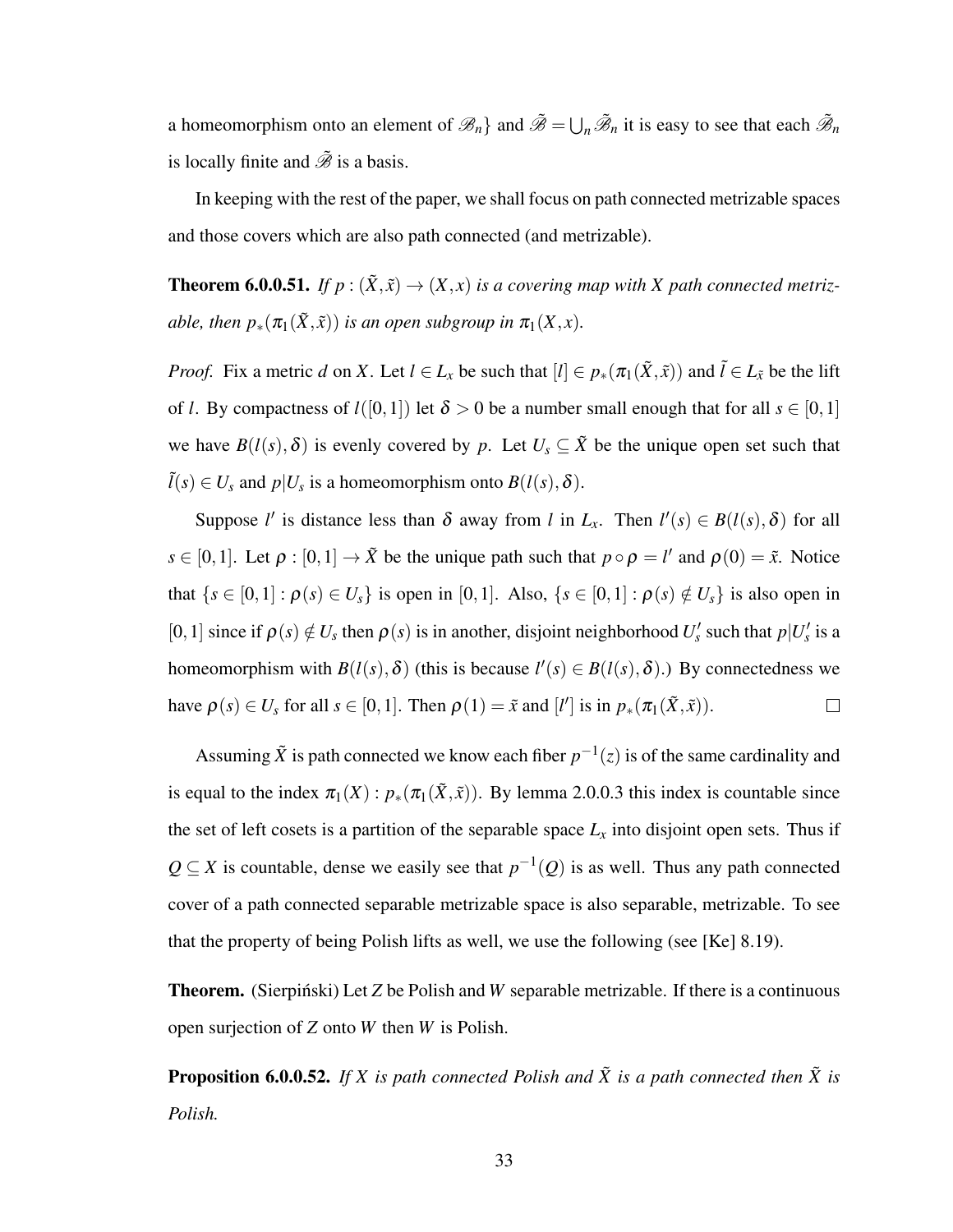a homeomorphism onto an element of $\mathscr{B}_n\}$ and $\tilde{\mathscr{B}} = \bigcup_n \tilde{\mathscr{B}}_n$ it is easy to see that each $\tilde{\mathscr{B}}_n$ is locally finite and $\tilde{\mathscr{B}}$ is a basis.

In keeping with the rest of the paper, we shall focus on path connected metrizable spaces and those covers which are also path connected (and metrizable).

**Theorem 6.0.0.51.** *If $p : (\tilde{X}, \tilde{x}) \to (X, x)$ is a covering map with X path connected metrizable, then $p_*(\pi_1(\tilde{X}, \tilde{x}))$ is an open subgroup in $\pi_1(X, x)$.*

*Proof.* Fix a metric $d$ on $X$. Let $l \in L_x$ be such that $[l] \in p_*(\pi_1(\tilde{X}, \tilde{x}))$ and $\tilde{l} \in L_{\tilde{x}}$ be the lift of $l$. By compactness of $l([0,1])$ let $\delta > 0$ be a number small enough that for all $s \in [0,1]$ we have $B(l(s), \delta)$ is evenly covered by $p$. Let $U_s \subseteq \tilde{X}$ be the unique open set such that $\tilde{l}(s) \in U_s$ and $p|U_s$ is a homeomorphism onto $B(l(s), \delta)$.

Suppose $l'$ is distance less than $\delta$ away from $l$ in $L_x$. Then $l'(s) \in B(l(s), \delta)$ for all $s \in [0,1]$. Let $\rho : [0,1] \to \tilde{X}$ be the unique path such that $p \circ \rho = l'$ and $\rho(0) = \tilde{x}$. Notice that $\{s \in [0,1] : \rho(s) \in U_s\}$ is open in $[0,1]$. Also, $\{s \in [0,1] : \rho(s) \notin U_s\}$ is also open in $[0,1]$ since if $\rho(s) \notin U_s$ then $\rho(s)$ is in another, disjoint neighborhood $U'_s$ such that $p|U'_s$ is a homeomorphism with $B(l(s), \delta)$ (this is because $l'(s) \in B(l(s), \delta)$.) By connectedness we have $\rho(s) \in U_s$ for all $s \in [0,1]$. Then $\rho(1) = \tilde{x}$ and $[l']$ is in $p_*(\pi_1(\tilde{X}, \tilde{x}))$. $\square$

Assuming $\tilde{X}$ is path connected we know each fiber $p^{-1}(z)$ is of the same cardinality and is equal to the index $\pi_1(X) : p_*(\pi_1(\tilde{X}, \tilde{x}))$. By lemma 2.0.0.3 this index is countable since the set of left cosets is a partition of the separable space $L_x$ into disjoint open sets. Thus if $Q \subseteq X$ is countable, dense we easily see that $p^{-1}(Q)$ is as well. Thus any path connected cover of a path connected separable metrizable space is also separable, metrizable. To see that the property of being Polish lifts as well, we use the following (see [Ke] 8.19).

**Theorem.** (Sierpiński) Let $Z$ be Polish and $W$ separable metrizable. If there is a continuous open surjection of $Z$ onto $W$ then $W$ is Polish.

**Proposition 6.0.0.52.** *If $X$ is path connected Polish and $\tilde{X}$ is a path connected then $\tilde{X}$ is Polish.*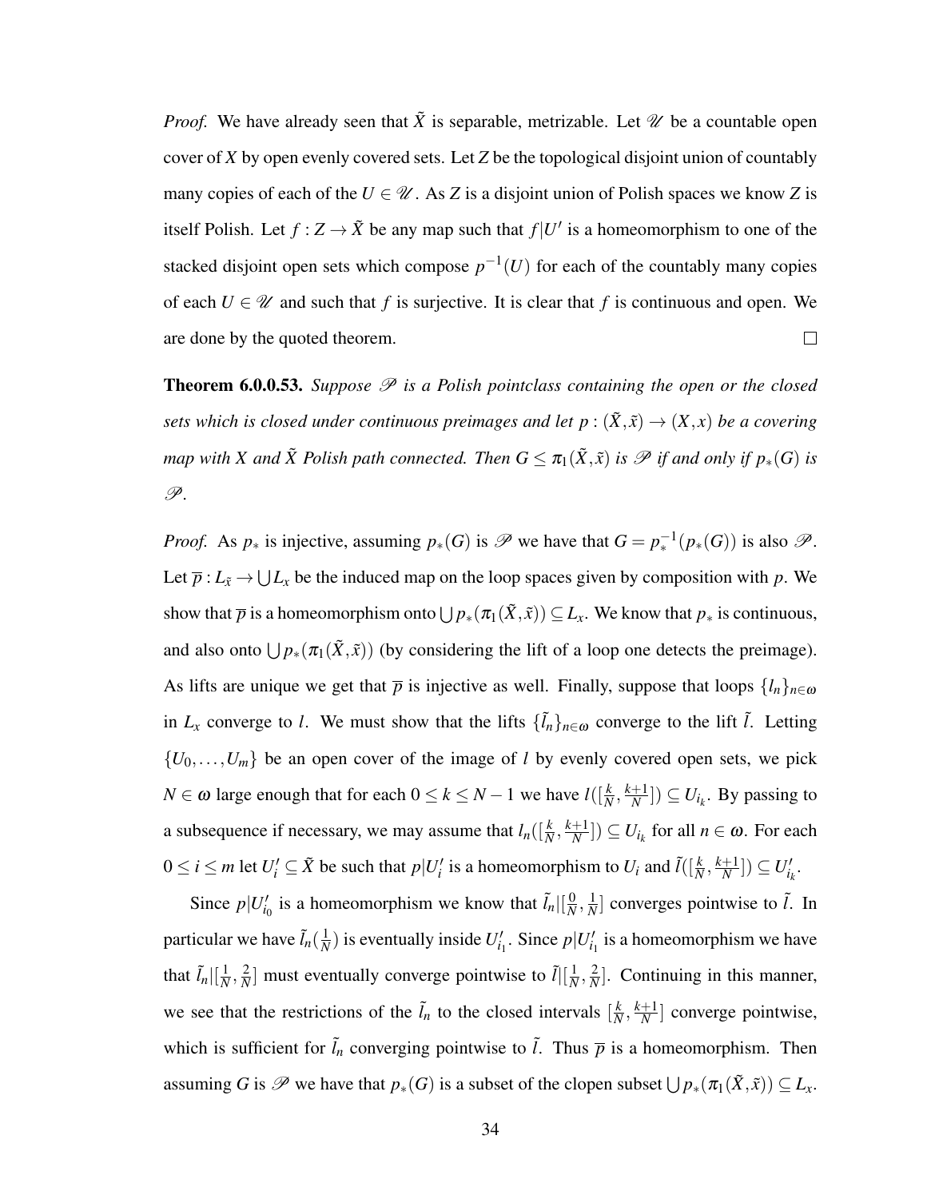*Proof.* We have already seen that $\tilde{X}$ is separable, metrizable. Let $\mathscr{U}$ be a countable open cover of $X$ by open evenly covered sets. Let $Z$ be the topological disjoint union of countably many copies of each of the $U \in \mathscr{U}$. As $Z$ is a disjoint union of Polish spaces we know $Z$ is itself Polish. Let $f : Z \to \tilde{X}$ be any map such that $f|U'$ is a homeomorphism to one of the stacked disjoint open sets which compose $p^{-1}(U)$ for each of the countably many copies of each $U \in \mathscr{U}$ and such that $f$ is surjective. It is clear that $f$ is continuous and open. We are done by the quoted theorem. $\square$

**Theorem 6.0.0.53.** *Suppose $\mathscr{P}$ is a Polish pointclass containing the open or the closed sets which is closed under continuous preimages and let $p : (\tilde{X}, \tilde{x}) \to (X, x)$ be a covering map with $X$ and $\tilde{X}$ Polish path connected. Then $G \leq \pi_1(\tilde{X}, \tilde{x})$ is $\mathscr{P}$ if and only if $p_*(G)$ is $\mathscr{P}$.*

*Proof.* As $p_*$ is injective, assuming $p_*(G)$ is $\mathscr{P}$ we have that $G = p_*^{-1}(p_*(G))$ is also $\mathscr{P}$. Let $\overline{p} : L_{\tilde{x}} \to \bigcup L_x$ be the induced map on the loop spaces given by composition with $p$. We show that $\overline{p}$ is a homeomorphism onto $\bigcup p_*(\pi_1(\tilde{X}, \tilde{x})) \subseteq L_x$. We know that $p_*$ is continuous, and also onto $\bigcup p_*(\pi_1(\tilde{X}, \tilde{x}))$ (by considering the lift of a loop one detects the preimage). As lifts are unique we get that $\overline{p}$ is injective as well. Finally, suppose that loops $\{l_n\}_{n\in\omega}$ in $L_x$ converge to $l$. We must show that the lifts $\{\tilde{l}_n\}_{n\in\omega}$ converge to the lift $\tilde{l}$. Letting $\{U_0, \ldots, U_m\}$ be an open cover of the image of $l$ by evenly covered open sets, we pick $N \in \omega$ large enough that for each $0 \leq k \leq N-1$ we have $l([\frac{k}{N}, \frac{k+1}{N}]) \subseteq U_{i_k}$. By passing to a subsequence if necessary, we may assume that $l_n([\frac{k}{N}, \frac{k+1}{N}]) \subseteq U_{i_k}$ for all $n \in \omega$. For each $0 \leq i \leq m$ let $U_i' \subseteq \tilde{X}$ be such that $p|U_i'$ is a homeomorphism to $U_i$ and $\tilde{l}([\frac{k}{N}, \frac{k+1}{N}]) \subseteq U_{i_k}'$.

Since $p|U_{i_0}'$ is a homeomorphism we know that $\tilde{l}_n|[\frac{0}{N}, \frac{1}{N}]$ converges pointwise to $\tilde{l}$. In particular we have $\tilde{l}_n(\frac{1}{N})$ is eventually inside $U_{i_1}'$. Since $p|U_{i_1}'$ is a homeomorphism we have that $\tilde{l}_n|[\frac{1}{N}, \frac{2}{N}]$ must eventually converge pointwise to $\tilde{l}|[\frac{1}{N}, \frac{2}{N}]$. Continuing in this manner, we see that the restrictions of the $\tilde{l}_n$ to the closed intervals $[\frac{k}{N}, \frac{k+1}{N}]$ converge pointwise, which is sufficient for $\tilde{l}_n$ converging pointwise to $\tilde{l}$. Thus $\overline{p}$ is a homeomorphism. Then assuming $G$ is $\mathscr{P}$ we have that $p_*(G)$ is a subset of the clopen subset $\bigcup p_*(\pi_1(\tilde{X}, \tilde{x})) \subseteq L_x$.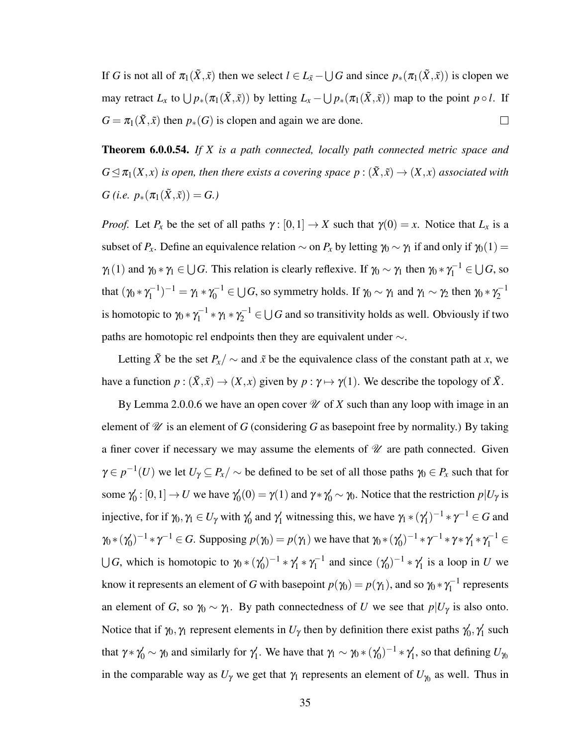If $G$ is not all of $\pi_1(\tilde{X},\tilde{x})$ then we select $l \in L_{\tilde{x}} - \bigcup G$ and since $p_*(\pi_1(\tilde{X},\tilde{x}))$ is clopen we may retract $L_x$ to $\bigcup p_*(\pi_1(\tilde{X},\tilde{x}))$ by letting $L_x - \bigcup p_*(\pi_1(\tilde{X},\tilde{x}))$ map to the point $p \circ l$. If $G = \pi_1(\tilde{X},\tilde{x})$ then $p_*(G)$ is clopen and again we are done. $\square$

**Theorem 6.0.0.54.** *If $X$ is a path connected, locally path connected metric space and $G \trianglelefteq \pi_1(X,x)$ is open, then there exists a covering space $p : (\tilde{X},\tilde{x}) \to (X,x)$ associated with $G$ (i.e. $p_*(\pi_1(\tilde{X},\tilde{x})) = G$.)*

*Proof.* Let $P_x$ be the set of all paths $\gamma : [0,1] \to X$ such that $\gamma(0) = x$. Notice that $L_x$ is a subset of $P_x$. Define an equivalence relation $\sim$ on $P_x$ by letting $\gamma_0 \sim \gamma_1$ if and only if $\gamma_0(1) = \gamma_1(1)$ and $\gamma_0 * \gamma_1 \in \bigcup G$. This relation is clearly reflexive. If $\gamma_0 \sim \gamma_1$ then $\gamma_0 * \gamma_1^{-1} \in \bigcup G$, so that $(\gamma_0 * \gamma_1^{-1})^{-1} = \gamma_1 * \gamma_0^{-1} \in \bigcup G$, so symmetry holds. If $\gamma_0 \sim \gamma_1$ and $\gamma_1 \sim \gamma_2$ then $\gamma_0 * \gamma_2^{-1}$ is homotopic to $\gamma_0 * \gamma_1^{-1} * \gamma_1 * \gamma_2^{-1} \in \bigcup G$ and so transitivity holds as well. Obviously if two paths are homotopic rel endpoints then they are equivalent under $\sim$.

Letting $\tilde{X}$ be the set $P_x/\sim$ and $\tilde{x}$ be the equivalence class of the constant path at $x$, we have a function $p : (\tilde{X},\tilde{x}) \to (X,x)$ given by $p : \gamma \mapsto \gamma(1)$. We describe the topology of $\tilde{X}$.

By Lemma 2.0.0.6 we have an open cover $\mathscr{U}$ of $X$ such than any loop with image in an element of $\mathscr{U}$ is an element of $G$ (considering $G$ as basepoint free by normality.) By taking a finer cover if necessary we may assume the elements of $\mathscr{U}$ are path connected. Given $\gamma \in p^{-1}(U)$ we let $U_\gamma \subseteq P_x/\sim$ be defined to be set of all those paths $\gamma_0 \in P_x$ such that for some $\gamma_0' : [0,1] \to U$ we have $\gamma_0'(0) = \gamma(1)$ and $\gamma * \gamma_0' \sim \gamma_0$. Notice that the restriction $p|U_\gamma$ is injective, for if $\gamma_0, \gamma_1 \in U_\gamma$ with $\gamma_0'$ and $\gamma_1'$ witnessing this, we have $\gamma_1 * (\gamma_1')^{-1} * \gamma^{-1} \in G$ and $\gamma_0 * (\gamma_0')^{-1} * \gamma^{-1} \in G$. Supposing $p(\gamma_0) = p(\gamma_1)$ we have that $\gamma_0 * (\gamma_0')^{-1} * \gamma^{-1} * \gamma * \gamma_1' * \gamma_1^{-1} \in \bigcup G$, which is homotopic to $\gamma_0 * (\gamma_0')^{-1} * \gamma_1' * \gamma_1^{-1}$ and since $(\gamma_0')^{-1} * \gamma_1'$ is a loop in $U$ we know it represents an element of $G$ with basepoint $p(\gamma_0) = p(\gamma_1)$, and so $\gamma_0 * \gamma_1^{-1}$ represents an element of $G$, so $\gamma_0 \sim \gamma_1$. By path connectedness of $U$ we see that $p|U_\gamma$ is also onto. Notice that if $\gamma_0, \gamma_1$ represent elements in $U_\gamma$ then by definition there exist paths $\gamma_0', \gamma_1'$ such that $\gamma * \gamma_0' \sim \gamma_0$ and similarly for $\gamma_1'$. We have that $\gamma_1 \sim \gamma_0 * (\gamma_0')^{-1} * \gamma_1'$, so that defining $U_{\gamma_0}$ in the comparable way as $U_\gamma$ we get that $\gamma_1$ represents an element of $U_{\gamma_0}$ as well. Thus in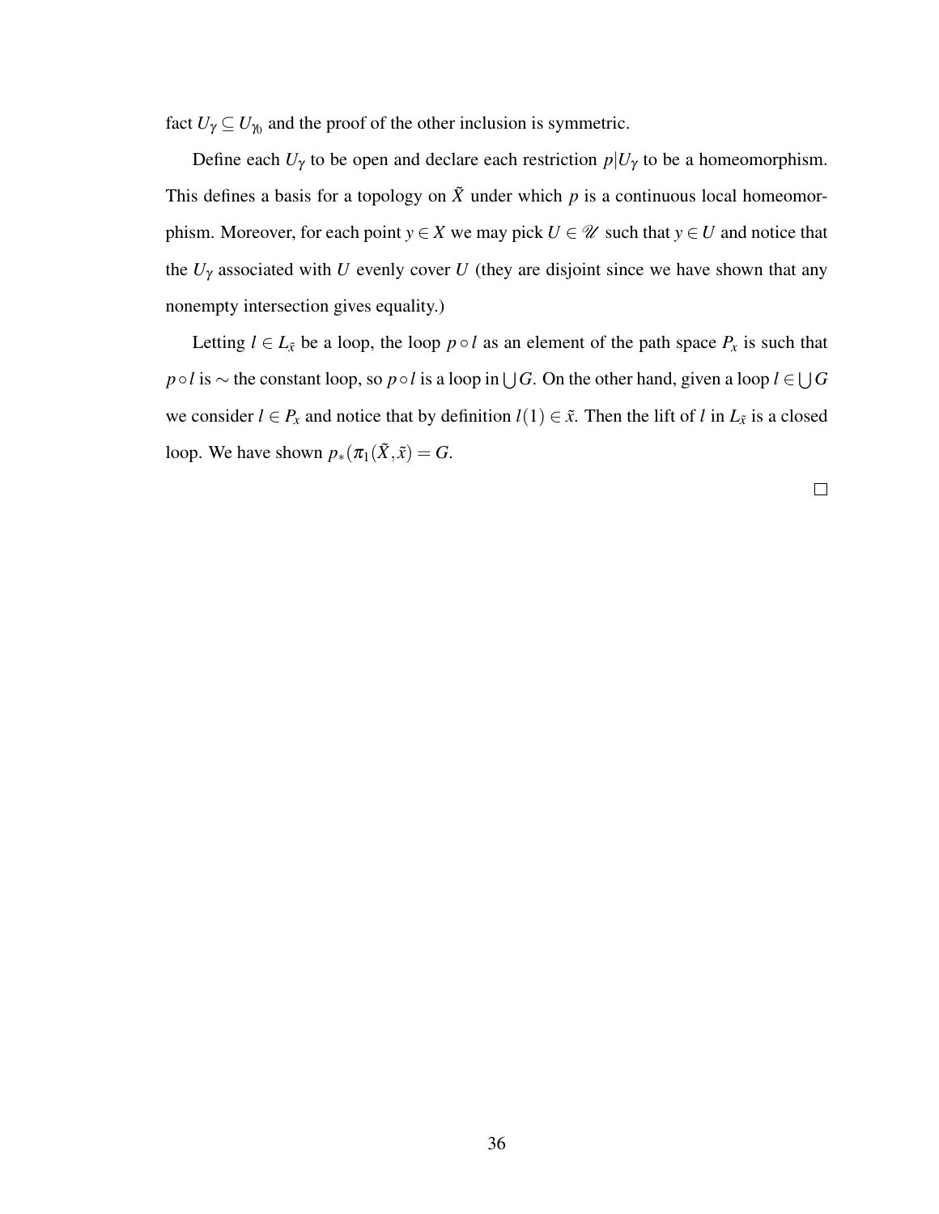fact $U_\gamma \subseteq U_{\gamma_0}$ and the proof of the other inclusion is symmetric.

Define each $U_\gamma$ to be open and declare each restriction $p|U_\gamma$ to be a homeomorphism. This defines a basis for a topology on $\tilde{X}$ under which $p$ is a continuous local homeomorphism. Moreover, for each point $y \in X$ we may pick $U \in \mathscr{U}$ such that $y \in U$ and notice that the $U_\gamma$ associated with $U$ evenly cover $U$ (they are disjoint since we have shown that any nonempty intersection gives equality.)

Letting $l \in L_{\tilde{x}}$ be a loop, the loop $p \circ l$ as an element of the path space $P_x$ is such that $p \circ l$ is $\sim$ the constant loop, so $p \circ l$ is a loop in $\bigcup G$. On the other hand, given a loop $l \in \bigcup G$ we consider $l \in P_x$ and notice that by definition $l(1) \in \tilde{x}$. Then the lift of $l$ in $L_{\tilde{x}}$ is a closed loop. We have shown $p_*(\pi_1(\tilde{X}, \tilde{x}) = G$.

$\square$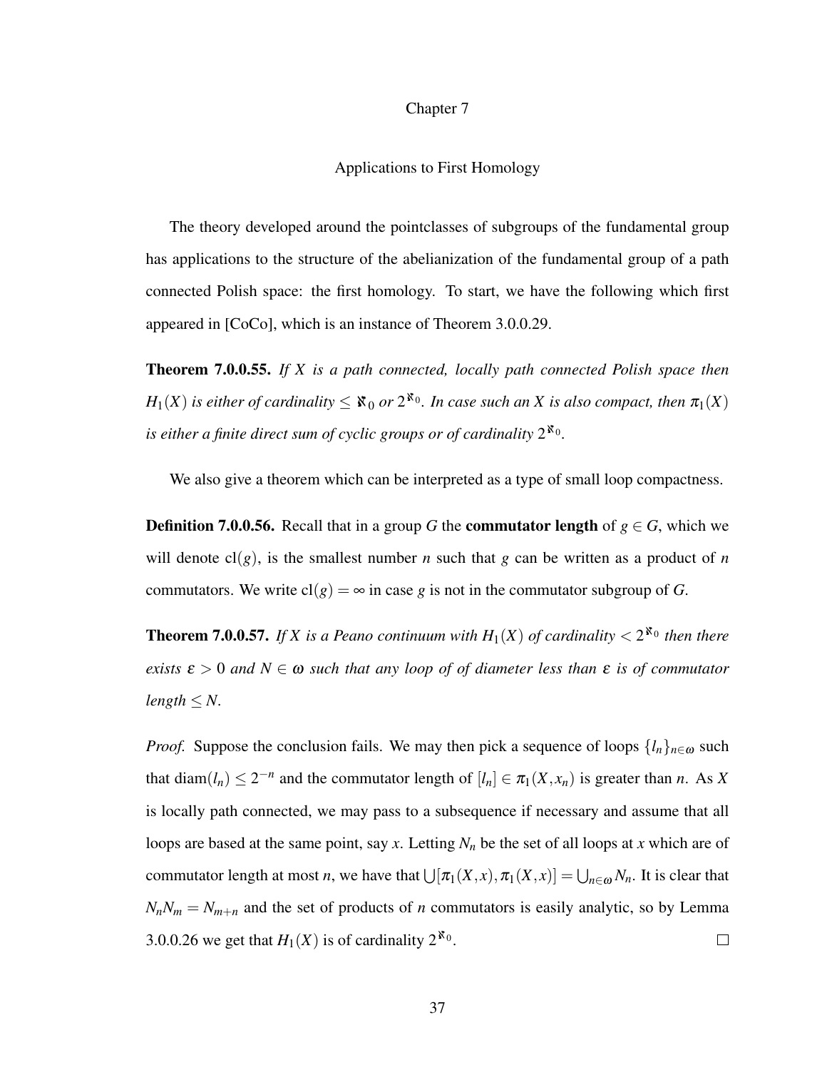# Chapter 7

## Applications to First Homology

The theory developed around the pointclasses of subgroups of the fundamental group has applications to the structure of the abelianization of the fundamental group of a path connected Polish space: the first homology. To start, we have the following which first appeared in [CoCo], which is an instance of Theorem 3.0.0.29.

**Theorem 7.0.0.55.** *If $X$ is a path connected, locally path connected Polish space then $H_1(X)$ is either of cardinality $\leq \aleph_0$ or $2^{\aleph_0}$. In case such an $X$ is also compact, then $\pi_1(X)$ is either a finite direct sum of cyclic groups or of cardinality $2^{\aleph_0}$.*

We also give a theorem which can be interpreted as a type of small loop compactness.

**Definition 7.0.0.56.** Recall that in a group $G$ the **commutator length** of $g \in G$, which we will denote $\mathrm{cl}(g)$, is the smallest number $n$ such that $g$ can be written as a product of $n$ commutators. We write $\mathrm{cl}(g) = \infty$ in case $g$ is not in the commutator subgroup of $G$.

**Theorem 7.0.0.57.** *If $X$ is a Peano continuum with $H_1(X)$ of cardinality $< 2^{\aleph_0}$ then there exists $\varepsilon > 0$ and $N \in \omega$ such that any loop of of diameter less than $\varepsilon$ is of commutator length $\leq N$.*

*Proof.* Suppose the conclusion fails. We may then pick a sequence of loops $\{l_n\}_{n\in\omega}$ such that $\mathrm{diam}(l_n) \leq 2^{-n}$ and the commutator length of $[l_n] \in \pi_1(X, x_n)$ is greater than $n$. As $X$ is locally path connected, we may pass to a subsequence if necessary and assume that all loops are based at the same point, say $x$. Letting $N_n$ be the set of all loops at $x$ which are of commutator length at most $n$, we have that $\bigcup[\pi_1(X,x), \pi_1(X,x)] = \bigcup_{n\in\omega} N_n$. It is clear that $N_n N_m = N_{m+n}$ and the set of products of $n$ commutators is easily analytic, so by Lemma 3.0.0.26 we get that $H_1(X)$ is of cardinality $2^{\aleph_0}$. $\square$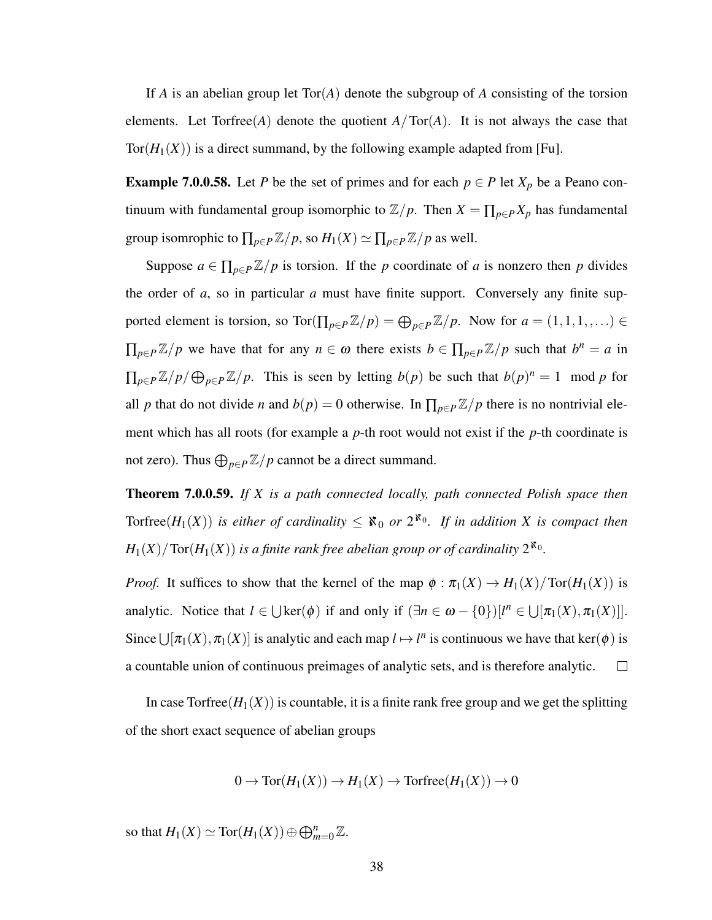If $A$ is an abelian group let $\mathrm{Tor}(A)$ denote the subgroup of $A$ consisting of the torsion elements. Let $\mathrm{Torfree}(A)$ denote the quotient $A/\mathrm{Tor}(A)$. It is not always the case that $\mathrm{Tor}(H_1(X))$ is a direct summand, by the following example adapted from [Fu].

**Example 7.0.0.58.** Let $P$ be the set of primes and for each $p \in P$ let $X_p$ be a Peano continuum with fundamental group isomorphic to $\mathbb{Z}/p$. Then $X = \prod_{p\in P} X_p$ has fundamental group isomrophic to $\prod_{p\in P}\mathbb{Z}/p$, so $H_1(X) \simeq \prod_{p\in P}\mathbb{Z}/p$ as well.

Suppose $a \in \prod_{p\in P}\mathbb{Z}/p$ is torsion. If the $p$ coordinate of $a$ is nonzero then $p$ divides the order of $a$, so in particular $a$ must have finite support. Conversely any finite supported element is torsion, so $\mathrm{Tor}(\prod_{p\in P}\mathbb{Z}/p) = \bigoplus_{p\in P}\mathbb{Z}/p$. Now for $a = (1,1,1,,\ldots) \in \prod_{p\in P}\mathbb{Z}/p$ we have that for any $n \in \omega$ there exists $b \in \prod_{p\in P}\mathbb{Z}/p$ such that $b^n = a$ in $\prod_{p\in P}\mathbb{Z}/p/\bigoplus_{p\in P}\mathbb{Z}/p$. This is seen by letting $b(p)$ be such that $b(p)^n = 1 \mod p$ for all $p$ that do not divide $n$ and $b(p) = 0$ otherwise. In $\prod_{p\in P}\mathbb{Z}/p$ there is no nontrivial element which has all roots (for example a $p$-th root would not exist if the $p$-th coordinate is not zero). Thus $\bigoplus_{p\in P}\mathbb{Z}/p$ cannot be a direct summand.

**Theorem 7.0.0.59.** *If $X$ is a path connected locally, path connected Polish space then $\mathrm{Torfree}(H_1(X))$ is either of cardinality $\leq \aleph_0$ or $2^{\aleph_0}$. If in addition $X$ is compact then $H_1(X)/\mathrm{Tor}(H_1(X))$ is a finite rank free abelian group or of cardinality $2^{\aleph_0}$.*

*Proof.* It suffices to show that the kernel of the map $\phi : \pi_1(X) \to H_1(X)/\mathrm{Tor}(H_1(X))$ is analytic. Notice that $l \in \bigcup \ker(\phi)$ if and only if $(\exists n \in \omega - \{0\})[l^n \in \bigcup[\pi_1(X), \pi_1(X)]]$. Since $\bigcup[\pi_1(X), \pi_1(X)]$ is analytic and each map $l \mapsto l^n$ is continuous we have that $\ker(\phi)$ is a countable union of continuous preimages of analytic sets, and is therefore analytic. □

In case $\mathrm{Torfree}(H_1(X))$ is countable, it is a finite rank free group and we get the splitting of the short exact sequence of abelian groups

$$0 \to \mathrm{Tor}(H_1(X)) \to H_1(X) \to \mathrm{Torfree}(H_1(X)) \to 0$$

so that $H_1(X) \simeq \mathrm{Tor}(H_1(X)) \oplus \bigoplus_{m=0}^{n}\mathbb{Z}$.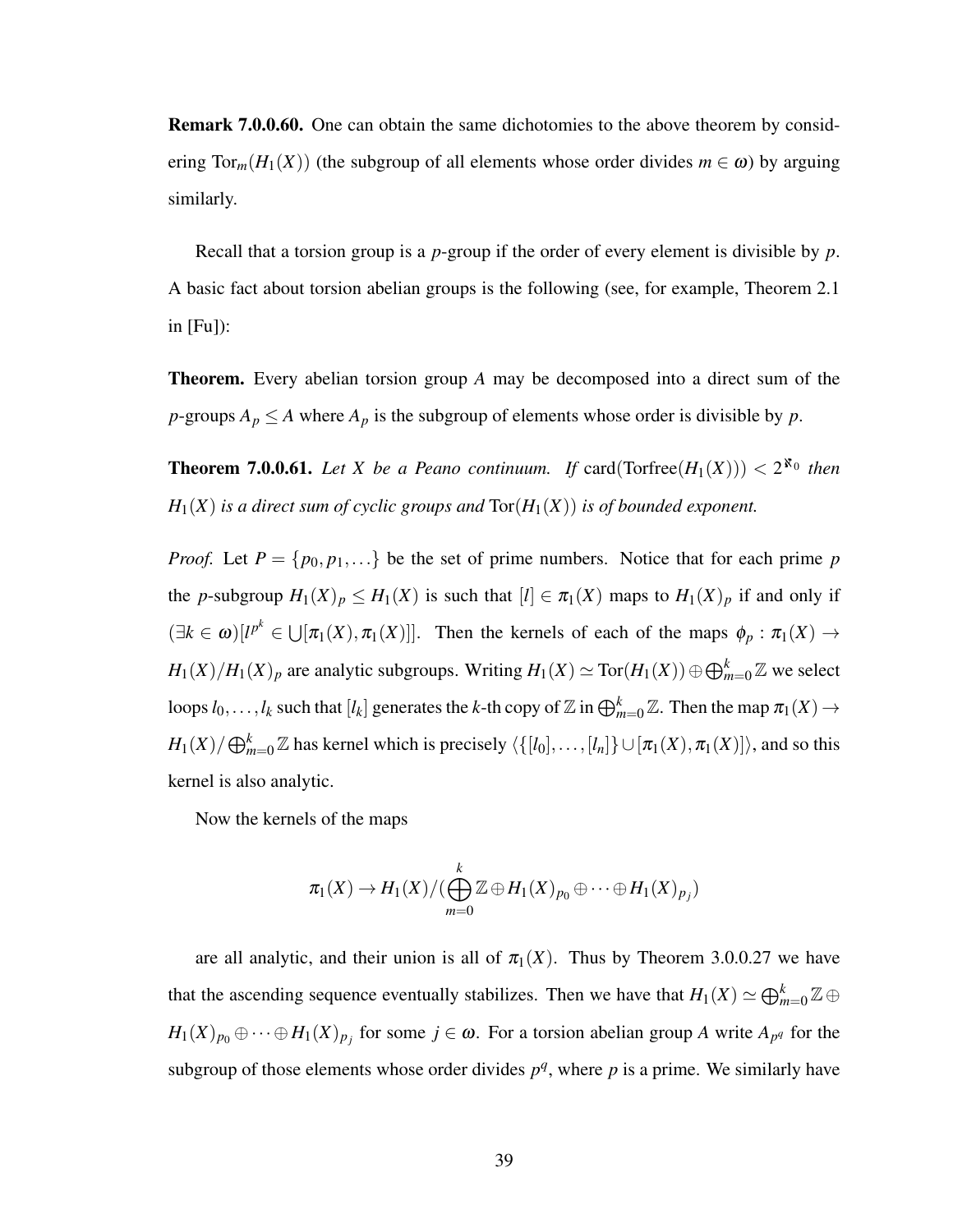**Remark 7.0.0.60.** One can obtain the same dichotomies to the above theorem by considering $\mathrm{Tor}_m(H_1(X))$ (the subgroup of all elements whose order divides $m \in \omega$) by arguing similarly.

Recall that a torsion group is a $p$-group if the order of every element is divisible by $p$. A basic fact about torsion abelian groups is the following (see, for example, Theorem 2.1 in [Fu]):

**Theorem.** Every abelian torsion group $A$ may be decomposed into a direct sum of the $p$-groups $A_p \leq A$ where $A_p$ is the subgroup of elements whose order is divisible by $p$.

**Theorem 7.0.0.61.** *Let $X$ be a Peano continuum. If $\mathrm{card}(\mathrm{Torfree}(H_1(X))) < 2^{\aleph_0}$ then $H_1(X)$ is a direct sum of cyclic groups and $\mathrm{Tor}(H_1(X))$ is of bounded exponent.*

*Proof.* Let $P = \{p_0, p_1, \ldots\}$ be the set of prime numbers. Notice that for each prime $p$ the $p$-subgroup $H_1(X)_p \leq H_1(X)$ is such that $[l] \in \pi_1(X)$ maps to $H_1(X)_p$ if and only if $(\exists k \in \omega)[l^{p^k} \in \bigcup[\pi_1(X), \pi_1(X)]]$. Then the kernels of each of the maps $\phi_p : \pi_1(X) \to H_1(X)/H_1(X)_p$ are analytic subgroups. Writing $H_1(X) \simeq \mathrm{Tor}(H_1(X)) \oplus \bigoplus_{m=0}^{k} \mathbb{Z}$ we select loops $l_0, \ldots, l_k$ such that $[l_k]$ generates the $k$-th copy of $\mathbb{Z}$ in $\bigoplus_{m=0}^{k} \mathbb{Z}$. Then the map $\pi_1(X) \to H_1(X)/\bigoplus_{m=0}^{k} \mathbb{Z}$ has kernel which is precisely $\langle \{[l_0], \ldots, [l_n]\} \cup [\pi_1(X), \pi_1(X)] \rangle$, and so this kernel is also analytic.

Now the kernels of the maps

$$\pi_1(X) \to H_1(X)/(\bigoplus_{m=0}^{k} \mathbb{Z} \oplus H_1(X)_{p_0} \oplus \cdots \oplus H_1(X)_{p_j})$$

are all analytic, and their union is all of $\pi_1(X)$. Thus by Theorem 3.0.0.27 we have that the ascending sequence eventually stabilizes. Then we have that $H_1(X) \simeq \bigoplus_{m=0}^{k} \mathbb{Z} \oplus H_1(X)_{p_0} \oplus \cdots \oplus H_1(X)_{p_j}$ for some $j \in \omega$. For a torsion abelian group $A$ write $A_{p^q}$ for the subgroup of those elements whose order divides $p^q$, where $p$ is a prime. We similarly have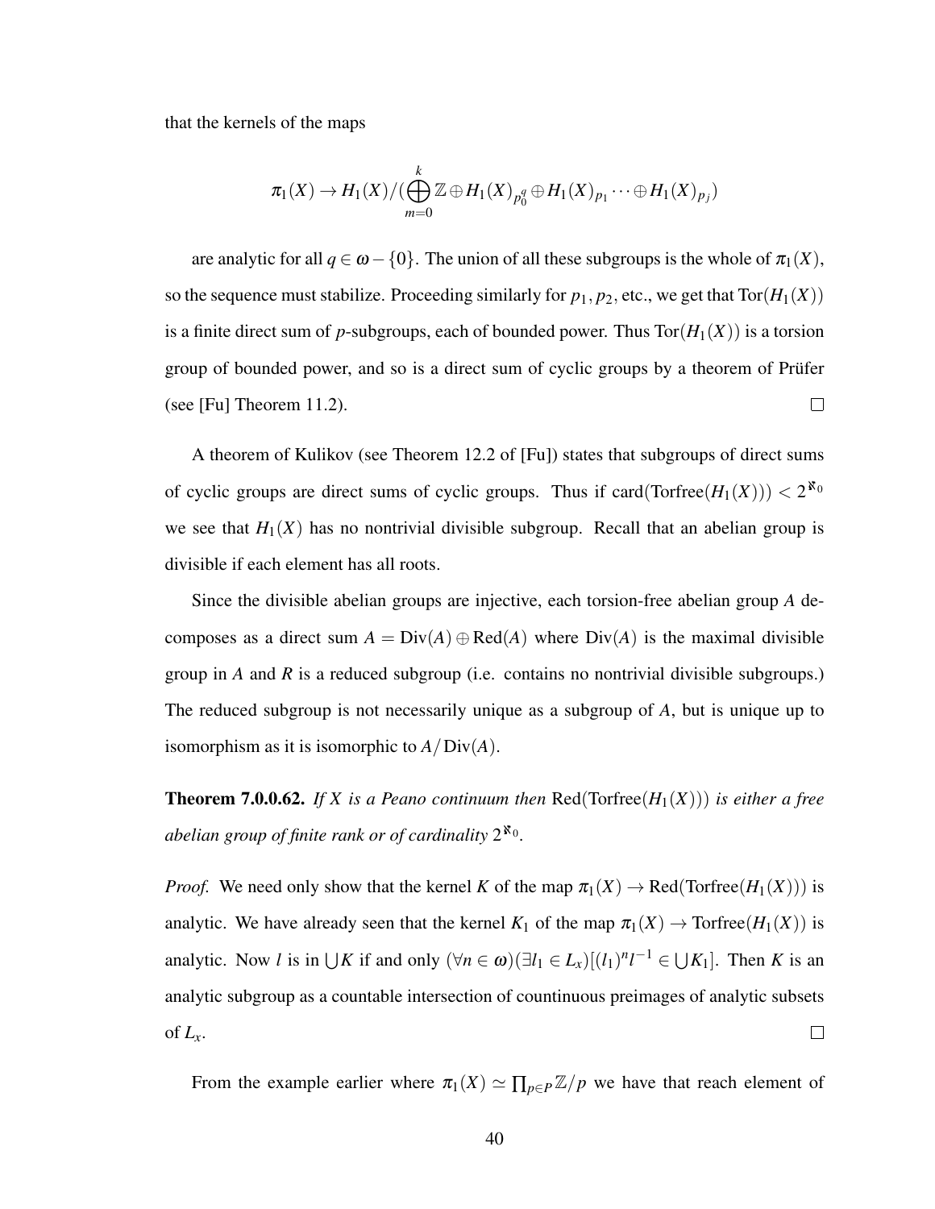that the kernels of the maps

$$\pi_1(X) \to H_1(X)/(\bigoplus_{m=0}^{k} \mathbb{Z} \oplus H_1(X)_{p_0^q} \oplus H_1(X)_{p_1} \cdots \oplus H_1(X)_{p_j})$$

are analytic for all $q \in \omega - \{0\}$. The union of all these subgroups is the whole of $\pi_1(X)$, so the sequence must stabilize. Proceeding similarly for $p_1, p_2$, etc., we get that $\mathrm{Tor}(H_1(X))$ is a finite direct sum of $p$-subgroups, each of bounded power. Thus $\mathrm{Tor}(H_1(X))$ is a torsion group of bounded power, and so is a direct sum of cyclic groups by a theorem of Prüfer (see [Fu] Theorem 11.2). □

A theorem of Kulikov (see Theorem 12.2 of [Fu]) states that subgroups of direct sums of cyclic groups are direct sums of cyclic groups. Thus if $\mathrm{card}(\mathrm{Torfree}(H_1(X))) < 2^{\aleph_0}$ we see that $H_1(X)$ has no nontrivial divisible subgroup. Recall that an abelian group is divisible if each element has all roots.

Since the divisible abelian groups are injective, each torsion-free abelian group $A$ decomposes as a direct sum $A = \mathrm{Div}(A) \oplus \mathrm{Red}(A)$ where $\mathrm{Div}(A)$ is the maximal divisible group in $A$ and $R$ is a reduced subgroup (i.e. contains no nontrivial divisible subgroups.) The reduced subgroup is not necessarily unique as a subgroup of $A$, but is unique up to isomorphism as it is isomorphic to $A/\mathrm{Div}(A)$.

**Theorem 7.0.0.62.** *If $X$ is a Peano continuum then $\mathrm{Red}(\mathrm{Torfree}(H_1(X)))$ is either a free abelian group of finite rank or of cardinality $2^{\aleph_0}$.*

*Proof.* We need only show that the kernel $K$ of the map $\pi_1(X) \to \mathrm{Red}(\mathrm{Torfree}(H_1(X)))$ is analytic. We have already seen that the kernel $K_1$ of the map $\pi_1(X) \to \mathrm{Torfree}(H_1(X))$ is analytic. Now $l$ is in $\bigcup K$ if and only $(\forall n \in \omega)(\exists l_1 \in L_x)[(l_1)^n l^{-1} \in \bigcup K_1]$. Then $K$ is an analytic subgroup as a countable intersection of countinuous preimages of analytic subsets of $L_x$. □

From the example earlier where $\pi_1(X) \simeq \prod_{p \in P} \mathbb{Z}/p$ we have that reach element of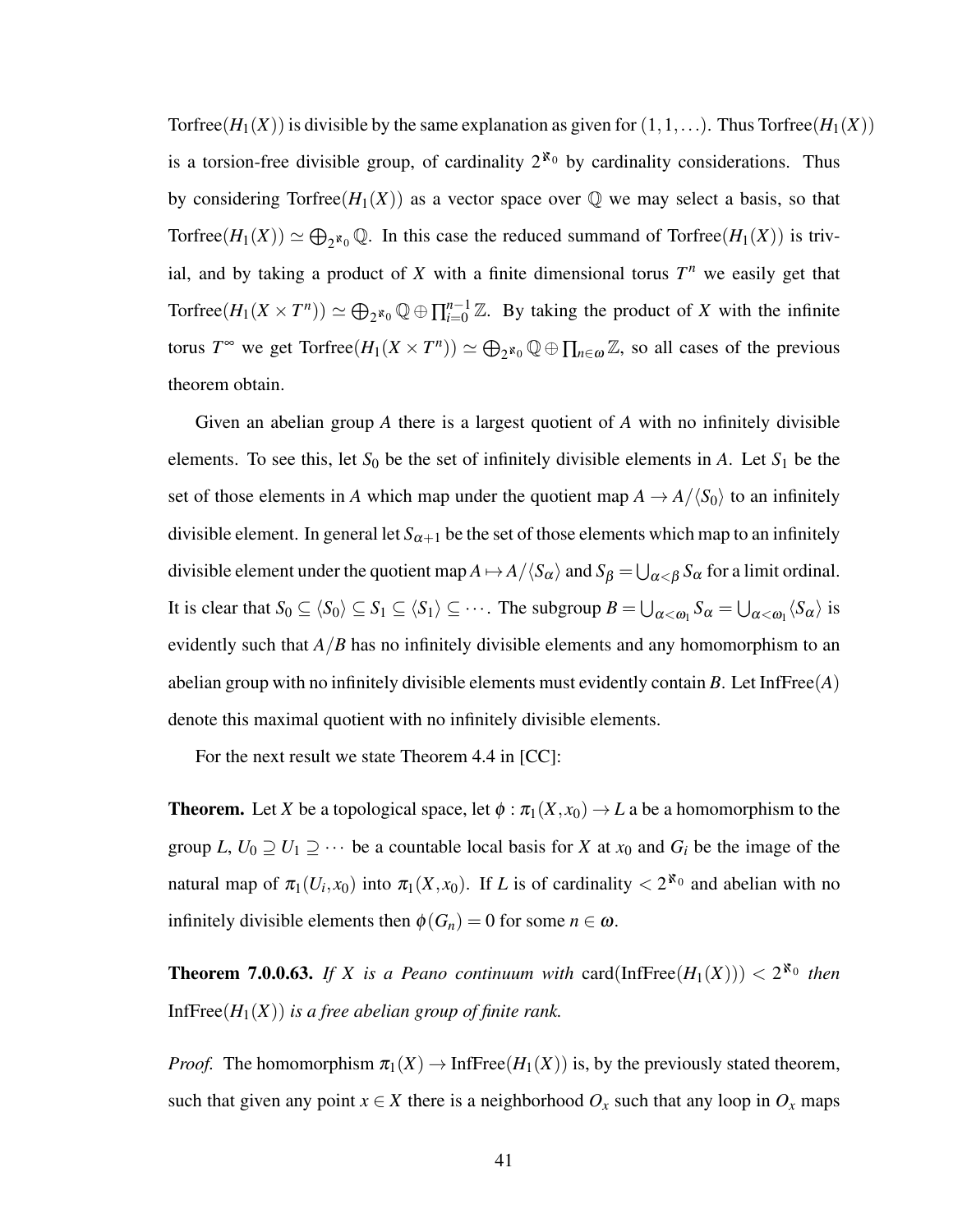Torfree($H_1(X)$) is divisible by the same explanation as given for $(1,1,\ldots)$. Thus Torfree($H_1(X)$) is a torsion-free divisible group, of cardinality $2^{\aleph_0}$ by cardinality considerations. Thus by considering Torfree($H_1(X)$) as a vector space over $\mathbb{Q}$ we may select a basis, so that Torfree($H_1(X)) \simeq \bigoplus_{2^{\aleph_0}} \mathbb{Q}$. In this case the reduced summand of Torfree($H_1(X)$) is trivial, and by taking a product of $X$ with a finite dimensional torus $T^n$ we easily get that Torfree($H_1(X \times T^n)) \simeq \bigoplus_{2^{\aleph_0}} \mathbb{Q} \oplus \prod_{i=0}^{n-1} \mathbb{Z}$. By taking the product of $X$ with the infinite torus $T^\infty$ we get Torfree($H_1(X \times T^n)) \simeq \bigoplus_{2^{\aleph_0}} \mathbb{Q} \oplus \prod_{n \in \omega} \mathbb{Z}$, so all cases of the previous theorem obtain.

Given an abelian group $A$ there is a largest quotient of $A$ with no infinitely divisible elements. To see this, let $S_0$ be the set of infinitely divisible elements in $A$. Let $S_1$ be the set of those elements in $A$ which map under the quotient map $A \to A/\langle S_0 \rangle$ to an infinitely divisible element. In general let $S_{\alpha+1}$ be the set of those elements which map to an infinitely divisible element under the quotient map $A \mapsto A/\langle S_\alpha \rangle$ and $S_\beta = \bigcup_{\alpha<\beta} S_\alpha$ for a limit ordinal. It is clear that $S_0 \subseteq \langle S_0 \rangle \subseteq S_1 \subseteq \langle S_1 \rangle \subseteq \cdots$. The subgroup $B = \bigcup_{\alpha<\omega_1} S_\alpha = \bigcup_{\alpha<\omega_1} \langle S_\alpha \rangle$ is evidently such that $A/B$ has no infinitely divisible elements and any homomorphism to an abelian group with no infinitely divisible elements must evidently contain $B$. Let InfFree($A$) denote this maximal quotient with no infinitely divisible elements.

For the next result we state Theorem 4.4 in [CC]:

**Theorem.** Let $X$ be a topological space, let $\phi : \pi_1(X,x_0) \to L$ a be a homomorphism to the group $L$, $U_0 \supseteq U_1 \supseteq \cdots$ be a countable local basis for $X$ at $x_0$ and $G_i$ be the image of the natural map of $\pi_1(U_i,x_0)$ into $\pi_1(X,x_0)$. If $L$ is of cardinality $< 2^{\aleph_0}$ and abelian with no infinitely divisible elements then $\phi(G_n) = 0$ for some $n \in \omega$.

**Theorem 7.0.0.63.** *If $X$ is a Peano continuum with* card(InfFree($H_1(X)$)) $< 2^{\aleph_0}$ *then* InfFree($H_1(X)$) *is a free abelian group of finite rank.*

*Proof.* The homomorphism $\pi_1(X) \to$ InfFree($H_1(X)$) is, by the previously stated theorem, such that given any point $x \in X$ there is a neighborhood $O_x$ such that any loop in $O_x$ maps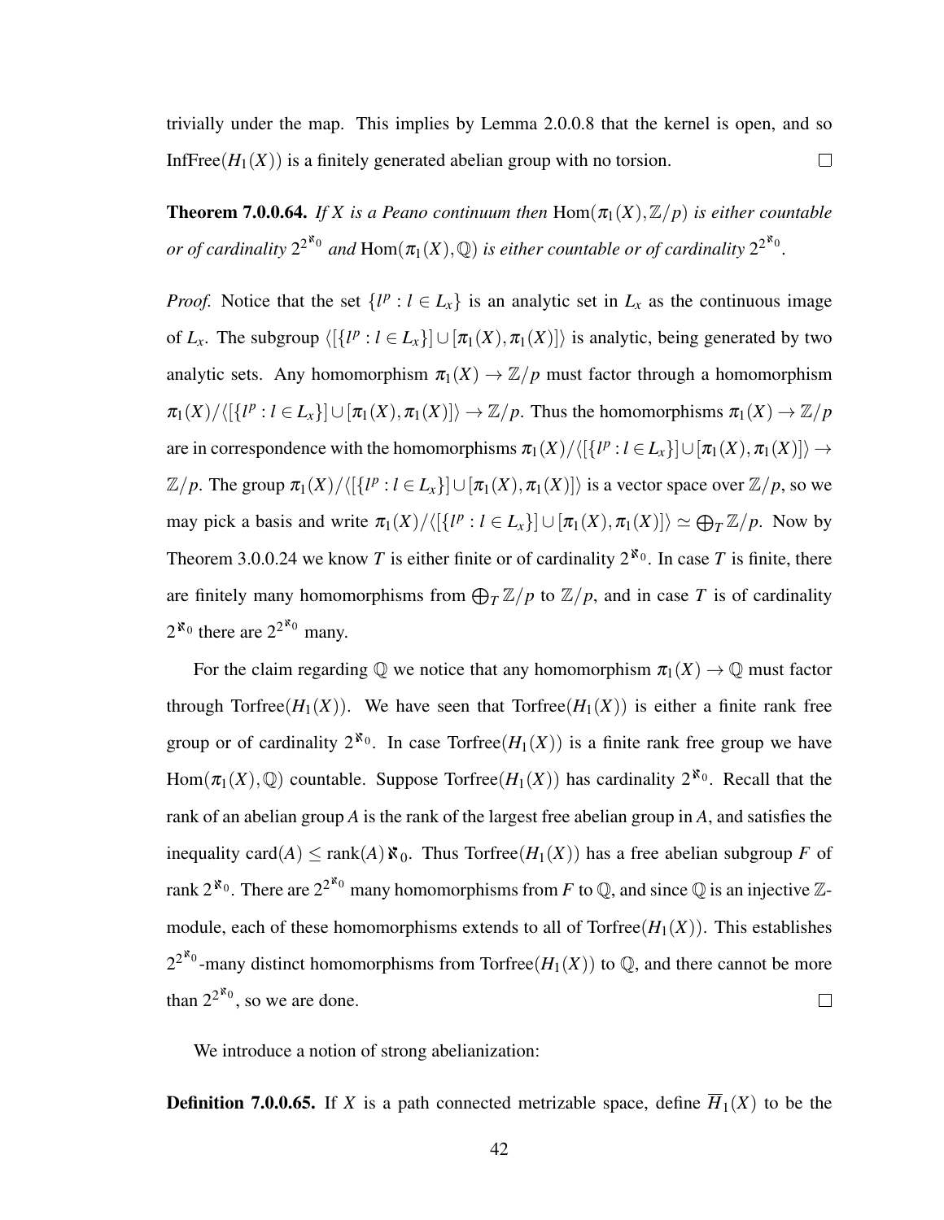trivially under the map. This implies by Lemma 2.0.0.8 that the kernel is open, and so $\text{InfFree}(H_1(X))$ is a finitely generated abelian group with no torsion. $\square$

**Theorem 7.0.0.64.** *If $X$ is a Peano continuum then $\text{Hom}(\pi_1(X), \mathbb{Z}/p)$ is either countable or of cardinality $2^{2^{\aleph_0}}$ and $\text{Hom}(\pi_1(X), \mathbb{Q})$ is either countable or of cardinality $2^{2^{\aleph_0}}$.*

*Proof.* Notice that the set $\{l^p : l \in L_x\}$ is an analytic set in $L_x$ as the continuous image of $L_x$. The subgroup $\langle [\{l^p : l \in L_x\}] \cup [\pi_1(X), \pi_1(X)] \rangle$ is analytic, being generated by two analytic sets. Any homomorphism $\pi_1(X) \to \mathbb{Z}/p$ must factor through a homomorphism $\pi_1(X)/\langle [\{l^p : l \in L_x\}] \cup [\pi_1(X), \pi_1(X)] \rangle \to \mathbb{Z}/p$. Thus the homomorphisms $\pi_1(X) \to \mathbb{Z}/p$ are in correspondence with the homomorphisms $\pi_1(X)/\langle [\{l^p : l \in L_x\}] \cup [\pi_1(X), \pi_1(X)] \rangle \to \mathbb{Z}/p$. The group $\pi_1(X)/\langle [\{l^p : l \in L_x\}] \cup [\pi_1(X), \pi_1(X)] \rangle$ is a vector space over $\mathbb{Z}/p$, so we may pick a basis and write $\pi_1(X)/\langle [\{l^p : l \in L_x\}] \cup [\pi_1(X), \pi_1(X)] \rangle \simeq \bigoplus_T \mathbb{Z}/p$. Now by Theorem 3.0.0.24 we know $T$ is either finite or of cardinality $2^{\aleph_0}$. In case $T$ is finite, there are finitely many homomorphisms from $\bigoplus_T \mathbb{Z}/p$ to $\mathbb{Z}/p$, and in case $T$ is of cardinality $2^{\aleph_0}$ there are $2^{2^{\aleph_0}}$ many.

For the claim regarding $\mathbb{Q}$ we notice that any homomorphism $\pi_1(X) \to \mathbb{Q}$ must factor through $\text{Torfree}(H_1(X))$. We have seen that $\text{Torfree}(H_1(X))$ is either a finite rank free group or of cardinality $2^{\aleph_0}$. In case $\text{Torfree}(H_1(X))$ is a finite rank free group we have $\text{Hom}(\pi_1(X), \mathbb{Q})$ countable. Suppose $\text{Torfree}(H_1(X))$ has cardinality $2^{\aleph_0}$. Recall that the rank of an abelian group $A$ is the rank of the largest free abelian group in $A$, and satisfies the inequality $\text{card}(A) \leq \text{rank}(A)\aleph_0$. Thus $\text{Torfree}(H_1(X))$ has a free abelian subgroup $F$ of rank $2^{\aleph_0}$. There are $2^{2^{\aleph_0}}$ many homomorphisms from $F$ to $\mathbb{Q}$, and since $\mathbb{Q}$ is an injective $\mathbb{Z}$-module, each of these homomorphisms extends to all of $\text{Torfree}(H_1(X))$. This establishes $2^{2^{\aleph_0}}$-many distinct homomorphisms from $\text{Torfree}(H_1(X))$ to $\mathbb{Q}$, and there cannot be more than $2^{2^{\aleph_0}}$, so we are done. $\square$

We introduce a notion of strong abelianization:

**Definition 7.0.0.65.** If $X$ is a path connected metrizable space, define $\overline{H}_1(X)$ to be the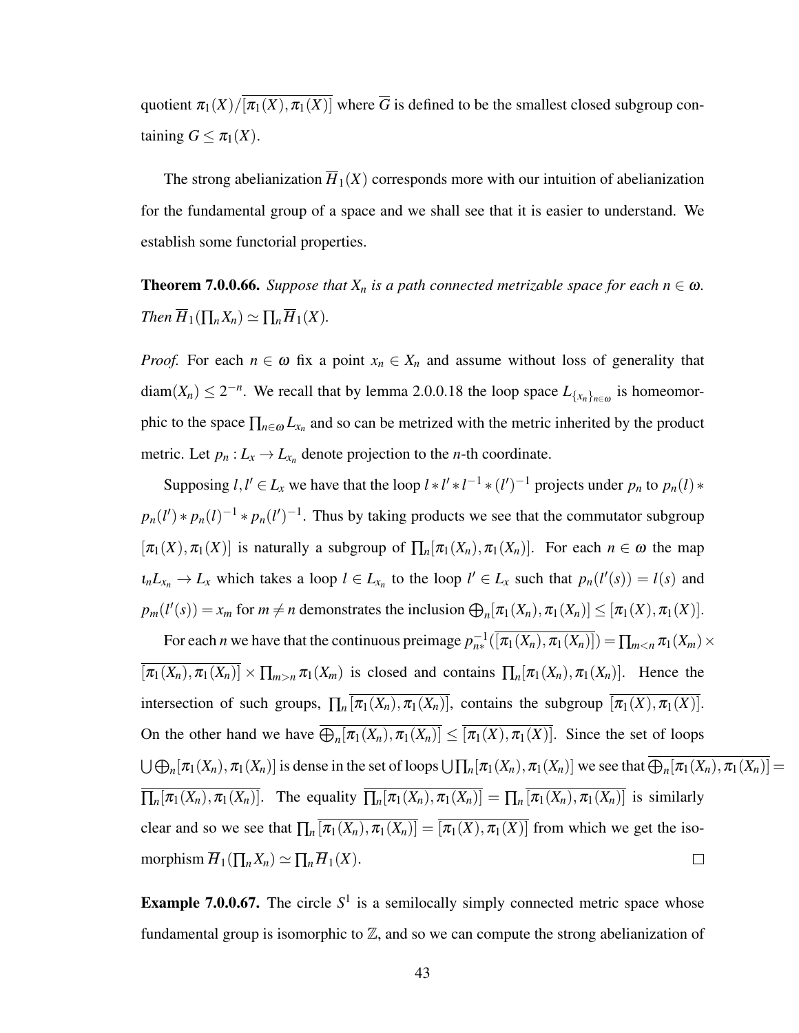quotient $\pi_1(X)/\overline{[\pi_1(X), \pi_1(X)]}$ where $\overline{G}$ is defined to be the smallest closed subgroup containing $G \leq \pi_1(X)$.

The strong abelianization $\overline{H}_1(X)$ corresponds more with our intuition of abelianization for the fundamental group of a space and we shall see that it is easier to understand. We establish some functorial properties.

**Theorem 7.0.0.66.** *Suppose that $X_n$ is a path connected metrizable space for each $n \in \omega$. Then $\overline{H}_1(\prod_n X_n) \simeq \prod_n \overline{H}_1(X)$.*

*Proof.* For each $n \in \omega$ fix a point $x_n \in X_n$ and assume without loss of generality that $\text{diam}(X_n) \leq 2^{-n}$. We recall that by lemma 2.0.0.18 the loop space $L_{\{x_n\}_{n\in\omega}}$ is homeomorphic to the space $\prod_{n\in\omega} L_{x_n}$ and so can be metrized with the metric inherited by the product metric. Let $p_n : L_x \to L_{x_n}$ denote projection to the $n$-th coordinate.

Supposing $l, l' \in L_x$ we have that the loop $l * l' * l^{-1} * (l')^{-1}$ projects under $p_n$ to $p_n(l) * p_n(l') * p_n(l)^{-1} * p_n(l')^{-1}$. Thus by taking products we see that the commutator subgroup $[\pi_1(X), \pi_1(X)]$ is naturally a subgroup of $\prod_n [\pi_1(X_n), \pi_1(X_n)]$. For each $n \in \omega$ the map $\iota_n L_{x_n} \to L_x$ which takes a loop $l \in L_{x_n}$ to the loop $l' \in L_x$ such that $p_n(l'(s)) = l(s)$ and $p_m(l'(s)) = x_m$ for $m \neq n$ demonstrates the inclusion $\bigoplus_n [\pi_1(X_n), \pi_1(X_n)] \leq [\pi_1(X), \pi_1(X)]$.

For each $n$ we have that the continuous preimage $p_{n*}^{-1}(\overline{[\pi_1(X_n), \pi_1(X_n)]}) = \prod_{m<n} \pi_1(X_m) \times \overline{[\pi_1(X_n), \pi_1(X_n)]} \times \prod_{m>n} \pi_1(X_m)$ is closed and contains $\prod_n [\pi_1(X_n), \pi_1(X_n)]$. Hence the intersection of such groups, $\prod_n \overline{[\pi_1(X_n), \pi_1(X_n)]}$, contains the subgroup $\overline{[\pi_1(X), \pi_1(X)]}$. On the other hand we have $\overline{\bigoplus_n [\pi_1(X_n), \pi_1(X_n)]} \leq \overline{[\pi_1(X), \pi_1(X)]}$. Since the set of loops $\bigcup \bigoplus_n [\pi_1(X_n), \pi_1(X_n)]$ is dense in the set of loops $\bigcup \prod_n [\pi_1(X_n), \pi_1(X_n)]$ we see that $\overline{\bigoplus_n [\pi_1(X_n), \pi_1(X_n)]} = \overline{\prod_n [\pi_1(X_n), \pi_1(X_n)]}$. The equality $\overline{\prod_n [\pi_1(X_n), \pi_1(X_n)]} = \prod_n \overline{[\pi_1(X_n), \pi_1(X_n)]}$ is similarly clear and so we see that $\prod_n \overline{[\pi_1(X_n), \pi_1(X_n)]} = \overline{[\pi_1(X), \pi_1(X)]}$ from which we get the isomorphism $\overline{H}_1(\prod_n X_n) \simeq \prod_n \overline{H}_1(X)$. $\square$

**Example 7.0.0.67.** The circle $S^1$ is a semilocally simply connected metric space whose fundamental group is isomorphic to $\mathbb{Z}$, and so we can compute the strong abelianization of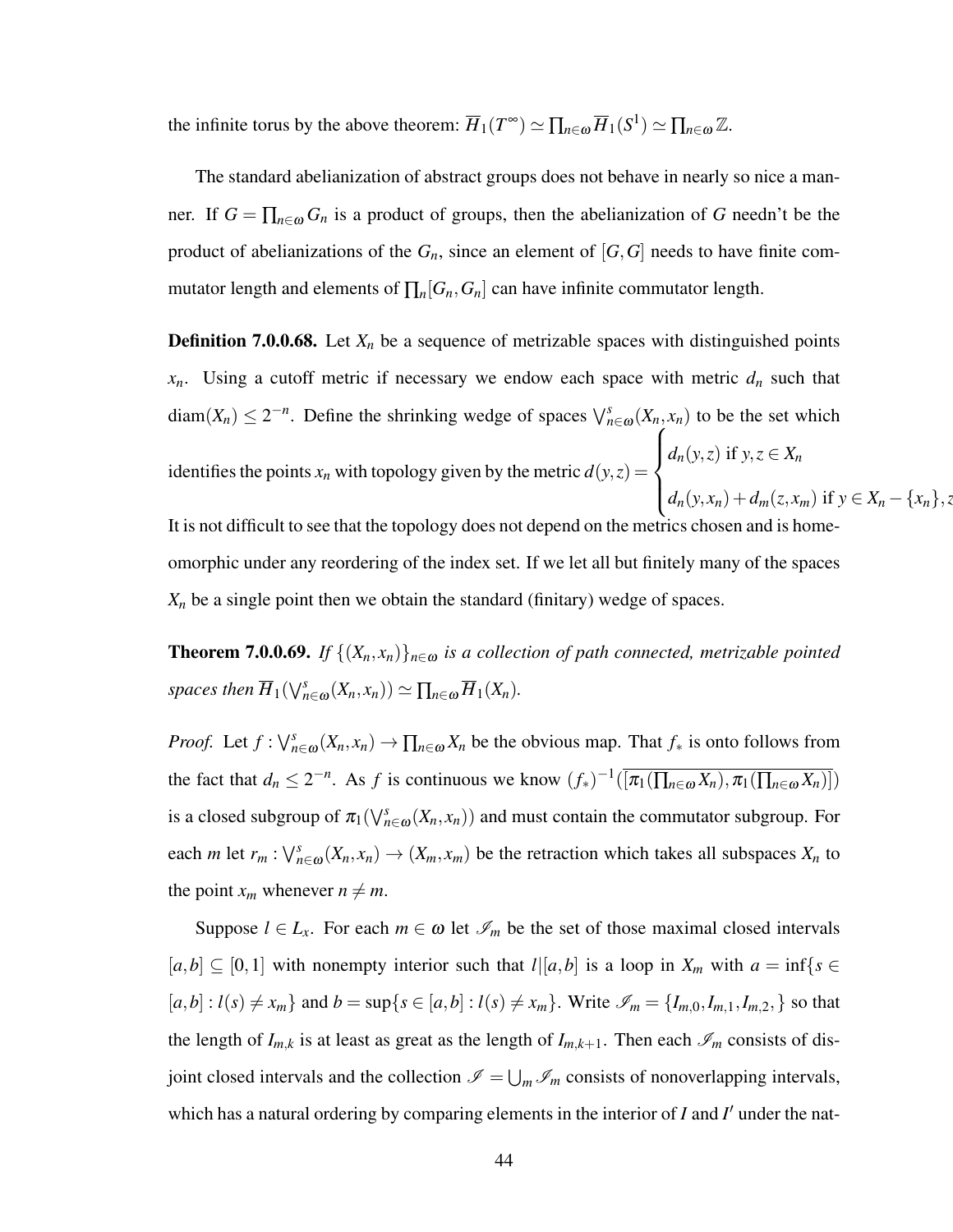the infinite torus by the above theorem: $\overline{H}_1(T^\infty) \simeq \prod_{n\in\omega} \overline{H}_1(S^1) \simeq \prod_{n\in\omega} \mathbb{Z}$.

The standard abelianization of abstract groups does not behave in nearly so nice a manner. If $G = \prod_{n\in\omega} G_n$ is a product of groups, then the abelianization of $G$ needn't be the product of abelianizations of the $G_n$, since an element of $[G,G]$ needs to have finite commutator length and elements of $\prod_n [G_n, G_n]$ can have infinite commutator length.

**Definition 7.0.0.68.** Let $X_n$ be a sequence of metrizable spaces with distinguished points $x_n$. Using a cutoff metric if necessary we endow each space with metric $d_n$ such that $\text{diam}(X_n) \leq 2^{-n}$. Define the shrinking wedge of spaces $\bigvee^s_{n\in\omega}(X_n, x_n)$ to be the set which identifies the points $x_n$ with topology given by the metric $d(y,z) = \begin{cases} d_n(y,z) \text{ if } y,z \in X_n \\ d_n(y,x_n) + d_m(z,x_m) \text{ if } y \in X_n - \{x_n\}, z \end{cases}$
It is not difficult to see that the topology does not depend on the metrics chosen and is homeomorphic under any reordering of the index set. If we let all but finitely many of the spaces $X_n$ be a single point then we obtain the standard (finitary) wedge of spaces.

**Theorem 7.0.0.69.** *If $\{(X_n, x_n)\}_{n\in\omega}$ is a collection of path connected, metrizable pointed spaces then $\overline{H}_1(\bigvee^s_{n\in\omega}(X_n, x_n)) \simeq \prod_{n\in\omega} \overline{H}_1(X_n)$.*

*Proof.* Let $f : \bigvee^s_{n\in\omega}(X_n, x_n) \to \prod_{n\in\omega} X_n$ be the obvious map. That $f_*$ is onto follows from the fact that $d_n \leq 2^{-n}$. As $f$ is continuous we know $(f_*)^{-1}(\overline{[\pi_1(\prod_{n\in\omega} X_n), \pi_1(\prod_{n\in\omega} X_n)]})$ is a closed subgroup of $\pi_1(\bigvee^s_{n\in\omega}(X_n, x_n))$ and must contain the commutator subgroup. For each $m$ let $r_m : \bigvee^s_{n\in\omega}(X_n, x_n) \to (X_m, x_m)$ be the retraction which takes all subspaces $X_n$ to the point $x_m$ whenever $n \neq m$.

Suppose $l \in L_x$. For each $m \in \omega$ let $\mathscr{I}_m$ be the set of those maximal closed intervals $[a,b] \subseteq [0,1]$ with nonempty interior such that $l|[a,b]$ is a loop in $X_m$ with $a = \inf\{s \in [a,b] : l(s) \neq x_m\}$ and $b = \sup\{s \in [a,b] : l(s) \neq x_m\}$. Write $\mathscr{I}_m = \{I_{m,0}, I_{m,1}, I_{m,2},\}$ so that the length of $I_{m,k}$ is at least as great as the length of $I_{m,k+1}$. Then each $\mathscr{I}_m$ consists of disjoint closed intervals and the collection $\mathscr{I} = \bigcup_m \mathscr{I}_m$ consists of nonoverlapping intervals, which has a natural ordering by comparing elements in the interior of $I$ and $I'$ under the nat-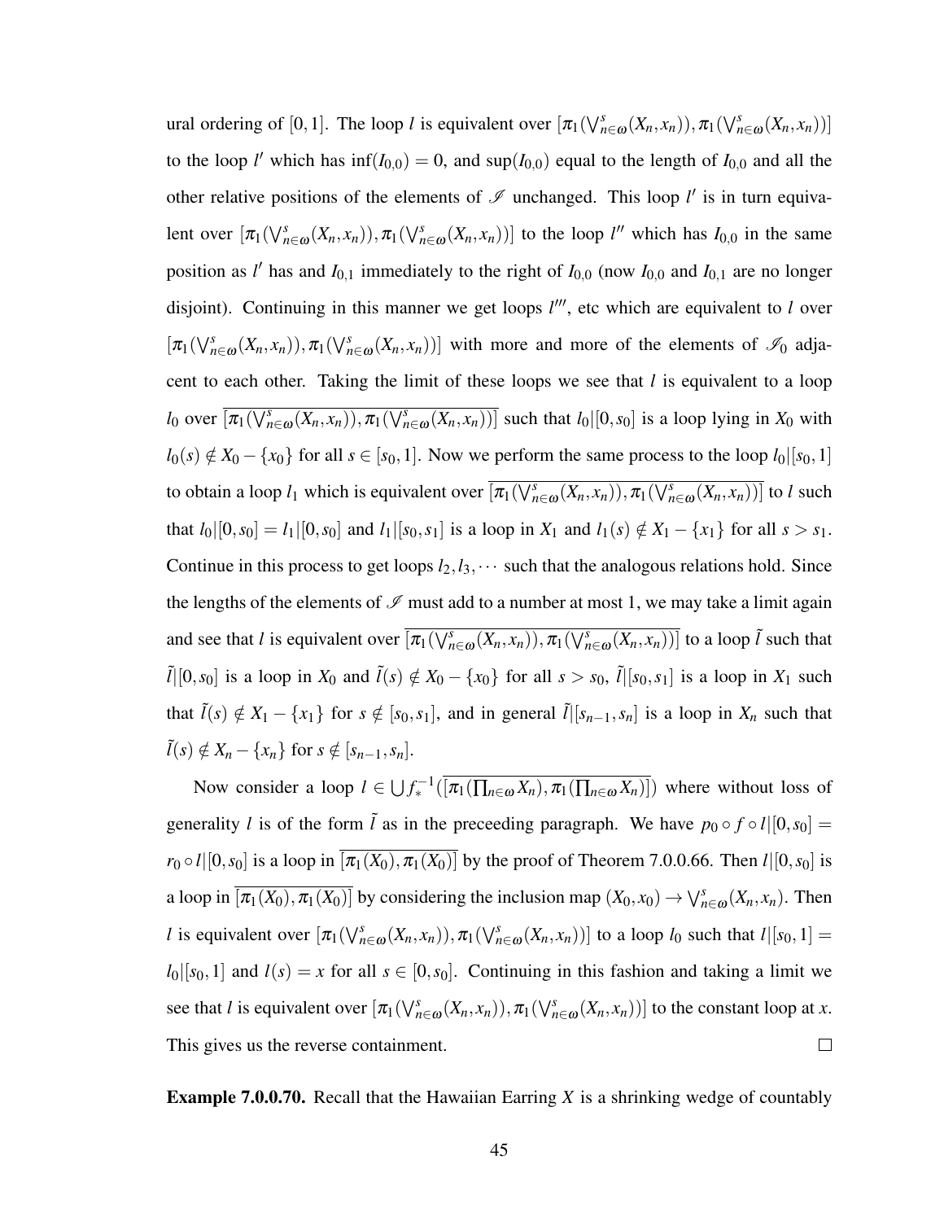ural ordering of $[0,1]$. The loop $l$ is equivalent over $[\pi_1(\bigvee^s_{n\in\omega}(X_n,x_n)),\pi_1(\bigvee^s_{n\in\omega}(X_n,x_n))]$ to the loop $l'$ which has $\inf(I_{0,0})=0$, and $\sup(I_{0,0})$ equal to the length of $I_{0,0}$ and all the other relative positions of the elements of $\mathscr{I}$ unchanged. This loop $l'$ is in turn equivalent over $[\pi_1(\bigvee^s_{n\in\omega}(X_n,x_n)),\pi_1(\bigvee^s_{n\in\omega}(X_n,x_n))]$ to the loop $l''$ which has $I_{0,0}$ in the same position as $l'$ has and $I_{0,1}$ immediately to the right of $I_{0,0}$ (now $I_{0,0}$ and $I_{0,1}$ are no longer disjoint). Continuing in this manner we get loops $l'''$, etc which are equivalent to $l$ over $[\pi_1(\bigvee^s_{n\in\omega}(X_n,x_n)),\pi_1(\bigvee^s_{n\in\omega}(X_n,x_n))]$ with more and more of the elements of $\mathscr{I}_0$ adjacent to each other. Taking the limit of these loops we see that $l$ is equivalent to a loop $l_0$ over $\overline{[\pi_1(\bigvee^s_{n\in\omega}(X_n,x_n)),\pi_1(\bigvee^s_{n\in\omega}(X_n,x_n))]}$ such that $l_0|[0,s_0]$ is a loop lying in $X_0$ with $l_0(s)\notin X_0-\{x_0\}$ for all $s\in[s_0,1]$. Now we perform the same process to the loop $l_0|[s_0,1]$ to obtain a loop $l_1$ which is equivalent over $\overline{[\pi_1(\bigvee^s_{n\in\omega}(X_n,x_n)),\pi_1(\bigvee^s_{n\in\omega}(X_n,x_n))]}$ to $l$ such that $l_0|[0,s_0]=l_1|[0,s_0]$ and $l_1|[s_0,s_1]$ is a loop in $X_1$ and $l_1(s)\notin X_1-\{x_1\}$ for all $s>s_1$. Continue in this process to get loops $l_2,l_3,\cdots$ such that the analogous relations hold. Since the lengths of the elements of $\mathscr{I}$ must add to a number at most 1, we may take a limit again and see that $l$ is equivalent over $\overline{[\pi_1(\bigvee^s_{n\in\omega}(X_n,x_n)),\pi_1(\bigvee^s_{n\in\omega}(X_n,x_n))]}$ to a loop $\tilde{l}$ such that $\tilde{l}|[0,s_0]$ is a loop in $X_0$ and $\tilde{l}(s)\notin X_0-\{x_0\}$ for all $s>s_0$, $\tilde{l}|[s_0,s_1]$ is a loop in $X_1$ such that $\tilde{l}(s)\notin X_1-\{x_1\}$ for $s\notin[s_0,s_1]$, and in general $\tilde{l}|[s_{n-1},s_n]$ is a loop in $X_n$ such that $\tilde{l}(s)\notin X_n-\{x_n\}$ for $s\notin[s_{n-1},s_n]$.

Now consider a loop $l\in\bigcup f_*^{-1}(\overline{[\pi_1(\prod_{n\in\omega}X_n),\pi_1(\prod_{n\in\omega}X_n)]})$ where without loss of generality $l$ is of the form $\tilde{l}$ as in the preceeding paragraph. We have $p_0\circ f\circ l|[0,s_0]=r_0\circ l|[0,s_0]$ is a loop in $\overline{[\pi_1(X_0),\pi_1(X_0)]}$ by the proof of Theorem 7.0.0.66. Then $l|[0,s_0]$ is a loop in $\overline{[\pi_1(X_0),\pi_1(X_0)]}$ by considering the inclusion map $(X_0,x_0)\to\bigvee^s_{n\in\omega}(X_n,x_n)$. Then $l$ is equivalent over $[\pi_1(\bigvee^s_{n\in\omega}(X_n,x_n)),\pi_1(\bigvee^s_{n\in\omega}(X_n,x_n))]$ to a loop $l_0$ such that $l|[s_0,1]=l_0|[s_0,1]$ and $l(s)=x$ for all $s\in[0,s_0]$. Continuing in this fashion and taking a limit we see that $l$ is equivalent over $[\pi_1(\bigvee^s_{n\in\omega}(X_n,x_n)),\pi_1(\bigvee^s_{n\in\omega}(X_n,x_n))]$ to the constant loop at $x$. This gives us the reverse containment. $\square$

**Example 7.0.0.70.** Recall that the Hawaiian Earring $X$ is a shrinking wedge of countably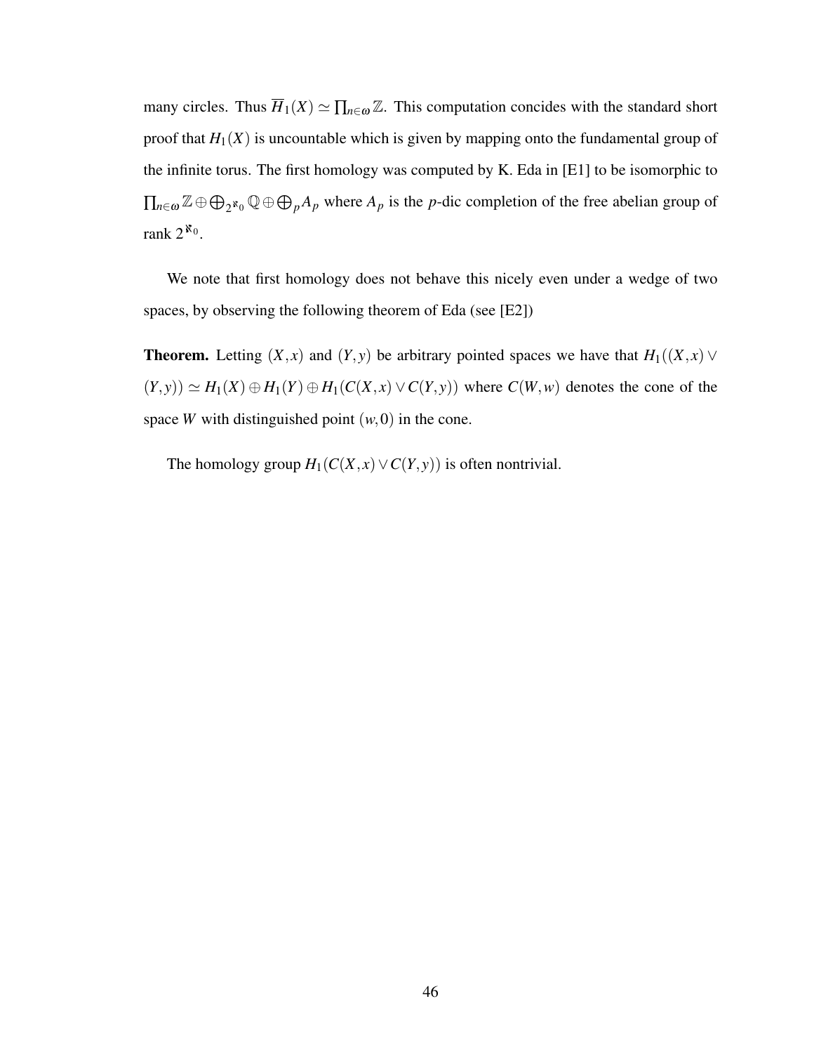many circles. Thus $\overline{H}_1(X) \simeq \prod_{n\in\omega} \mathbb{Z}$. This computation concides with the standard short proof that $H_1(X)$ is uncountable which is given by mapping onto the fundamental group of the infinite torus. The first homology was computed by K. Eda in [E1] to be isomorphic to $\prod_{n\in\omega} \mathbb{Z} \oplus \bigoplus_{2^{\aleph_0}} \mathbb{Q} \oplus \bigoplus_p A_p$ where $A_p$ is the $p$-dic completion of the free abelian group of rank $2^{\aleph_0}$.

We note that first homology does not behave this nicely even under a wedge of two spaces, by observing the following theorem of Eda (see [E2])

**Theorem.** Letting $(X,x)$ and $(Y,y)$ be arbitrary pointed spaces we have that $H_1((X,x) \vee (Y,y)) \simeq H_1(X) \oplus H_1(Y) \oplus H_1(C(X,x) \vee C(Y,y))$ where $C(W,w)$ denotes the cone of the space $W$ with distinguished point $(w,0)$ in the cone.

The homology group $H_1(C(X,x) \vee C(Y,y))$ is often nontrivial.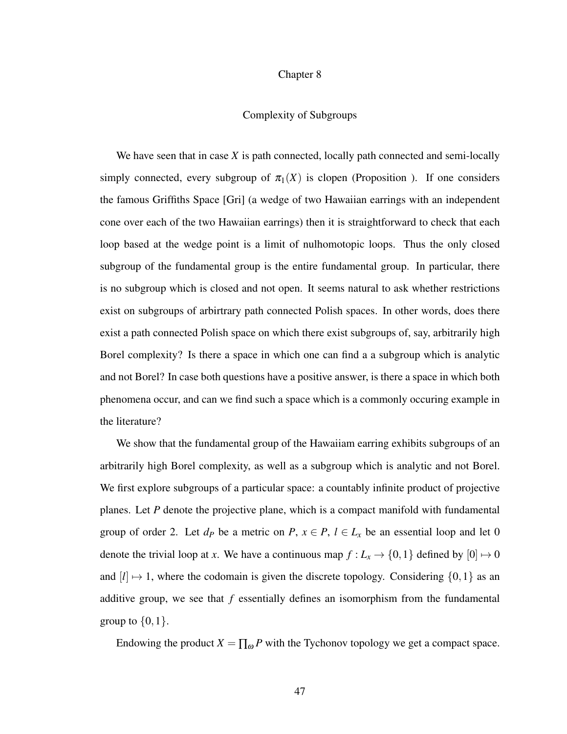# Chapter 8

## Complexity of Subgroups

We have seen that in case $X$ is path connected, locally path connected and semi-locally simply connected, every subgroup of $\pi_1(X)$ is clopen (Proposition ). If one considers the famous Griffiths Space [Gri] (a wedge of two Hawaiian earrings with an independent cone over each of the two Hawaiian earrings) then it is straightforward to check that each loop based at the wedge point is a limit of nulhomotopic loops. Thus the only closed subgroup of the fundamental group is the entire fundamental group. In particular, there is no subgroup which is closed and not open. It seems natural to ask whether restrictions exist on subgroups of arbirtrary path connected Polish spaces. In other words, does there exist a path connected Polish space on which there exist subgroups of, say, arbitrarily high Borel complexity? Is there a space in which one can find a a subgroup which is analytic and not Borel? In case both questions have a positive answer, is there a space in which both phenomena occur, and can we find such a space which is a commonly occuring example in the literature?

We show that the fundamental group of the Hawaiiam earring exhibits subgroups of an arbitrarily high Borel complexity, as well as a subgroup which is analytic and not Borel. We first explore subgroups of a particular space: a countably infinite product of projective planes. Let $P$ denote the projective plane, which is a compact manifold with fundamental group of order 2. Let $d_P$ be a metric on $P$, $x \in P$, $l \in L_x$ be an essential loop and let 0 denote the trivial loop at $x$. We have a continuous map $f : L_x \to \{0,1\}$ defined by $[0] \mapsto 0$ and $[l] \mapsto 1$, where the codomain is given the discrete topology. Considering $\{0,1\}$ as an additive group, we see that $f$ essentially defines an isomorphism from the fundamental group to $\{0,1\}$.

Endowing the product $X = \prod_\omega P$ with the Tychonov topology we get a compact space.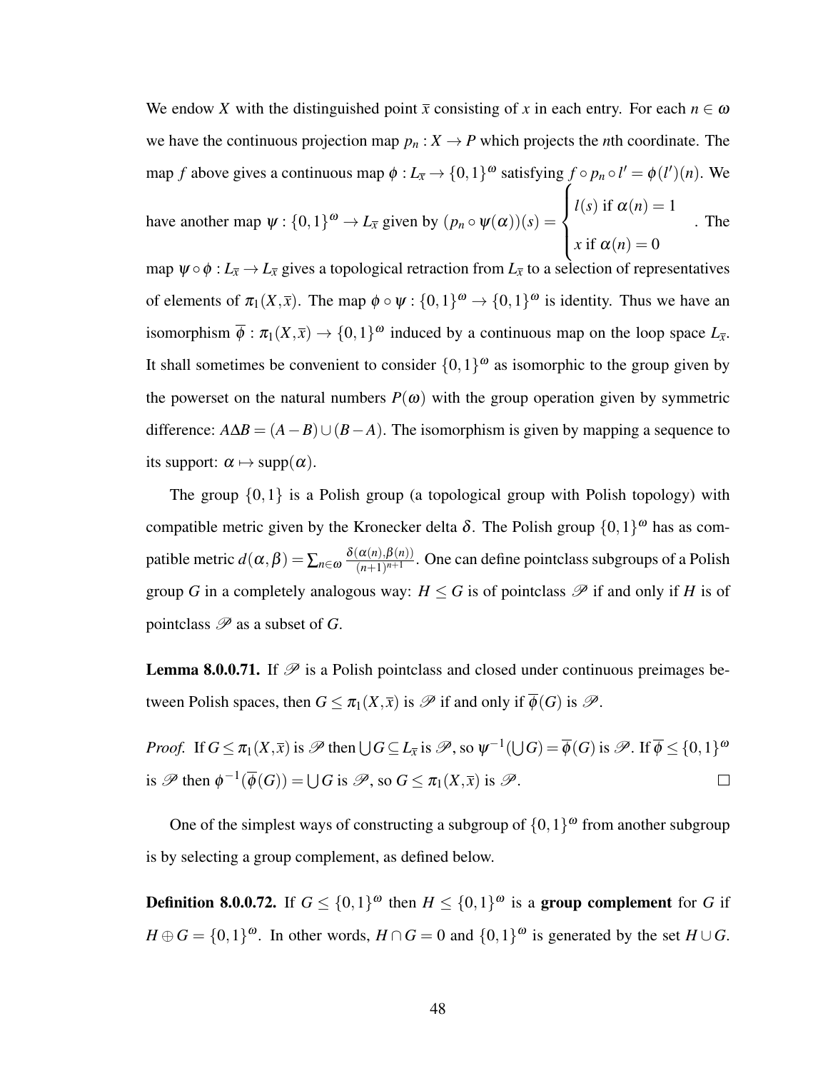We endow $X$ with the distinguished point $\bar{x}$ consisting of $x$ in each entry. For each $n \in \omega$ we have the continuous projection map $p_n : X \to P$ which projects the $n$th coordinate. The map $f$ above gives a continuous map $\phi : L_{\bar{x}} \to \{0,1\}^\omega$ satisfying $f \circ p_n \circ l' = \phi(l')(n)$. We have another map $\psi : \{0,1\}^\omega \to L_{\bar{x}}$ given by $(p_n \circ \psi(\alpha))(s) = \begin{cases} l(s) \text{ if } \alpha(n) = 1 \\ x \text{ if } \alpha(n) = 0 \end{cases}$. The map $\psi \circ \phi : L_{\bar{x}} \to L_{\bar{x}}$ gives a topological retraction from $L_{\bar{x}}$ to a selection of representatives of elements of $\pi_1(X, \bar{x})$. The map $\phi \circ \psi : \{0,1\}^\omega \to \{0,1\}^\omega$ is identity. Thus we have an isomorphism $\overline{\phi} : \pi_1(X, \bar{x}) \to \{0,1\}^\omega$ induced by a continuous map on the loop space $L_{\bar{x}}$. It shall sometimes be convenient to consider $\{0,1\}^\omega$ as isomorphic to the group given by the powerset on the natural numbers $P(\omega)$ with the group operation given by symmetric difference: $A \Delta B = (A - B) \cup (B - A)$. The isomorphism is given by mapping a sequence to its support: $\alpha \mapsto \text{supp}(\alpha)$.

The group $\{0,1\}$ is a Polish group (a topological group with Polish topology) with compatible metric given by the Kronecker delta $\delta$. The Polish group $\{0,1\}^\omega$ has as compatible metric $d(\alpha, \beta) = \sum_{n \in \omega} \frac{\delta(\alpha(n), \beta(n))}{(n+1)^{n+1}}$. One can define pointclass subgroups of a Polish group $G$ in a completely analogous way: $H \leq G$ is of pointclass $\mathscr{P}$ if and only if $H$ is of pointclass $\mathscr{P}$ as a subset of $G$.

**Lemma 8.0.0.71.** If $\mathscr{P}$ is a Polish pointclass and closed under continuous preimages between Polish spaces, then $G \leq \pi_1(X, \bar{x})$ is $\mathscr{P}$ if and only if $\overline{\phi}(G)$ is $\mathscr{P}$.

*Proof.* If $G \leq \pi_1(X, \bar{x})$ is $\mathscr{P}$ then $\bigcup G \subseteq L_{\bar{x}}$ is $\mathscr{P}$, so $\psi^{-1}(\bigcup G) = \overline{\phi}(G)$ is $\mathscr{P}$. If $\overline{\phi} \leq \{0,1\}^\omega$ is $\mathscr{P}$ then $\phi^{-1}(\overline{\phi}(G)) = \bigcup G$ is $\mathscr{P}$, so $G \leq \pi_1(X, \bar{x})$ is $\mathscr{P}$. $\square$

One of the simplest ways of constructing a subgroup of $\{0,1\}^\omega$ from another subgroup is by selecting a group complement, as defined below.

**Definition 8.0.0.72.** If $G \leq \{0,1\}^\omega$ then $H \leq \{0,1\}^\omega$ is a **group complement** for $G$ if $H \oplus G = \{0,1\}^\omega$. In other words, $H \cap G = 0$ and $\{0,1\}^\omega$ is generated by the set $H \cup G$.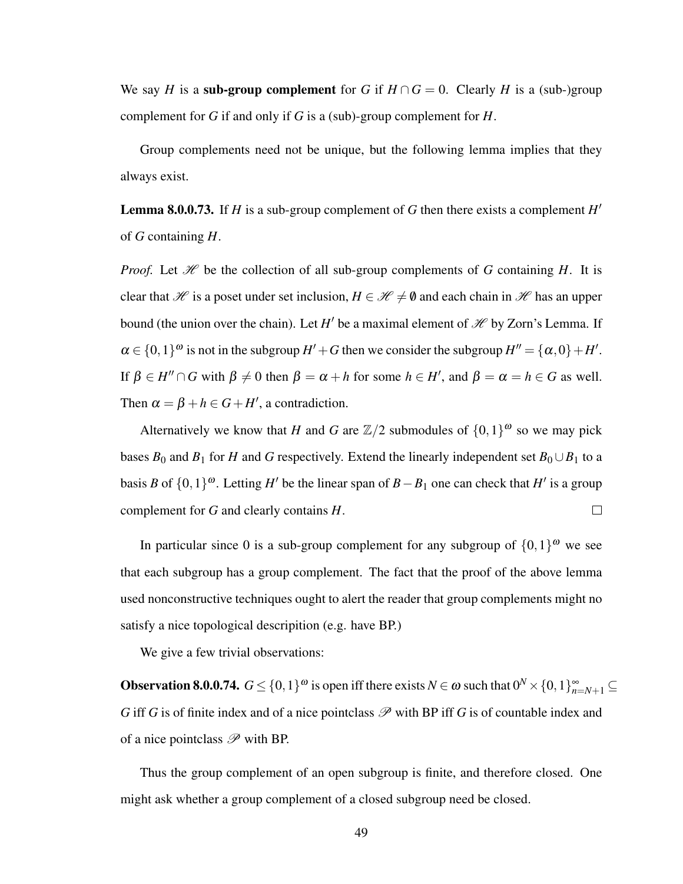We say $H$ is a **sub-group complement** for $G$ if $H \cap G = 0$. Clearly $H$ is a (sub-)group complement for $G$ if and only if $G$ is a (sub)-group complement for $H$.

Group complements need not be unique, but the following lemma implies that they always exist.

**Lemma 8.0.0.73.** If $H$ is a sub-group complement of $G$ then there exists a complement $H'$ of $G$ containing $H$.

*Proof.* Let $\mathscr{H}$ be the collection of all sub-group complements of $G$ containing $H$. It is clear that $\mathscr{H}$ is a poset under set inclusion, $H \in \mathscr{H} \neq \emptyset$ and each chain in $\mathscr{H}$ has an upper bound (the union over the chain). Let $H'$ be a maximal element of $\mathscr{H}$ by Zorn's Lemma. If $\alpha \in \{0,1\}^\omega$ is not in the subgroup $H' + G$ then we consider the subgroup $H'' = \{\alpha, 0\} + H'$. If $\beta \in H'' \cap G$ with $\beta \neq 0$ then $\beta = \alpha + h$ for some $h \in H'$, and $\beta = \alpha = h \in G$ as well. Then $\alpha = \beta + h \in G + H'$, a contradiction.

Alternatively we know that $H$ and $G$ are $\mathbb{Z}/2$ submodules of $\{0,1\}^\omega$ so we may pick bases $B_0$ and $B_1$ for $H$ and $G$ respectively. Extend the linearly independent set $B_0 \cup B_1$ to a basis $B$ of $\{0,1\}^\omega$. Letting $H'$ be the linear span of $B - B_1$ one can check that $H'$ is a group complement for $G$ and clearly contains $H$. $\square$

In particular since 0 is a sub-group complement for any subgroup of $\{0,1\}^\omega$ we see that each subgroup has a group complement. The fact that the proof of the above lemma used nonconstructive techniques ought to alert the reader that group complements might no satisfy a nice topological descripition (e.g. have BP.)

We give a few trivial observations:

**Observation 8.0.0.74.** $G \leq \{0,1\}^\omega$ is open iff there exists $N \in \omega$ such that $0^N \times \{0,1\}_{n=N+1}^\infty \subseteq G$ iff $G$ is of finite index and of a nice pointclass $\mathscr{P}$ with BP iff $G$ is of countable index and of a nice pointclass $\mathscr{P}$ with BP.

Thus the group complement of an open subgroup is finite, and therefore closed. One might ask whether a group complement of a closed subgroup need be closed.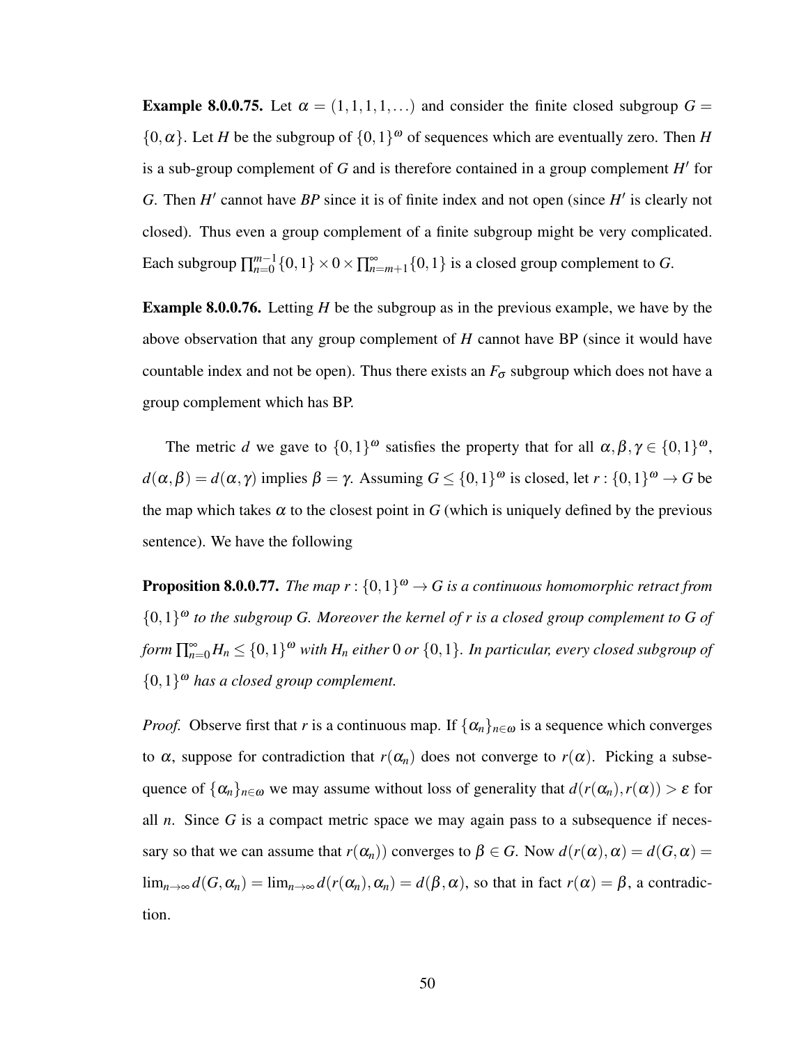**Example 8.0.0.75.** Let $\alpha = (1,1,1,1,\ldots)$ and consider the finite closed subgroup $G = \{0,\alpha\}$. Let $H$ be the subgroup of $\{0,1\}^\omega$ of sequences which are eventually zero. Then $H$ is a sub-group complement of $G$ and is therefore contained in a group complement $H'$ for $G$. Then $H'$ cannot have *BP* since it is of finite index and not open (since $H'$ is clearly not closed). Thus even a group complement of a finite subgroup might be very complicated. Each subgroup $\prod_{n=0}^{m-1}\{0,1\} \times 0 \times \prod_{n=m+1}^{\infty}\{0,1\}$ is a closed group complement to $G$.

**Example 8.0.0.76.** Letting $H$ be the subgroup as in the previous example, we have by the above observation that any group complement of $H$ cannot have BP (since it would have countable index and not be open). Thus there exists an $F_\sigma$ subgroup which does not have a group complement which has BP.

The metric $d$ we gave to $\{0,1\}^\omega$ satisfies the property that for all $\alpha, \beta, \gamma \in \{0,1\}^\omega$, $d(\alpha,\beta) = d(\alpha,\gamma)$ implies $\beta = \gamma$. Assuming $G \leq \{0,1\}^\omega$ is closed, let $r : \{0,1\}^\omega \to G$ be the map which takes $\alpha$ to the closest point in $G$ (which is uniquely defined by the previous sentence). We have the following

**Proposition 8.0.0.77.** *The map $r : \{0,1\}^\omega \to G$ is a continuous homomorphic retract from $\{0,1\}^\omega$ to the subgroup $G$. Moreover the kernel of $r$ is a closed group complement to $G$ of form $\prod_{n=0}^{\infty} H_n \leq \{0,1\}^\omega$ with $H_n$ either $0$ or $\{0,1\}$. In particular, every closed subgroup of $\{0,1\}^\omega$ has a closed group complement.*

*Proof.* Observe first that $r$ is a continuous map. If $\{\alpha_n\}_{n\in\omega}$ is a sequence which converges to $\alpha$, suppose for contradiction that $r(\alpha_n)$ does not converge to $r(\alpha)$. Picking a subsequence of $\{\alpha_n\}_{n\in\omega}$ we may assume without loss of generality that $d(r(\alpha_n), r(\alpha)) > \varepsilon$ for all $n$. Since $G$ is a compact metric space we may again pass to a subsequence if necessary so that we can assume that $r(\alpha_n))$ converges to $\beta \in G$. Now $d(r(\alpha),\alpha) = d(G,\alpha) = \lim_{n\to\infty} d(G,\alpha_n) = \lim_{n\to\infty} d(r(\alpha_n),\alpha_n) = d(\beta,\alpha)$, so that in fact $r(\alpha) = \beta$, a contradiction.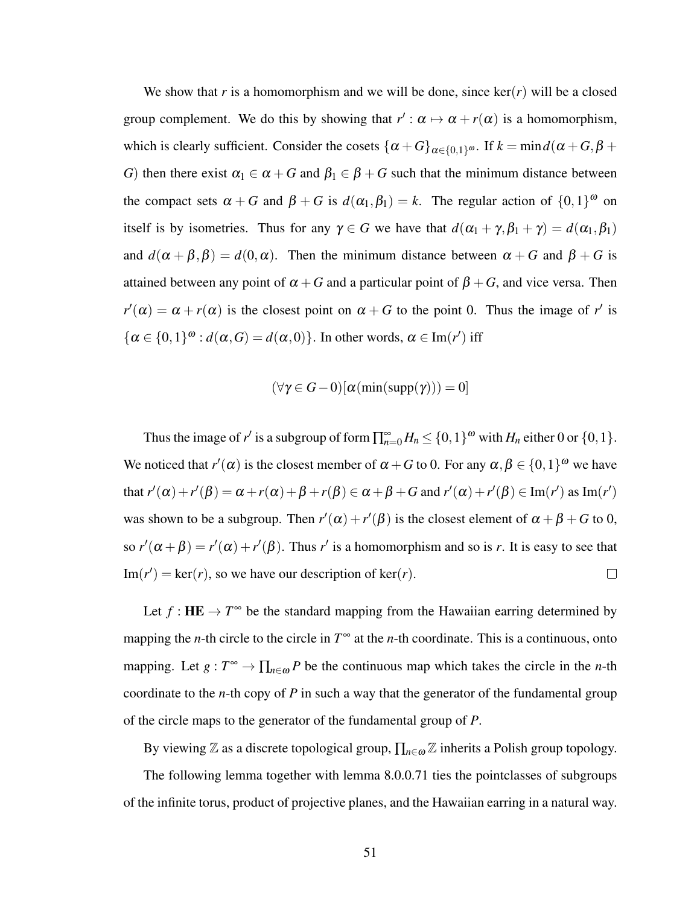We show that $r$ is a homomorphism and we will be done, since $\ker(r)$ will be a closed group complement. We do this by showing that $r' : \alpha \mapsto \alpha + r(\alpha)$ is a homomorphism, which is clearly sufficient. Consider the cosets $\{\alpha + G\}_{\alpha \in \{0,1\}^\omega}$. If $k = \min d(\alpha + G, \beta + G)$ then there exist $\alpha_1 \in \alpha + G$ and $\beta_1 \in \beta + G$ such that the minimum distance between the compact sets $\alpha + G$ and $\beta + G$ is $d(\alpha_1, \beta_1) = k$. The regular action of $\{0,1\}^\omega$ on itself is by isometries. Thus for any $\gamma \in G$ we have that $d(\alpha_1 + \gamma, \beta_1 + \gamma) = d(\alpha_1, \beta_1)$ and $d(\alpha + \beta, \beta) = d(0, \alpha)$. Then the minimum distance between $\alpha + G$ and $\beta + G$ is attained between any point of $\alpha + G$ and a particular point of $\beta + G$, and vice versa. Then $r'(\alpha) = \alpha + r(\alpha)$ is the closest point on $\alpha + G$ to the point 0. Thus the image of $r'$ is $\{\alpha \in \{0,1\}^\omega : d(\alpha, G) = d(\alpha, 0)\}$. In other words, $\alpha \in \mathrm{Im}(r')$ iff

$$(\forall \gamma \in G - 0)[\alpha(\min(\mathrm{supp}(\gamma))) = 0]$$

Thus the image of $r'$ is a subgroup of form $\prod_{n=0}^{\infty} H_n \leq \{0,1\}^\omega$ with $H_n$ either 0 or $\{0,1\}$. We noticed that $r'(\alpha)$ is the closest member of $\alpha + G$ to 0. For any $\alpha, \beta \in \{0,1\}^\omega$ we have that $r'(\alpha) + r'(\beta) = \alpha + r(\alpha) + \beta + r(\beta) \in \alpha + \beta + G$ and $r'(\alpha) + r'(\beta) \in \mathrm{Im}(r')$ as $\mathrm{Im}(r')$ was shown to be a subgroup. Then $r'(\alpha) + r'(\beta)$ is the closest element of $\alpha + \beta + G$ to 0, so $r'(\alpha + \beta) = r'(\alpha) + r'(\beta)$. Thus $r'$ is a homomorphism and so is $r$. It is easy to see that $\mathrm{Im}(r') = \ker(r)$, so we have our description of $\ker(r)$. □

Let $f : \mathbf{HE} \to T^\infty$ be the standard mapping from the Hawaiian earring determined by mapping the $n$-th circle to the circle in $T^\infty$ at the $n$-th coordinate. This is a continuous, onto mapping. Let $g : T^\infty \to \prod_{n \in \omega} P$ be the continuous map which takes the circle in the $n$-th coordinate to the $n$-th copy of $P$ in such a way that the generator of the fundamental group of the circle maps to the generator of the fundamental group of $P$.

By viewing $\mathbb{Z}$ as a discrete topological group, $\prod_{n \in \omega} \mathbb{Z}$ inherits a Polish group topology.

The following lemma together with lemma 8.0.0.71 ties the pointclasses of subgroups of the infinite torus, product of projective planes, and the Hawaiian earring in a natural way.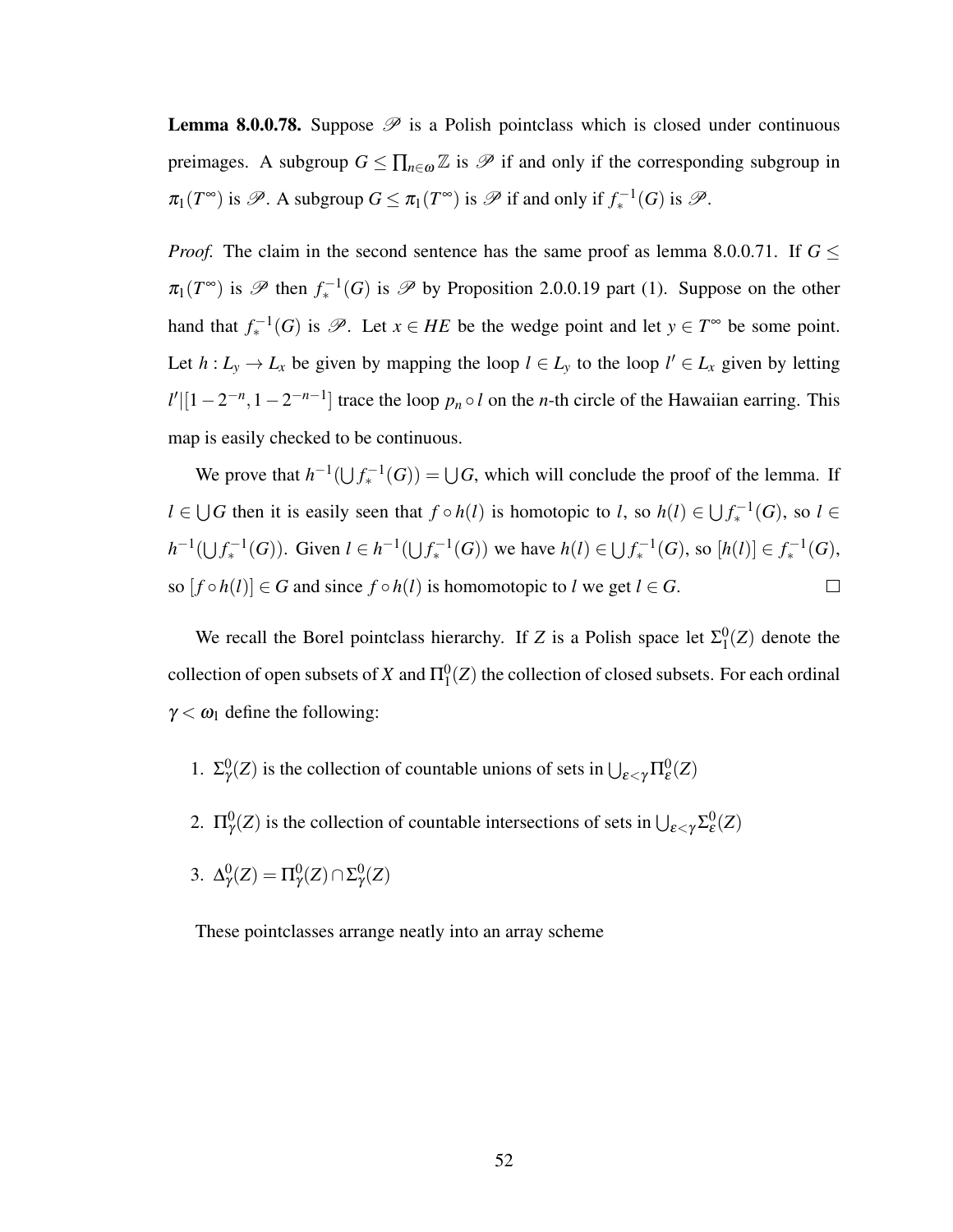**Lemma 8.0.0.78.** Suppose $\mathscr{P}$ is a Polish pointclass which is closed under continuous preimages. A subgroup $G \leq \prod_{n\in\omega}\mathbb{Z}$ is $\mathscr{P}$ if and only if the corresponding subgroup in $\pi_1(T^\infty)$ is $\mathscr{P}$. A subgroup $G \leq \pi_1(T^\infty)$ is $\mathscr{P}$ if and only if $f_*^{-1}(G)$ is $\mathscr{P}$.

*Proof.* The claim in the second sentence has the same proof as lemma 8.0.0.71. If $G \leq \pi_1(T^\infty)$ is $\mathscr{P}$ then $f_*^{-1}(G)$ is $\mathscr{P}$ by Proposition 2.0.0.19 part (1). Suppose on the other hand that $f_*^{-1}(G)$ is $\mathscr{P}$. Let $x \in HE$ be the wedge point and let $y \in T^\infty$ be some point. Let $h : L_y \to L_x$ be given by mapping the loop $l \in L_y$ to the loop $l' \in L_x$ given by letting $l'|[1-2^{-n}, 1-2^{-n-1}]$ trace the loop $p_n \circ l$ on the $n$-th circle of the Hawaiian earring. This map is easily checked to be continuous.

We prove that $h^{-1}(\bigcup f_*^{-1}(G)) = \bigcup G$, which will conclude the proof of the lemma. If $l \in \bigcup G$ then it is easily seen that $f \circ h(l)$ is homotopic to $l$, so $h(l) \in \bigcup f_*^{-1}(G)$, so $l \in h^{-1}(\bigcup f_*^{-1}(G))$. Given $l \in h^{-1}(\bigcup f_*^{-1}(G))$ we have $h(l) \in \bigcup f_*^{-1}(G)$, so $[h(l)] \in f_*^{-1}(G)$, so $[f \circ h(l)] \in G$ and since $f \circ h(l)$ is homomotopic to $l$ we get $l \in G$. $\square$

We recall the Borel pointclass hierarchy. If $Z$ is a Polish space let $\Sigma_1^0(Z)$ denote the collection of open subsets of $X$ and $\Pi_1^0(Z)$ the collection of closed subsets. For each ordinal $\gamma < \omega_1$ define the following:

1. $\Sigma_\gamma^0(Z)$ is the collection of countable unions of sets in $\bigcup_{\varepsilon<\gamma}\Pi_\varepsilon^0(Z)$

2. $\Pi_\gamma^0(Z)$ is the collection of countable intersections of sets in $\bigcup_{\varepsilon<\gamma}\Sigma_\varepsilon^0(Z)$

3. $\Delta_\gamma^0(Z) = \Pi_\gamma^0(Z) \cap \Sigma_\gamma^0(Z)$

These pointclasses arrange neatly into an array scheme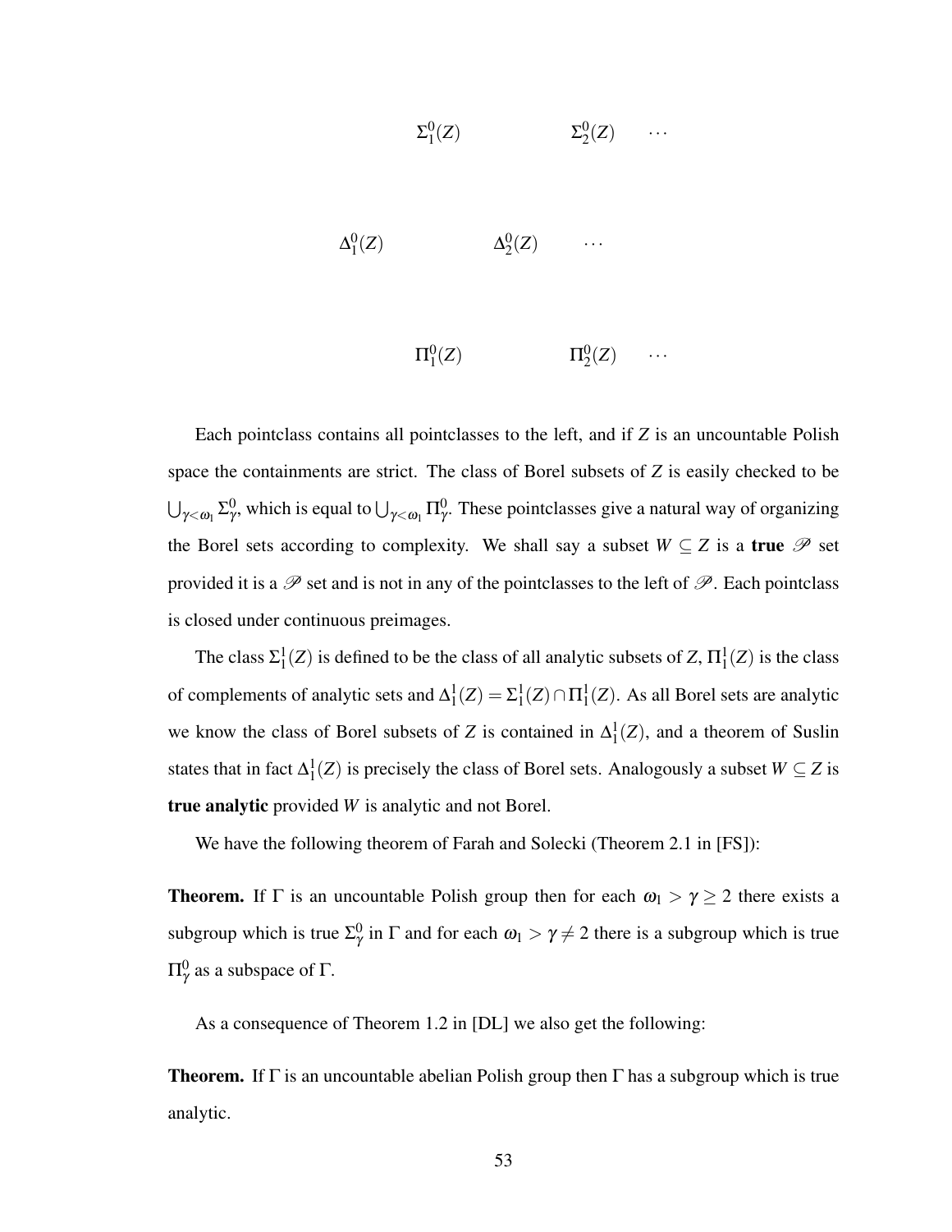$$
\begin{array}{ccccc}
 & \Sigma^0_1(Z) & & \Sigma^0_2(Z) & \cdots \\
\Delta^0_1(Z) & & \Delta^0_2(Z) & \cdots & \\
 & \Pi^0_1(Z) & & \Pi^0_2(Z) & \cdots
\end{array}
$$

Each pointclass contains all pointclasses to the left, and if $Z$ is an uncountable Polish space the containments are strict. The class of Borel subsets of $Z$ is easily checked to be $\bigcup_{\gamma<\omega_1} \Sigma^0_\gamma$, which is equal to $\bigcup_{\gamma<\omega_1} \Pi^0_\gamma$. These pointclasses give a natural way of organizing the Borel sets according to complexity. We shall say a subset $W \subseteq Z$ is a **true** $\mathscr{P}$ set provided it is a $\mathscr{P}$ set and is not in any of the pointclasses to the left of $\mathscr{P}$. Each pointclass is closed under continuous preimages.

The class $\Sigma^1_1(Z)$ is defined to be the class of all analytic subsets of $Z$, $\Pi^1_1(Z)$ is the class of complements of analytic sets and $\Delta^1_1(Z) = \Sigma^1_1(Z) \cap \Pi^1_1(Z)$. As all Borel sets are analytic we know the class of Borel subsets of $Z$ is contained in $\Delta^1_1(Z)$, and a theorem of Suslin states that in fact $\Delta^1_1(Z)$ is precisely the class of Borel sets. Analogously a subset $W \subseteq Z$ is **true analytic** provided $W$ is analytic and not Borel.

We have the following theorem of Farah and Solecki (Theorem 2.1 in [FS]):

**Theorem.** If $\Gamma$ is an uncountable Polish group then for each $\omega_1 > \gamma \geq 2$ there exists a subgroup which is true $\Sigma^0_\gamma$ in $\Gamma$ and for each $\omega_1 > \gamma \neq 2$ there is a subgroup which is true $\Pi^0_\gamma$ as a subspace of $\Gamma$.

As a consequence of Theorem 1.2 in [DL] we also get the following:

**Theorem.** If $\Gamma$ is an uncountable abelian Polish group then $\Gamma$ has a subgroup which is true analytic.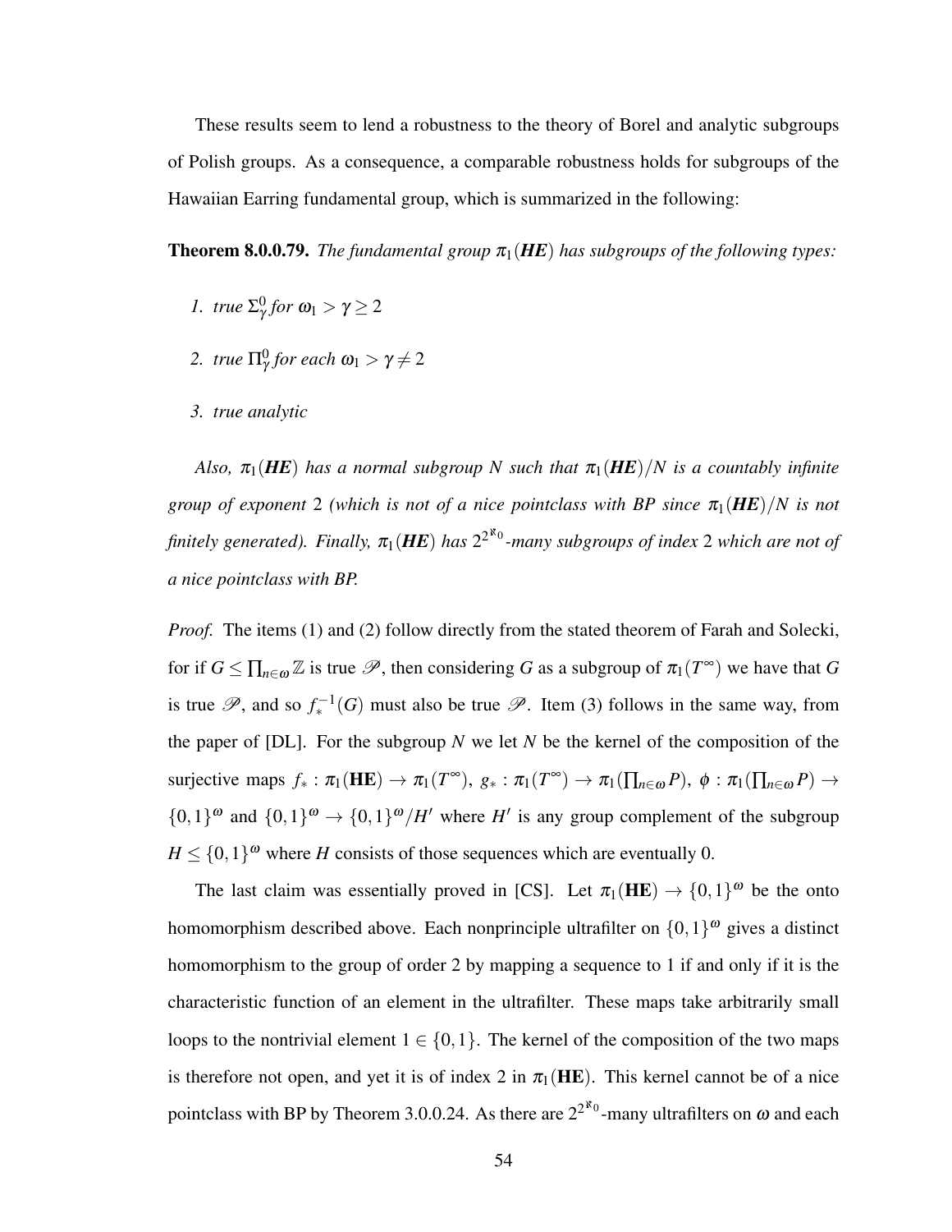These results seem to lend a robustness to the theory of Borel and analytic subgroups of Polish groups. As a consequence, a comparable robustness holds for subgroups of the Hawaiian Earring fundamental group, which is summarized in the following:

**Theorem 8.0.0.79.** *The fundamental group $\pi_1(\boldsymbol{HE})$ has subgroups of the following types:*

1. *true $\Sigma^0_\gamma$ for $\omega_1 > \gamma \geq 2$*
2. *true $\Pi^0_\gamma$ for each $\omega_1 > \gamma \neq 2$*
3. *true analytic*

*Also, $\pi_1(\boldsymbol{HE})$ has a normal subgroup $N$ such that $\pi_1(\boldsymbol{HE})/N$ is a countably infinite group of exponent 2 (which is not of a nice pointclass with BP since $\pi_1(\boldsymbol{HE})/N$ is not finitely generated). Finally, $\pi_1(\boldsymbol{HE})$ has $2^{2^{\aleph_0}}$-many subgroups of index 2 which are not of a nice pointclass with BP.*

*Proof.* The items (1) and (2) follow directly from the stated theorem of Farah and Solecki, for if $G \leq \prod_{n\in\omega}\mathbb{Z}$ is true $\mathscr{P}$, then considering $G$ as a subgroup of $\pi_1(T^\infty)$ we have that $G$ is true $\mathscr{P}$, and so $f_*^{-1}(G)$ must also be true $\mathscr{P}$. Item (3) follows in the same way, from the paper of [DL]. For the subgroup $N$ we let $N$ be the kernel of the composition of the surjective maps $f_*: \pi_1(\mathbf{HE}) \to \pi_1(T^\infty)$, $g_*: \pi_1(T^\infty) \to \pi_1(\prod_{n\in\omega} P)$, $\phi: \pi_1(\prod_{n\in\omega} P) \to \{0,1\}^\omega$ and $\{0,1\}^\omega \to \{0,1\}^\omega/H'$ where $H'$ is any group complement of the subgroup $H \leq \{0,1\}^\omega$ where $H$ consists of those sequences which are eventually 0.

The last claim was essentially proved in [CS]. Let $\pi_1(\mathbf{HE}) \to \{0,1\}^\omega$ be the onto homomorphism described above. Each nonprinciple ultrafilter on $\{0,1\}^\omega$ gives a distinct homomorphism to the group of order 2 by mapping a sequence to 1 if and only if it is the characteristic function of an element in the ultrafilter. These maps take arbitrarily small loops to the nontrivial element $1 \in \{0,1\}$. The kernel of the composition of the two maps is therefore not open, and yet it is of index 2 in $\pi_1(\mathbf{HE})$. This kernel cannot be of a nice pointclass with BP by Theorem 3.0.0.24. As there are $2^{2^{\aleph_0}}$-many ultrafilters on $\omega$ and each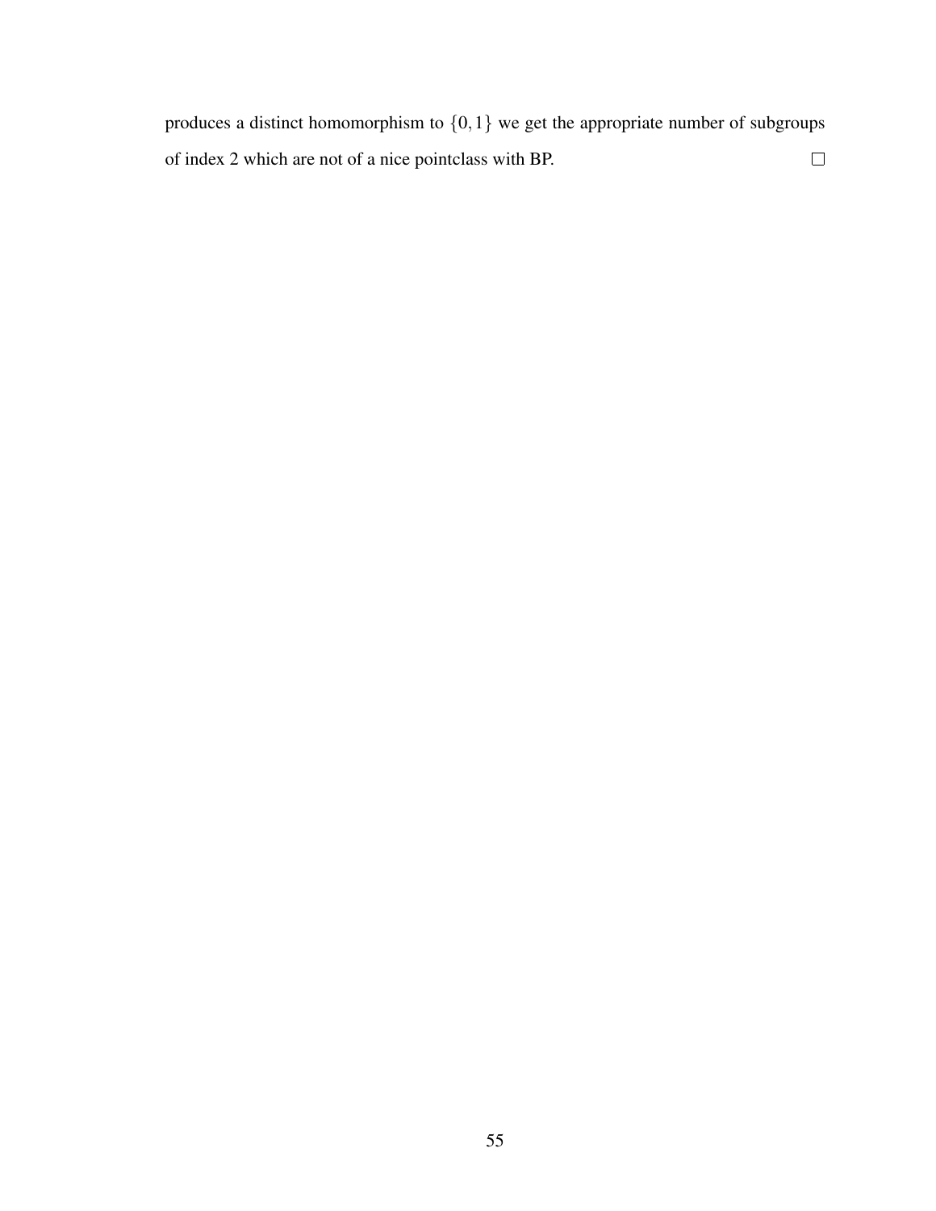produces a distinct homomorphism to $\{0,1\}$ we get the appropriate number of subgroups of index 2 which are not of a nice pointclass with BP. □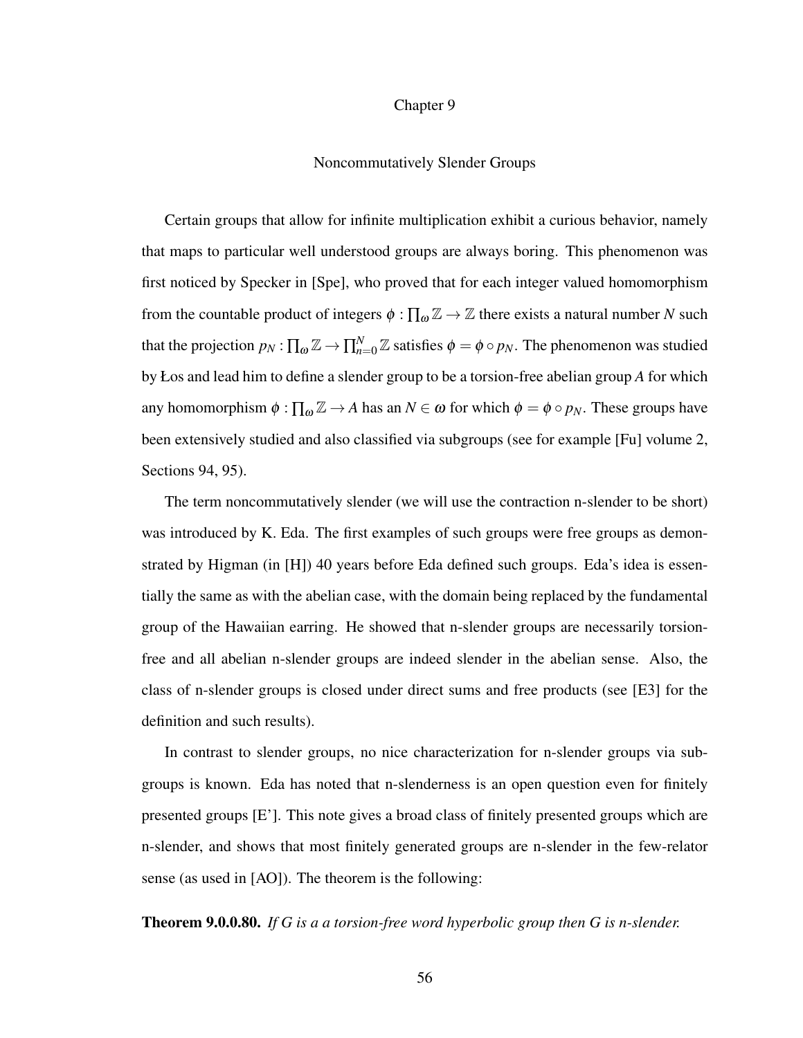# Chapter 9

## Noncommutatively Slender Groups

Certain groups that allow for infinite multiplication exhibit a curious behavior, namely that maps to particular well understood groups are always boring. This phenomenon was first noticed by Specker in [Spe], who proved that for each integer valued homomorphism from the countable product of integers $\phi : \prod_\omega \mathbb{Z} \to \mathbb{Z}$ there exists a natural number $N$ such that the projection $p_N : \prod_\omega \mathbb{Z} \to \prod_{n=0}^{N} \mathbb{Z}$ satisfies $\phi = \phi \circ p_N$. The phenomenon was studied by Łos and lead him to define a slender group to be a torsion-free abelian group $A$ for which any homomorphism $\phi : \prod_\omega \mathbb{Z} \to A$ has an $N \in \omega$ for which $\phi = \phi \circ p_N$. These groups have been extensively studied and also classified via subgroups (see for example [Fu] volume 2, Sections 94, 95).

The term noncommutatively slender (we will use the contraction n-slender to be short) was introduced by K. Eda. The first examples of such groups were free groups as demonstrated by Higman (in [H]) 40 years before Eda defined such groups. Eda's idea is essentially the same as with the abelian case, with the domain being replaced by the fundamental group of the Hawaiian earring. He showed that n-slender groups are necessarily torsion-free and all abelian n-slender groups are indeed slender in the abelian sense. Also, the class of n-slender groups is closed under direct sums and free products (see [E3] for the definition and such results).

In contrast to slender groups, no nice characterization for n-slender groups via subgroups is known. Eda has noted that n-slenderness is an open question even for finitely presented groups [E']. This note gives a broad class of finitely presented groups which are n-slender, and shows that most finitely generated groups are n-slender in the few-relator sense (as used in [AO]). The theorem is the following:

**Theorem 9.0.0.80.** *If G is a a torsion-free word hyperbolic group then G is n-slender.*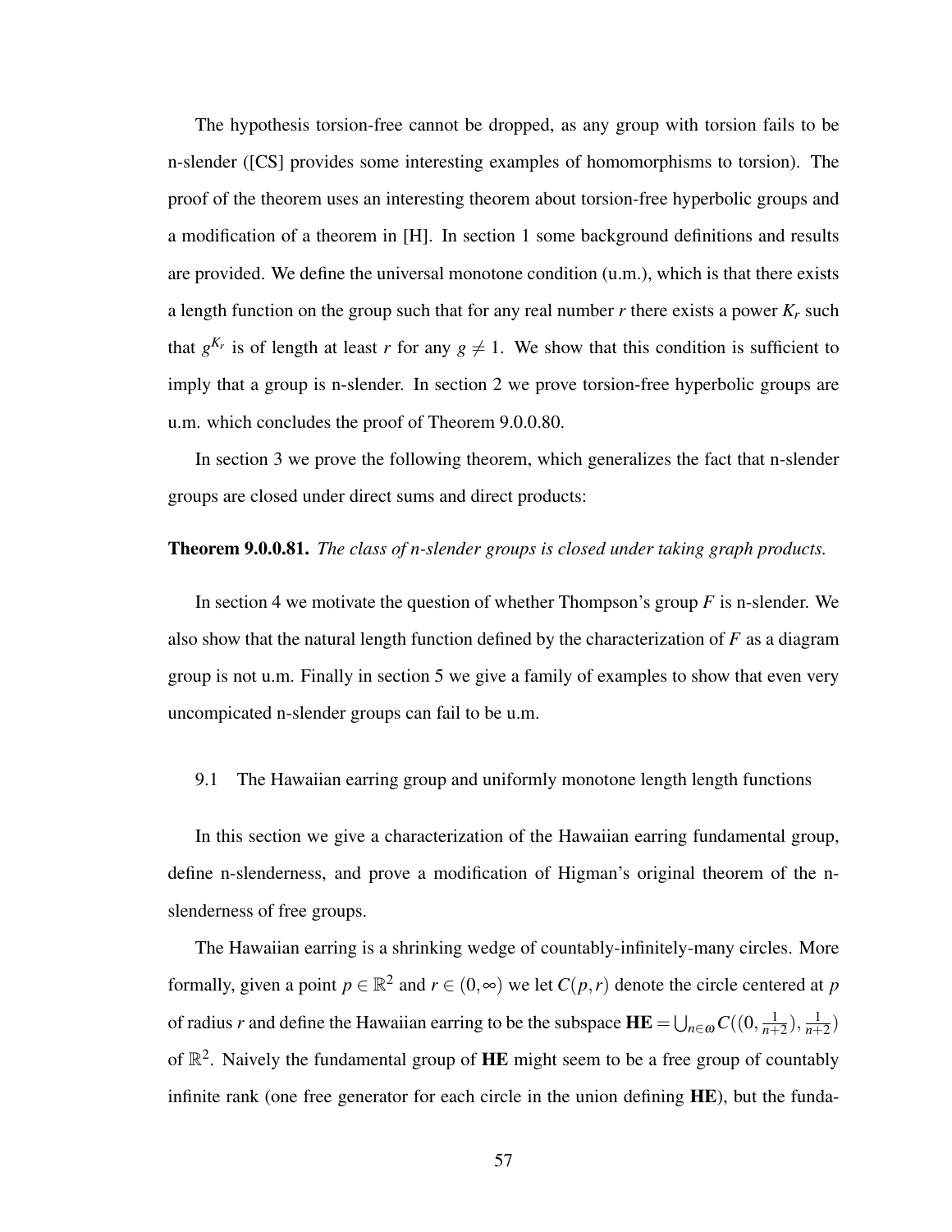The hypothesis torsion-free cannot be dropped, as any group with torsion fails to be n-slender ([CS] provides some interesting examples of homomorphisms to torsion). The proof of the theorem uses an interesting theorem about torsion-free hyperbolic groups and a modification of a theorem in [H]. In section 1 some background definitions and results are provided. We define the universal monotone condition (u.m.), which is that there exists a length function on the group such that for any real number $r$ there exists a power $K_r$ such that $g^{K_r}$ is of length at least $r$ for any $g \neq 1$. We show that this condition is sufficient to imply that a group is n-slender. In section 2 we prove torsion-free hyperbolic groups are u.m. which concludes the proof of Theorem 9.0.0.80.

In section 3 we prove the following theorem, which generalizes the fact that n-slender groups are closed under direct sums and direct products:

**Theorem 9.0.0.81.** *The class of n-slender groups is closed under taking graph products.*

In section 4 we motivate the question of whether Thompson's group $F$ is n-slender. We also show that the natural length function defined by the characterization of $F$ as a diagram group is not u.m. Finally in section 5 we give a family of examples to show that even very uncompicated n-slender groups can fail to be u.m.

## 9.1 The Hawaiian earring group and uniformly monotone length length functions

In this section we give a characterization of the Hawaiian earring fundamental group, define n-slenderness, and prove a modification of Higman's original theorem of the n-slenderness of free groups.

The Hawaiian earring is a shrinking wedge of countably-infinitely-many circles. More formally, given a point $p \in \mathbb{R}^2$ and $r \in (0, \infty)$ we let $C(p, r)$ denote the circle centered at $p$ of radius $r$ and define the Hawaiian earring to be the subspace $\mathbf{HE} = \bigcup_{n \in \omega} C((0, \frac{1}{n+2}), \frac{1}{n+2})$ of $\mathbb{R}^2$. Naively the fundamental group of $\mathbf{HE}$ might seem to be a free group of countably infinite rank (one free generator for each circle in the union defining $\mathbf{HE}$), but the funda-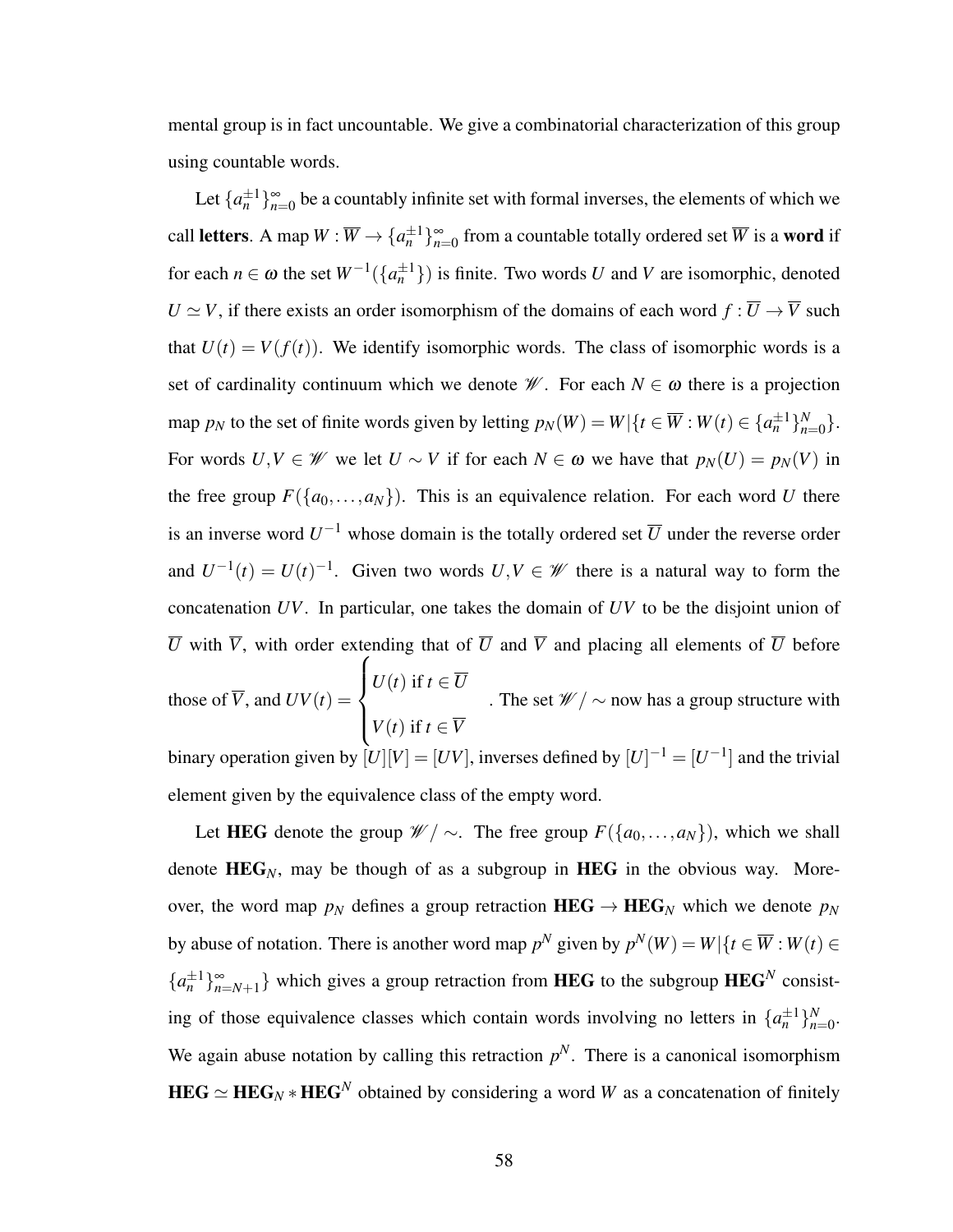mental group is in fact uncountable. We give a combinatorial characterization of this group using countable words.

Let $\{a_n^{\pm 1}\}_{n=0}^{\infty}$ be a countably infinite set with formal inverses, the elements of which we call **letters**. A map $W : \overline{W} \to \{a_n^{\pm 1}\}_{n=0}^{\infty}$ from a countable totally ordered set $\overline{W}$ is a **word** if for each $n \in \omega$ the set $W^{-1}(\{a_n^{\pm 1}\})$ is finite. Two words $U$ and $V$ are isomorphic, denoted $U \simeq V$, if there exists an order isomorphism of the domains of each word $f : \overline{U} \to \overline{V}$ such that $U(t) = V(f(t))$. We identify isomorphic words. The class of isomorphic words is a set of cardinality continuum which we denote $\mathscr{W}$. For each $N \in \omega$ there is a projection map $p_N$ to the set of finite words given by letting $p_N(W) = W|\{t \in \overline{W} : W(t) \in \{a_n^{\pm 1}\}_{n=0}^{N}\}$. For words $U, V \in \mathscr{W}$ we let $U \sim V$ if for each $N \in \omega$ we have that $p_N(U) = p_N(V)$ in the free group $F(\{a_0, \ldots, a_N\})$. This is an equivalence relation. For each word $U$ there is an inverse word $U^{-1}$ whose domain is the totally ordered set $\overline{U}$ under the reverse order and $U^{-1}(t) = U(t)^{-1}$. Given two words $U, V \in \mathscr{W}$ there is a natural way to form the concatenation $UV$. In particular, one takes the domain of $UV$ to be the disjoint union of $\overline{U}$ with $\overline{V}$, with order extending that of $\overline{U}$ and $\overline{V}$ and placing all elements of $\overline{U}$ before those of $\overline{V}$, and $UV(t) = \begin{cases} U(t) \text{ if } t \in \overline{U} \\ V(t) \text{ if } t \in \overline{V} \end{cases}$. The set $\mathscr{W}/\sim$ now has a group structure with binary operation given by $[U][V] = [UV]$, inverses defined by $[U]^{-1} = [U^{-1}]$ and the trivial element given by the equivalence class of the empty word.

Let **HEG** denote the group $\mathscr{W}/\sim$. The free group $F(\{a_0, \ldots, a_N\})$, which we shall denote $\mathbf{HEG}_N$, may be though of as a subgroup in **HEG** in the obvious way. Moreover, the word map $p_N$ defines a group retraction $\mathbf{HEG} \to \mathbf{HEG}_N$ which we denote $p_N$ by abuse of notation. There is another word map $p^N$ given by $p^N(W) = W|\{t \in \overline{W} : W(t) \in \{a_n^{\pm 1}\}_{n=N+1}^{\infty}\}$ which gives a group retraction from **HEG** to the subgroup $\mathbf{HEG}^N$ consisting of those equivalence classes which contain words involving no letters in $\{a_n^{\pm 1}\}_{n=0}^{N}$. We again abuse notation by calling this retraction $p^N$. There is a canonical isomorphism $\mathbf{HEG} \simeq \mathbf{HEG}_N * \mathbf{HEG}^N$ obtained by considering a word $W$ as a concatenation of finitely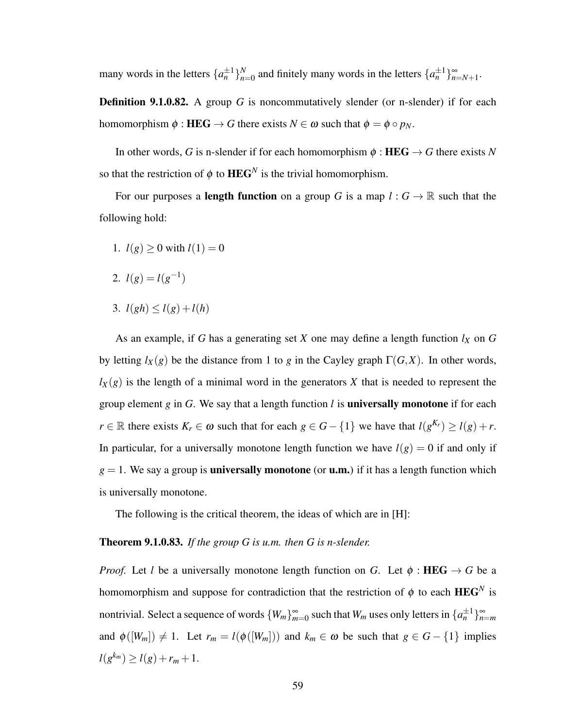many words in the letters $\{a_n^{\pm 1}\}_{n=0}^{N}$ and finitely many words in the letters $\{a_n^{\pm 1}\}_{n=N+1}^{\infty}$.

**Definition 9.1.0.82.** A group $G$ is noncommutatively slender (or n-slender) if for each homomorphism $\phi : \mathbf{HEG} \to G$ there exists $N \in \omega$ such that $\phi = \phi \circ p_N$.

In other words, $G$ is n-slender if for each homomorphism $\phi : \mathbf{HEG} \to G$ there exists $N$ so that the restriction of $\phi$ to $\mathbf{HEG}^N$ is the trivial homomorphism.

For our purposes a **length function** on a group $G$ is a map $l : G \to \mathbb{R}$ such that the following hold:

1. $l(g) \geq 0$ with $l(1) = 0$
2. $l(g) = l(g^{-1})$
3. $l(gh) \leq l(g) + l(h)$

As an example, if $G$ has a generating set $X$ one may define a length function $l_X$ on $G$ by letting $l_X(g)$ be the distance from 1 to $g$ in the Cayley graph $\Gamma(G,X)$. In other words, $l_X(g)$ is the length of a minimal word in the generators $X$ that is needed to represent the group element $g$ in $G$. We say that a length function $l$ is **universally monotone** if for each $r \in \mathbb{R}$ there exists $K_r \in \omega$ such that for each $g \in G - \{1\}$ we have that $l(g^{K_r}) \geq l(g) + r$. In particular, for a universally monotone length function we have $l(g) = 0$ if and only if $g = 1$. We say a group is **universally monotone** (or **u.m.**) if it has a length function which is universally monotone.

The following is the critical theorem, the ideas of which are in [H]:

**Theorem 9.1.0.83.** *If the group G is u.m. then G is n-slender.*

*Proof.* Let $l$ be a universally monotone length function on $G$. Let $\phi : \mathbf{HEG} \to G$ be a homomorphism and suppose for contradiction that the restriction of $\phi$ to each $\mathbf{HEG}^N$ is nontrivial. Select a sequence of words $\{W_m\}_{m=0}^{\infty}$ such that $W_m$ uses only letters in $\{a_n^{\pm 1}\}_{n=m}^{\infty}$ and $\phi([W_m]) \neq 1$. Let $r_m = l(\phi([W_m]))$ and $k_m \in \omega$ be such that $g \in G - \{1\}$ implies $l(g^{k_m}) \geq l(g) + r_m + 1$.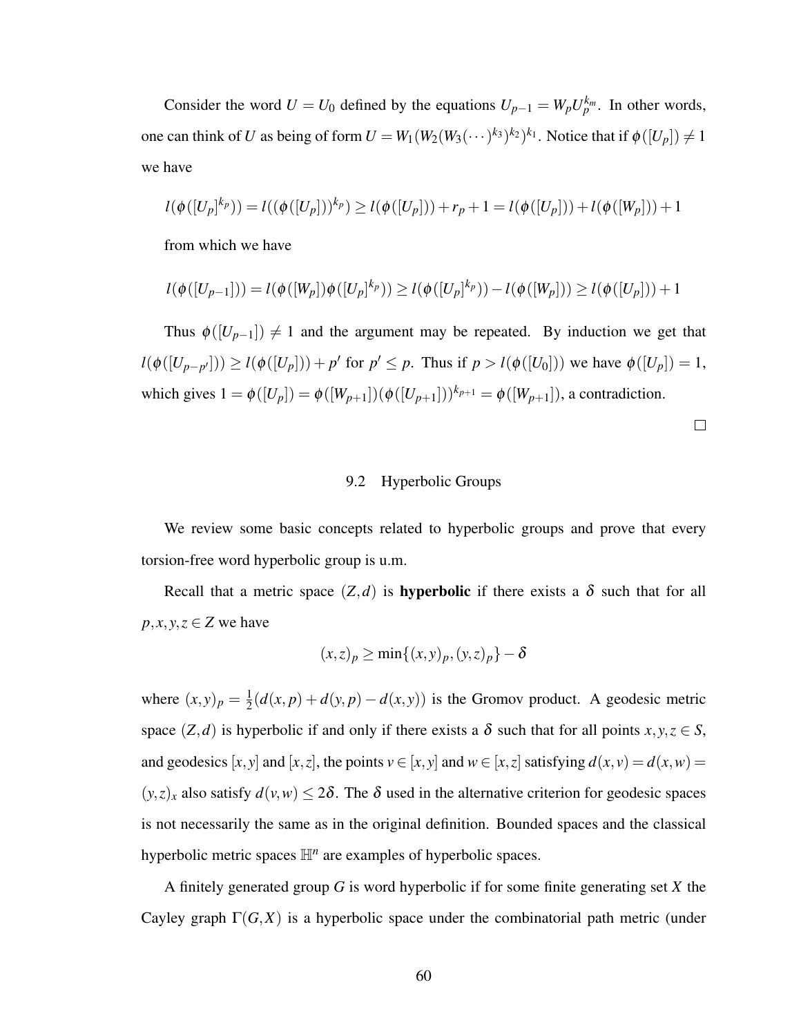Consider the word $U = U_0$ defined by the equations $U_{p-1} = W_p U_p^{k_m}$. In other words, one can think of $U$ as being of form $U = W_1(W_2(W_3(\cdots)^{k_3})^{k_2})^{k_1}$. Notice that if $\phi([U_p]) \neq 1$ we have

$$l(\phi([U_p]^{k_p})) = l((\phi([U_p]))^{k_p}) \geq l(\phi([U_p])) + r_p + 1 = l(\phi([U_p])) + l(\phi([W_p])) + 1$$

from which we have

$$l(\phi([U_{p-1}])) = l(\phi([W_p])\phi([U_p]^{k_p})) \geq l(\phi([U_p]^{k_p})) - l(\phi([W_p])) \geq l(\phi([U_p])) + 1$$

Thus $\phi([U_{p-1}]) \neq 1$ and the argument may be repeated. By induction we get that $l(\phi([U_{p-p'}])) \geq l(\phi([U_p])) + p'$ for $p' \leq p$. Thus if $p > l(\phi([U_0]))$ we have $\phi([U_p]) = 1$, which gives $1 = \phi([U_p]) = \phi([W_{p+1}])(\phi([U_{p+1}]))^{k_{p+1}} = \phi([W_{p+1}])$, a contradiction.

□

## 9.2 Hyperbolic Groups

We review some basic concepts related to hyperbolic groups and prove that every torsion-free word hyperbolic group is u.m.

Recall that a metric space $(Z,d)$ is **hyperbolic** if there exists a $\delta$ such that for all $p,x,y,z \in Z$ we have

$$(x,z)_p \geq \min\{(x,y)_p, (y,z)_p\} - \delta$$

where $(x,y)_p = \frac{1}{2}(d(x,p) + d(y,p) - d(x,y))$ is the Gromov product. A geodesic metric space $(Z,d)$ is hyperbolic if and only if there exists a $\delta$ such that for all points $x,y,z \in S$, and geodesics $[x,y]$ and $[x,z]$, the points $v \in [x,y]$ and $w \in [x,z]$ satisfying $d(x,v) = d(x,w) = (y,z)_x$ also satisfy $d(v,w) \leq 2\delta$. The $\delta$ used in the alternative criterion for geodesic spaces is not necessarily the same as in the original definition. Bounded spaces and the classical hyperbolic metric spaces $\mathbb{H}^n$ are examples of hyperbolic spaces.

A finitely generated group $G$ is word hyperbolic if for some finite generating set $X$ the Cayley graph $\Gamma(G,X)$ is a hyperbolic space under the combinatorial path metric (under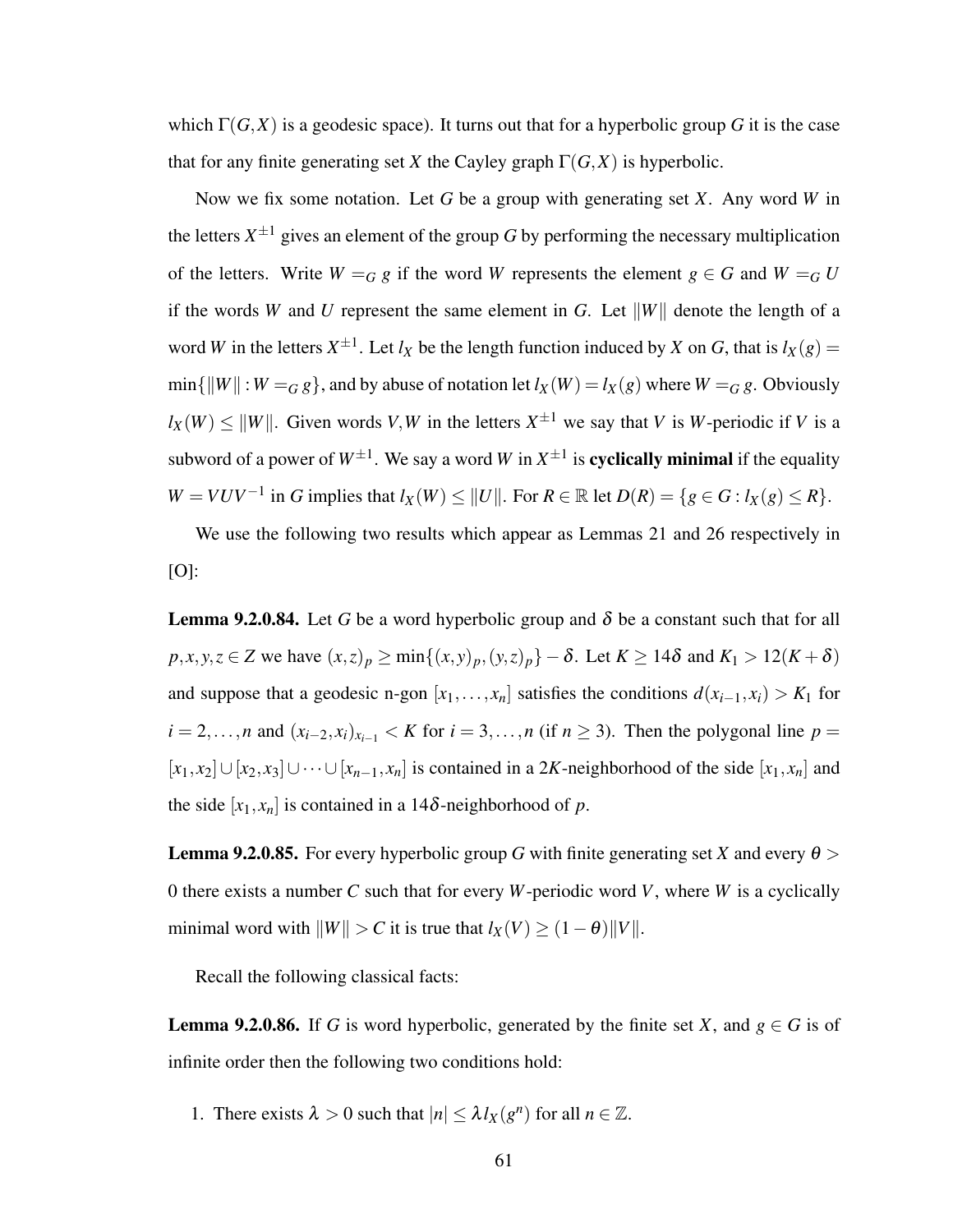which $\Gamma(G,X)$ is a geodesic space). It turns out that for a hyperbolic group $G$ it is the case that for any finite generating set $X$ the Cayley graph $\Gamma(G,X)$ is hyperbolic.

Now we fix some notation. Let $G$ be a group with generating set $X$. Any word $W$ in the letters $X^{\pm 1}$ gives an element of the group $G$ by performing the necessary multiplication of the letters. Write $W =_G g$ if the word $W$ represents the element $g \in G$ and $W =_G U$ if the words $W$ and $U$ represent the same element in $G$. Let $\|W\|$ denote the length of a word $W$ in the letters $X^{\pm 1}$. Let $l_X$ be the length function induced by $X$ on $G$, that is $l_X(g) = \min\{\|W\| : W =_G g\}$, and by abuse of notation let $l_X(W) = l_X(g)$ where $W =_G g$. Obviously $l_X(W) \leq \|W\|$. Given words $V, W$ in the letters $X^{\pm 1}$ we say that $V$ is $W$-periodic if $V$ is a subword of a power of $W^{\pm 1}$. We say a word $W$ in $X^{\pm 1}$ is **cyclically minimal** if the equality $W = VUV^{-1}$ in $G$ implies that $l_X(W) \leq \|U\|$. For $R \in \mathbb{R}$ let $D(R) = \{g \in G : l_X(g) \leq R\}$.

We use the following two results which appear as Lemmas 21 and 26 respectively in [O]:

**Lemma 9.2.0.84.** Let $G$ be a word hyperbolic group and $\delta$ be a constant such that for all $p, x, y, z \in Z$ we have $(x,z)_p \geq \min\{(x,y)_p, (y,z)_p\} - \delta$. Let $K \geq 14\delta$ and $K_1 > 12(K+\delta)$ and suppose that a geodesic n-gon $[x_1, \ldots, x_n]$ satisfies the conditions $d(x_{i-1}, x_i) > K_1$ for $i = 2, \ldots, n$ and $(x_{i-2}, x_i)_{x_{i-1}} < K$ for $i = 3, \ldots, n$ (if $n \geq 3$). Then the polygonal line $p = [x_1, x_2] \cup [x_2, x_3] \cup \cdots \cup [x_{n-1}, x_n]$ is contained in a $2K$-neighborhood of the side $[x_1, x_n]$ and the side $[x_1, x_n]$ is contained in a $14\delta$-neighborhood of $p$.

**Lemma 9.2.0.85.** For every hyperbolic group $G$ with finite generating set $X$ and every $\theta > 0$ there exists a number $C$ such that for every $W$-periodic word $V$, where $W$ is a cyclically minimal word with $\|W\| > C$ it is true that $l_X(V) \geq (1-\theta)\|V\|$.

Recall the following classical facts:

**Lemma 9.2.0.86.** If $G$ is word hyperbolic, generated by the finite set $X$, and $g \in G$ is of infinite order then the following two conditions hold:

1. There exists $\lambda > 0$ such that $|n| \leq \lambda\, l_X(g^n)$ for all $n \in \mathbb{Z}$.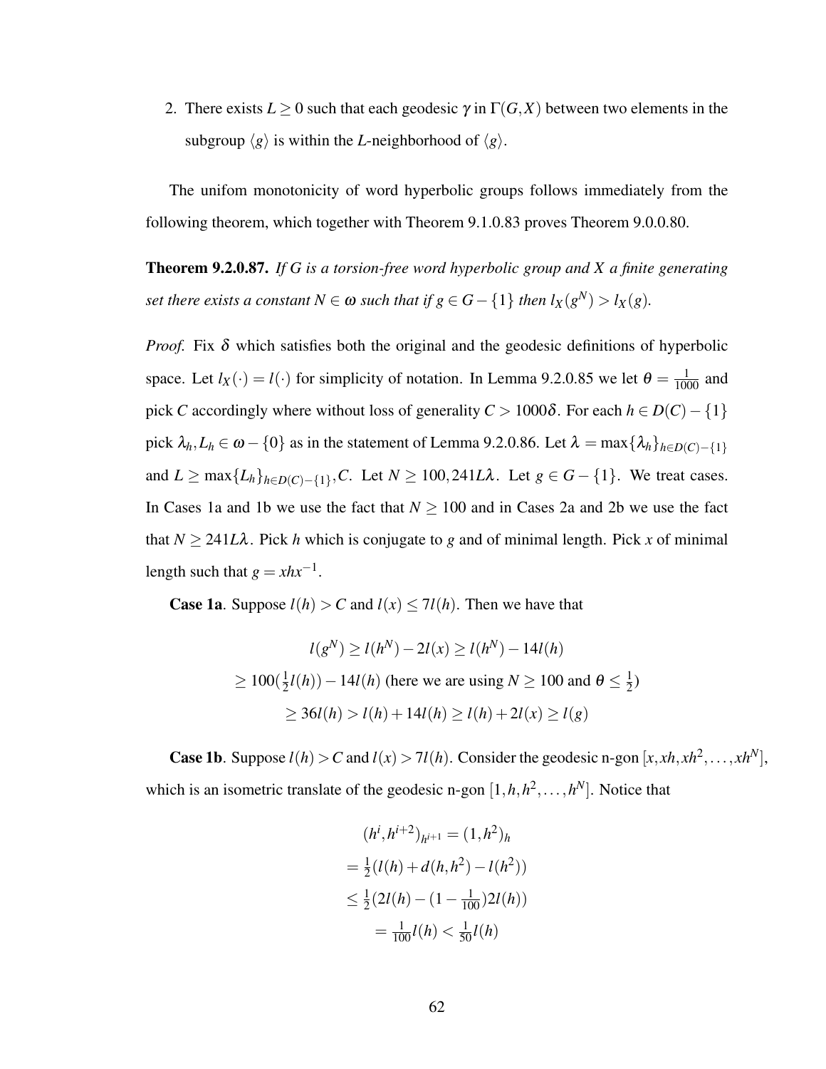2. There exists $L \geq 0$ such that each geodesic $\gamma$ in $\Gamma(G,X)$ between two elements in the subgroup $\langle g \rangle$ is within the $L$-neighborhood of $\langle g \rangle$.

The unifom monotonicity of word hyperbolic groups follows immediately from the following theorem, which together with Theorem 9.1.0.83 proves Theorem 9.0.0.80.

**Theorem 9.2.0.87.** *If $G$ is a torsion-free word hyperbolic group and $X$ a finite generating set there exists a constant $N \in \omega$ such that if $g \in G - \{1\}$ then $l_X(g^N) > l_X(g)$.*

*Proof.* Fix $\delta$ which satisfies both the original and the geodesic definitions of hyperbolic space. Let $l_X(\cdot) = l(\cdot)$ for simplicity of notation. In Lemma 9.2.0.85 we let $\theta = \frac{1}{1000}$ and pick $C$ accordingly where without loss of generality $C > 1000\delta$. For each $h \in D(C) - \{1\}$ pick $\lambda_h, L_h \in \omega - \{0\}$ as in the statement of Lemma 9.2.0.86. Let $\lambda = \max\{\lambda_h\}_{h \in D(C)-\{1\}}$ and $L \geq \max\{L_h\}_{h \in D(C)-\{1\}}, C$. Let $N \geq 100, 241L\lambda$. Let $g \in G - \{1\}$. We treat cases. In Cases 1a and 1b we use the fact that $N \geq 100$ and in Cases 2a and 2b we use the fact that $N \geq 241L\lambda$. Pick $h$ which is conjugate to $g$ and of minimal length. Pick $x$ of minimal length such that $g = xhx^{-1}$.

**Case 1a**. Suppose $l(h) > C$ and $l(x) \leq 7l(h)$. Then we have that

$$l(g^N) \geq l(h^N) - 2l(x) \geq l(h^N) - 14l(h)$$
$$\geq 100(\tfrac{1}{2}l(h)) - 14l(h) \text{ (here we are using } N \geq 100 \text{ and } \theta \leq \tfrac{1}{2})$$
$$\geq 36l(h) > l(h) + 14l(h) \geq l(h) + 2l(x) \geq l(g)$$

**Case 1b**. Suppose $l(h) > C$ and $l(x) > 7l(h)$. Consider the geodesic n-gon $[x, xh, xh^2, \ldots, xh^N]$, which is an isometric translate of the geodesic n-gon $[1, h, h^2, \ldots, h^N]$. Notice that

$$(h^i, h^{i+2})_{h^{i+1}} = (1, h^2)_h$$
$$= \tfrac{1}{2}(l(h) + d(h, h^2) - l(h^2))$$
$$\leq \tfrac{1}{2}(2l(h) - (1 - \tfrac{1}{100})2l(h))$$
$$= \tfrac{1}{100}l(h) < \tfrac{1}{50}l(h)$$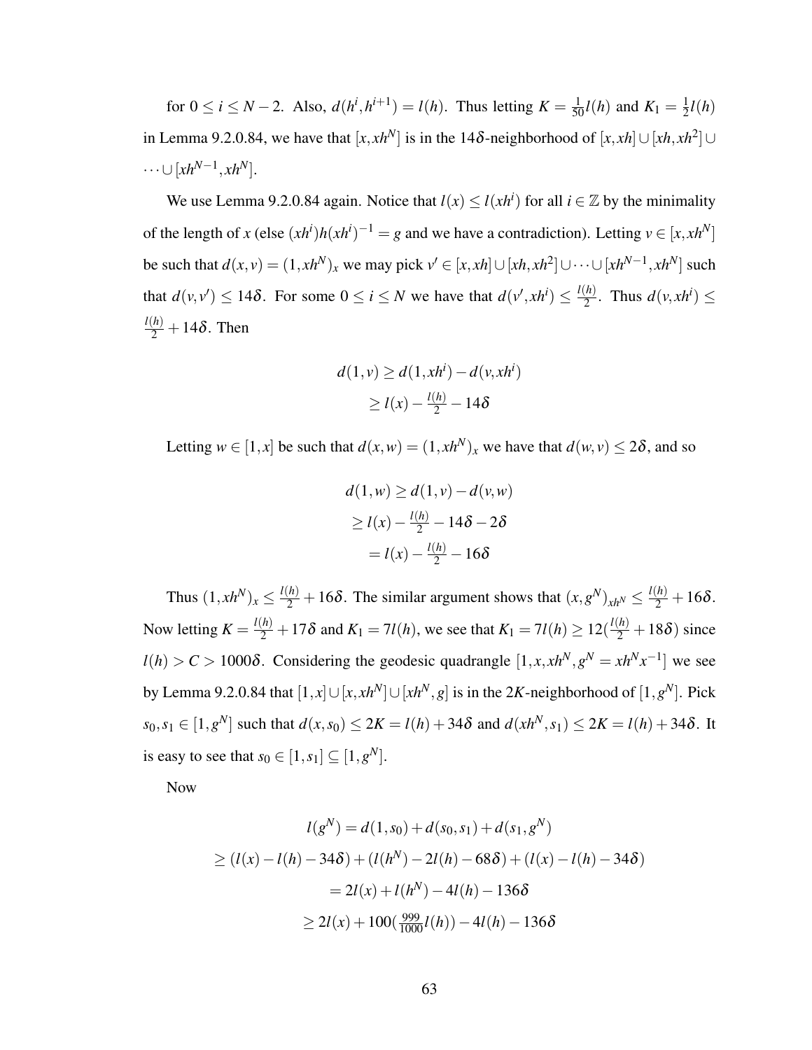for $0 \leq i \leq N-2$. Also, $d(h^i, h^{i+1}) = l(h)$. Thus letting $K = \frac{1}{50}l(h)$ and $K_1 = \frac{1}{2}l(h)$ in Lemma 9.2.0.84, we have that $[x, xh^N]$ is in the $14\delta$-neighborhood of $[x, xh] \cup [xh, xh^2] \cup \cdots \cup [xh^{N-1}, xh^N]$.

We use Lemma 9.2.0.84 again. Notice that $l(x) \leq l(xh^i)$ for all $i \in \mathbb{Z}$ by the minimality of the length of $x$ (else $(xh^i)h(xh^i)^{-1} = g$ and we have a contradiction). Letting $v \in [x, xh^N]$ be such that $d(x,v) = (1, xh^N)_x$ we may pick $v' \in [x, xh] \cup [xh, xh^2] \cup \cdots \cup [xh^{N-1}, xh^N]$ such that $d(v, v') \leq 14\delta$. For some $0 \leq i \leq N$ we have that $d(v', xh^i) \leq \frac{l(h)}{2}$. Thus $d(v, xh^i) \leq \frac{l(h)}{2} + 14\delta$. Then

$$
\begin{aligned}
d(1,v) &\geq d(1, xh^i) - d(v, xh^i) \\
&\geq l(x) - \tfrac{l(h)}{2} - 14\delta
\end{aligned}
$$

Letting $w \in [1, x]$ be such that $d(x, w) = (1, xh^N)_x$ we have that $d(w, v) \leq 2\delta$, and so

$$
\begin{aligned}
d(1,w) &\geq d(1,v) - d(v,w) \\
&\geq l(x) - \tfrac{l(h)}{2} - 14\delta - 2\delta \\
&= l(x) - \tfrac{l(h)}{2} - 16\delta
\end{aligned}
$$

Thus $(1, xh^N)_x \leq \frac{l(h)}{2} + 16\delta$. The similar argument shows that $(x, g^N)_{xh^N} \leq \frac{l(h)}{2} + 16\delta$. Now letting $K = \frac{l(h)}{2} + 17\delta$ and $K_1 = 7l(h)$, we see that $K_1 = 7l(h) \geq 12(\frac{l(h)}{2} + 18\delta)$ since $l(h) > C > 1000\delta$. Considering the geodesic quadrangle $[1, x, xh^N, g^N = xh^N x^{-1}]$ we see by Lemma 9.2.0.84 that $[1,x] \cup [x, xh^N] \cup [xh^N, g]$ is in the $2K$-neighborhood of $[1, g^N]$. Pick $s_0, s_1 \in [1, g^N]$ such that $d(x, s_0) \leq 2K = l(h) + 34\delta$ and $d(xh^N, s_1) \leq 2K = l(h) + 34\delta$. It is easy to see that $s_0 \in [1, s_1] \subseteq [1, g^N]$.

Now

$$
\begin{aligned}
l(g^N) &= d(1, s_0) + d(s_0, s_1) + d(s_1, g^N) \\
&\geq (l(x) - l(h) - 34\delta) + (l(h^N) - 2l(h) - 68\delta) + (l(x) - l(h) - 34\delta) \\
&= 2l(x) + l(h^N) - 4l(h) - 136\delta \\
&\geq 2l(x) + 100(\tfrac{999}{1000}l(h)) - 4l(h) - 136\delta
\end{aligned}
$$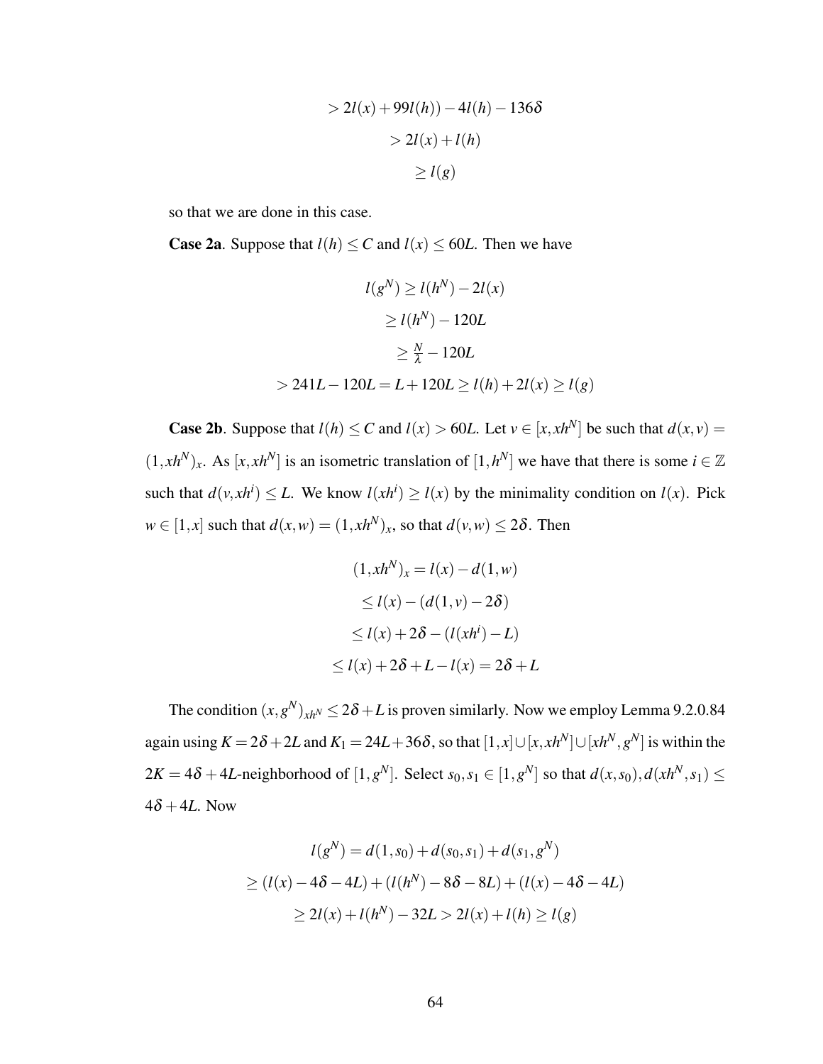$$
\begin{aligned}
&> 2l(x) + 99l(h)) - 4l(h) - 136\delta \\
&> 2l(x) + l(h) \\
&\geq l(g)
\end{aligned}
$$

so that we are done in this case.

**Case 2a**. Suppose that $l(h) \leq C$ and $l(x) \leq 60L$. Then we have

$$
\begin{aligned}
l(g^N) &\geq l(h^N) - 2l(x) \\
&\geq l(h^N) - 120L \\
&\geq \tfrac{N}{\lambda} - 120L \\
> 241L - 120L &= L + 120L \geq l(h) + 2l(x) \geq l(g)
\end{aligned}
$$

**Case 2b**. Suppose that $l(h) \leq C$ and $l(x) > 60L$. Let $v \in [x, xh^N]$ be such that $d(x,v) = (1, xh^N)_x$. As $[x, xh^N]$ is an isometric translation of $[1, h^N]$ we have that there is some $i \in \mathbb{Z}$ such that $d(v, xh^i) \leq L$. We know $l(xh^i) \geq l(x)$ by the minimality condition on $l(x)$. Pick $w \in [1, x]$ such that $d(x,w) = (1, xh^N)_x$, so that $d(v,w) \leq 2\delta$. Then

$$
\begin{aligned}
(1, xh^N)_x &= l(x) - d(1,w) \\
&\leq l(x) - (d(1,v) - 2\delta) \\
&\leq l(x) + 2\delta - (l(xh^i) - L) \\
&\leq l(x) + 2\delta + L - l(x) = 2\delta + L
\end{aligned}
$$

The condition $(x, g^N)_{xh^N} \leq 2\delta + L$ is proven similarly. Now we employ Lemma 9.2.0.84 again using $K = 2\delta + 2L$ and $K_1 = 24L + 36\delta$, so that $[1,x] \cup [x, xh^N] \cup [xh^N, g^N]$ is within the $2K = 4\delta + 4L$-neighborhood of $[1, g^N]$. Select $s_0, s_1 \in [1, g^N]$ so that $d(x, s_0), d(xh^N, s_1) \leq 4\delta + 4L$. Now

$$
\begin{aligned}
l(g^N) &= d(1, s_0) + d(s_0, s_1) + d(s_1, g^N) \\
&\geq (l(x) - 4\delta - 4L) + (l(h^N) - 8\delta - 8L) + (l(x) - 4\delta - 4L) \\
&\geq 2l(x) + l(h^N) - 32L > 2l(x) + l(h) \geq l(g)
\end{aligned}
$$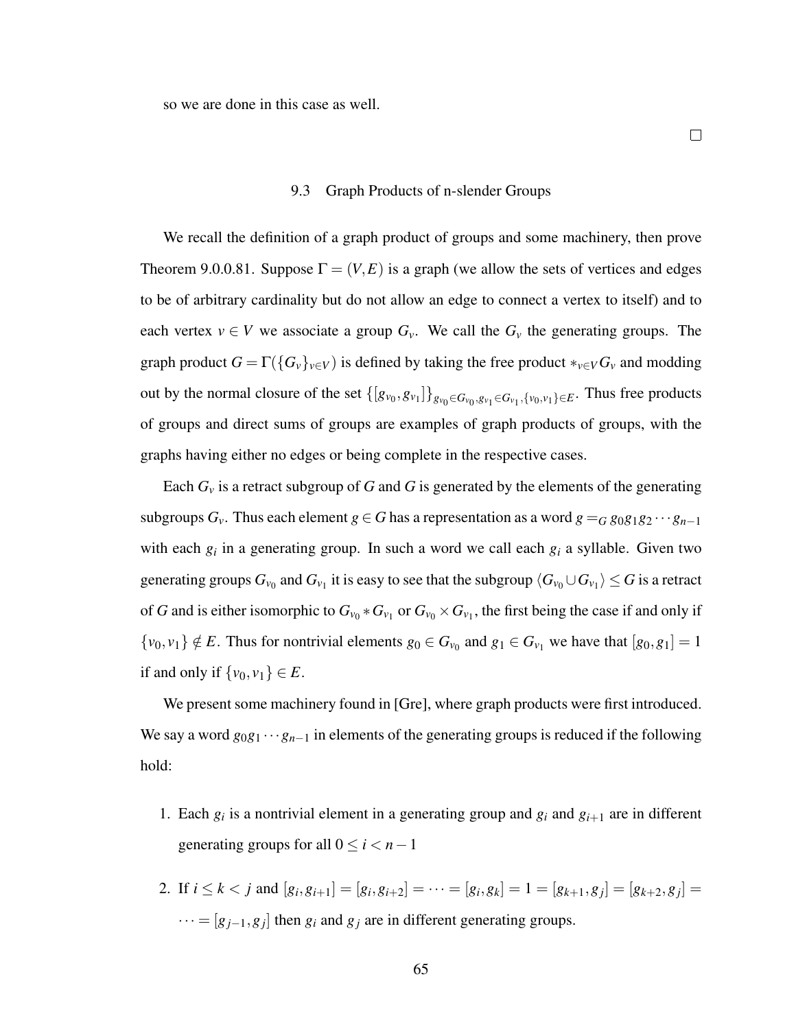so we are done in this case as well.

□

### 9.3 Graph Products of n-slender Groups

We recall the definition of a graph product of groups and some machinery, then prove Theorem 9.0.0.81. Suppose $\Gamma = (V, E)$ is a graph (we allow the sets of vertices and edges to be of arbitrary cardinality but do not allow an edge to connect a vertex to itself) and to each vertex $v \in V$ we associate a group $G_v$. We call the $G_v$ the generating groups. The graph product $G = \Gamma(\{G_v\}_{v \in V})$ is defined by taking the free product $*_{v \in V} G_v$ and modding out by the normal closure of the set $\{[g_{v_0}, g_{v_1}]\}_{g_{v_0} \in G_{v_0}, g_{v_1} \in G_{v_1}, \{v_0, v_1\} \in E}$. Thus free products of groups and direct sums of groups are examples of graph products of groups, with the graphs having either no edges or being complete in the respective cases.

Each $G_v$ is a retract subgroup of $G$ and $G$ is generated by the elements of the generating subgroups $G_v$. Thus each element $g \in G$ has a representation as a word $g =_G g_0 g_1 g_2 \cdots g_{n-1}$ with each $g_i$ in a generating group. In such a word we call each $g_i$ a syllable. Given two generating groups $G_{v_0}$ and $G_{v_1}$ it is easy to see that the subgroup $\langle G_{v_0} \cup G_{v_1} \rangle \leq G$ is a retract of $G$ and is either isomorphic to $G_{v_0} * G_{v_1}$ or $G_{v_0} \times G_{v_1}$, the first being the case if and only if $\{v_0, v_1\} \notin E$. Thus for nontrivial elements $g_0 \in G_{v_0}$ and $g_1 \in G_{v_1}$ we have that $[g_0, g_1] = 1$ if and only if $\{v_0, v_1\} \in E$.

We present some machinery found in [Gre], where graph products were first introduced. We say a word $g_0 g_1 \cdots g_{n-1}$ in elements of the generating groups is reduced if the following hold:

1. Each $g_i$ is a nontrivial element in a generating group and $g_i$ and $g_{i+1}$ are in different generating groups for all $0 \leq i < n-1$
2. If $i \leq k < j$ and $[g_i, g_{i+1}] = [g_i, g_{i+2}] = \cdots = [g_i, g_k] = 1 = [g_{k+1}, g_j] = [g_{k+2}, g_j] = \cdots = [g_{j-1}, g_j]$ then $g_i$ and $g_j$ are in different generating groups.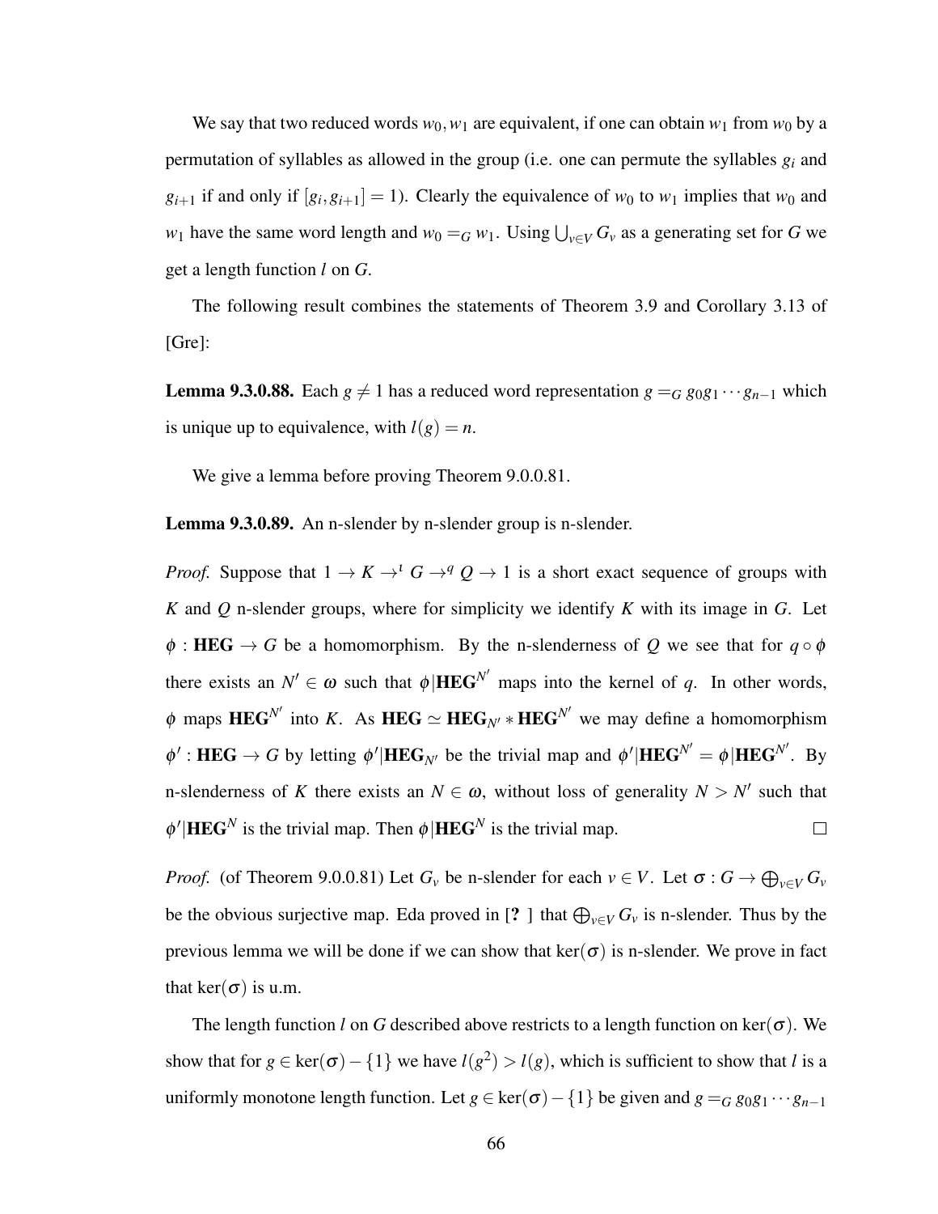We say that two reduced words $w_0, w_1$ are equivalent, if one can obtain $w_1$ from $w_0$ by a permutation of syllables as allowed in the group (i.e. one can permute the syllables $g_i$ and $g_{i+1}$ if and only if $[g_i, g_{i+1}] = 1$). Clearly the equivalence of $w_0$ to $w_1$ implies that $w_0$ and $w_1$ have the same word length and $w_0 =_G w_1$. Using $\bigcup_{v \in V} G_v$ as a generating set for $G$ we get a length function $l$ on $G$.

The following result combines the statements of Theorem 3.9 and Corollary 3.13 of [Gre]:

**Lemma 9.3.0.88.** Each $g \neq 1$ has a reduced word representation $g =_G g_0 g_1 \cdots g_{n-1}$ which is unique up to equivalence, with $l(g) = n$.

We give a lemma before proving Theorem 9.0.0.81.

**Lemma 9.3.0.89.** An n-slender by n-slender group is n-slender.

*Proof.* Suppose that $1 \to K \to^{\iota} G \to^{q} Q \to 1$ is a short exact sequence of groups with $K$ and $Q$ n-slender groups, where for simplicity we identify $K$ with its image in $G$. Let $\phi : \mathbf{HEG} \to G$ be a homomorphism. By the n-slenderness of $Q$ we see that for $q \circ \phi$ there exists an $N' \in \omega$ such that $\phi|\mathbf{HEG}^{N'}$ maps into the kernel of $q$. In other words, $\phi$ maps $\mathbf{HEG}^{N'}$ into $K$. As $\mathbf{HEG} \simeq \mathbf{HEG}_{N'} * \mathbf{HEG}^{N'}$ we may define a homomorphism $\phi' : \mathbf{HEG} \to G$ by letting $\phi'|\mathbf{HEG}_{N'}$ be the trivial map and $\phi'|\mathbf{HEG}^{N'} = \phi|\mathbf{HEG}^{N'}$. By n-slenderness of $K$ there exists an $N \in \omega$, without loss of generality $N > N'$ such that $\phi'|\mathbf{HEG}^{N}$ is the trivial map. Then $\phi|\mathbf{HEG}^{N}$ is the trivial map. $\square$

*Proof.* (of Theorem 9.0.0.81) Let $G_v$ be n-slender for each $v \in V$. Let $\sigma : G \to \bigoplus_{v \in V} G_v$ be the obvious surjective map. Eda proved in [? ] that $\bigoplus_{v \in V} G_v$ is n-slender. Thus by the previous lemma we will be done if we can show that $\ker(\sigma)$ is n-slender. We prove in fact that $\ker(\sigma)$ is u.m.

The length function $l$ on $G$ described above restricts to a length function on $\ker(\sigma)$. We show that for $g \in \ker(\sigma) - \{1\}$ we have $l(g^2) > l(g)$, which is sufficient to show that $l$ is a uniformly monotone length function. Let $g \in \ker(\sigma) - \{1\}$ be given and $g =_G g_0 g_1 \cdots g_{n-1}$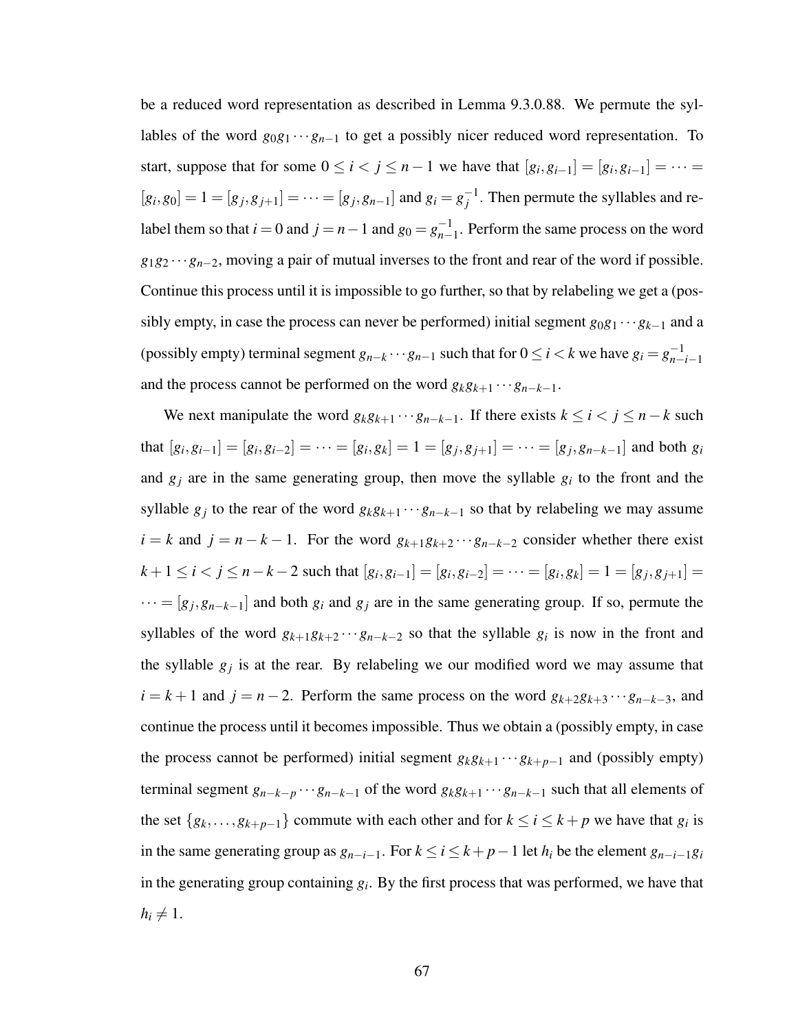be a reduced word representation as described in Lemma 9.3.0.88. We permute the syllables of the word $g_0 g_1 \cdots g_{n-1}$ to get a possibly nicer reduced word representation. To start, suppose that for some $0 \leq i < j \leq n-1$ we have that $[g_i, g_{i-1}] = [g_i, g_{i-1}] = \cdots = [g_i, g_0] = 1 = [g_j, g_{j+1}] = \cdots = [g_j, g_{n-1}]$ and $g_i = g_j^{-1}$. Then permute the syllables and relabel them so that $i = 0$ and $j = n-1$ and $g_0 = g_{n-1}^{-1}$. Perform the same process on the word $g_1 g_2 \cdots g_{n-2}$, moving a pair of mutual inverses to the front and rear of the word if possible. Continue this process until it is impossible to go further, so that by relabeling we get a (possibly empty, in case the process can never be performed) initial segment $g_0 g_1 \cdots g_{k-1}$ and a (possibly empty) terminal segment $g_{n-k} \cdots g_{n-1}$ such that for $0 \leq i < k$ we have $g_i = g_{n-i-1}^{-1}$ and the process cannot be performed on the word $g_k g_{k+1} \cdots g_{n-k-1}$.

We next manipulate the word $g_k g_{k+1} \cdots g_{n-k-1}$. If there exists $k \leq i < j \leq n-k$ such that $[g_i, g_{i-1}] = [g_i, g_{i-2}] = \cdots = [g_i, g_k] = 1 = [g_j, g_{j+1}] = \cdots = [g_j, g_{n-k-1}]$ and both $g_i$ and $g_j$ are in the same generating group, then move the syllable $g_i$ to the front and the syllable $g_j$ to the rear of the word $g_k g_{k+1} \cdots g_{n-k-1}$ so that by relabeling we may assume $i = k$ and $j = n-k-1$. For the word $g_{k+1} g_{k+2} \cdots g_{n-k-2}$ consider whether there exist $k+1 \leq i < j \leq n-k-2$ such that $[g_i, g_{i-1}] = [g_i, g_{i-2}] = \cdots = [g_i, g_k] = 1 = [g_j, g_{j+1}] = \cdots = [g_j, g_{n-k-1}]$ and both $g_i$ and $g_j$ are in the same generating group. If so, permute the syllables of the word $g_{k+1} g_{k+2} \cdots g_{n-k-2}$ so that the syllable $g_i$ is now in the front and the syllable $g_j$ is at the rear. By relabeling we our modified word we may assume that $i = k+1$ and $j = n-2$. Perform the same process on the word $g_{k+2} g_{k+3} \cdots g_{n-k-3}$, and continue the process until it becomes impossible. Thus we obtain a (possibly empty, in case the process cannot be performed) initial segment $g_k g_{k+1} \cdots g_{k+p-1}$ and (possibly empty) terminal segment $g_{n-k-p} \cdots g_{n-k-1}$ of the word $g_k g_{k+1} \cdots g_{n-k-1}$ such that all elements of the set $\{g_k, \ldots, g_{k+p-1}\}$ commute with each other and for $k \leq i \leq k+p$ we have that $g_i$ is in the same generating group as $g_{n-i-1}$. For $k \leq i \leq k+p-1$ let $h_i$ be the element $g_{n-i-1} g_i$ in the generating group containing $g_i$. By the first process that was performed, we have that $h_i \neq 1$.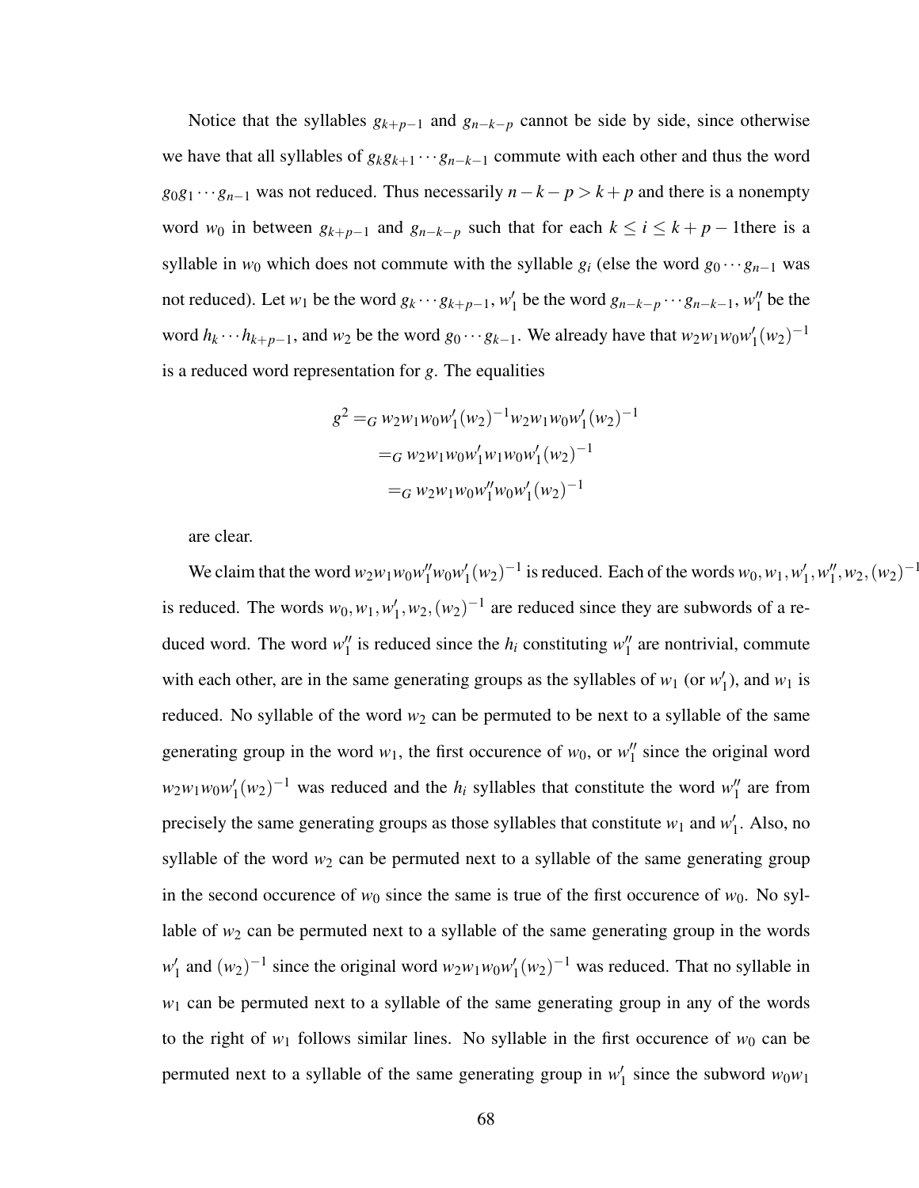Notice that the syllables $g_{k+p-1}$ and $g_{n-k-p}$ cannot be side by side, since otherwise we have that all syllables of $g_k g_{k+1} \cdots g_{n-k-1}$ commute with each other and thus the word $g_0 g_1 \cdots g_{n-1}$ was not reduced. Thus necessarily $n-k-p > k+p$ and there is a nonempty word $w_0$ in between $g_{k+p-1}$ and $g_{n-k-p}$ such that for each $k \leq i \leq k+p-1$there is a syllable in $w_0$ which does not commute with the syllable $g_i$ (else the word $g_0 \cdots g_{n-1}$ was not reduced). Let $w_1$ be the word $g_k \cdots g_{k+p-1}$, $w_1'$ be the word $g_{n-k-p} \cdots g_{n-k-1}$, $w_1''$ be the word $h_k \cdots h_{k+p-1}$, and $w_2$ be the word $g_0 \cdots g_{k-1}$. We already have that $w_2 w_1 w_0 w_1' (w_2)^{-1}$ is a reduced word representation for $g$. The equalities

$$
\begin{aligned}
g^2 &=_G w_2 w_1 w_0 w_1' (w_2)^{-1} w_2 w_1 w_0 w_1' (w_2)^{-1} \\
&=_G w_2 w_1 w_0 w_1' w_1 w_0 w_1' (w_2)^{-1} \\
&=_G w_2 w_1 w_0 w_1'' w_0 w_1' (w_2)^{-1}
\end{aligned}
$$

are clear.

We claim that the word $w_2 w_1 w_0 w_1'' w_0 w_1' (w_2)^{-1}$ is reduced. Each of the words $w_0, w_1, w_1', w_1'', w_2, (w_2)^{-1}$ is reduced. The words $w_0, w_1, w_1', w_2, (w_2)^{-1}$ are reduced since they are subwords of a reduced word. The word $w_1''$ is reduced since the $h_i$ constituting $w_1''$ are nontrivial, commute with each other, are in the same generating groups as the syllables of $w_1$ (or $w_1'$), and $w_1$ is reduced. No syllable of the word $w_2$ can be permuted to be next to a syllable of the same generating group in the word $w_1$, the first occurence of $w_0$, or $w_1''$ since the original word $w_2 w_1 w_0 w_1' (w_2)^{-1}$ was reduced and the $h_i$ syllables that constitute the word $w_1''$ are from precisely the same generating groups as those syllables that constitute $w_1$ and $w_1'$. Also, no syllable of the word $w_2$ can be permuted next to a syllable of the same generating group in the second occurence of $w_0$ since the same is true of the first occurence of $w_0$. No syllable of $w_2$ can be permuted next to a syllable of the same generating group in the words $w_1'$ and $(w_2)^{-1}$ since the original word $w_2 w_1 w_0 w_1' (w_2)^{-1}$ was reduced. That no syllable in $w_1$ can be permuted next to a syllable of the same generating group in any of the words to the right of $w_1$ follows similar lines. No syllable in the first occurence of $w_0$ can be permuted next to a syllable of the same generating group in $w_1'$ since the subword $w_0 w_1$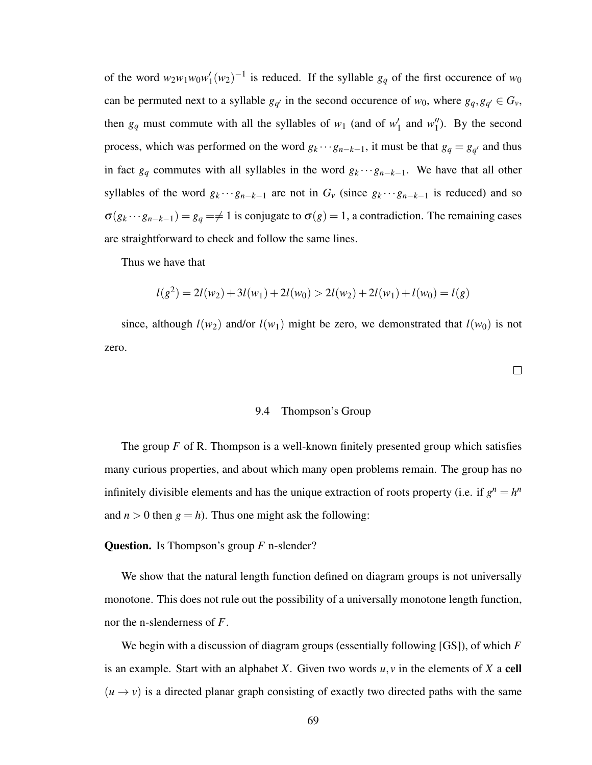of the word $w_2 w_1 w_0 w_1'(w_2)^{-1}$ is reduced. If the syllable $g_q$ of the first occurence of $w_0$ can be permuted next to a syllable $g_{q'}$ in the second occurence of $w_0$, where $g_q, g_{q'} \in G_v$, then $g_q$ must commute with all the syllables of $w_1$ (and of $w_1'$ and $w_1''$). By the second process, which was performed on the word $g_k \cdots g_{n-k-1}$, it must be that $g_q = g_{q'}$ and thus in fact $g_q$ commutes with all syllables in the word $g_k \cdots g_{n-k-1}$. We have that all other syllables of the word $g_k \cdots g_{n-k-1}$ are not in $G_v$ (since $g_k \cdots g_{n-k-1}$ is reduced) and so $\sigma(g_k \cdots g_{n-k-1}) = g_q =\neq 1$ is conjugate to $\sigma(g) = 1$, a contradiction. The remaining cases are straightforward to check and follow the same lines.

Thus we have that

$$l(g^2) = 2l(w_2) + 3l(w_1) + 2l(w_0) > 2l(w_2) + 2l(w_1) + l(w_0) = l(g)$$

since, although $l(w_2)$ and/or $l(w_1)$ might be zero, we demonstrated that $l(w_0)$ is not zero.

□

## 9.4 Thompson's Group

The group $F$ of R. Thompson is a well-known finitely presented group which satisfies many curious properties, and about which many open problems remain. The group has no infinitely divisible elements and has the unique extraction of roots property (i.e. if $g^n = h^n$ and $n > 0$ then $g = h$). Thus one might ask the following:

**Question.** Is Thompson's group $F$ n-slender?

We show that the natural length function defined on diagram groups is not universally monotone. This does not rule out the possibility of a universally monotone length function, nor the n-slenderness of $F$.

We begin with a discussion of diagram groups (essentially following [GS]), of which $F$ is an example. Start with an alphabet $X$. Given two words $u, v$ in the elements of $X$ a **cell** $(u \to v)$ is a directed planar graph consisting of exactly two directed paths with the same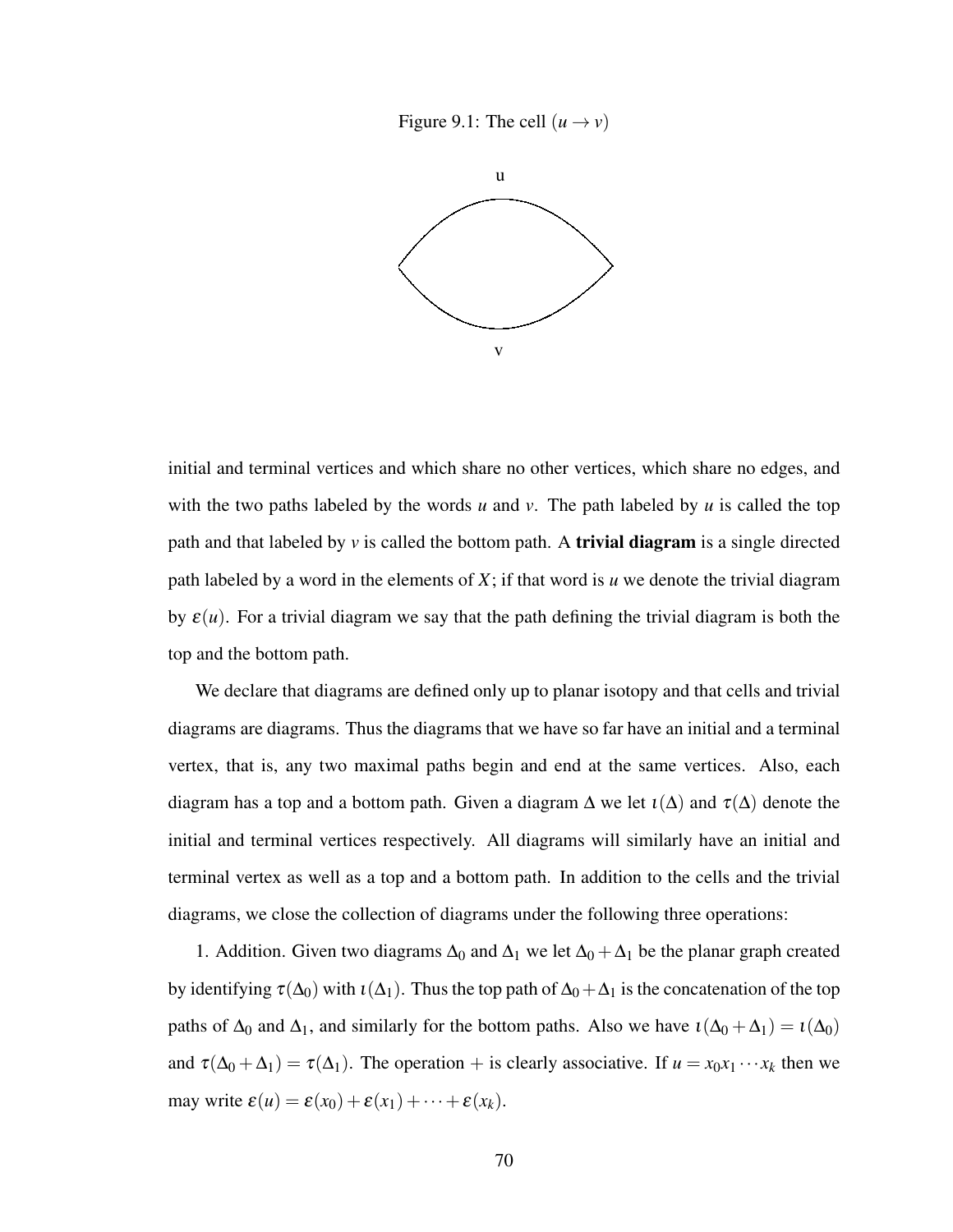Figure 9.1: The cell $(u \to v)$

initial and terminal vertices and which share no other vertices, which share no edges, and with the two paths labeled by the words $u$ and $v$. The path labeled by $u$ is called the top path and that labeled by $v$ is called the bottom path. A **trivial diagram** is a single directed path labeled by a word in the elements of $X$; if that word is $u$ we denote the trivial diagram by $\varepsilon(u)$. For a trivial diagram we say that the path defining the trivial diagram is both the top and the bottom path.

We declare that diagrams are defined only up to planar isotopy and that cells and trivial diagrams are diagrams. Thus the diagrams that we have so far have an initial and a terminal vertex, that is, any two maximal paths begin and end at the same vertices. Also, each diagram has a top and a bottom path. Given a diagram $\Delta$ we let $\iota(\Delta)$ and $\tau(\Delta)$ denote the initial and terminal vertices respectively. All diagrams will similarly have an initial and terminal vertex as well as a top and a bottom path. In addition to the cells and the trivial diagrams, we close the collection of diagrams under the following three operations:

1. Addition. Given two diagrams $\Delta_0$ and $\Delta_1$ we let $\Delta_0 + \Delta_1$ be the planar graph created by identifying $\tau(\Delta_0)$ with $\iota(\Delta_1)$. Thus the top path of $\Delta_0 + \Delta_1$ is the concatenation of the top paths of $\Delta_0$ and $\Delta_1$, and similarly for the bottom paths. Also we have $\iota(\Delta_0 + \Delta_1) = \iota(\Delta_0)$ and $\tau(\Delta_0 + \Delta_1) = \tau(\Delta_1)$. The operation $+$ is clearly associative. If $u = x_0 x_1 \cdots x_k$ then we may write $\varepsilon(u) = \varepsilon(x_0) + \varepsilon(x_1) + \cdots + \varepsilon(x_k)$.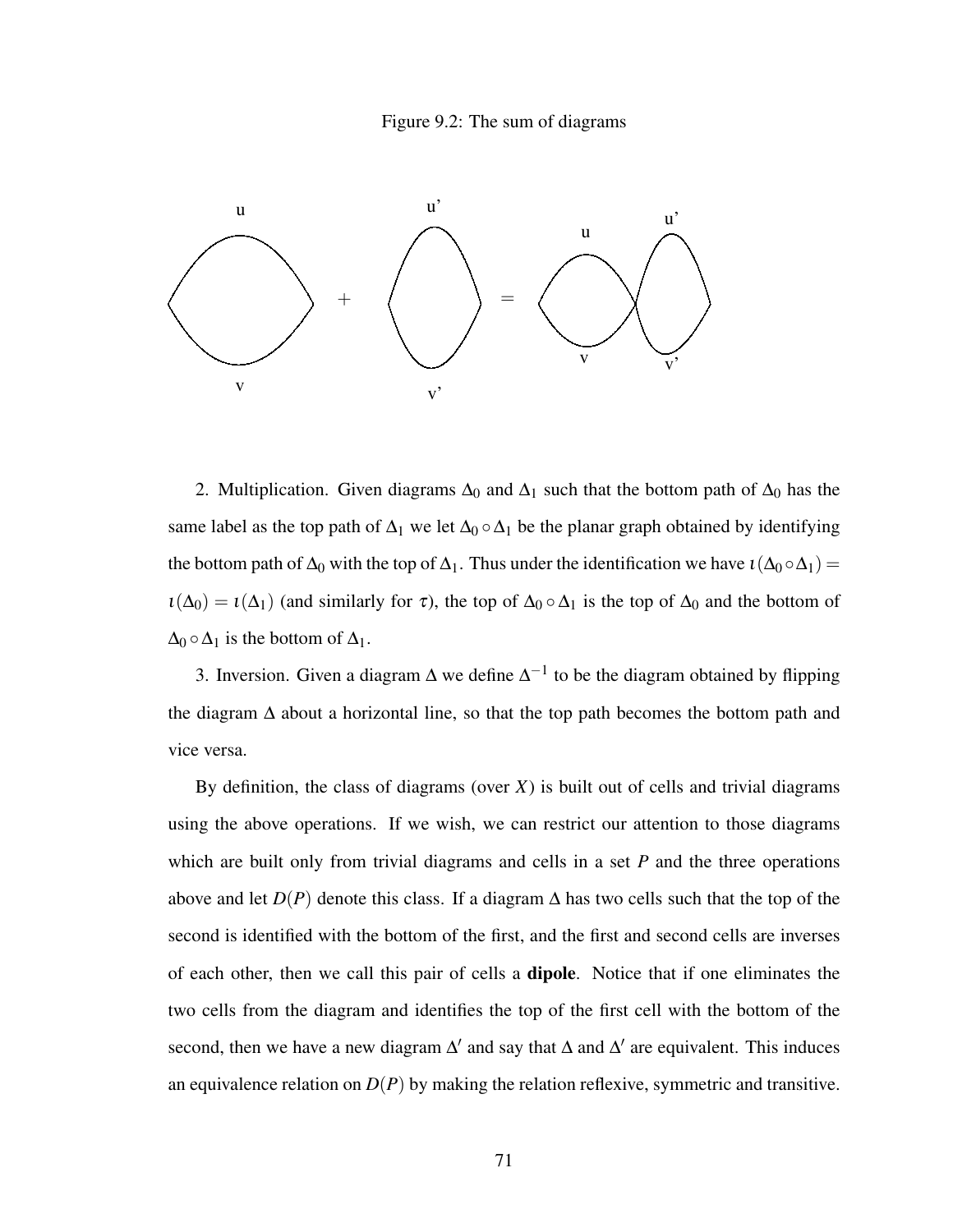Figure 9.2: The sum of diagrams

2. Multiplication. Given diagrams $\Delta_0$ and $\Delta_1$ such that the bottom path of $\Delta_0$ has the same label as the top path of $\Delta_1$ we let $\Delta_0 \circ \Delta_1$ be the planar graph obtained by identifying the bottom path of $\Delta_0$ with the top of $\Delta_1$. Thus under the identification we have $\iota(\Delta_0 \circ \Delta_1) = \iota(\Delta_0) = \iota(\Delta_1)$ (and similarly for $\tau$), the top of $\Delta_0 \circ \Delta_1$ is the top of $\Delta_0$ and the bottom of $\Delta_0 \circ \Delta_1$ is the bottom of $\Delta_1$.

3. Inversion. Given a diagram $\Delta$ we define $\Delta^{-1}$ to be the diagram obtained by flipping the diagram $\Delta$ about a horizontal line, so that the top path becomes the bottom path and vice versa.

By definition, the class of diagrams (over $X$) is built out of cells and trivial diagrams using the above operations. If we wish, we can restrict our attention to those diagrams which are built only from trivial diagrams and cells in a set $P$ and the three operations above and let $D(P)$ denote this class. If a diagram $\Delta$ has two cells such that the top of the second is identified with the bottom of the first, and the first and second cells are inverses of each other, then we call this pair of cells a **dipole**. Notice that if one eliminates the two cells from the diagram and identifies the top of the first cell with the bottom of the second, then we have a new diagram $\Delta'$ and say that $\Delta$ and $\Delta'$ are equivalent. This induces an equivalence relation on $D(P)$ by making the relation reflexive, symmetric and transitive.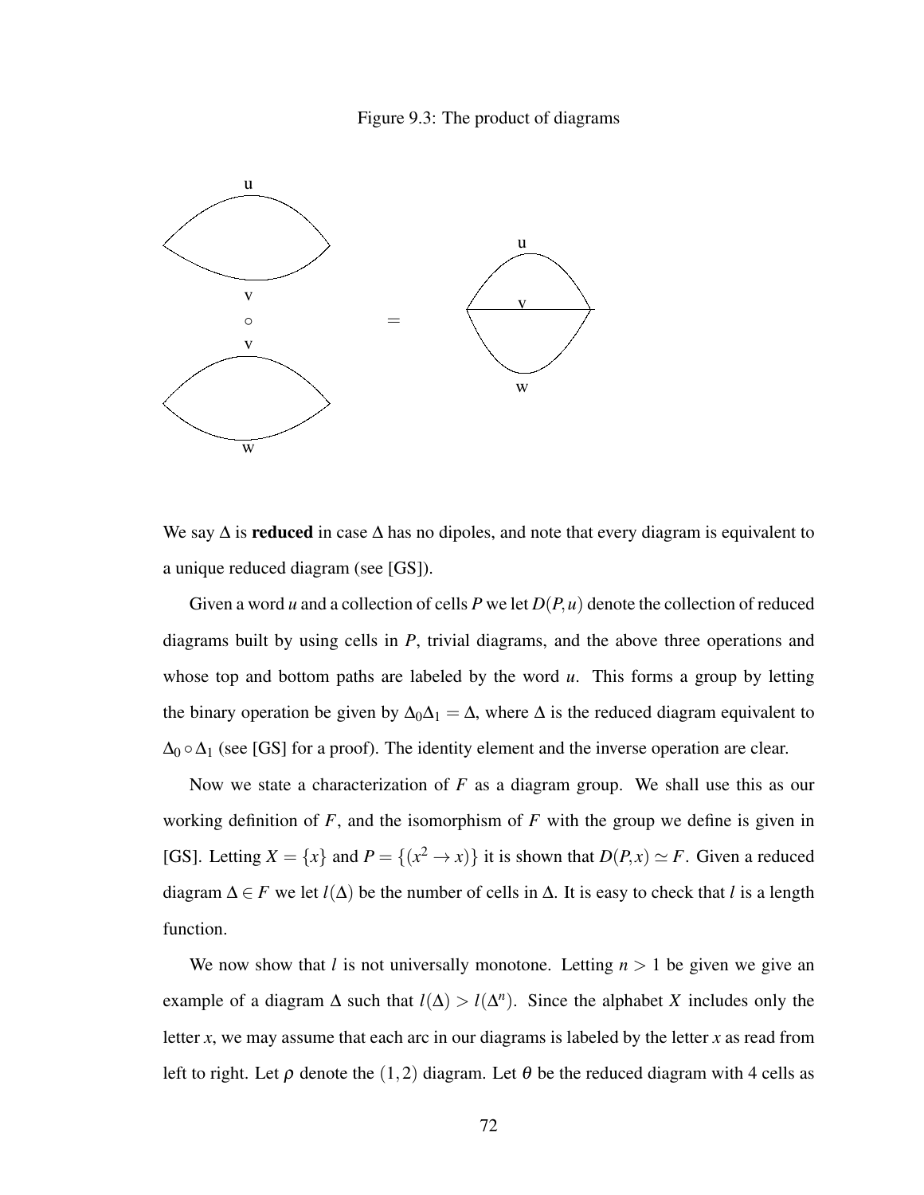Figure 9.3: The product of diagrams

We say $\Delta$ is **reduced** in case $\Delta$ has no dipoles, and note that every diagram is equivalent to a unique reduced diagram (see [GS]).

Given a word $u$ and a collection of cells $P$ we let $D(P,u)$ denote the collection of reduced diagrams built by using cells in $P$, trivial diagrams, and the above three operations and whose top and bottom paths are labeled by the word $u$. This forms a group by letting the binary operation be given by $\Delta_0\Delta_1 = \Delta$, where $\Delta$ is the reduced diagram equivalent to $\Delta_0 \circ \Delta_1$ (see [GS] for a proof). The identity element and the inverse operation are clear.

Now we state a characterization of $F$ as a diagram group. We shall use this as our working definition of $F$, and the isomorphism of $F$ with the group we define is given in [GS]. Letting $X = \{x\}$ and $P = \{(x^2 \to x)\}$ it is shown that $D(P,x) \simeq F$. Given a reduced diagram $\Delta \in F$ we let $l(\Delta)$ be the number of cells in $\Delta$. It is easy to check that $l$ is a length function.

We now show that $l$ is not universally monotone. Letting $n > 1$ be given we give an example of a diagram $\Delta$ such that $l(\Delta) > l(\Delta^n)$. Since the alphabet $X$ includes only the letter $x$, we may assume that each arc in our diagrams is labeled by the letter $x$ as read from left to right. Let $\rho$ denote the $(1,2)$ diagram. Let $\theta$ be the reduced diagram with 4 cells as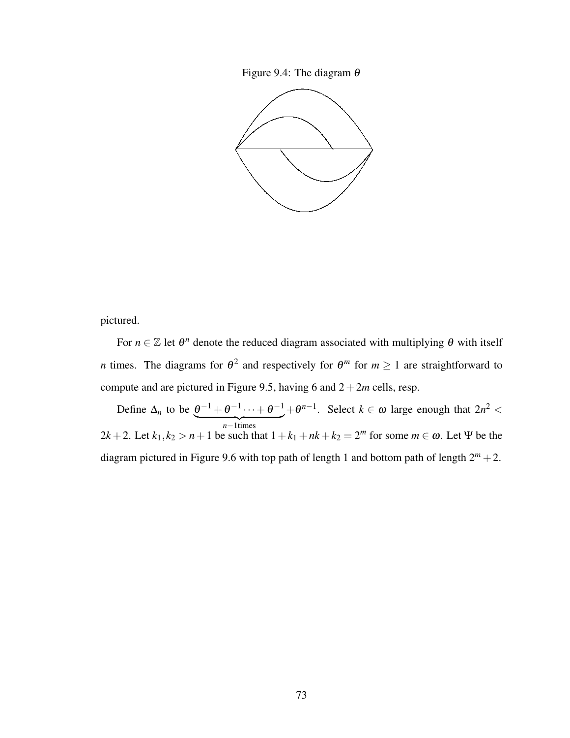Figure 9.4: The diagram $\theta$

pictured.

For $n \in \mathbb{Z}$ let $\theta^n$ denote the reduced diagram associated with multiplying $\theta$ with itself $n$ times. The diagrams for $\theta^2$ and respectively for $\theta^m$ for $m \geq 1$ are straightforward to compute and are pictured in Figure 9.5, having 6 and $2+2m$ cells, resp.

Define $\Delta_n$ to be $\underbrace{\theta^{-1} + \theta^{-1} \cdots + \theta^{-1}}_{n-1\text{times}} + \theta^{n-1}$. Select $k \in \omega$ large enough that $2n^2 < 2k+2$. Let $k_1, k_2 > n+1$ be such that $1 + k_1 + nk + k_2 = 2^m$ for some $m \in \omega$. Let $\Psi$ be the diagram pictured in Figure 9.6 with top path of length 1 and bottom path of length $2^m + 2$.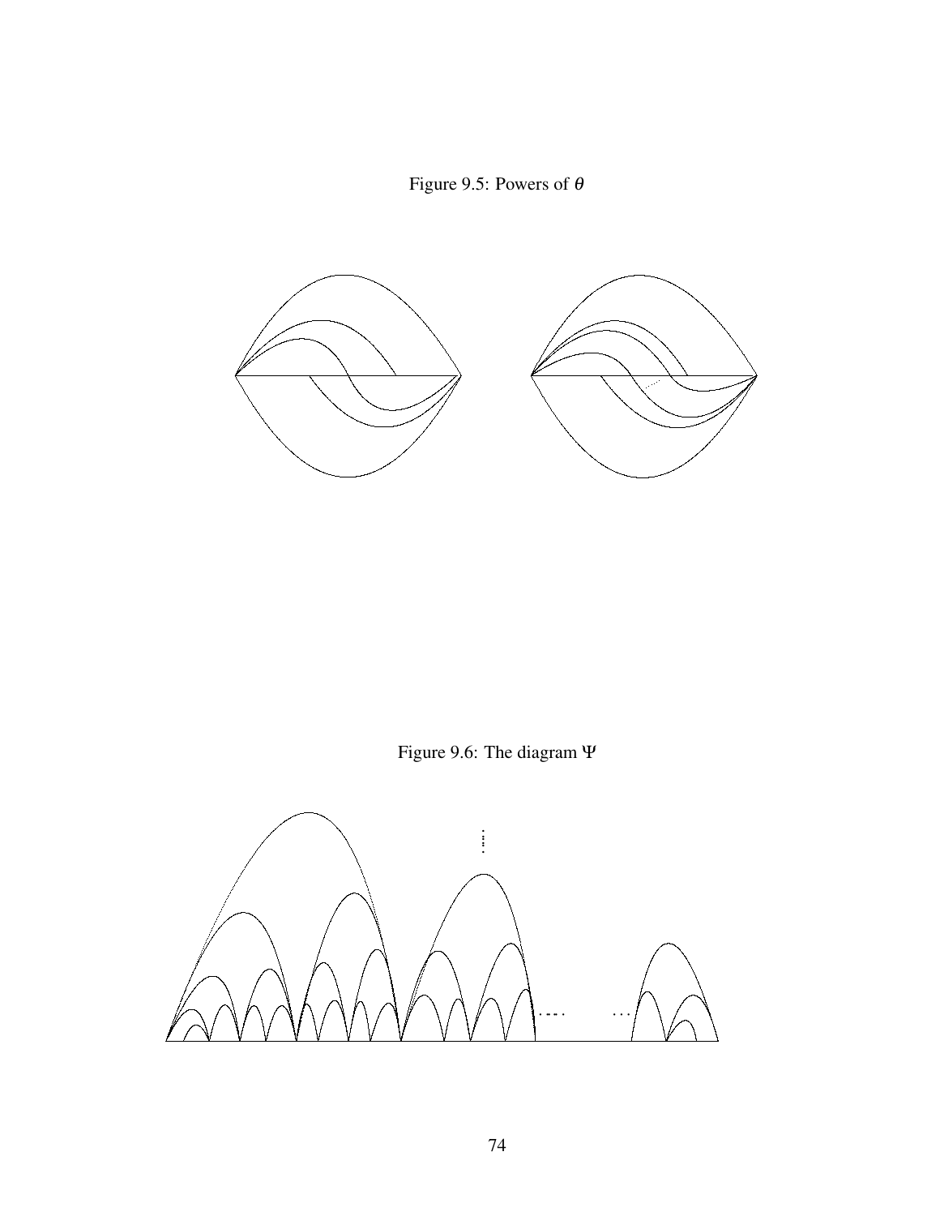Figure 9.5: Powers of $\theta$

Figure 9.6: The diagram $\Psi$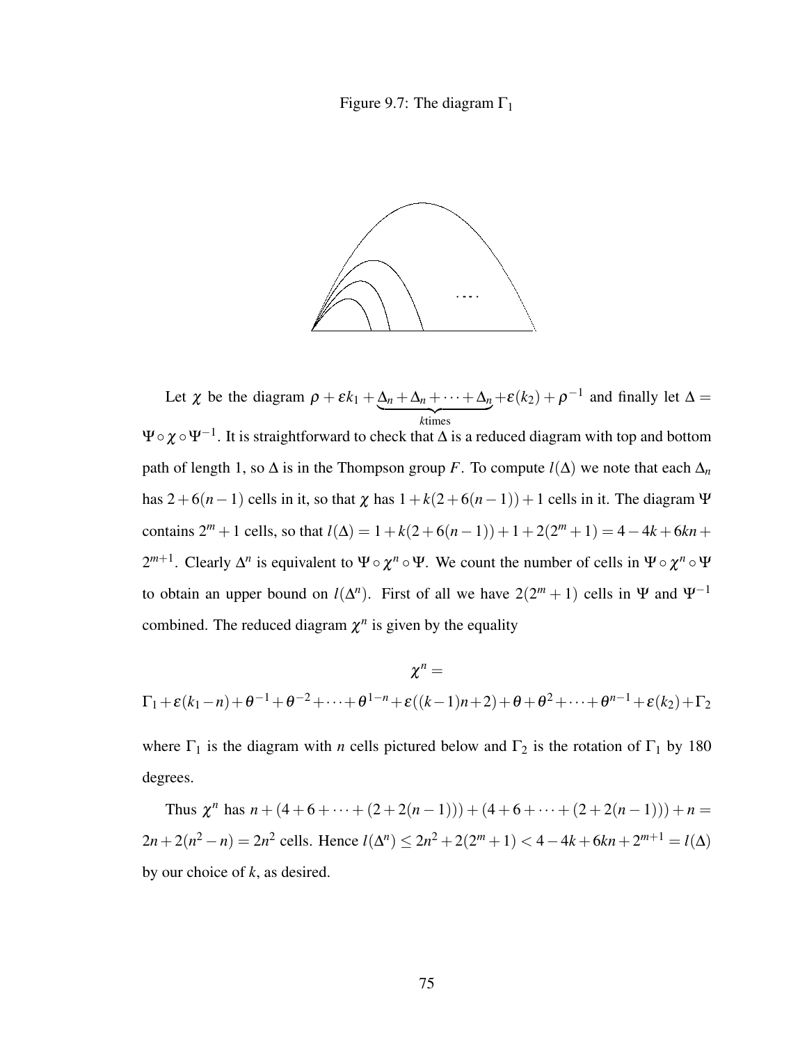Figure 9.7: The diagram $\Gamma_1$

Let $\chi$ be the diagram $\rho + \varepsilon k_1 + \underbrace{\Delta_n + \Delta_n + \cdots + \Delta_n}_{k\text{times}} + \varepsilon(k_2) + \rho^{-1}$ and finally let $\Delta = \Psi \circ \chi \circ \Psi^{-1}$. It is straightforward to check that $\Delta$ is a reduced diagram with top and bottom path of length 1, so $\Delta$ is in the Thompson group $F$. To compute $l(\Delta)$ we note that each $\Delta_n$ has $2+6(n-1)$ cells in it, so that $\chi$ has $1+k(2+6(n-1))+1$ cells in it. The diagram $\Psi$ contains $2^m+1$ cells, so that $l(\Delta) = 1+k(2+6(n-1))+1+2(2^m+1) = 4-4k+6kn+2^{m+1}$. Clearly $\Delta^n$ is equivalent to $\Psi \circ \chi^n \circ \Psi$. We count the number of cells in $\Psi \circ \chi^n \circ \Psi$ to obtain an upper bound on $l(\Delta^n)$. First of all we have $2(2^m+1)$ cells in $\Psi$ and $\Psi^{-1}$ combined. The reduced diagram $\chi^n$ is given by the equality

$$\chi^n =$$
$$\Gamma_1 + \varepsilon(k_1-n) + \theta^{-1} + \theta^{-2} + \cdots + \theta^{1-n} + \varepsilon((k-1)n+2) + \theta + \theta^2 + \cdots + \theta^{n-1} + \varepsilon(k_2) + \Gamma_2$$

where $\Gamma_1$ is the diagram with $n$ cells pictured below and $\Gamma_2$ is the rotation of $\Gamma_1$ by 180 degrees.

Thus $\chi^n$ has $n + (4+6+\cdots+(2+2(n-1))) + (4+6+\cdots+(2+2(n-1))) + n = 2n+2(n^2-n) = 2n^2$ cells. Hence $l(\Delta^n) \leq 2n^2 + 2(2^m+1) < 4-4k+6kn+2^{m+1} = l(\Delta)$ by our choice of $k$, as desired.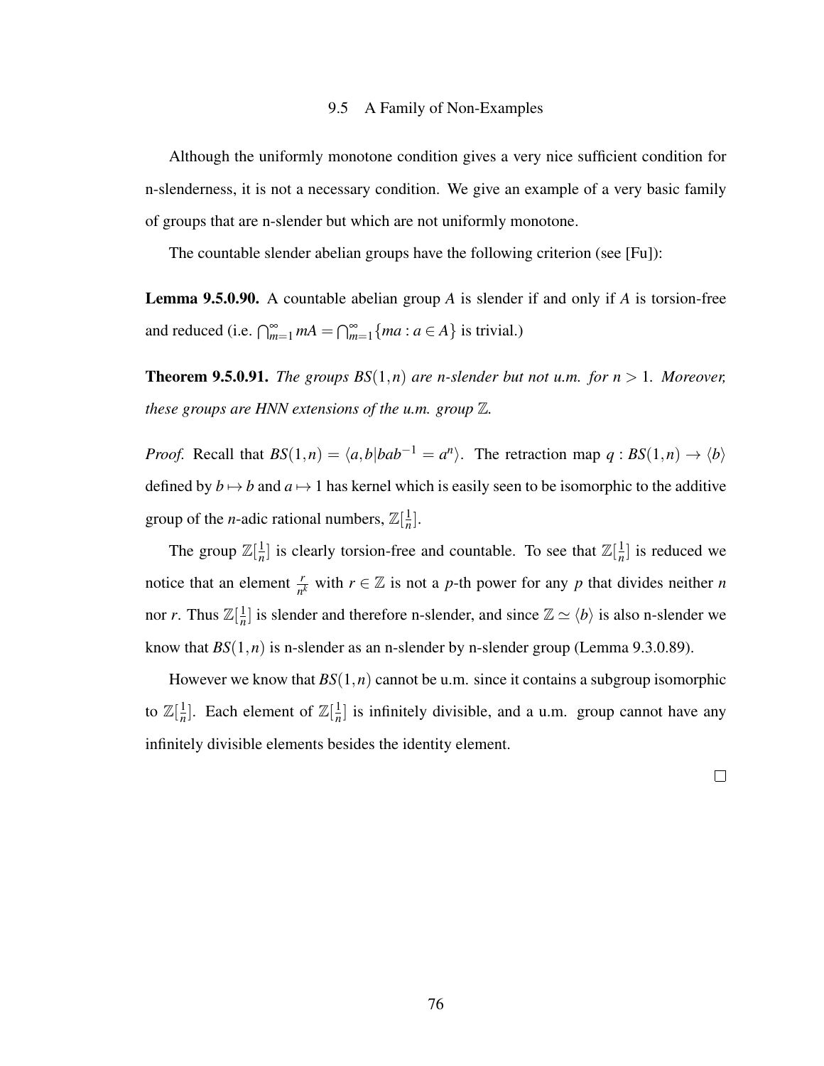## 9.5 A Family of Non-Examples

Although the uniformly monotone condition gives a very nice sufficient condition for n-slenderness, it is not a necessary condition. We give an example of a very basic family of groups that are n-slender but which are not uniformly monotone.

The countable slender abelian groups have the following criterion (see [Fu]):

**Lemma 9.5.0.90.** A countable abelian group $A$ is slender if and only if $A$ is torsion-free and reduced (i.e. $\bigcap_{m=1}^{\infty} mA = \bigcap_{m=1}^{\infty}\{ma : a \in A\}$ is trivial.)

**Theorem 9.5.0.91.** *The groups $BS(1,n)$ are n-slender but not u.m. for $n > 1$. Moreover, these groups are HNN extensions of the u.m. group $\mathbb{Z}$.*

*Proof.* Recall that $BS(1,n) = \langle a, b | bab^{-1} = a^n \rangle$. The retraction map $q : BS(1,n) \to \langle b \rangle$ defined by $b \mapsto b$ and $a \mapsto 1$ has kernel which is easily seen to be isomorphic to the additive group of the $n$-adic rational numbers, $\mathbb{Z}[\frac{1}{n}]$.

The group $\mathbb{Z}[\frac{1}{n}]$ is clearly torsion-free and countable. To see that $\mathbb{Z}[\frac{1}{n}]$ is reduced we notice that an element $\frac{r}{n^k}$ with $r \in \mathbb{Z}$ is not a $p$-th power for any $p$ that divides neither $n$ nor $r$. Thus $\mathbb{Z}[\frac{1}{n}]$ is slender and therefore n-slender, and since $\mathbb{Z} \simeq \langle b \rangle$ is also n-slender we know that $BS(1,n)$ is n-slender as an n-slender by n-slender group (Lemma 9.3.0.89).

However we know that $BS(1,n)$ cannot be u.m. since it contains a subgroup isomorphic to $\mathbb{Z}[\frac{1}{n}]$. Each element of $\mathbb{Z}[\frac{1}{n}]$ is infinitely divisible, and a u.m. group cannot have any infinitely divisible elements besides the identity element.

$\square$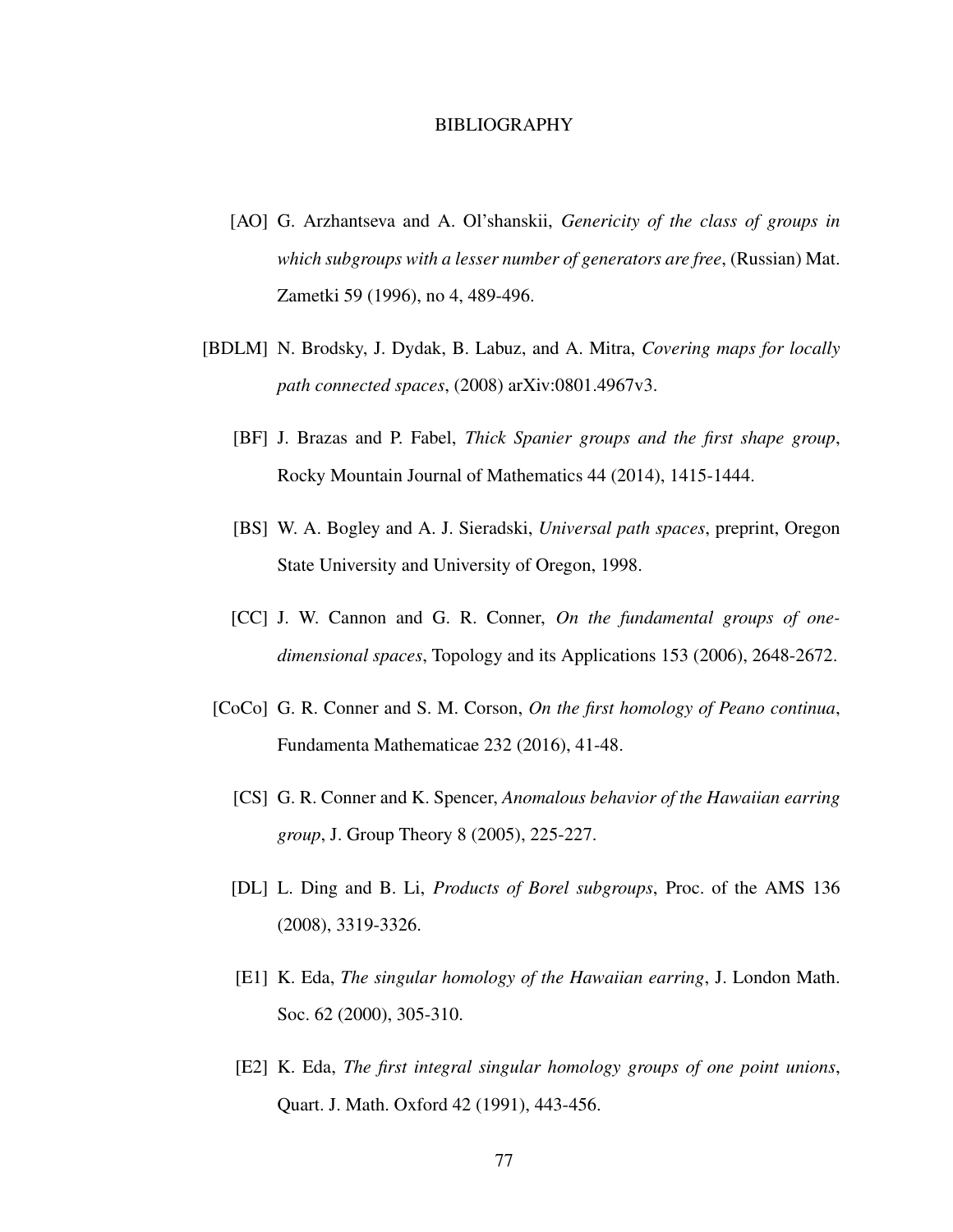# BIBLIOGRAPHY

[AO] G. Arzhantseva and A. Ol'shanskii, *Genericity of the class of groups in which subgroups with a lesser number of generators are free*, (Russian) Mat. Zametki 59 (1996), no 4, 489-496.

[BDLM] N. Brodsky, J. Dydak, B. Labuz, and A. Mitra, *Covering maps for locally path connected spaces*, (2008) arXiv:0801.4967v3.

[BF] J. Brazas and P. Fabel, *Thick Spanier groups and the first shape group*, Rocky Mountain Journal of Mathematics 44 (2014), 1415-1444.

[BS] W. A. Bogley and A. J. Sieradski, *Universal path spaces*, preprint, Oregon State University and University of Oregon, 1998.

[CC] J. W. Cannon and G. R. Conner, *On the fundamental groups of one-dimensional spaces*, Topology and its Applications 153 (2006), 2648-2672.

[CoCo] G. R. Conner and S. M. Corson, *On the first homology of Peano continua*, Fundamenta Mathematicae 232 (2016), 41-48.

[CS] G. R. Conner and K. Spencer, *Anomalous behavior of the Hawaiian earring group*, J. Group Theory 8 (2005), 225-227.

[DL] L. Ding and B. Li, *Products of Borel subgroups*, Proc. of the AMS 136 (2008), 3319-3326.

[E1] K. Eda, *The singular homology of the Hawaiian earring*, J. London Math. Soc. 62 (2000), 305-310.

[E2] K. Eda, *The first integral singular homology groups of one point unions*, Quart. J. Math. Oxford 42 (1991), 443-456.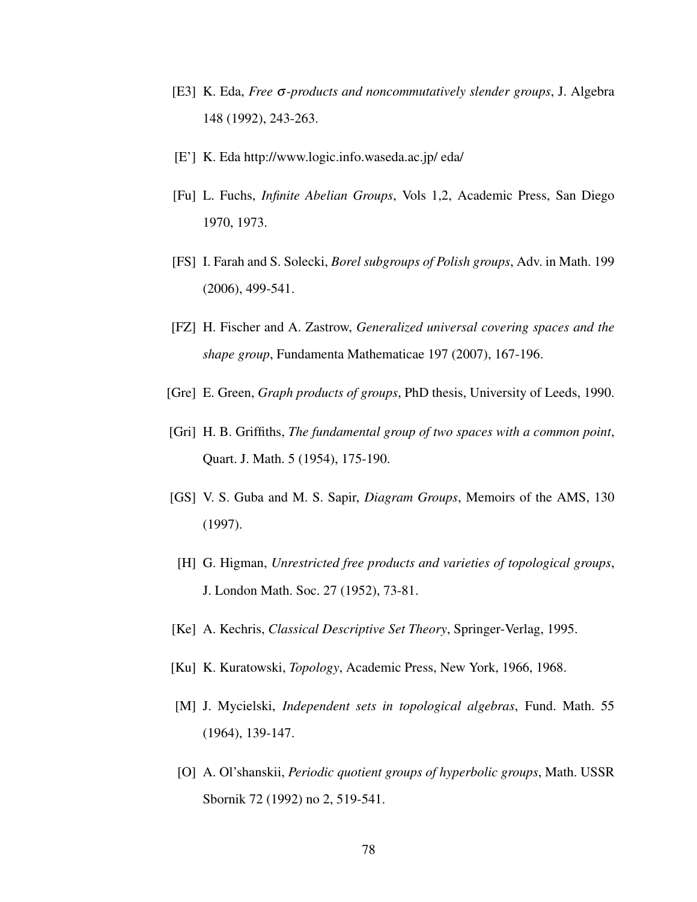[E3] K. Eda, *Free $\sigma$-products and noncommutatively slender groups*, J. Algebra 148 (1992), 243-263.

[E'] K. Eda http://www.logic.info.waseda.ac.jp/ eda/

[Fu] L. Fuchs, *Infinite Abelian Groups*, Vols 1,2, Academic Press, San Diego 1970, 1973.

[FS] I. Farah and S. Solecki, *Borel subgroups of Polish groups*, Adv. in Math. 199 (2006), 499-541.

[FZ] H. Fischer and A. Zastrow, *Generalized universal covering spaces and the shape group*, Fundamenta Mathematicae 197 (2007), 167-196.

[Gre] E. Green, *Graph products of groups*, PhD thesis, University of Leeds, 1990.

[Gri] H. B. Griffiths, *The fundamental group of two spaces with a common point*, Quart. J. Math. 5 (1954), 175-190.

[GS] V. S. Guba and M. S. Sapir, *Diagram Groups*, Memoirs of the AMS, 130 (1997).

[H] G. Higman, *Unrestricted free products and varieties of topological groups*, J. London Math. Soc. 27 (1952), 73-81.

[Ke] A. Kechris, *Classical Descriptive Set Theory*, Springer-Verlag, 1995.

[Ku] K. Kuratowski, *Topology*, Academic Press, New York, 1966, 1968.

[M] J. Mycielski, *Independent sets in topological algebras*, Fund. Math. 55 (1964), 139-147.

[O] A. Ol'shanskii, *Periodic quotient groups of hyperbolic groups*, Math. USSR Sbornik 72 (1992) no 2, 519-541.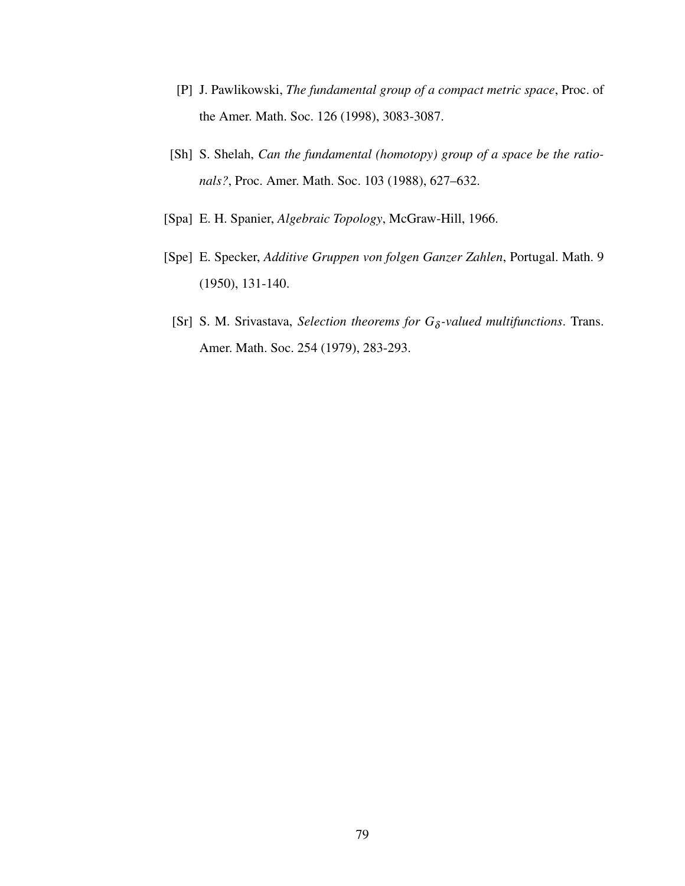[P] J. Pawlikowski, *The fundamental group of a compact metric space*, Proc. of the Amer. Math. Soc. 126 (1998), 3083-3087.

[Sh] S. Shelah, *Can the fundamental (homotopy) group of a space be the rationals?*, Proc. Amer. Math. Soc. 103 (1988), 627–632.

[Spa] E. H. Spanier, *Algebraic Topology*, McGraw-Hill, 1966.

[Spe] E. Specker, *Additive Gruppen von folgen Ganzer Zahlen*, Portugal. Math. 9 (1950), 131-140.

[Sr] S. M. Srivastava, *Selection theorems for $G_\delta$-valued multifunctions*. Trans. Amer. Math. Soc. 254 (1979), 283-293.